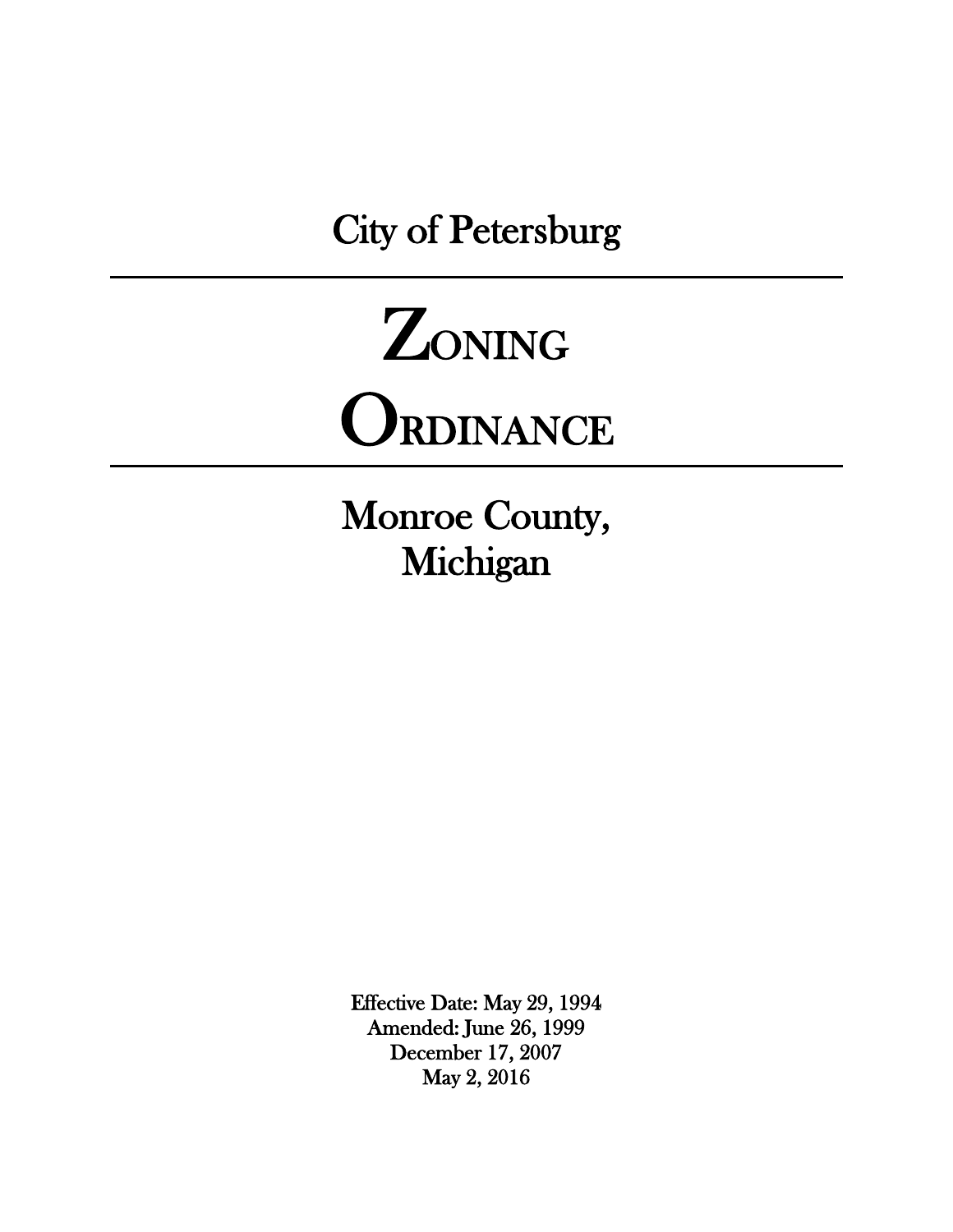City of Petersburg

# Zoning Ordinance

Monroe County, Michigan

Effective Date: May 29, 1994
Amended: June 26, 1999
December 17, 2007
May 2, 2016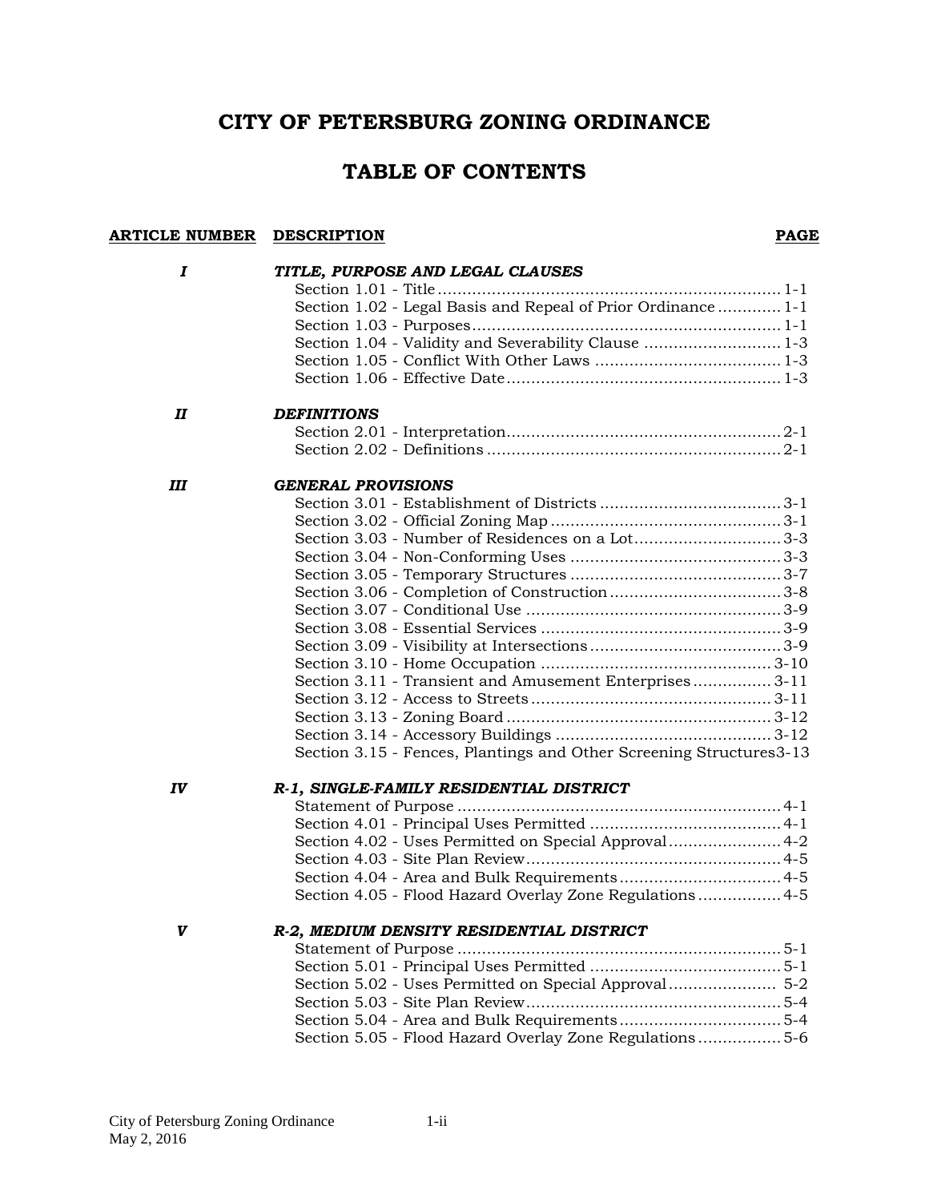# CITY OF PETERSBURG ZONING ORDINANCE

## TABLE OF CONTENTS

| ARTICLE NUMBER | DESCRIPTION | PAGE |
|---|---|---|
| ***I*** | ***TITLE, PURPOSE AND LEGAL CLAUSES*** | |
| | Section 1.01 - Title | 1-1 |
| | Section 1.02 - Legal Basis and Repeal of Prior Ordinance | 1-1 |
| | Section 1.03 - Purposes | 1-1 |
| | Section 1.04 - Validity and Severability Clause | 1-3 |
| | Section 1.05 - Conflict With Other Laws | 1-3 |
| | Section 1.06 - Effective Date | 1-3 |
| ***II*** | ***DEFINITIONS*** | |
| | Section 2.01 - Interpretation | 2-1 |
| | Section 2.02 - Definitions | 2-1 |
| ***III*** | ***GENERAL PROVISIONS*** | |
| | Section 3.01 - Establishment of Districts | 3-1 |
| | Section 3.02 - Official Zoning Map | 3-1 |
| | Section 3.03 - Number of Residences on a Lot | 3-3 |
| | Section 3.04 - Non-Conforming Uses | 3-3 |
| | Section 3.05 - Temporary Structures | 3-7 |
| | Section 3.06 - Completion of Construction | 3-8 |
| | Section 3.07 - Conditional Use | 3-9 |
| | Section 3.08 - Essential Services | 3-9 |
| | Section 3.09 - Visibility at Intersections | 3-9 |
| | Section 3.10 - Home Occupation | 3-10 |
| | Section 3.11 - Transient and Amusement Enterprises | 3-11 |
| | Section 3.12 - Access to Streets | 3-11 |
| | Section 3.13 - Zoning Board | 3-12 |
| | Section 3.14 - Accessory Buildings | 3-12 |
| | Section 3.15 - Fences, Plantings and Other Screening Structures | 3-13 |
| ***IV*** | ***R-1, SINGLE-FAMILY RESIDENTIAL DISTRICT*** | |
| | Statement of Purpose | 4-1 |
| | Section 4.01 - Principal Uses Permitted | 4-1 |
| | Section 4.02 - Uses Permitted on Special Approval | 4-2 |
| | Section 4.03 - Site Plan Review | 4-5 |
| | Section 4.04 - Area and Bulk Requirements | 4-5 |
| | Section 4.05 - Flood Hazard Overlay Zone Regulations | 4-5 |
| ***V*** | ***R-2, MEDIUM DENSITY RESIDENTIAL DISTRICT*** | |
| | Statement of Purpose | 5-1 |
| | Section 5.01 - Principal Uses Permitted | 5-1 |
| | Section 5.02 - Uses Permitted on Special Approval | 5-2 |
| | Section 5.03 - Site Plan Review | 5-4 |
| | Section 5.04 - Area and Bulk Requirements | 5-4 |
| | Section 5.05 - Flood Hazard Overlay Zone Regulations | 5-6 |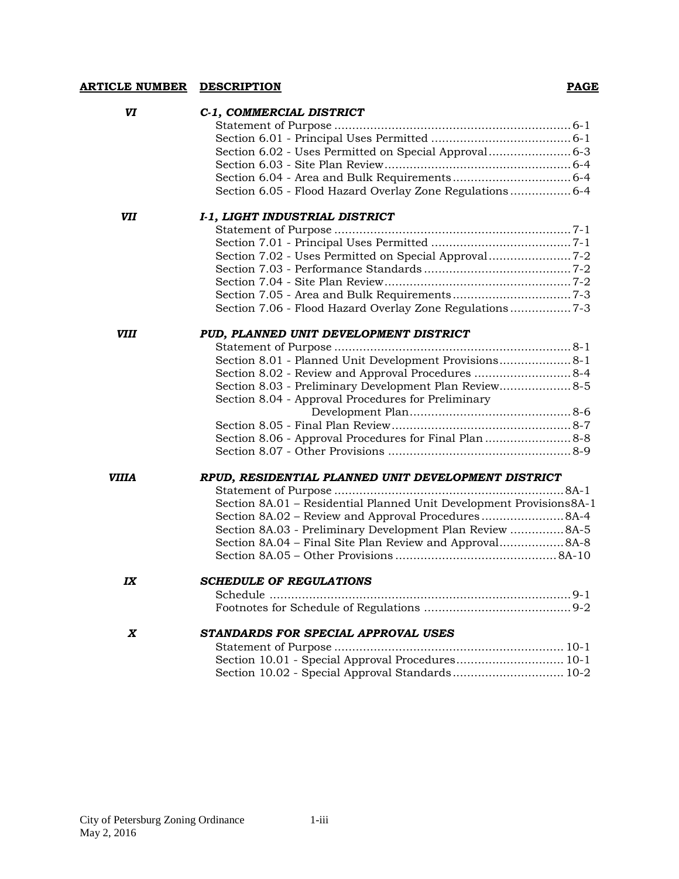| ARTICLE NUMBER | DESCRIPTION | PAGE |
|---|---|---|
| ***VI*** | ***C-1, COMMERCIAL DISTRICT*** | |
| | Statement of Purpose | 6-1 |
| | Section 6.01 - Principal Uses Permitted | 6-1 |
| | Section 6.02 - Uses Permitted on Special Approval | 6-3 |
| | Section 6.03 - Site Plan Review | 6-4 |
| | Section 6.04 - Area and Bulk Requirements | 6-4 |
| | Section 6.05 - Flood Hazard Overlay Zone Regulations | 6-4 |
| ***VII*** | ***I-1, LIGHT INDUSTRIAL DISTRICT*** | |
| | Statement of Purpose | 7-1 |
| | Section 7.01 - Principal Uses Permitted | 7-1 |
| | Section 7.02 - Uses Permitted on Special Approval | 7-2 |
| | Section 7.03 - Performance Standards | 7-2 |
| | Section 7.04 - Site Plan Review | 7-2 |
| | Section 7.05 - Area and Bulk Requirements | 7-3 |
| | Section 7.06 - Flood Hazard Overlay Zone Regulations | 7-3 |
| ***VIII*** | ***PUD, PLANNED UNIT DEVELOPMENT DISTRICT*** | |
| | Statement of Purpose | 8-1 |
| | Section 8.01 - Planned Unit Development Provisions | 8-1 |
| | Section 8.02 - Review and Approval Procedures | 8-4 |
| | Section 8.03 - Preliminary Development Plan Review | 8-5 |
| | Section 8.04 - Approval Procedures for Preliminary Development Plan | 8-6 |
| | Section 8.05 - Final Plan Review | 8-7 |
| | Section 8.06 - Approval Procedures for Final Plan | 8-8 |
| | Section 8.07 - Other Provisions | 8-9 |
| ***VIIIA*** | ***RPUD, RESIDENTIAL PLANNED UNIT DEVELOPMENT DISTRICT*** | |
| | Statement of Purpose | 8A-1 |
| | Section 8A.01 – Residential Planned Unit Development Provisions | 8A-1 |
| | Section 8A.02 – Review and Approval Procedures | 8A-4 |
| | Section 8A.03 - Preliminary Development Plan Review | 8A-5 |
| | Section 8A.04 – Final Site Plan Review and Approval | 8A-8 |
| | Section 8A.05 – Other Provisions | 8A-10 |
| ***IX*** | ***SCHEDULE OF REGULATIONS*** | |
| | Schedule | 9-1 |
| | Footnotes for Schedule of Regulations | 9-2 |
| ***X*** | ***STANDARDS FOR SPECIAL APPROVAL USES*** | |
| | Statement of Purpose | 10-1 |
| | Section 10.01 - Special Approval Procedures | 10-1 |
| | Section 10.02 - Special Approval Standards | 10-2 |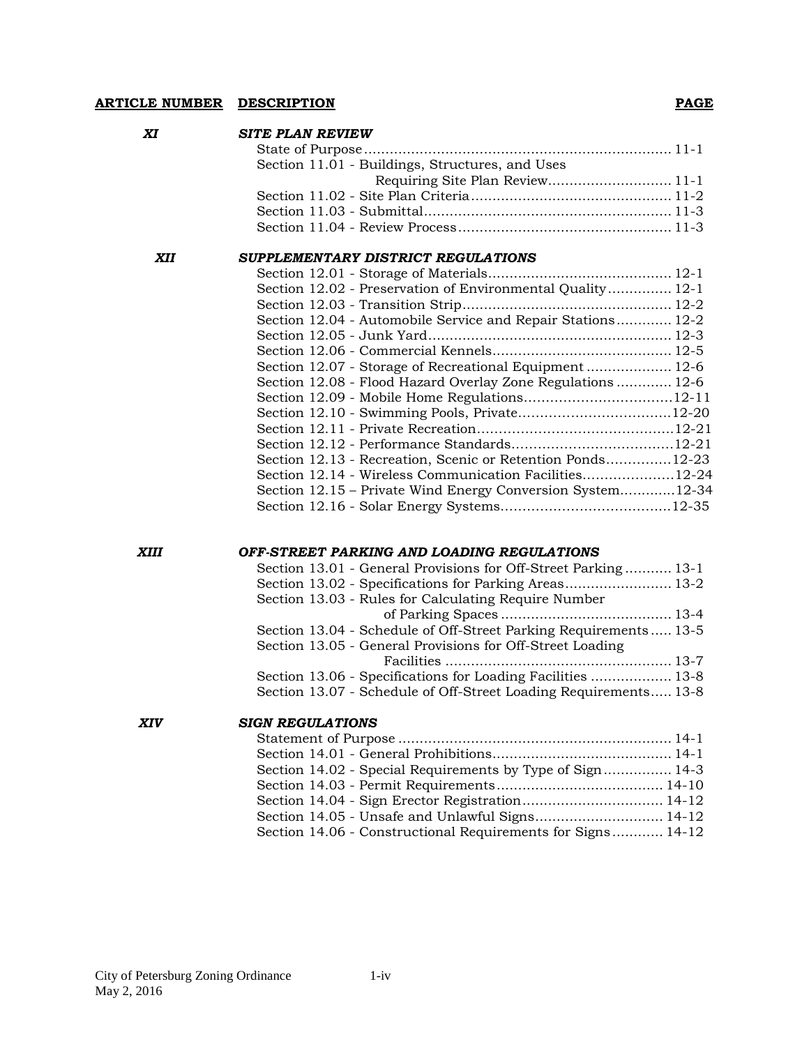| ARTICLE NUMBER | DESCRIPTION | PAGE |
|---|---|---|
| ***XI*** | ***SITE PLAN REVIEW*** | |
| | State of Purpose | 11-1 |
| | Section 11.01 - Buildings, Structures, and Uses Requiring Site Plan Review | 11-1 |
| | Section 11.02 - Site Plan Criteria | 11-2 |
| | Section 11.03 - Submittal | 11-3 |
| | Section 11.04 - Review Process | 11-3 |
| ***XII*** | ***SUPPLEMENTARY DISTRICT REGULATIONS*** | |
| | Section 12.01 - Storage of Materials | 12-1 |
| | Section 12.02 - Preservation of Environmental Quality | 12-1 |
| | Section 12.03 - Transition Strip | 12-2 |
| | Section 12.04 - Automobile Service and Repair Stations | 12-2 |
| | Section 12.05 - Junk Yard | 12-3 |
| | Section 12.06 - Commercial Kennels | 12-5 |
| | Section 12.07 - Storage of Recreational Equipment | 12-6 |
| | Section 12.08 - Flood Hazard Overlay Zone Regulations | 12-6 |
| | Section 12.09 - Mobile Home Regulations | 12-11 |
| | Section 12.10 - Swimming Pools, Private | 12-20 |
| | Section 12.11 - Private Recreation | 12-21 |
| | Section 12.12 - Performance Standards | 12-21 |
| | Section 12.13 - Recreation, Scenic or Retention Ponds | 12-23 |
| | Section 12.14 - Wireless Communication Facilities | 12-24 |
| | Section 12.15 – Private Wind Energy Conversion System | 12-34 |
| | Section 12.16 - Solar Energy Systems | 12-35 |
| ***XIII*** | ***OFF-STREET PARKING AND LOADING REGULATIONS*** | |
| | Section 13.01 - General Provisions for Off-Street Parking | 13-1 |
| | Section 13.02 - Specifications for Parking Areas | 13-2 |
| | Section 13.03 - Rules for Calculating Require Number of Parking Spaces | 13-4 |
| | Section 13.04 - Schedule of Off-Street Parking Requirements | 13-5 |
| | Section 13.05 - General Provisions for Off-Street Loading Facilities | 13-7 |
| | Section 13.06 - Specifications for Loading Facilities | 13-8 |
| | Section 13.07 - Schedule of Off-Street Loading Requirements | 13-8 |
| ***XIV*** | ***SIGN REGULATIONS*** | |
| | Statement of Purpose | 14-1 |
| | Section 14.01 - General Prohibitions | 14-1 |
| | Section 14.02 - Special Requirements by Type of Sign | 14-3 |
| | Section 14.03 - Permit Requirements | 14-10 |
| | Section 14.04 - Sign Erector Registration | 14-12 |
| | Section 14.05 - Unsafe and Unlawful Signs | 14-12 |
| | Section 14.06 - Constructional Requirements for Signs | 14-12 |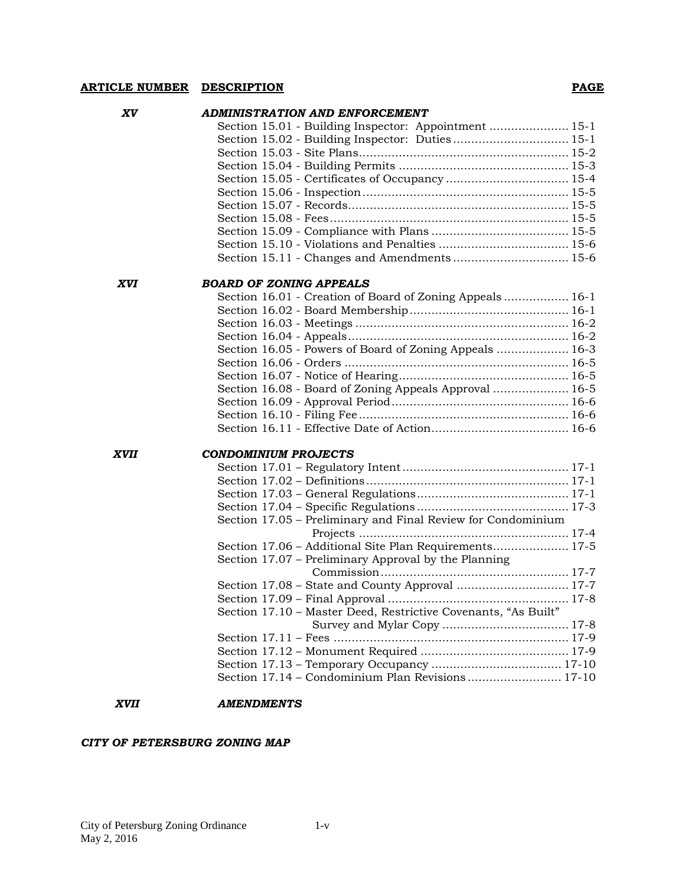| ARTICLE NUMBER | DESCRIPTION | PAGE |
|---|---|---|
| ***XV*** | ***ADMINISTRATION AND ENFORCEMENT*** | |
| | Section 15.01 - Building Inspector: Appointment | 15-1 |
| | Section 15.02 - Building Inspector: Duties | 15-1 |
| | Section 15.03 - Site Plans | 15-2 |
| | Section 15.04 - Building Permits | 15-3 |
| | Section 15.05 - Certificates of Occupancy | 15-4 |
| | Section 15.06 - Inspection | 15-5 |
| | Section 15.07 - Records | 15-5 |
| | Section 15.08 - Fees | 15-5 |
| | Section 15.09 - Compliance with Plans | 15-5 |
| | Section 15.10 - Violations and Penalties | 15-6 |
| | Section 15.11 - Changes and Amendments | 15-6 |
| ***XVI*** | ***BOARD OF ZONING APPEALS*** | |
| | Section 16.01 - Creation of Board of Zoning Appeals | 16-1 |
| | Section 16.02 - Board Membership | 16-1 |
| | Section 16.03 - Meetings | 16-2 |
| | Section 16.04 - Appeals | 16-2 |
| | Section 16.05 - Powers of Board of Zoning Appeals | 16-3 |
| | Section 16.06 - Orders | 16-5 |
| | Section 16.07 - Notice of Hearing | 16-5 |
| | Section 16.08 - Board of Zoning Appeals Approval | 16-5 |
| | Section 16.09 - Approval Period | 16-6 |
| | Section 16.10 - Filing Fee | 16-6 |
| | Section 16.11 - Effective Date of Action | 16-6 |
| ***XVII*** | ***CONDOMINIUM PROJECTS*** | |
| | Section 17.01 – Regulatory Intent | 17-1 |
| | Section 17.02 – Definitions | 17-1 |
| | Section 17.03 – General Regulations | 17-1 |
| | Section 17.04 – Specific Regulations | 17-3 |
| | Section 17.05 – Preliminary and Final Review for Condominium Projects | 17-4 |
| | Section 17.06 – Additional Site Plan Requirements | 17-5 |
| | Section 17.07 – Preliminary Approval by the Planning Commission | 17-7 |
| | Section 17.08 – State and County Approval | 17-7 |
| | Section 17.09 – Final Approval | 17-8 |
| | Section 17.10 – Master Deed, Restrictive Covenants, "As Built" Survey and Mylar Copy | 17-8 |
| | Section 17.11 – Fees | 17-9 |
| | Section 17.12 – Monument Required | 17-9 |
| | Section 17.13 – Temporary Occupancy | 17-10 |
| | Section 17.14 – Condominium Plan Revisions | 17-10 |
| ***XVII*** | ***AMENDMENTS*** | |

***CITY OF PETERSBURG ZONING MAP***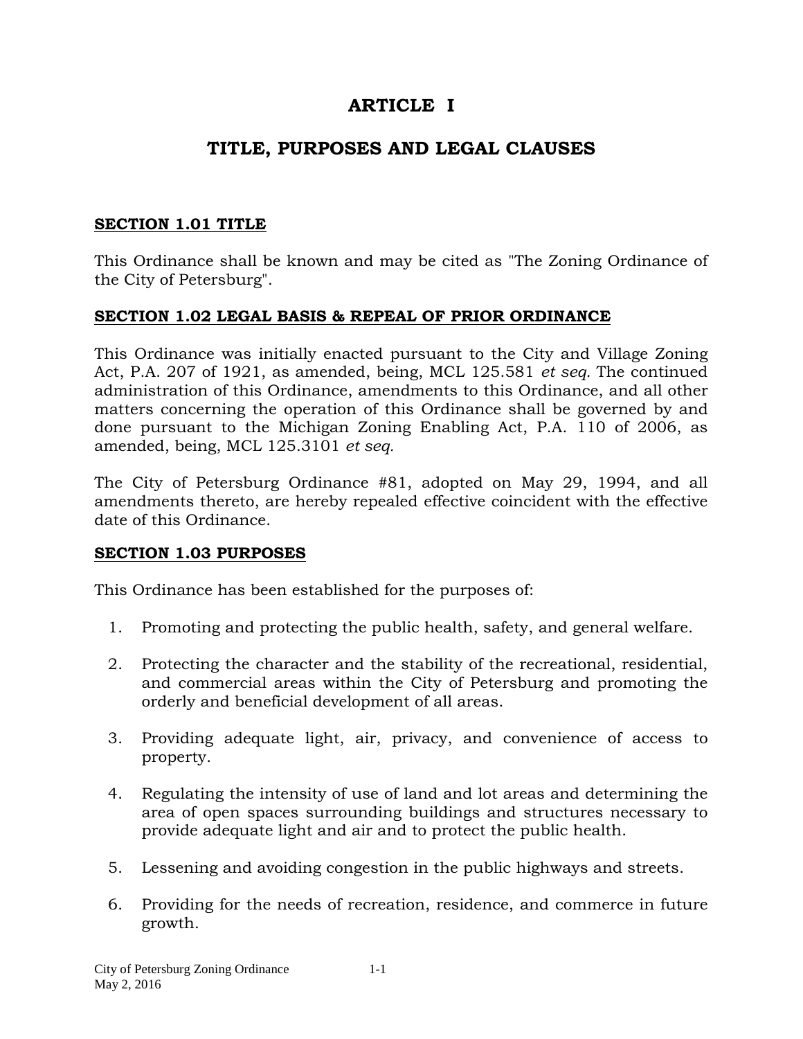# ARTICLE I

# TITLE, PURPOSES AND LEGAL CLAUSES

**SECTION 1.01 TITLE**

This Ordinance shall be known and may be cited as "The Zoning Ordinance of the City of Petersburg".

**SECTION 1.02 LEGAL BASIS & REPEAL OF PRIOR ORDINANCE**

This Ordinance was initially enacted pursuant to the City and Village Zoning Act, P.A. 207 of 1921, as amended, being, MCL 125.581 *et seq.* The continued administration of this Ordinance, amendments to this Ordinance, and all other matters concerning the operation of this Ordinance shall be governed by and done pursuant to the Michigan Zoning Enabling Act, P.A. 110 of 2006, as amended, being, MCL 125.3101 *et seq.*

The City of Petersburg Ordinance #81, adopted on May 29, 1994, and all amendments thereto, are hereby repealed effective coincident with the effective date of this Ordinance.

**SECTION 1.03 PURPOSES**

This Ordinance has been established for the purposes of:

1. Promoting and protecting the public health, safety, and general welfare.
2. Protecting the character and the stability of the recreational, residential, and commercial areas within the City of Petersburg and promoting the orderly and beneficial development of all areas.
3. Providing adequate light, air, privacy, and convenience of access to property.
4. Regulating the intensity of use of land and lot areas and determining the area of open spaces surrounding buildings and structures necessary to provide adequate light and air and to protect the public health.
5. Lessening and avoiding congestion in the public highways and streets.
6. Providing for the needs of recreation, residence, and commerce in future growth.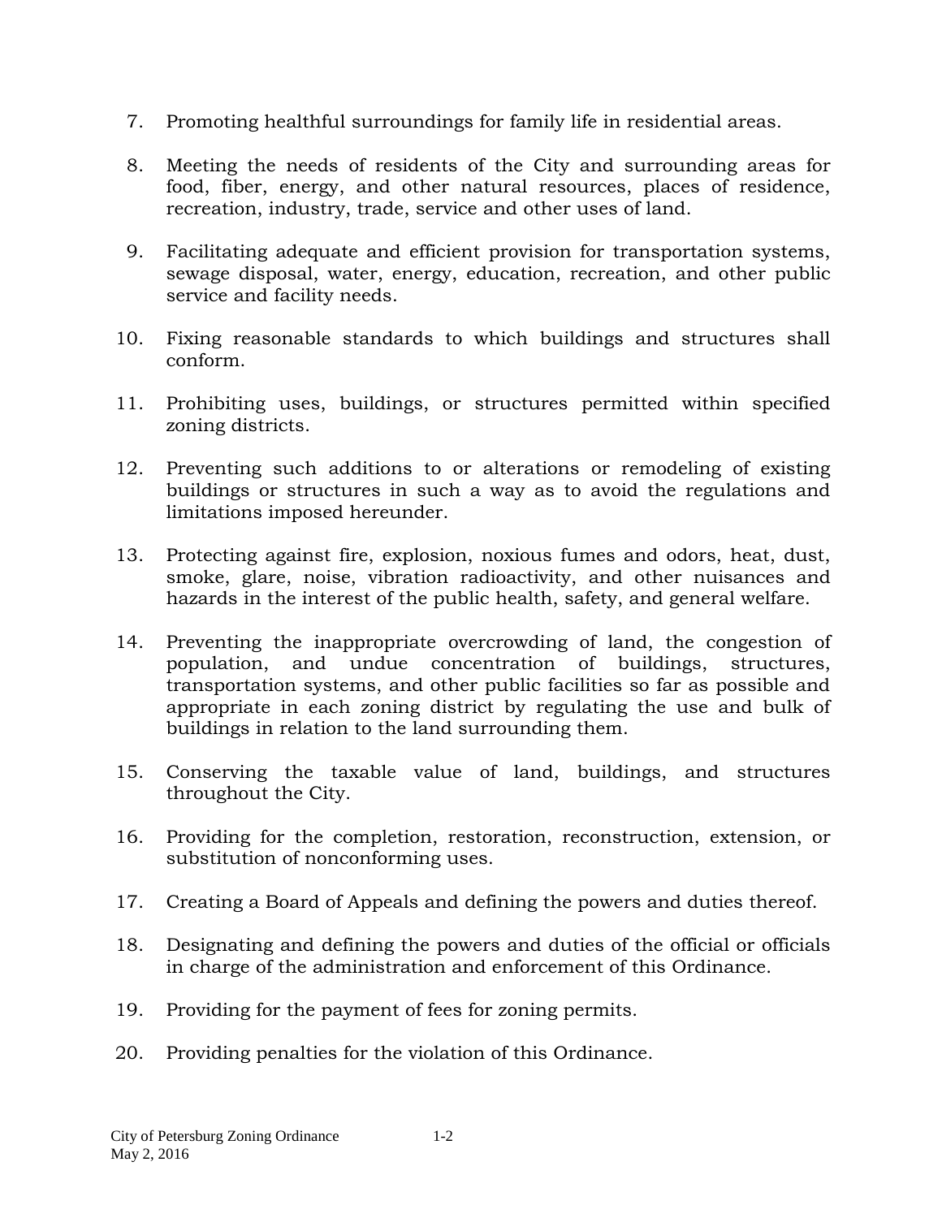7. Promoting healthful surroundings for family life in residential areas.

8. Meeting the needs of residents of the City and surrounding areas for food, fiber, energy, and other natural resources, places of residence, recreation, industry, trade, service and other uses of land.

9. Facilitating adequate and efficient provision for transportation systems, sewage disposal, water, energy, education, recreation, and other public service and facility needs.

10. Fixing reasonable standards to which buildings and structures shall conform.

11. Prohibiting uses, buildings, or structures permitted within specified zoning districts.

12. Preventing such additions to or alterations or remodeling of existing buildings or structures in such a way as to avoid the regulations and limitations imposed hereunder.

13. Protecting against fire, explosion, noxious fumes and odors, heat, dust, smoke, glare, noise, vibration radioactivity, and other nuisances and hazards in the interest of the public health, safety, and general welfare.

14. Preventing the inappropriate overcrowding of land, the congestion of population, and undue concentration of buildings, structures, transportation systems, and other public facilities so far as possible and appropriate in each zoning district by regulating the use and bulk of buildings in relation to the land surrounding them.

15. Conserving the taxable value of land, buildings, and structures throughout the City.

16. Providing for the completion, restoration, reconstruction, extension, or substitution of nonconforming uses.

17. Creating a Board of Appeals and defining the powers and duties thereof.

18. Designating and defining the powers and duties of the official or officials in charge of the administration and enforcement of this Ordinance.

19. Providing for the payment of fees for zoning permits.

20. Providing penalties for the violation of this Ordinance.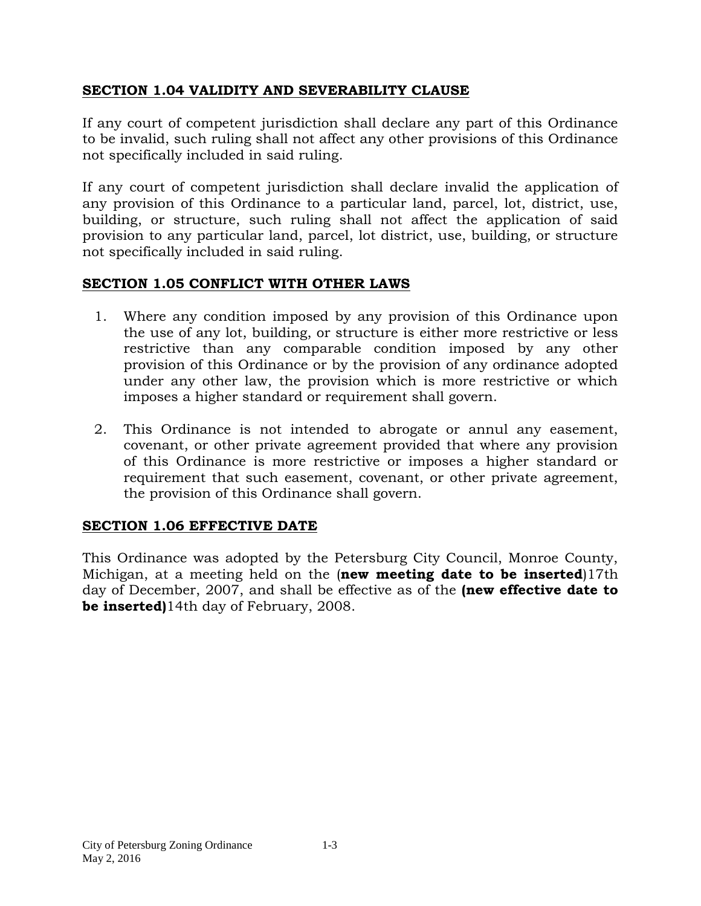## SECTION 1.04 VALIDITY AND SEVERABILITY CLAUSE

If any court of competent jurisdiction shall declare any part of this Ordinance to be invalid, such ruling shall not affect any other provisions of this Ordinance not specifically included in said ruling.

If any court of competent jurisdiction shall declare invalid the application of any provision of this Ordinance to a particular land, parcel, lot, district, use, building, or structure, such ruling shall not affect the application of said provision to any particular land, parcel, lot district, use, building, or structure not specifically included in said ruling.

## SECTION 1.05 CONFLICT WITH OTHER LAWS

1. Where any condition imposed by any provision of this Ordinance upon the use of any lot, building, or structure is either more restrictive or less restrictive than any comparable condition imposed by any other provision of this Ordinance or by the provision of any ordinance adopted under any other law, the provision which is more restrictive or which imposes a higher standard or requirement shall govern.

2. This Ordinance is not intended to abrogate or annul any easement, covenant, or other private agreement provided that where any provision of this Ordinance is more restrictive or imposes a higher standard or requirement that such easement, covenant, or other private agreement, the provision of this Ordinance shall govern.

## SECTION 1.06 EFFECTIVE DATE

This Ordinance was adopted by the Petersburg City Council, Monroe County, Michigan, at a meeting held on the (**new meeting date to be inserted**)17th day of December, 2007, and shall be effective as of the **(new effective date to be inserted)**14th day of February, 2008.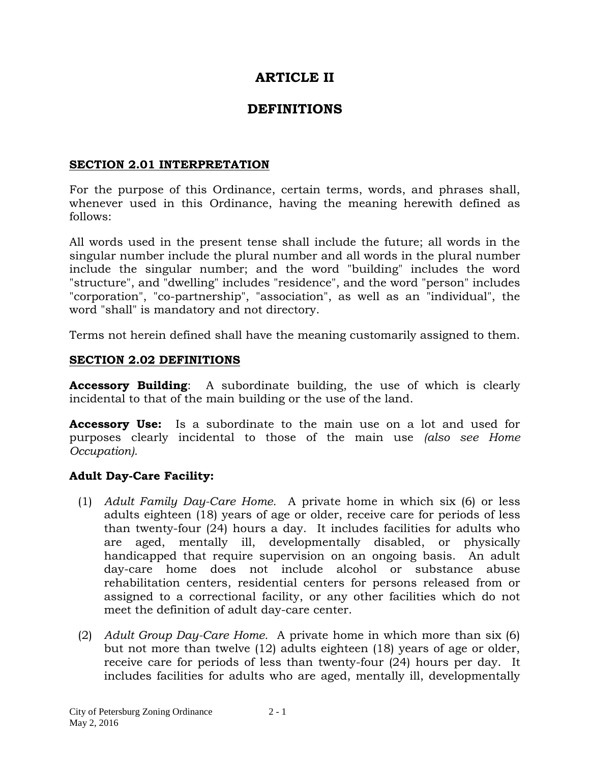# ARTICLE II

# DEFINITIONS

## SECTION 2.01 INTERPRETATION

For the purpose of this Ordinance, certain terms, words, and phrases shall, whenever used in this Ordinance, having the meaning herewith defined as follows:

All words used in the present tense shall include the future; all words in the singular number include the plural number and all words in the plural number include the singular number; and the word "building" includes the word "structure", and "dwelling" includes "residence", and the word "person" includes "corporation", "co-partnership", "association", as well as an "individual", the word "shall" is mandatory and not directory.

Terms not herein defined shall have the meaning customarily assigned to them.

## SECTION 2.02 DEFINITIONS

**Accessory Building**: A subordinate building, the use of which is clearly incidental to that of the main building or the use of the land.

**Accessory Use:** Is a subordinate to the main use on a lot and used for purposes clearly incidental to those of the main use *(also see Home Occupation).*

**Adult Day-Care Facility:**

(1) *Adult Family Day-Care Home.* A private home in which six (6) or less adults eighteen (18) years of age or older, receive care for periods of less than twenty-four (24) hours a day. It includes facilities for adults who are aged, mentally ill, developmentally disabled, or physically handicapped that require supervision on an ongoing basis. An adult day-care home does not include alcohol or substance abuse rehabilitation centers, residential centers for persons released from or assigned to a correctional facility, or any other facilities which do not meet the definition of adult day-care center.

(2) *Adult Group Day-Care Home.* A private home in which more than six (6) but not more than twelve (12) adults eighteen (18) years of age or older, receive care for periods of less than twenty-four (24) hours per day. It includes facilities for adults who are aged, mentally ill, developmentally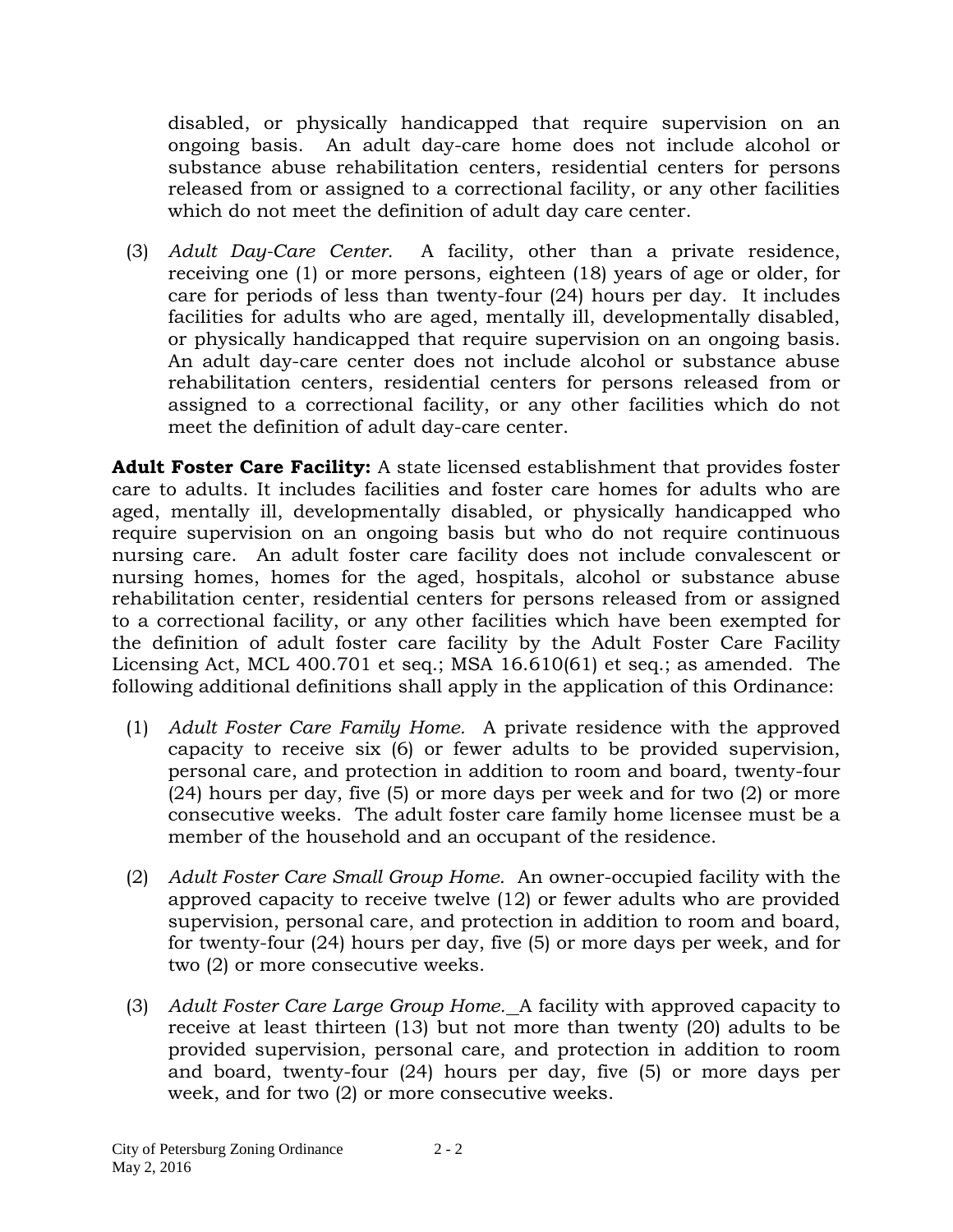disabled, or physically handicapped that require supervision on an ongoing basis. An adult day-care home does not include alcohol or substance abuse rehabilitation centers, residential centers for persons released from or assigned to a correctional facility, or any other facilities which do not meet the definition of adult day care center.

(3) *Adult Day-Care Center.* A facility, other than a private residence, receiving one (1) or more persons, eighteen (18) years of age or older, for care for periods of less than twenty-four (24) hours per day. It includes facilities for adults who are aged, mentally ill, developmentally disabled, or physically handicapped that require supervision on an ongoing basis. An adult day-care center does not include alcohol or substance abuse rehabilitation centers, residential centers for persons released from or assigned to a correctional facility, or any other facilities which do not meet the definition of adult day-care center.

**Adult Foster Care Facility:** A state licensed establishment that provides foster care to adults. It includes facilities and foster care homes for adults who are aged, mentally ill, developmentally disabled, or physically handicapped who require supervision on an ongoing basis but who do not require continuous nursing care. An adult foster care facility does not include convalescent or nursing homes, homes for the aged, hospitals, alcohol or substance abuse rehabilitation center, residential centers for persons released from or assigned to a correctional facility, or any other facilities which have been exempted for the definition of adult foster care facility by the Adult Foster Care Facility Licensing Act, MCL 400.701 et seq.; MSA 16.610(61) et seq.; as amended. The following additional definitions shall apply in the application of this Ordinance:

(1) *Adult Foster Care Family Home.* A private residence with the approved capacity to receive six (6) or fewer adults to be provided supervision, personal care, and protection in addition to room and board, twenty-four (24) hours per day, five (5) or more days per week and for two (2) or more consecutive weeks. The adult foster care family home licensee must be a member of the household and an occupant of the residence.

(2) *Adult Foster Care Small Group Home.* An owner-occupied facility with the approved capacity to receive twelve (12) or fewer adults who are provided supervision, personal care, and protection in addition to room and board, for twenty-four (24) hours per day, five (5) or more days per week, and for two (2) or more consecutive weeks.

(3) *Adult Foster Care Large Group Home.* A facility with approved capacity to receive at least thirteen (13) but not more than twenty (20) adults to be provided supervision, personal care, and protection in addition to room and board, twenty-four (24) hours per day, five (5) or more days per week, and for two (2) or more consecutive weeks.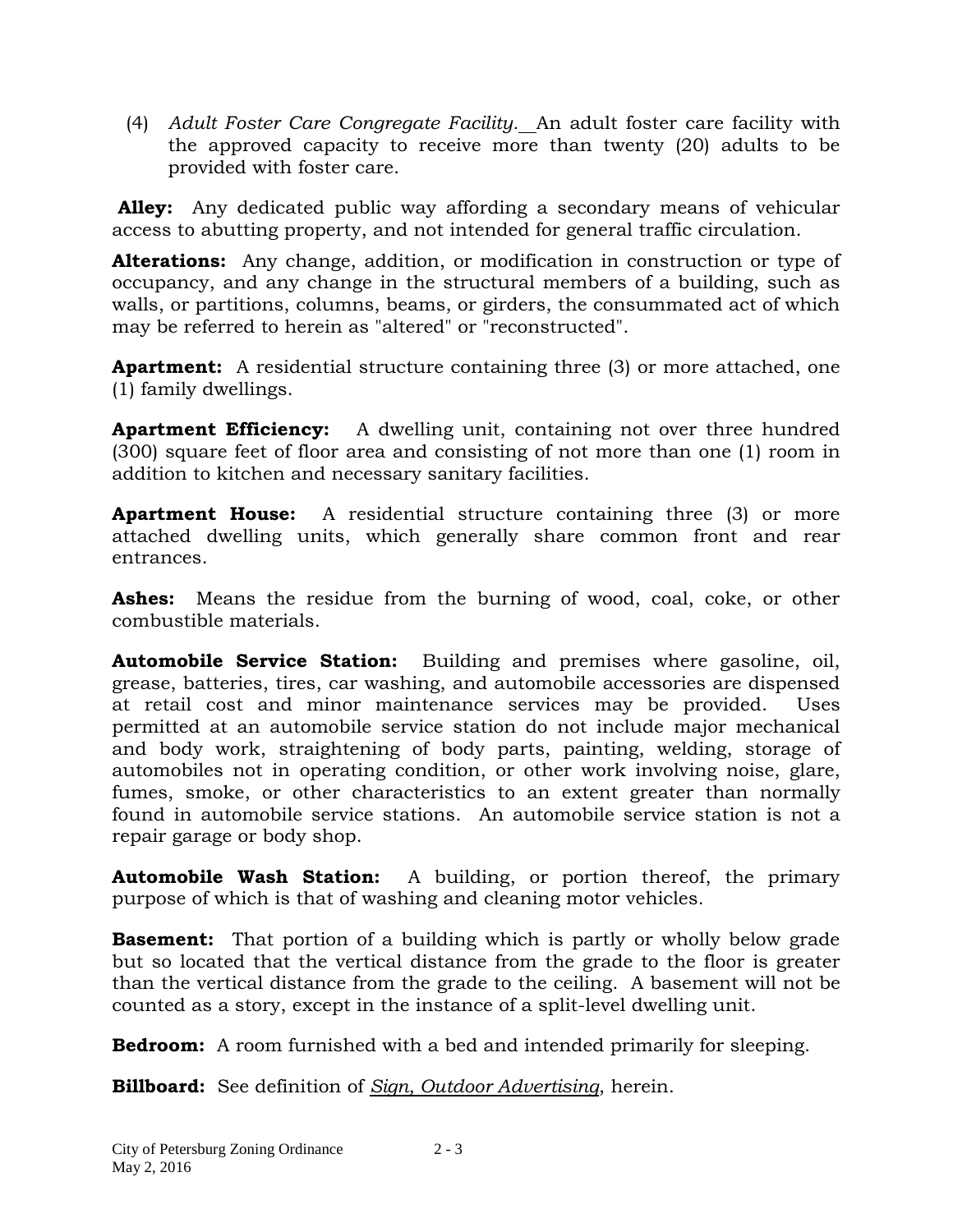(4) *Adult Foster Care Congregate Facility.* An adult foster care facility with the approved capacity to receive more than twenty (20) adults to be provided with foster care.

**Alley:** Any dedicated public way affording a secondary means of vehicular access to abutting property, and not intended for general traffic circulation.

**Alterations:** Any change, addition, or modification in construction or type of occupancy, and any change in the structural members of a building, such as walls, or partitions, columns, beams, or girders, the consummated act of which may be referred to herein as "altered" or "reconstructed".

**Apartment:** A residential structure containing three (3) or more attached, one (1) family dwellings.

**Apartment Efficiency:** A dwelling unit, containing not over three hundred (300) square feet of floor area and consisting of not more than one (1) room in addition to kitchen and necessary sanitary facilities.

**Apartment House:** A residential structure containing three (3) or more attached dwelling units, which generally share common front and rear entrances.

**Ashes:** Means the residue from the burning of wood, coal, coke, or other combustible materials.

**Automobile Service Station:** Building and premises where gasoline, oil, grease, batteries, tires, car washing, and automobile accessories are dispensed at retail cost and minor maintenance services may be provided. Uses permitted at an automobile service station do not include major mechanical and body work, straightening of body parts, painting, welding, storage of automobiles not in operating condition, or other work involving noise, glare, fumes, smoke, or other characteristics to an extent greater than normally found in automobile service stations. An automobile service station is not a repair garage or body shop.

**Automobile Wash Station:** A building, or portion thereof, the primary purpose of which is that of washing and cleaning motor vehicles.

**Basement:** That portion of a building which is partly or wholly below grade but so located that the vertical distance from the grade to the floor is greater than the vertical distance from the grade to the ceiling. A basement will not be counted as a story, except in the instance of a split-level dwelling unit.

**Bedroom:** A room furnished with a bed and intended primarily for sleeping.

**Billboard:** See definition of *Sign, Outdoor Advertising*, herein.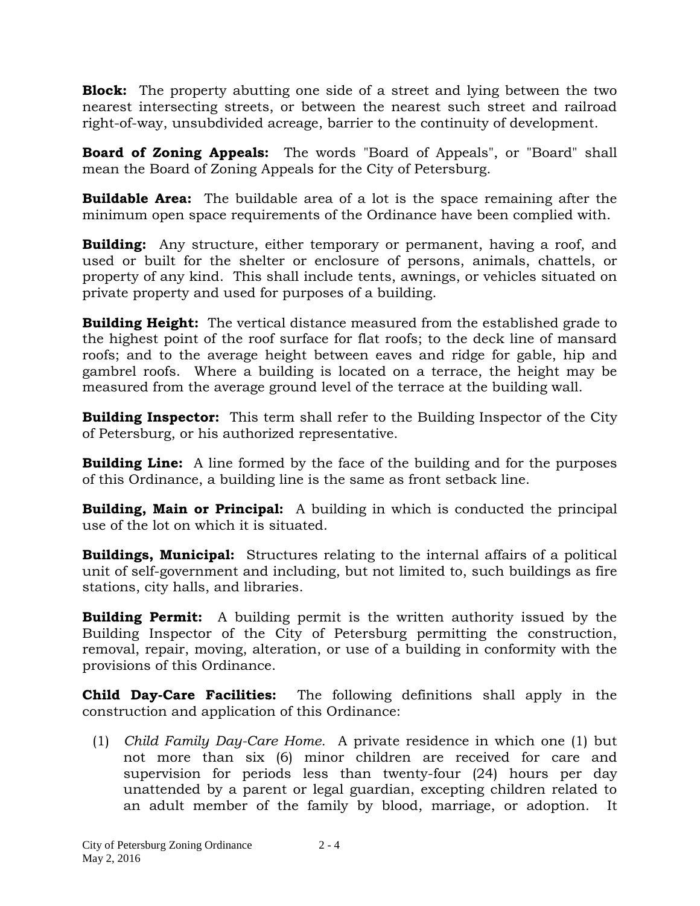**Block:** The property abutting one side of a street and lying between the two nearest intersecting streets, or between the nearest such street and railroad right-of-way, unsubdivided acreage, barrier to the continuity of development.

**Board of Zoning Appeals:** The words "Board of Appeals", or "Board" shall mean the Board of Zoning Appeals for the City of Petersburg.

**Buildable Area:** The buildable area of a lot is the space remaining after the minimum open space requirements of the Ordinance have been complied with.

**Building:** Any structure, either temporary or permanent, having a roof, and used or built for the shelter or enclosure of persons, animals, chattels, or property of any kind. This shall include tents, awnings, or vehicles situated on private property and used for purposes of a building.

**Building Height:** The vertical distance measured from the established grade to the highest point of the roof surface for flat roofs; to the deck line of mansard roofs; and to the average height between eaves and ridge for gable, hip and gambrel roofs. Where a building is located on a terrace, the height may be measured from the average ground level of the terrace at the building wall.

**Building Inspector:** This term shall refer to the Building Inspector of the City of Petersburg, or his authorized representative.

**Building Line:** A line formed by the face of the building and for the purposes of this Ordinance, a building line is the same as front setback line.

**Building, Main or Principal:** A building in which is conducted the principal use of the lot on which it is situated.

**Buildings, Municipal:** Structures relating to the internal affairs of a political unit of self-government and including, but not limited to, such buildings as fire stations, city halls, and libraries.

**Building Permit:** A building permit is the written authority issued by the Building Inspector of the City of Petersburg permitting the construction, removal, repair, moving, alteration, or use of a building in conformity with the provisions of this Ordinance.

**Child Day-Care Facilities:** The following definitions shall apply in the construction and application of this Ordinance:

(1) *Child Family Day-Care Home.* A private residence in which one (1) but not more than six (6) minor children are received for care and supervision for periods less than twenty-four (24) hours per day unattended by a parent or legal guardian, excepting children related to an adult member of the family by blood, marriage, or adoption. It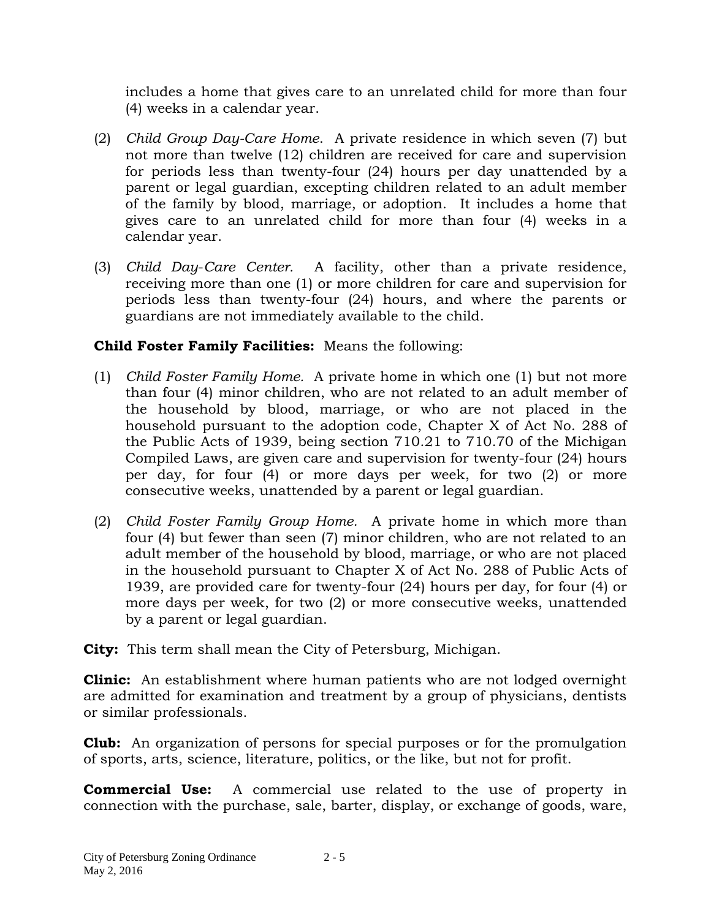includes a home that gives care to an unrelated child for more than four (4) weeks in a calendar year.

(2) *Child Group Day-Care Home.* A private residence in which seven (7) but not more than twelve (12) children are received for care and supervision for periods less than twenty-four (24) hours per day unattended by a parent or legal guardian, excepting children related to an adult member of the family by blood, marriage, or adoption. It includes a home that gives care to an unrelated child for more than four (4) weeks in a calendar year.

(3) *Child Day-Care Center.* A facility, other than a private residence, receiving more than one (1) or more children for care and supervision for periods less than twenty-four (24) hours, and where the parents or guardians are not immediately available to the child.

**Child Foster Family Facilities:** Means the following:

(1) *Child Foster Family Home.* A private home in which one (1) but not more than four (4) minor children, who are not related to an adult member of the household by blood, marriage, or who are not placed in the household pursuant to the adoption code, Chapter X of Act No. 288 of the Public Acts of 1939, being section 710.21 to 710.70 of the Michigan Compiled Laws, are given care and supervision for twenty-four (24) hours per day, for four (4) or more days per week, for two (2) or more consecutive weeks, unattended by a parent or legal guardian.

(2) *Child Foster Family Group Home.* A private home in which more than four (4) but fewer than seen (7) minor children, who are not related to an adult member of the household by blood, marriage, or who are not placed in the household pursuant to Chapter X of Act No. 288 of Public Acts of 1939, are provided care for twenty-four (24) hours per day, for four (4) or more days per week, for two (2) or more consecutive weeks, unattended by a parent or legal guardian.

**City:** This term shall mean the City of Petersburg, Michigan.

**Clinic:** An establishment where human patients who are not lodged overnight are admitted for examination and treatment by a group of physicians, dentists or similar professionals.

**Club:** An organization of persons for special purposes or for the promulgation of sports, arts, science, literature, politics, or the like, but not for profit.

**Commercial Use:** A commercial use related to the use of property in connection with the purchase, sale, barter, display, or exchange of goods, ware,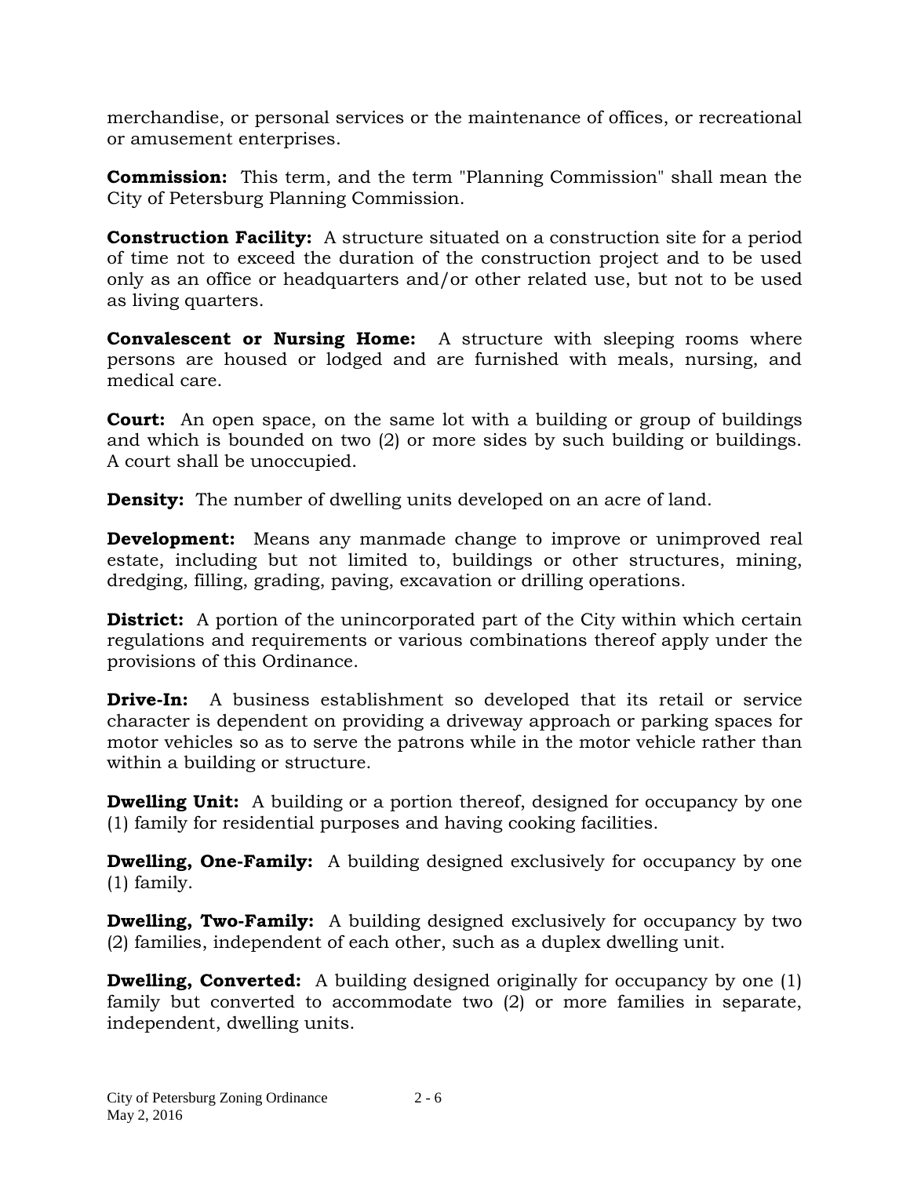merchandise, or personal services or the maintenance of offices, or recreational or amusement enterprises.

**Commission:** This term, and the term "Planning Commission" shall mean the City of Petersburg Planning Commission.

**Construction Facility:** A structure situated on a construction site for a period of time not to exceed the duration of the construction project and to be used only as an office or headquarters and/or other related use, but not to be used as living quarters.

**Convalescent or Nursing Home:** A structure with sleeping rooms where persons are housed or lodged and are furnished with meals, nursing, and medical care.

**Court:** An open space, on the same lot with a building or group of buildings and which is bounded on two (2) or more sides by such building or buildings. A court shall be unoccupied.

**Density:** The number of dwelling units developed on an acre of land.

**Development:** Means any manmade change to improve or unimproved real estate, including but not limited to, buildings or other structures, mining, dredging, filling, grading, paving, excavation or drilling operations.

**District:** A portion of the unincorporated part of the City within which certain regulations and requirements or various combinations thereof apply under the provisions of this Ordinance.

**Drive-In:** A business establishment so developed that its retail or service character is dependent on providing a driveway approach or parking spaces for motor vehicles so as to serve the patrons while in the motor vehicle rather than within a building or structure.

**Dwelling Unit:** A building or a portion thereof, designed for occupancy by one (1) family for residential purposes and having cooking facilities.

**Dwelling, One-Family:** A building designed exclusively for occupancy by one (1) family.

**Dwelling, Two-Family:** A building designed exclusively for occupancy by two (2) families, independent of each other, such as a duplex dwelling unit.

**Dwelling, Converted:** A building designed originally for occupancy by one (1) family but converted to accommodate two (2) or more families in separate, independent, dwelling units.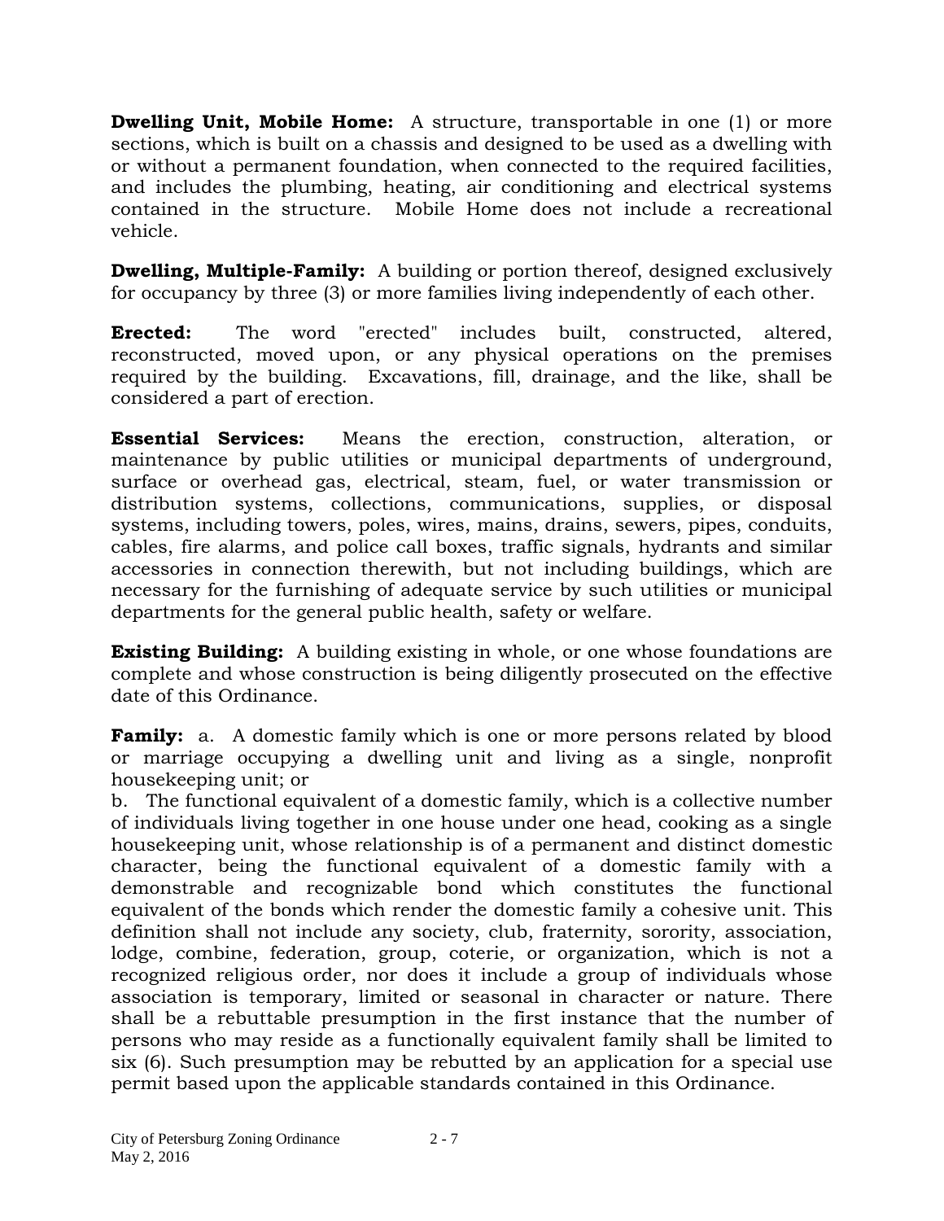**Dwelling Unit, Mobile Home:** A structure, transportable in one (1) or more sections, which is built on a chassis and designed to be used as a dwelling with or without a permanent foundation, when connected to the required facilities, and includes the plumbing, heating, air conditioning and electrical systems contained in the structure. Mobile Home does not include a recreational vehicle.

**Dwelling, Multiple-Family:** A building or portion thereof, designed exclusively for occupancy by three (3) or more families living independently of each other.

**Erected:** The word "erected" includes built, constructed, altered, reconstructed, moved upon, or any physical operations on the premises required by the building. Excavations, fill, drainage, and the like, shall be considered a part of erection.

**Essential Services:** Means the erection, construction, alteration, or maintenance by public utilities or municipal departments of underground, surface or overhead gas, electrical, steam, fuel, or water transmission or distribution systems, collections, communications, supplies, or disposal systems, including towers, poles, wires, mains, drains, sewers, pipes, conduits, cables, fire alarms, and police call boxes, traffic signals, hydrants and similar accessories in connection therewith, but not including buildings, which are necessary for the furnishing of adequate service by such utilities or municipal departments for the general public health, safety or welfare.

**Existing Building:** A building existing in whole, or one whose foundations are complete and whose construction is being diligently prosecuted on the effective date of this Ordinance.

**Family:** a. A domestic family which is one or more persons related by blood or marriage occupying a dwelling unit and living as a single, nonprofit housekeeping unit; or

b. The functional equivalent of a domestic family, which is a collective number of individuals living together in one house under one head, cooking as a single housekeeping unit, whose relationship is of a permanent and distinct domestic character, being the functional equivalent of a domestic family with a demonstrable and recognizable bond which constitutes the functional equivalent of the bonds which render the domestic family a cohesive unit. This definition shall not include any society, club, fraternity, sorority, association, lodge, combine, federation, group, coterie, or organization, which is not a recognized religious order, nor does it include a group of individuals whose association is temporary, limited or seasonal in character or nature. There shall be a rebuttable presumption in the first instance that the number of persons who may reside as a functionally equivalent family shall be limited to six (6). Such presumption may be rebutted by an application for a special use permit based upon the applicable standards contained in this Ordinance.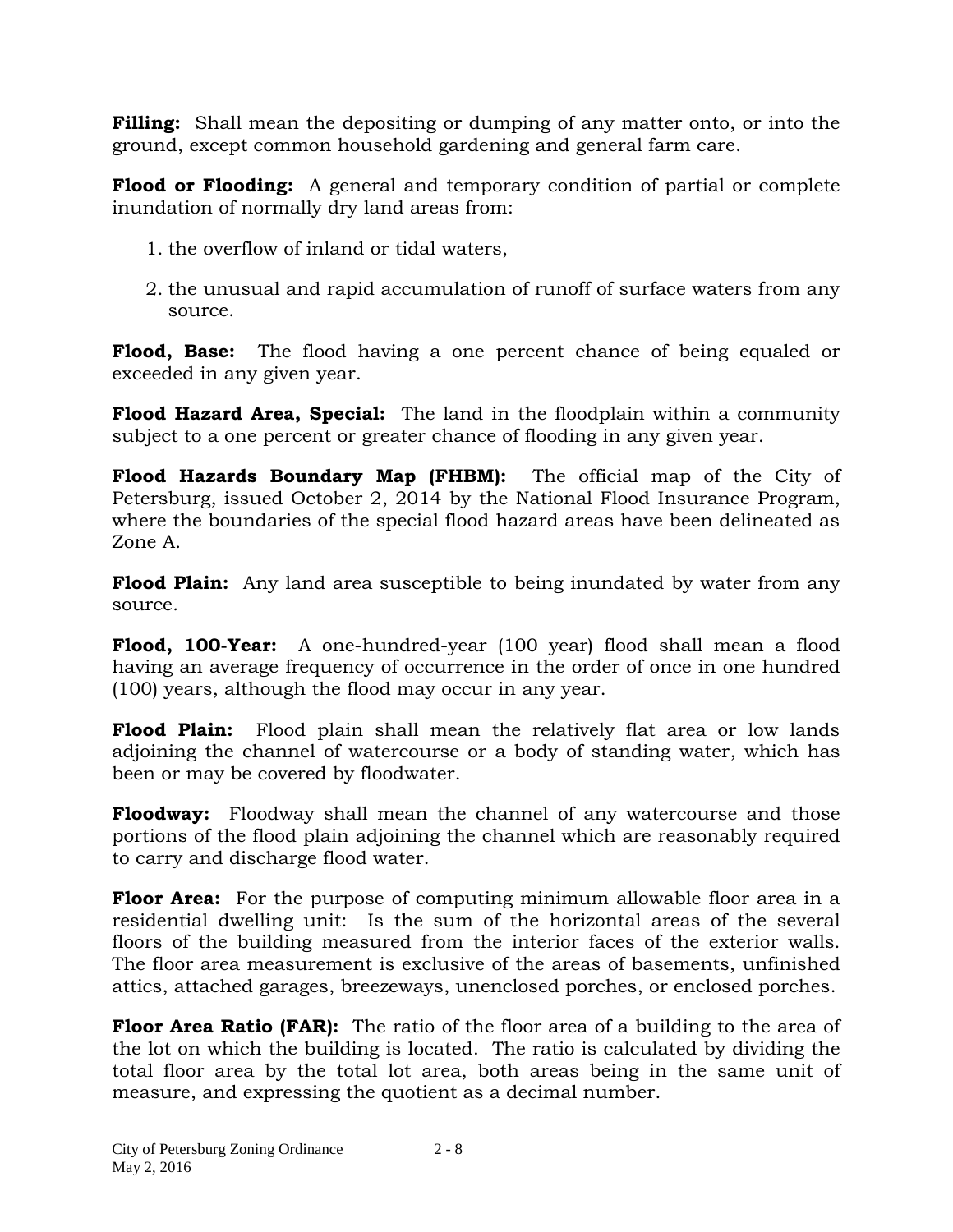**Filling:** Shall mean the depositing or dumping of any matter onto, or into the ground, except common household gardening and general farm care.

**Flood or Flooding:** A general and temporary condition of partial or complete inundation of normally dry land areas from:

1. the overflow of inland or tidal waters,
2. the unusual and rapid accumulation of runoff of surface waters from any source.

**Flood, Base:** The flood having a one percent chance of being equaled or exceeded in any given year.

**Flood Hazard Area, Special:** The land in the floodplain within a community subject to a one percent or greater chance of flooding in any given year.

**Flood Hazards Boundary Map (FHBM):** The official map of the City of Petersburg, issued October 2, 2014 by the National Flood Insurance Program, where the boundaries of the special flood hazard areas have been delineated as Zone A.

**Flood Plain:** Any land area susceptible to being inundated by water from any source.

**Flood, 100-Year:** A one-hundred-year (100 year) flood shall mean a flood having an average frequency of occurrence in the order of once in one hundred (100) years, although the flood may occur in any year.

**Flood Plain:** Flood plain shall mean the relatively flat area or low lands adjoining the channel of watercourse or a body of standing water, which has been or may be covered by floodwater.

**Floodway:** Floodway shall mean the channel of any watercourse and those portions of the flood plain adjoining the channel which are reasonably required to carry and discharge flood water.

**Floor Area:** For the purpose of computing minimum allowable floor area in a residential dwelling unit: Is the sum of the horizontal areas of the several floors of the building measured from the interior faces of the exterior walls. The floor area measurement is exclusive of the areas of basements, unfinished attics, attached garages, breezeways, unenclosed porches, or enclosed porches.

**Floor Area Ratio (FAR):** The ratio of the floor area of a building to the area of the lot on which the building is located. The ratio is calculated by dividing the total floor area by the total lot area, both areas being in the same unit of measure, and expressing the quotient as a decimal number.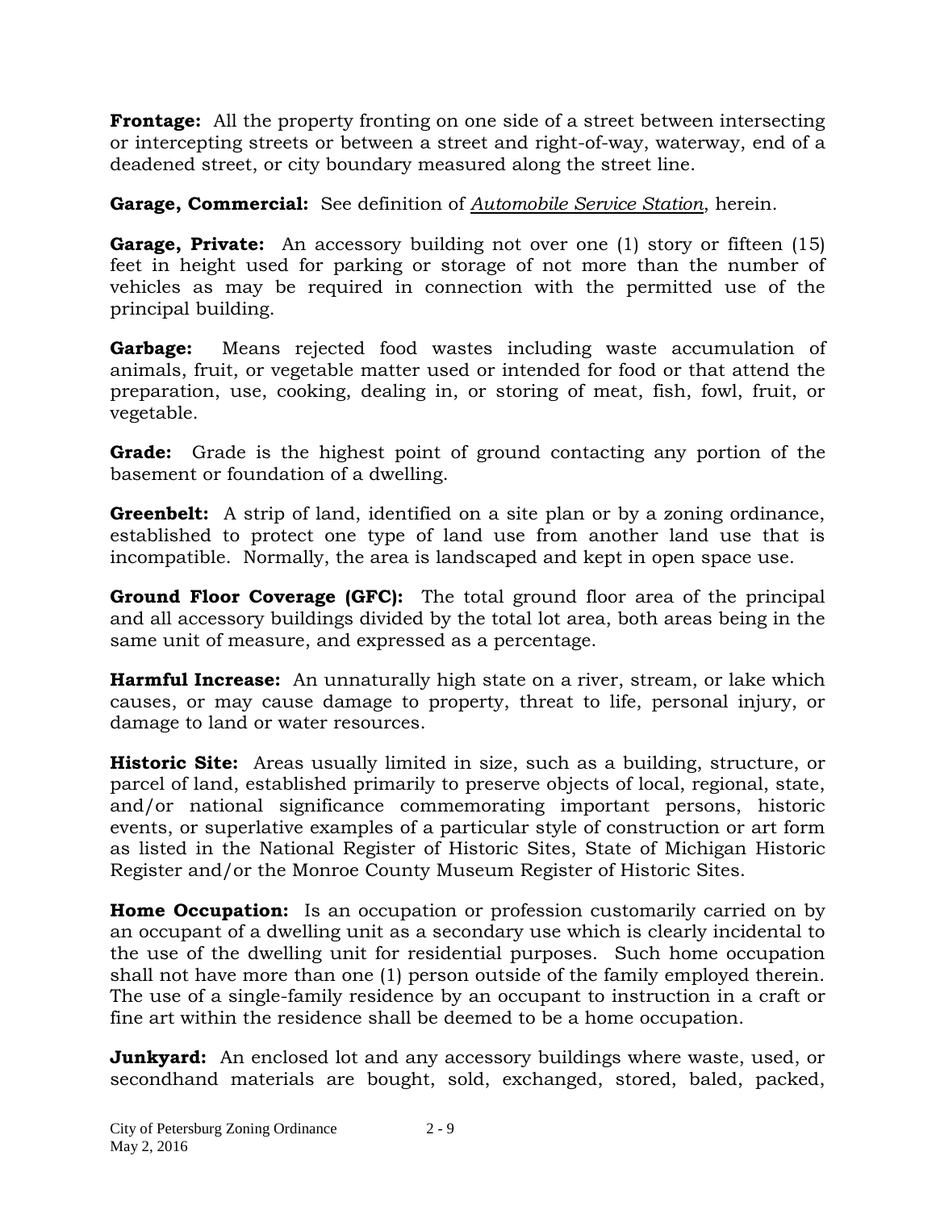**Frontage:** All the property fronting on one side of a street between intersecting or intercepting streets or between a street and right-of-way, waterway, end of a deadened street, or city boundary measured along the street line.

**Garage, Commercial:** See definition of *Automobile Service Station*, herein.

**Garage, Private:** An accessory building not over one (1) story or fifteen (15) feet in height used for parking or storage of not more than the number of vehicles as may be required in connection with the permitted use of the principal building.

**Garbage:** Means rejected food wastes including waste accumulation of animals, fruit, or vegetable matter used or intended for food or that attend the preparation, use, cooking, dealing in, or storing of meat, fish, fowl, fruit, or vegetable.

**Grade:** Grade is the highest point of ground contacting any portion of the basement or foundation of a dwelling.

**Greenbelt:** A strip of land, identified on a site plan or by a zoning ordinance, established to protect one type of land use from another land use that is incompatible. Normally, the area is landscaped and kept in open space use.

**Ground Floor Coverage (GFC):** The total ground floor area of the principal and all accessory buildings divided by the total lot area, both areas being in the same unit of measure, and expressed as a percentage.

**Harmful Increase:** An unnaturally high state on a river, stream, or lake which causes, or may cause damage to property, threat to life, personal injury, or damage to land or water resources.

**Historic Site:** Areas usually limited in size, such as a building, structure, or parcel of land, established primarily to preserve objects of local, regional, state, and/or national significance commemorating important persons, historic events, or superlative examples of a particular style of construction or art form as listed in the National Register of Historic Sites, State of Michigan Historic Register and/or the Monroe County Museum Register of Historic Sites.

**Home Occupation:** Is an occupation or profession customarily carried on by an occupant of a dwelling unit as a secondary use which is clearly incidental to the use of the dwelling unit for residential purposes. Such home occupation shall not have more than one (1) person outside of the family employed therein. The use of a single-family residence by an occupant to instruction in a craft or fine art within the residence shall be deemed to be a home occupation.

**Junkyard:** An enclosed lot and any accessory buildings where waste, used, or secondhand materials are bought, sold, exchanged, stored, baled, packed,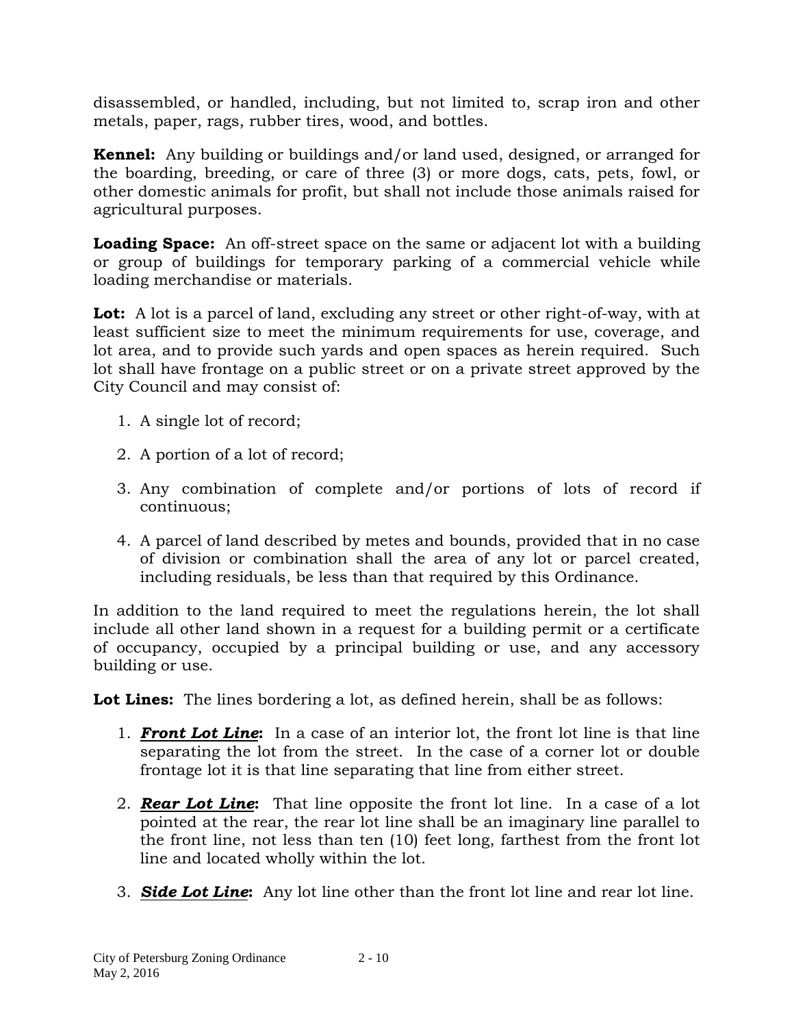disassembled, or handled, including, but not limited to, scrap iron and other metals, paper, rags, rubber tires, wood, and bottles.

**Kennel:** Any building or buildings and/or land used, designed, or arranged for the boarding, breeding, or care of three (3) or more dogs, cats, pets, fowl, or other domestic animals for profit, but shall not include those animals raised for agricultural purposes.

**Loading Space:** An off-street space on the same or adjacent lot with a building or group of buildings for temporary parking of a commercial vehicle while loading merchandise or materials.

**Lot:** A lot is a parcel of land, excluding any street or other right-of-way, with at least sufficient size to meet the minimum requirements for use, coverage, and lot area, and to provide such yards and open spaces as herein required. Such lot shall have frontage on a public street or on a private street approved by the City Council and may consist of:

1. A single lot of record;
2. A portion of a lot of record;
3. Any combination of complete and/or portions of lots of record if continuous;
4. A parcel of land described by metes and bounds, provided that in no case of division or combination shall the area of any lot or parcel created, including residuals, be less than that required by this Ordinance.

In addition to the land required to meet the regulations herein, the lot shall include all other land shown in a request for a building permit or a certificate of occupancy, occupied by a principal building or use, and any accessory building or use.

**Lot Lines:** The lines bordering a lot, as defined herein, shall be as follows:

1. ***Front Lot Line*:** In a case of an interior lot, the front lot line is that line separating the lot from the street. In the case of a corner lot or double frontage lot it is that line separating that line from either street.
2. ***Rear Lot Line*:** That line opposite the front lot line. In a case of a lot pointed at the rear, the rear lot line shall be an imaginary line parallel to the front line, not less than ten (10) feet long, farthest from the front lot line and located wholly within the lot.
3. ***Side Lot Line*:** Any lot line other than the front lot line and rear lot line.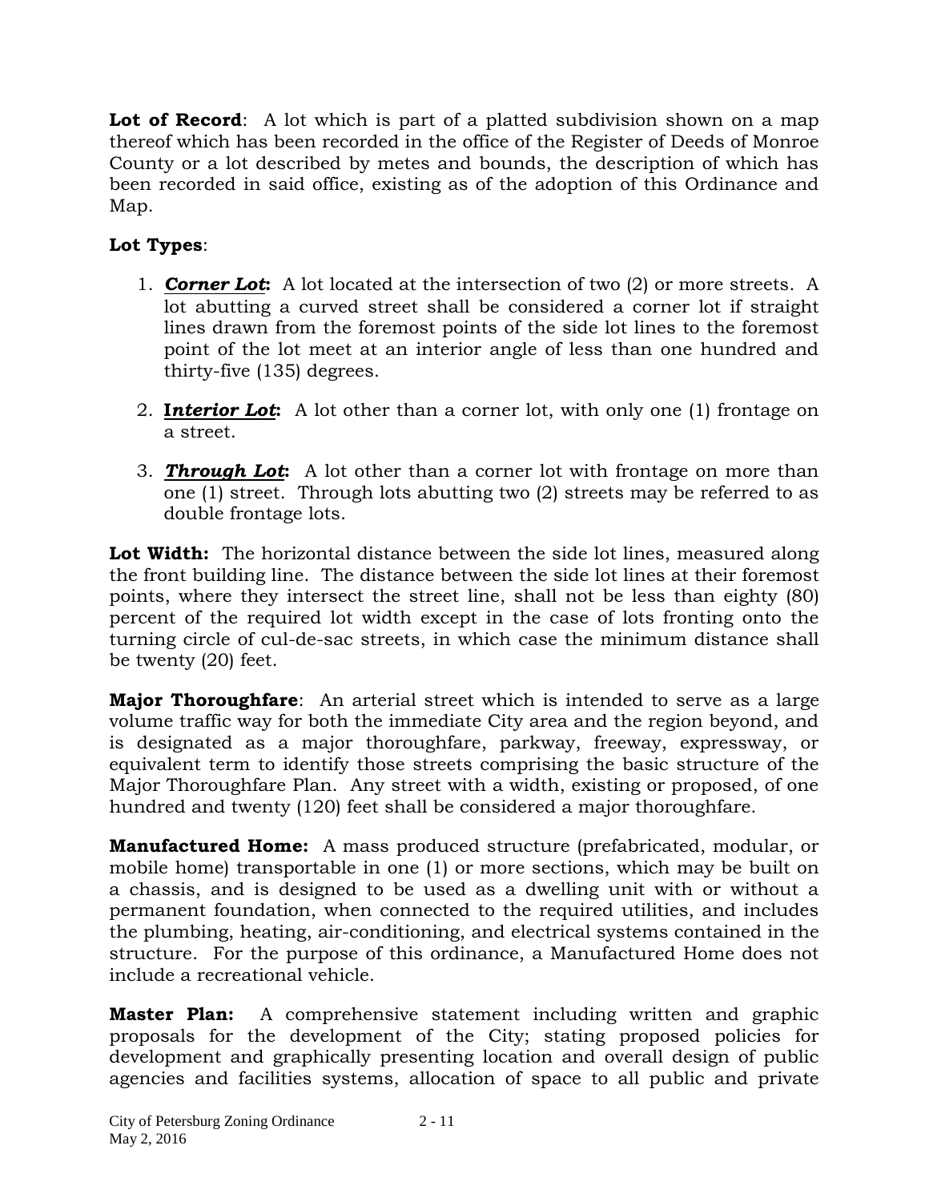**Lot of Record**: A lot which is part of a platted subdivision shown on a map thereof which has been recorded in the office of the Register of Deeds of Monroe County or a lot described by metes and bounds, the description of which has been recorded in said office, existing as of the adoption of this Ordinance and Map.

**Lot Types**:

1. ***Corner Lot*:** A lot located at the intersection of two (2) or more streets. A lot abutting a curved street shall be considered a corner lot if straight lines drawn from the foremost points of the side lot lines to the foremost point of the lot meet at an interior angle of less than one hundred and thirty-five (135) degrees.

2. ***Interior Lot*:** A lot other than a corner lot, with only one (1) frontage on a street.

3. ***Through Lot*:** A lot other than a corner lot with frontage on more than one (1) street. Through lots abutting two (2) streets may be referred to as double frontage lots.

**Lot Width:** The horizontal distance between the side lot lines, measured along the front building line. The distance between the side lot lines at their foremost points, where they intersect the street line, shall not be less than eighty (80) percent of the required lot width except in the case of lots fronting onto the turning circle of cul-de-sac streets, in which case the minimum distance shall be twenty (20) feet.

**Major Thoroughfare**: An arterial street which is intended to serve as a large volume traffic way for both the immediate City area and the region beyond, and is designated as a major thoroughfare, parkway, freeway, expressway, or equivalent term to identify those streets comprising the basic structure of the Major Thoroughfare Plan. Any street with a width, existing or proposed, of one hundred and twenty (120) feet shall be considered a major thoroughfare.

**Manufactured Home:** A mass produced structure (prefabricated, modular, or mobile home) transportable in one (1) or more sections, which may be built on a chassis, and is designed to be used as a dwelling unit with or without a permanent foundation, when connected to the required utilities, and includes the plumbing, heating, air-conditioning, and electrical systems contained in the structure. For the purpose of this ordinance, a Manufactured Home does not include a recreational vehicle.

**Master Plan:** A comprehensive statement including written and graphic proposals for the development of the City; stating proposed policies for development and graphically presenting location and overall design of public agencies and facilities systems, allocation of space to all public and private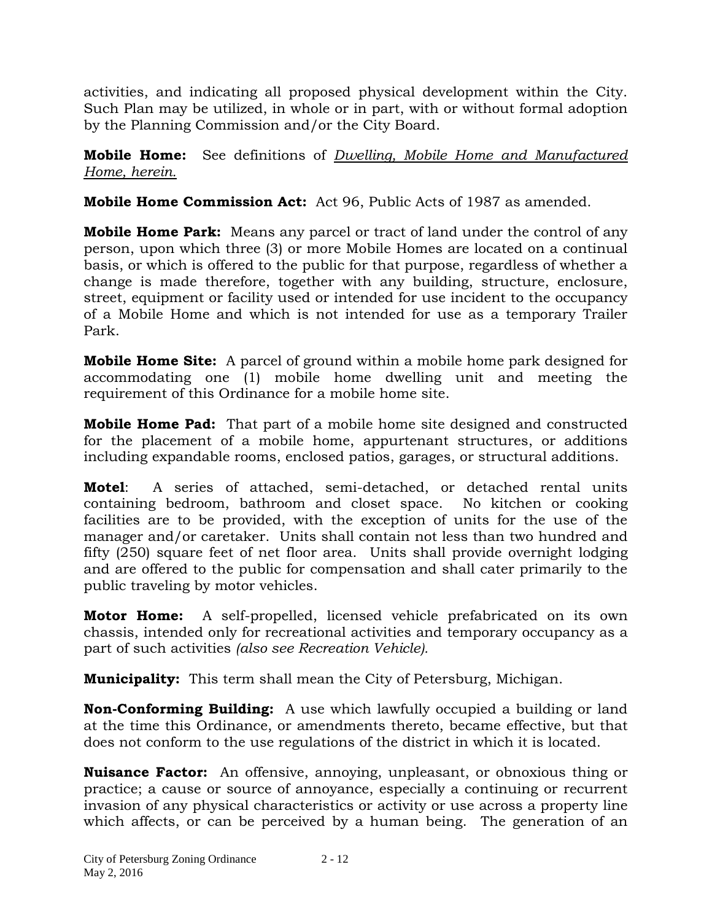activities, and indicating all proposed physical development within the City. Such Plan may be utilized, in whole or in part, with or without formal adoption by the Planning Commission and/or the City Board.

**Mobile Home:** See definitions of *Dwelling, Mobile Home and Manufactured Home, herein.*

**Mobile Home Commission Act:** Act 96, Public Acts of 1987 as amended.

**Mobile Home Park:** Means any parcel or tract of land under the control of any person, upon which three (3) or more Mobile Homes are located on a continual basis, or which is offered to the public for that purpose, regardless of whether a change is made therefore, together with any building, structure, enclosure, street, equipment or facility used or intended for use incident to the occupancy of a Mobile Home and which is not intended for use as a temporary Trailer Park.

**Mobile Home Site:** A parcel of ground within a mobile home park designed for accommodating one (1) mobile home dwelling unit and meeting the requirement of this Ordinance for a mobile home site.

**Mobile Home Pad:** That part of a mobile home site designed and constructed for the placement of a mobile home, appurtenant structures, or additions including expandable rooms, enclosed patios, garages, or structural additions.

**Motel**: A series of attached, semi-detached, or detached rental units containing bedroom, bathroom and closet space. No kitchen or cooking facilities are to be provided, with the exception of units for the use of the manager and/or caretaker. Units shall contain not less than two hundred and fifty (250) square feet of net floor area. Units shall provide overnight lodging and are offered to the public for compensation and shall cater primarily to the public traveling by motor vehicles.

**Motor Home:** A self-propelled, licensed vehicle prefabricated on its own chassis, intended only for recreational activities and temporary occupancy as a part of such activities *(also see Recreation Vehicle).*

**Municipality:** This term shall mean the City of Petersburg, Michigan.

**Non-Conforming Building:** A use which lawfully occupied a building or land at the time this Ordinance, or amendments thereto, became effective, but that does not conform to the use regulations of the district in which it is located.

**Nuisance Factor:** An offensive, annoying, unpleasant, or obnoxious thing or practice; a cause or source of annoyance, especially a continuing or recurrent invasion of any physical characteristics or activity or use across a property line which affects, or can be perceived by a human being. The generation of an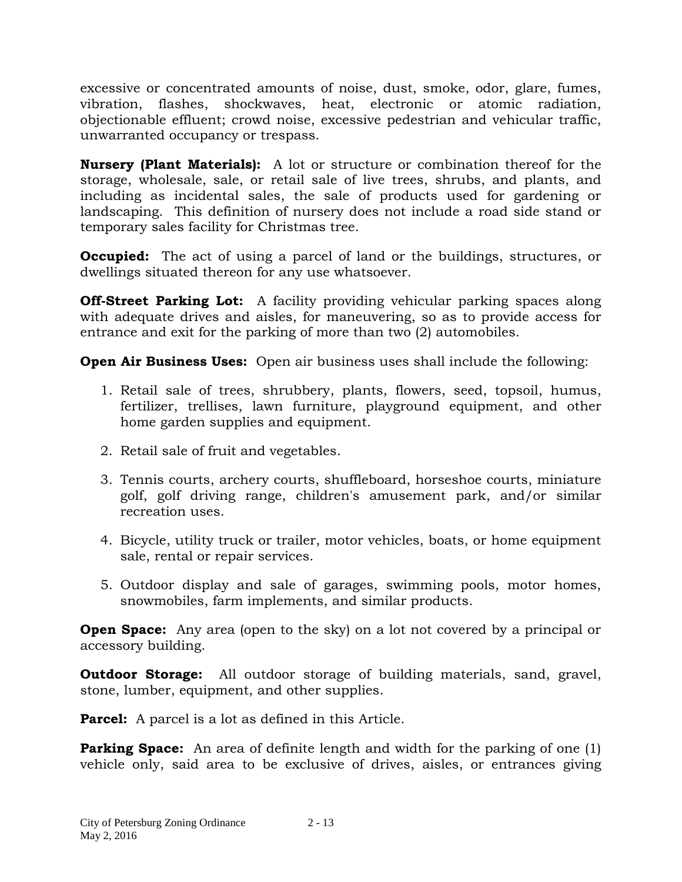excessive or concentrated amounts of noise, dust, smoke, odor, glare, fumes, vibration, flashes, shockwaves, heat, electronic or atomic radiation, objectionable effluent; crowd noise, excessive pedestrian and vehicular traffic, unwarranted occupancy or trespass.

**Nursery (Plant Materials):** A lot or structure or combination thereof for the storage, wholesale, sale, or retail sale of live trees, shrubs, and plants, and including as incidental sales, the sale of products used for gardening or landscaping. This definition of nursery does not include a road side stand or temporary sales facility for Christmas tree.

**Occupied:** The act of using a parcel of land or the buildings, structures, or dwellings situated thereon for any use whatsoever.

**Off-Street Parking Lot:** A facility providing vehicular parking spaces along with adequate drives and aisles, for maneuvering, so as to provide access for entrance and exit for the parking of more than two (2) automobiles.

**Open Air Business Uses:** Open air business uses shall include the following:

1. Retail sale of trees, shrubbery, plants, flowers, seed, topsoil, humus, fertilizer, trellises, lawn furniture, playground equipment, and other home garden supplies and equipment.

2. Retail sale of fruit and vegetables.

3. Tennis courts, archery courts, shuffleboard, horseshoe courts, miniature golf, golf driving range, children's amusement park, and/or similar recreation uses.

4. Bicycle, utility truck or trailer, motor vehicles, boats, or home equipment sale, rental or repair services.

5. Outdoor display and sale of garages, swimming pools, motor homes, snowmobiles, farm implements, and similar products.

**Open Space:** Any area (open to the sky) on a lot not covered by a principal or accessory building.

**Outdoor Storage:** All outdoor storage of building materials, sand, gravel, stone, lumber, equipment, and other supplies.

**Parcel:** A parcel is a lot as defined in this Article.

**Parking Space:** An area of definite length and width for the parking of one (1) vehicle only, said area to be exclusive of drives, aisles, or entrances giving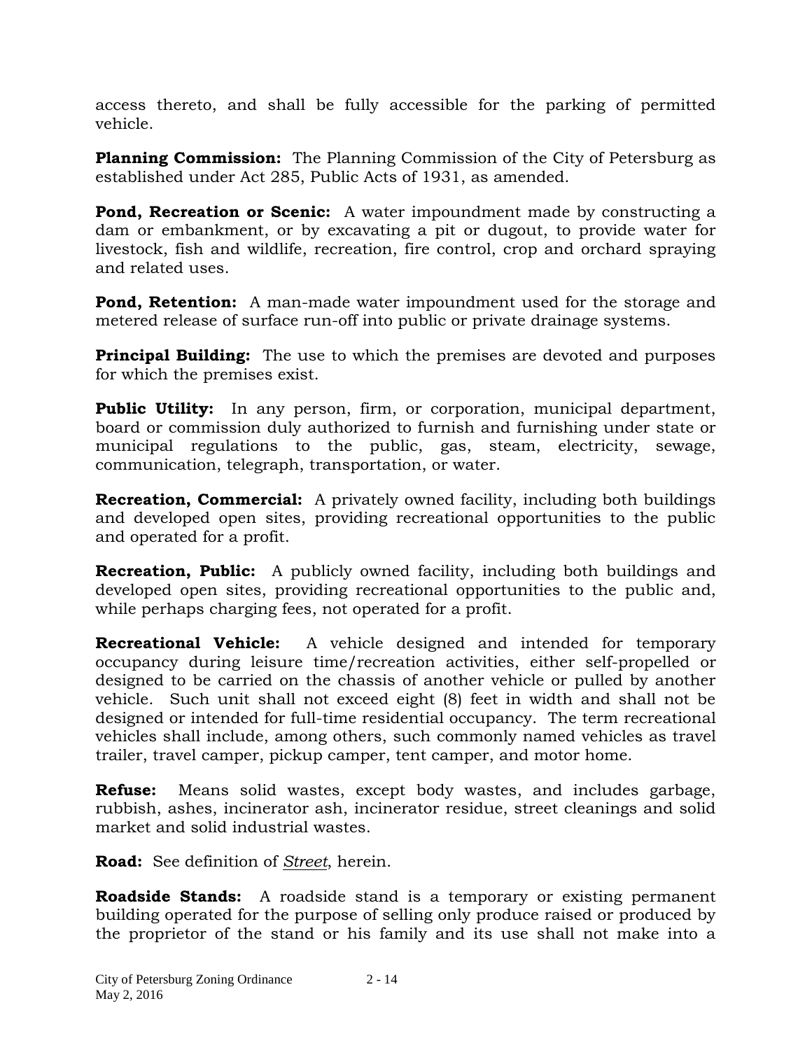access thereto, and shall be fully accessible for the parking of permitted vehicle.

**Planning Commission:** The Planning Commission of the City of Petersburg as established under Act 285, Public Acts of 1931, as amended.

**Pond, Recreation or Scenic:** A water impoundment made by constructing a dam or embankment, or by excavating a pit or dugout, to provide water for livestock, fish and wildlife, recreation, fire control, crop and orchard spraying and related uses.

**Pond, Retention:** A man-made water impoundment used for the storage and metered release of surface run-off into public or private drainage systems.

**Principal Building:** The use to which the premises are devoted and purposes for which the premises exist.

**Public Utility:** In any person, firm, or corporation, municipal department, board or commission duly authorized to furnish and furnishing under state or municipal regulations to the public, gas, steam, electricity, sewage, communication, telegraph, transportation, or water.

**Recreation, Commercial:** A privately owned facility, including both buildings and developed open sites, providing recreational opportunities to the public and operated for a profit.

**Recreation, Public:** A publicly owned facility, including both buildings and developed open sites, providing recreational opportunities to the public and, while perhaps charging fees, not operated for a profit.

**Recreational Vehicle:** A vehicle designed and intended for temporary occupancy during leisure time/recreation activities, either self-propelled or designed to be carried on the chassis of another vehicle or pulled by another vehicle. Such unit shall not exceed eight (8) feet in width and shall not be designed or intended for full-time residential occupancy. The term recreational vehicles shall include, among others, such commonly named vehicles as travel trailer, travel camper, pickup camper, tent camper, and motor home.

**Refuse:** Means solid wastes, except body wastes, and includes garbage, rubbish, ashes, incinerator ash, incinerator residue, street cleanings and solid market and solid industrial wastes.

**Road:** See definition of *Street*, herein.

**Roadside Stands:** A roadside stand is a temporary or existing permanent building operated for the purpose of selling only produce raised or produced by the proprietor of the stand or his family and its use shall not make into a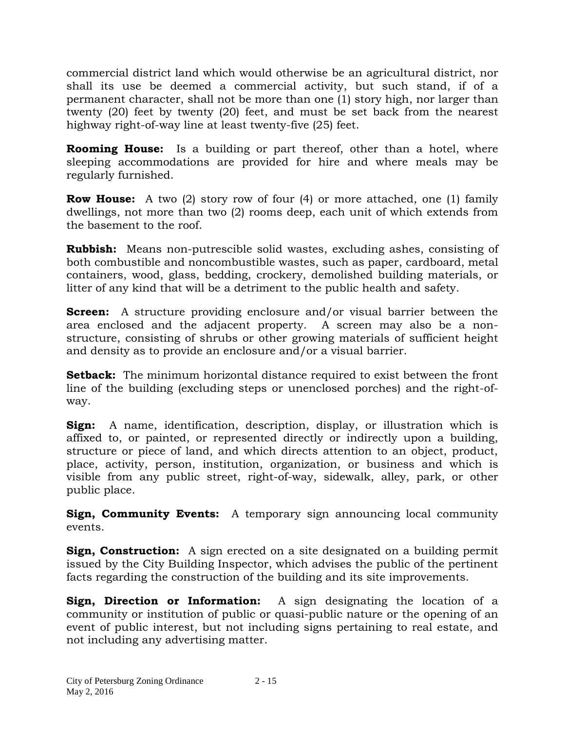commercial district land which would otherwise be an agricultural district, nor shall its use be deemed a commercial activity, but such stand, if of a permanent character, shall not be more than one (1) story high, nor larger than twenty (20) feet by twenty (20) feet, and must be set back from the nearest highway right-of-way line at least twenty-five (25) feet.

**Rooming House:** Is a building or part thereof, other than a hotel, where sleeping accommodations are provided for hire and where meals may be regularly furnished.

**Row House:** A two (2) story row of four (4) or more attached, one (1) family dwellings, not more than two (2) rooms deep, each unit of which extends from the basement to the roof.

**Rubbish:** Means non-putrescible solid wastes, excluding ashes, consisting of both combustible and noncombustible wastes, such as paper, cardboard, metal containers, wood, glass, bedding, crockery, demolished building materials, or litter of any kind that will be a detriment to the public health and safety.

**Screen:** A structure providing enclosure and/or visual barrier between the area enclosed and the adjacent property. A screen may also be a non-structure, consisting of shrubs or other growing materials of sufficient height and density as to provide an enclosure and/or a visual barrier.

**Setback:** The minimum horizontal distance required to exist between the front line of the building (excluding steps or unenclosed porches) and the right-of-way.

**Sign:** A name, identification, description, display, or illustration which is affixed to, or painted, or represented directly or indirectly upon a building, structure or piece of land, and which directs attention to an object, product, place, activity, person, institution, organization, or business and which is visible from any public street, right-of-way, sidewalk, alley, park, or other public place.

**Sign, Community Events:** A temporary sign announcing local community events.

**Sign, Construction:** A sign erected on a site designated on a building permit issued by the City Building Inspector, which advises the public of the pertinent facts regarding the construction of the building and its site improvements.

**Sign, Direction or Information:** A sign designating the location of a community or institution of public or quasi-public nature or the opening of an event of public interest, but not including signs pertaining to real estate, and not including any advertising matter.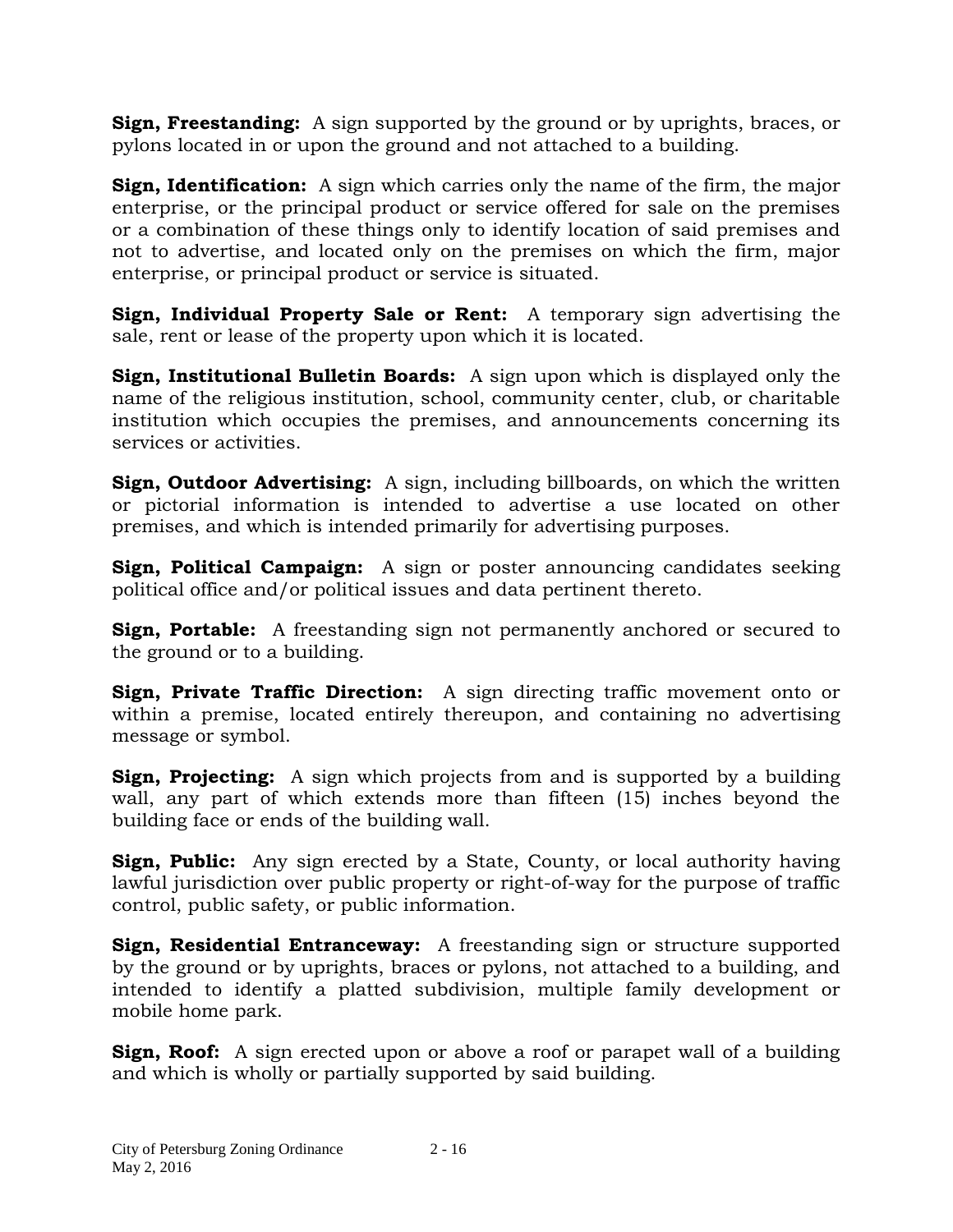**Sign, Freestanding:** A sign supported by the ground or by uprights, braces, or pylons located in or upon the ground and not attached to a building.

**Sign, Identification:** A sign which carries only the name of the firm, the major enterprise, or the principal product or service offered for sale on the premises or a combination of these things only to identify location of said premises and not to advertise, and located only on the premises on which the firm, major enterprise, or principal product or service is situated.

**Sign, Individual Property Sale or Rent:** A temporary sign advertising the sale, rent or lease of the property upon which it is located.

**Sign, Institutional Bulletin Boards:** A sign upon which is displayed only the name of the religious institution, school, community center, club, or charitable institution which occupies the premises, and announcements concerning its services or activities.

**Sign, Outdoor Advertising:** A sign, including billboards, on which the written or pictorial information is intended to advertise a use located on other premises, and which is intended primarily for advertising purposes.

**Sign, Political Campaign:** A sign or poster announcing candidates seeking political office and/or political issues and data pertinent thereto.

**Sign, Portable:** A freestanding sign not permanently anchored or secured to the ground or to a building.

**Sign, Private Traffic Direction:** A sign directing traffic movement onto or within a premise, located entirely thereupon, and containing no advertising message or symbol.

**Sign, Projecting:** A sign which projects from and is supported by a building wall, any part of which extends more than fifteen (15) inches beyond the building face or ends of the building wall.

**Sign, Public:** Any sign erected by a State, County, or local authority having lawful jurisdiction over public property or right-of-way for the purpose of traffic control, public safety, or public information.

**Sign, Residential Entranceway:** A freestanding sign or structure supported by the ground or by uprights, braces or pylons, not attached to a building, and intended to identify a platted subdivision, multiple family development or mobile home park.

**Sign, Roof:** A sign erected upon or above a roof or parapet wall of a building and which is wholly or partially supported by said building.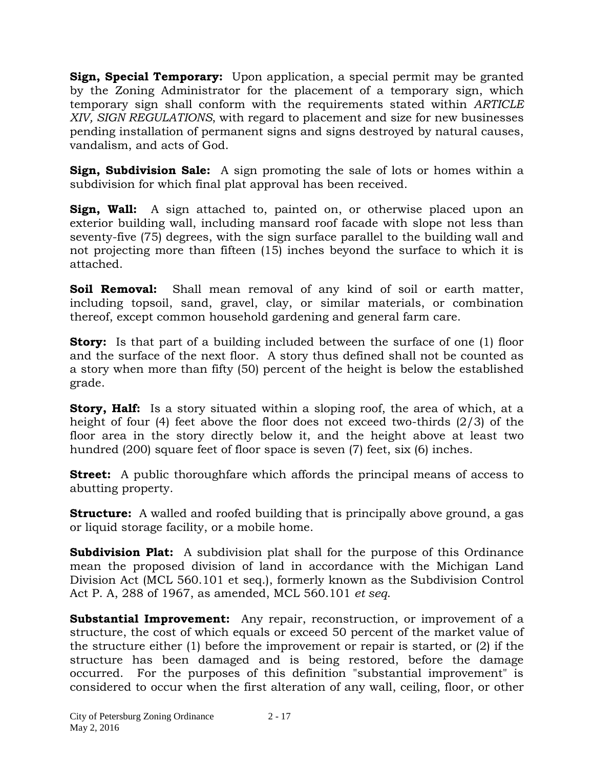**Sign, Special Temporary:** Upon application, a special permit may be granted by the Zoning Administrator for the placement of a temporary sign, which temporary sign shall conform with the requirements stated within *ARTICLE XIV, SIGN REGULATIONS*, with regard to placement and size for new businesses pending installation of permanent signs and signs destroyed by natural causes, vandalism, and acts of God.

**Sign, Subdivision Sale:** A sign promoting the sale of lots or homes within a subdivision for which final plat approval has been received.

**Sign, Wall:** A sign attached to, painted on, or otherwise placed upon an exterior building wall, including mansard roof facade with slope not less than seventy-five (75) degrees, with the sign surface parallel to the building wall and not projecting more than fifteen (15) inches beyond the surface to which it is attached.

**Soil Removal:** Shall mean removal of any kind of soil or earth matter, including topsoil, sand, gravel, clay, or similar materials, or combination thereof, except common household gardening and general farm care.

**Story:** Is that part of a building included between the surface of one (1) floor and the surface of the next floor. A story thus defined shall not be counted as a story when more than fifty (50) percent of the height is below the established grade.

**Story, Half:** Is a story situated within a sloping roof, the area of which, at a height of four (4) feet above the floor does not exceed two-thirds (2/3) of the floor area in the story directly below it, and the height above at least two hundred (200) square feet of floor space is seven (7) feet, six (6) inches.

**Street:** A public thoroughfare which affords the principal means of access to abutting property.

**Structure:** A walled and roofed building that is principally above ground, a gas or liquid storage facility, or a mobile home.

**Subdivision Plat:** A subdivision plat shall for the purpose of this Ordinance mean the proposed division of land in accordance with the Michigan Land Division Act (MCL 560.101 et seq.), formerly known as the Subdivision Control Act P. A, 288 of 1967, as amended, MCL 560.101 *et seq*.

**Substantial Improvement:** Any repair, reconstruction, or improvement of a structure, the cost of which equals or exceed 50 percent of the market value of the structure either (1) before the improvement or repair is started, or (2) if the structure has been damaged and is being restored, before the damage occurred. For the purposes of this definition "substantial improvement" is considered to occur when the first alteration of any wall, ceiling, floor, or other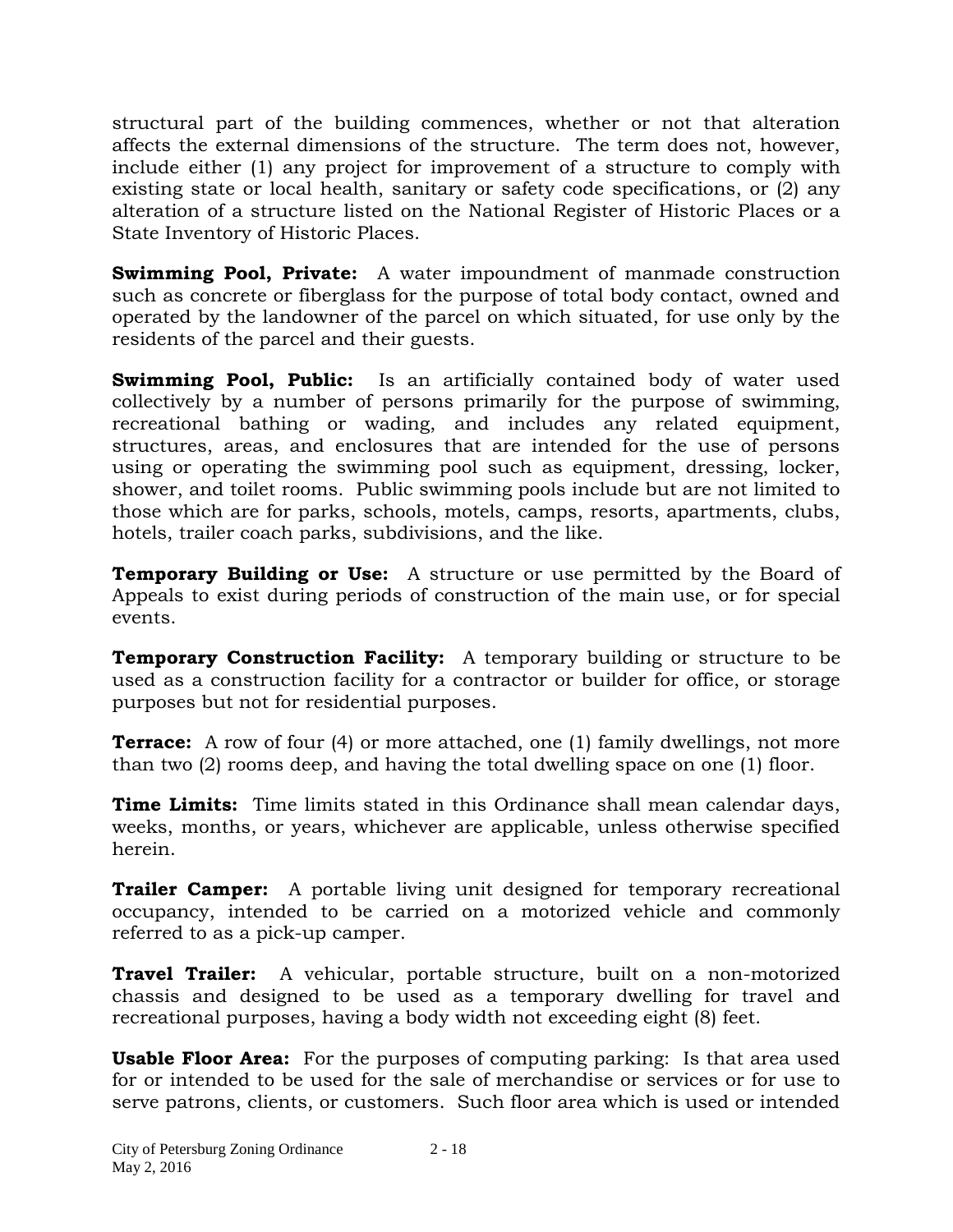structural part of the building commences, whether or not that alteration affects the external dimensions of the structure. The term does not, however, include either (1) any project for improvement of a structure to comply with existing state or local health, sanitary or safety code specifications, or (2) any alteration of a structure listed on the National Register of Historic Places or a State Inventory of Historic Places.

**Swimming Pool, Private:** A water impoundment of manmade construction such as concrete or fiberglass for the purpose of total body contact, owned and operated by the landowner of the parcel on which situated, for use only by the residents of the parcel and their guests.

**Swimming Pool, Public:** Is an artificially contained body of water used collectively by a number of persons primarily for the purpose of swimming, recreational bathing or wading, and includes any related equipment, structures, areas, and enclosures that are intended for the use of persons using or operating the swimming pool such as equipment, dressing, locker, shower, and toilet rooms. Public swimming pools include but are not limited to those which are for parks, schools, motels, camps, resorts, apartments, clubs, hotels, trailer coach parks, subdivisions, and the like.

**Temporary Building or Use:** A structure or use permitted by the Board of Appeals to exist during periods of construction of the main use, or for special events.

**Temporary Construction Facility:** A temporary building or structure to be used as a construction facility for a contractor or builder for office, or storage purposes but not for residential purposes.

**Terrace:** A row of four (4) or more attached, one (1) family dwellings, not more than two (2) rooms deep, and having the total dwelling space on one (1) floor.

**Time Limits:** Time limits stated in this Ordinance shall mean calendar days, weeks, months, or years, whichever are applicable, unless otherwise specified herein.

**Trailer Camper:** A portable living unit designed for temporary recreational occupancy, intended to be carried on a motorized vehicle and commonly referred to as a pick-up camper.

**Travel Trailer:** A vehicular, portable structure, built on a non-motorized chassis and designed to be used as a temporary dwelling for travel and recreational purposes, having a body width not exceeding eight (8) feet.

**Usable Floor Area:** For the purposes of computing parking: Is that area used for or intended to be used for the sale of merchandise or services or for use to serve patrons, clients, or customers. Such floor area which is used or intended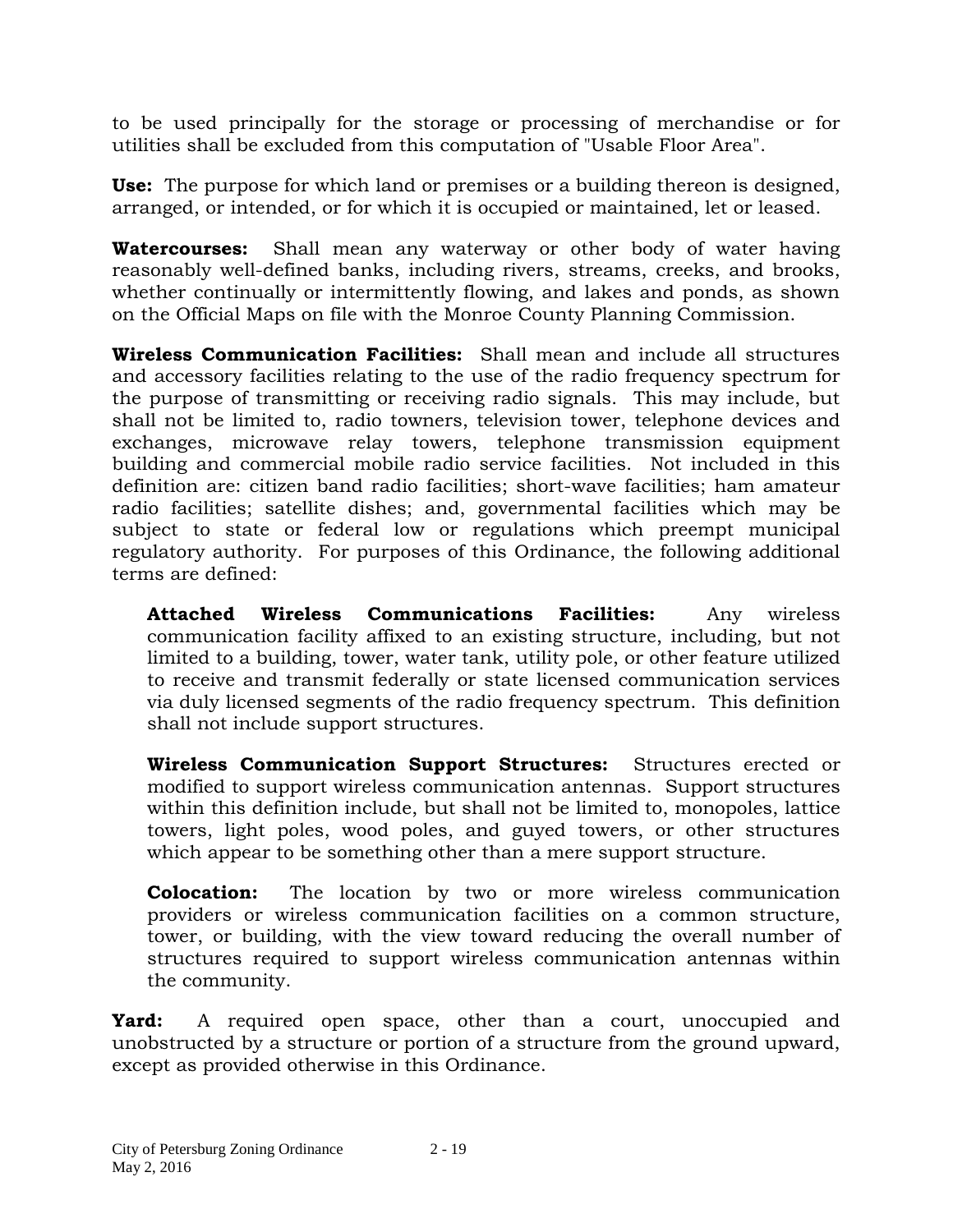to be used principally for the storage or processing of merchandise or for utilities shall be excluded from this computation of "Usable Floor Area".

**Use:** The purpose for which land or premises or a building thereon is designed, arranged, or intended, or for which it is occupied or maintained, let or leased.

**Watercourses:** Shall mean any waterway or other body of water having reasonably well-defined banks, including rivers, streams, creeks, and brooks, whether continually or intermittently flowing, and lakes and ponds, as shown on the Official Maps on file with the Monroe County Planning Commission.

**Wireless Communication Facilities:** Shall mean and include all structures and accessory facilities relating to the use of the radio frequency spectrum for the purpose of transmitting or receiving radio signals. This may include, but shall not be limited to, radio towners, television tower, telephone devices and exchanges, microwave relay towers, telephone transmission equipment building and commercial mobile radio service facilities. Not included in this definition are: citizen band radio facilities; short-wave facilities; ham amateur radio facilities; satellite dishes; and, governmental facilities which may be subject to state or federal low or regulations which preempt municipal regulatory authority. For purposes of this Ordinance, the following additional terms are defined:

> **Attached Wireless Communications Facilities:** Any wireless communication facility affixed to an existing structure, including, but not limited to a building, tower, water tank, utility pole, or other feature utilized to receive and transmit federally or state licensed communication services via duly licensed segments of the radio frequency spectrum. This definition shall not include support structures.
>
> **Wireless Communication Support Structures:** Structures erected or modified to support wireless communication antennas. Support structures within this definition include, but shall not be limited to, monopoles, lattice towers, light poles, wood poles, and guyed towers, or other structures which appear to be something other than a mere support structure.
>
> **Colocation:** The location by two or more wireless communication providers or wireless communication facilities on a common structure, tower, or building, with the view toward reducing the overall number of structures required to support wireless communication antennas within the community.

**Yard:** A required open space, other than a court, unoccupied and unobstructed by a structure or portion of a structure from the ground upward, except as provided otherwise in this Ordinance.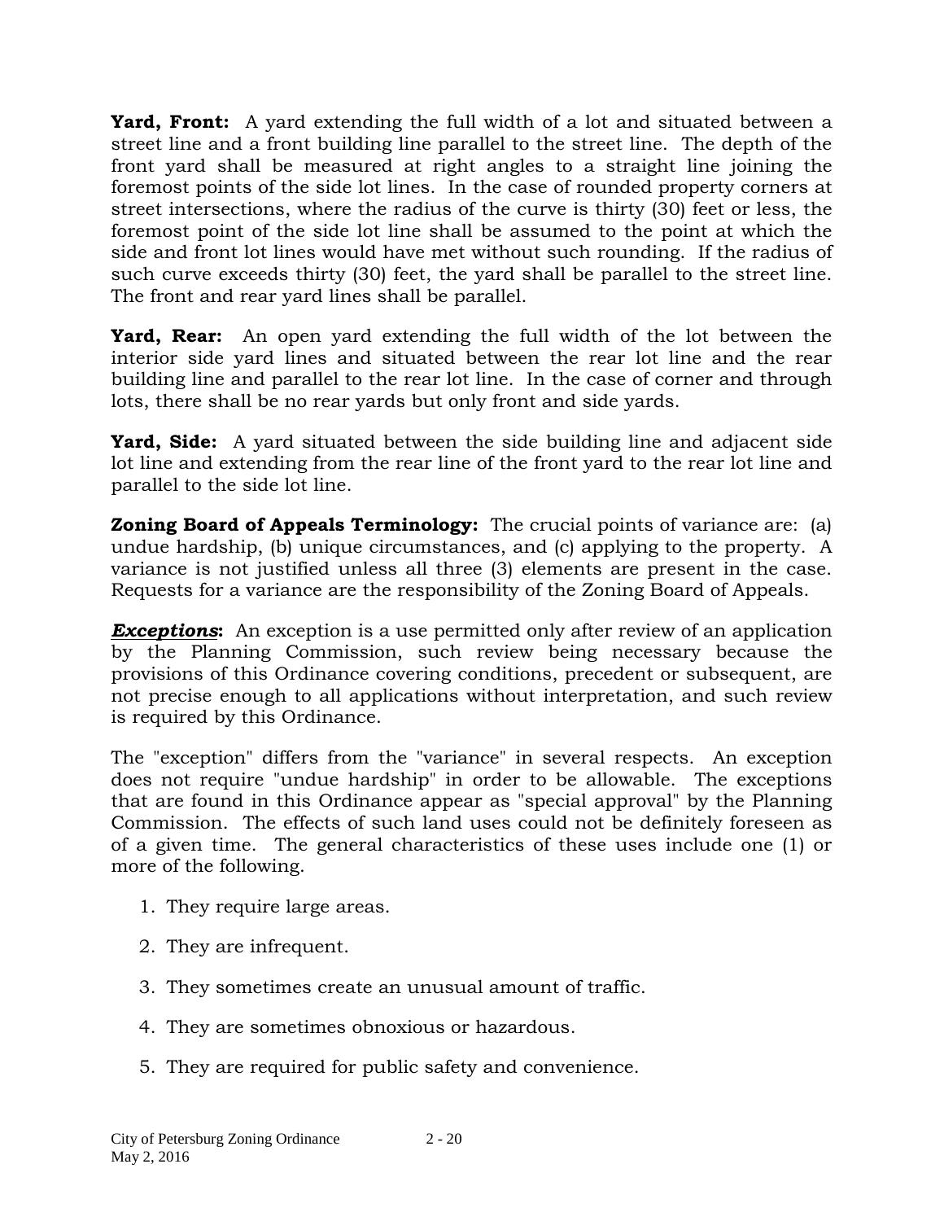**Yard, Front:** A yard extending the full width of a lot and situated between a street line and a front building line parallel to the street line. The depth of the front yard shall be measured at right angles to a straight line joining the foremost points of the side lot lines. In the case of rounded property corners at street intersections, where the radius of the curve is thirty (30) feet or less, the foremost point of the side lot line shall be assumed to the point at which the side and front lot lines would have met without such rounding. If the radius of such curve exceeds thirty (30) feet, the yard shall be parallel to the street line. The front and rear yard lines shall be parallel.

**Yard, Rear:** An open yard extending the full width of the lot between the interior side yard lines and situated between the rear lot line and the rear building line and parallel to the rear lot line. In the case of corner and through lots, there shall be no rear yards but only front and side yards.

**Yard, Side:** A yard situated between the side building line and adjacent side lot line and extending from the rear line of the front yard to the rear lot line and parallel to the side lot line.

**Zoning Board of Appeals Terminology:** The crucial points of variance are: (a) undue hardship, (b) unique circumstances, and (c) applying to the property. A variance is not justified unless all three (3) elements are present in the case. Requests for a variance are the responsibility of the Zoning Board of Appeals.

***Exceptions*:** An exception is a use permitted only after review of an application by the Planning Commission, such review being necessary because the provisions of this Ordinance covering conditions, precedent or subsequent, are not precise enough to all applications without interpretation, and such review is required by this Ordinance.

The "exception" differs from the "variance" in several respects. An exception does not require "undue hardship" in order to be allowable. The exceptions that are found in this Ordinance appear as "special approval" by the Planning Commission. The effects of such land uses could not be definitely foreseen as of a given time. The general characteristics of these uses include one (1) or more of the following.

1. They require large areas.
2. They are infrequent.
3. They sometimes create an unusual amount of traffic.
4. They are sometimes obnoxious or hazardous.
5. They are required for public safety and convenience.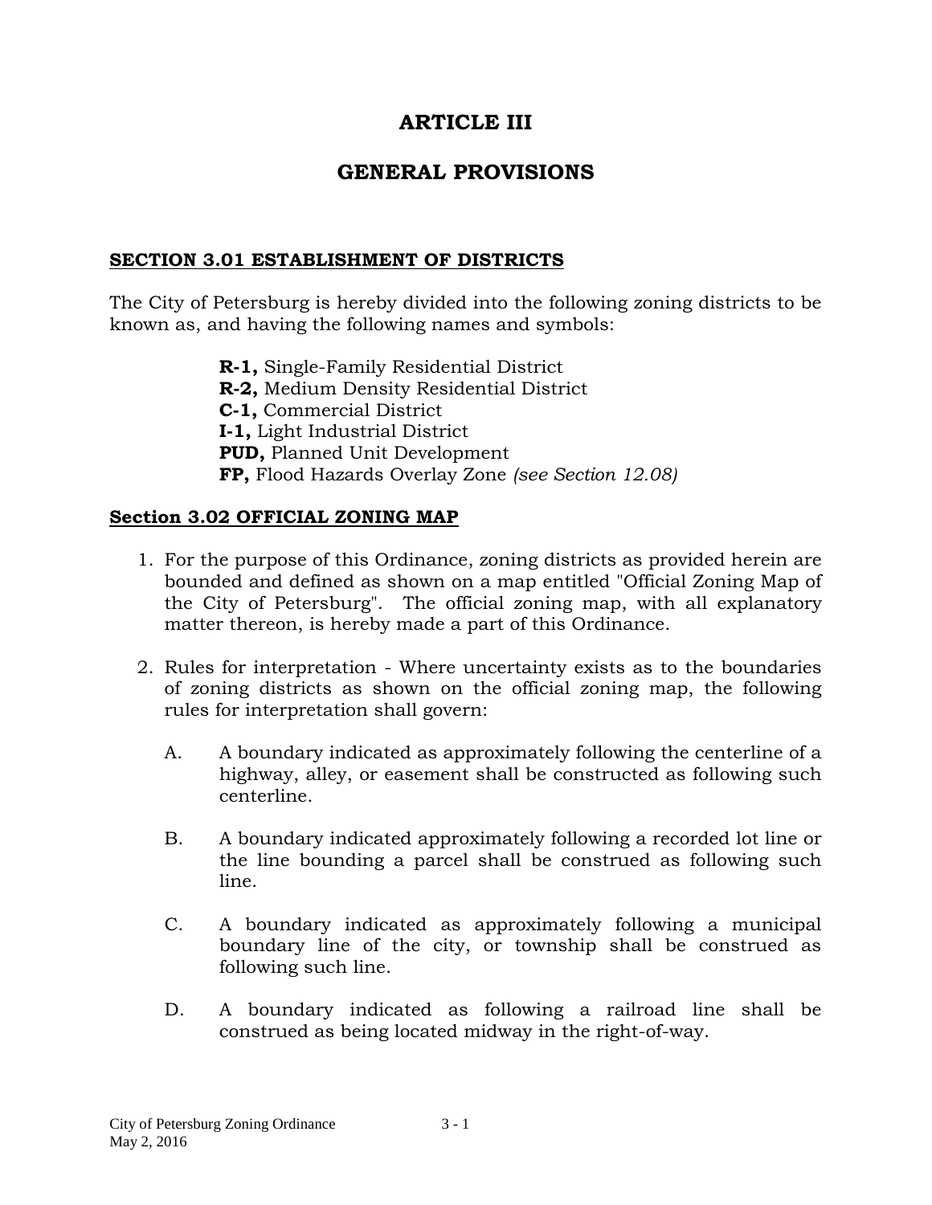# ARTICLE III

# GENERAL PROVISIONS

## SECTION 3.01 ESTABLISHMENT OF DISTRICTS

The City of Petersburg is hereby divided into the following zoning districts to be known as, and having the following names and symbols:

**R-1,** Single-Family Residential District
**R-2,** Medium Density Residential District
**C-1,** Commercial District
**I-1,** Light Industrial District
**PUD,** Planned Unit Development
**FP,** Flood Hazards Overlay Zone *(see Section 12.08)*

## Section 3.02 OFFICIAL ZONING MAP

1. For the purpose of this Ordinance, zoning districts as provided herein are bounded and defined as shown on a map entitled "Official Zoning Map of the City of Petersburg". The official zoning map, with all explanatory matter thereon, is hereby made a part of this Ordinance.

2. Rules for interpretation - Where uncertainty exists as to the boundaries of zoning districts as shown on the official zoning map, the following rules for interpretation shall govern:

   A. A boundary indicated as approximately following the centerline of a highway, alley, or easement shall be constructed as following such centerline.

   B. A boundary indicated approximately following a recorded lot line or the line bounding a parcel shall be construed as following such line.

   C. A boundary indicated as approximately following a municipal boundary line of the city, or township shall be construed as following such line.

   D. A boundary indicated as following a railroad line shall be construed as being located midway in the right-of-way.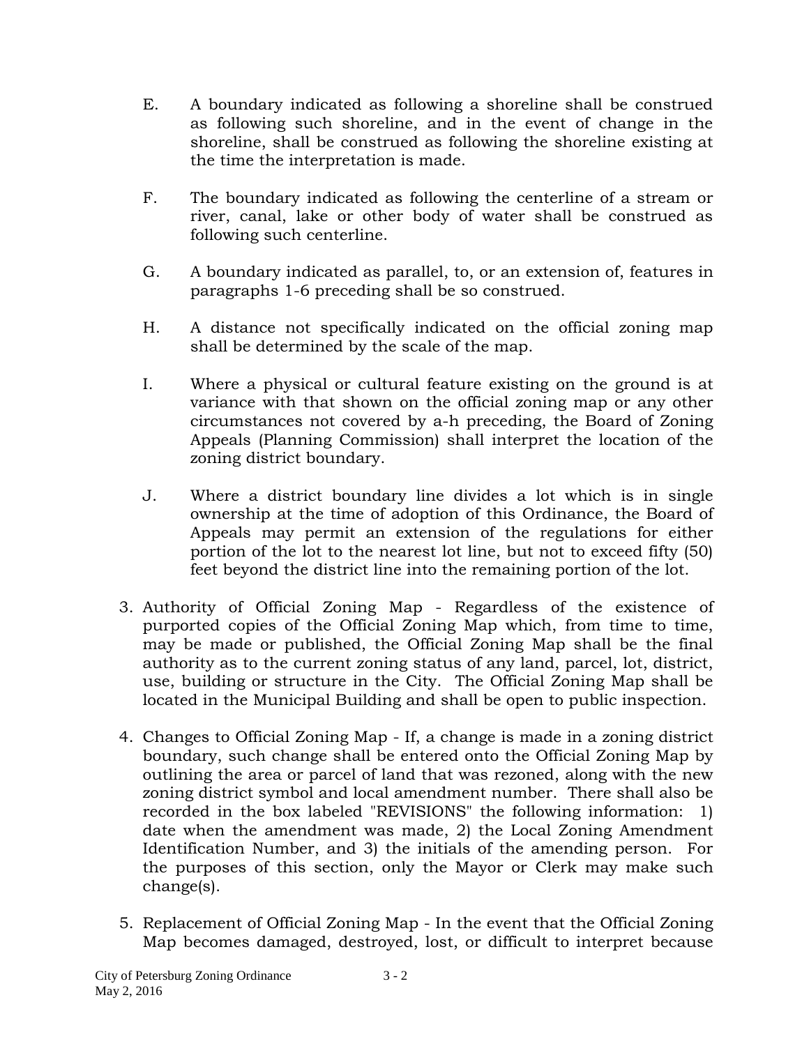E. A boundary indicated as following a shoreline shall be construed as following such shoreline, and in the event of change in the shoreline, shall be construed as following the shoreline existing at the time the interpretation is made.

F. The boundary indicated as following the centerline of a stream or river, canal, lake or other body of water shall be construed as following such centerline.

G. A boundary indicated as parallel, to, or an extension of, features in paragraphs 1-6 preceding shall be so construed.

H. A distance not specifically indicated on the official zoning map shall be determined by the scale of the map.

I. Where a physical or cultural feature existing on the ground is at variance with that shown on the official zoning map or any other circumstances not covered by a-h preceding, the Board of Zoning Appeals (Planning Commission) shall interpret the location of the zoning district boundary.

J. Where a district boundary line divides a lot which is in single ownership at the time of adoption of this Ordinance, the Board of Appeals may permit an extension of the regulations for either portion of the lot to the nearest lot line, but not to exceed fifty (50) feet beyond the district line into the remaining portion of the lot.

3. Authority of Official Zoning Map - Regardless of the existence of purported copies of the Official Zoning Map which, from time to time, may be made or published, the Official Zoning Map shall be the final authority as to the current zoning status of any land, parcel, lot, district, use, building or structure in the City. The Official Zoning Map shall be located in the Municipal Building and shall be open to public inspection.

4. Changes to Official Zoning Map - If, a change is made in a zoning district boundary, such change shall be entered onto the Official Zoning Map by outlining the area or parcel of land that was rezoned, along with the new zoning district symbol and local amendment number. There shall also be recorded in the box labeled "REVISIONS" the following information: 1) date when the amendment was made, 2) the Local Zoning Amendment Identification Number, and 3) the initials of the amending person. For the purposes of this section, only the Mayor or Clerk may make such change(s).

5. Replacement of Official Zoning Map - In the event that the Official Zoning Map becomes damaged, destroyed, lost, or difficult to interpret because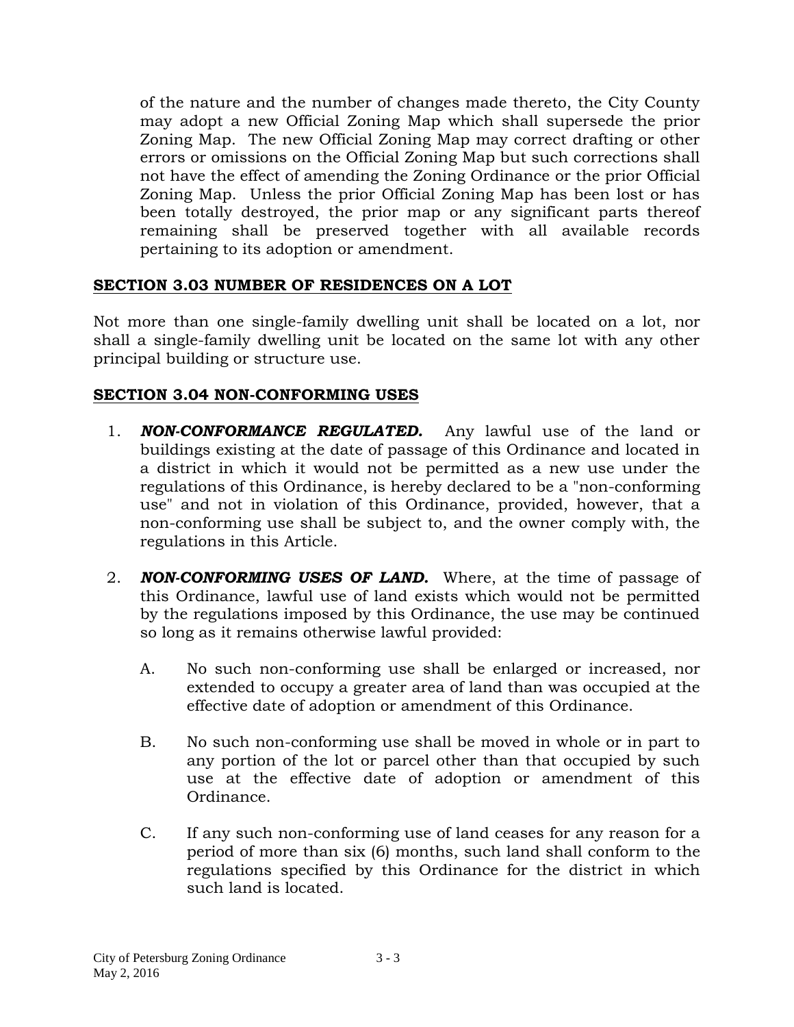of the nature and the number of changes made thereto, the City County may adopt a new Official Zoning Map which shall supersede the prior Zoning Map. The new Official Zoning Map may correct drafting or other errors or omissions on the Official Zoning Map but such corrections shall not have the effect of amending the Zoning Ordinance or the prior Official Zoning Map. Unless the prior Official Zoning Map has been lost or has been totally destroyed, the prior map or any significant parts thereof remaining shall be preserved together with all available records pertaining to its adoption or amendment.

## SECTION 3.03 NUMBER OF RESIDENCES ON A LOT

Not more than one single-family dwelling unit shall be located on a lot, nor shall a single-family dwelling unit be located on the same lot with any other principal building or structure use.

## SECTION 3.04 NON-CONFORMING USES

1. ***NON-CONFORMANCE REGULATED.*** Any lawful use of the land or buildings existing at the date of passage of this Ordinance and located in a district in which it would not be permitted as a new use under the regulations of this Ordinance, is hereby declared to be a "non-conforming use" and not in violation of this Ordinance, provided, however, that a non-conforming use shall be subject to, and the owner comply with, the regulations in this Article.

2. ***NON-CONFORMING USES OF LAND.*** Where, at the time of passage of this Ordinance, lawful use of land exists which would not be permitted by the regulations imposed by this Ordinance, the use may be continued so long as it remains otherwise lawful provided:

   A. No such non-conforming use shall be enlarged or increased, nor extended to occupy a greater area of land than was occupied at the effective date of adoption or amendment of this Ordinance.

   B. No such non-conforming use shall be moved in whole or in part to any portion of the lot or parcel other than that occupied by such use at the effective date of adoption or amendment of this Ordinance.

   C. If any such non-conforming use of land ceases for any reason for a period of more than six (6) months, such land shall conform to the regulations specified by this Ordinance for the district in which such land is located.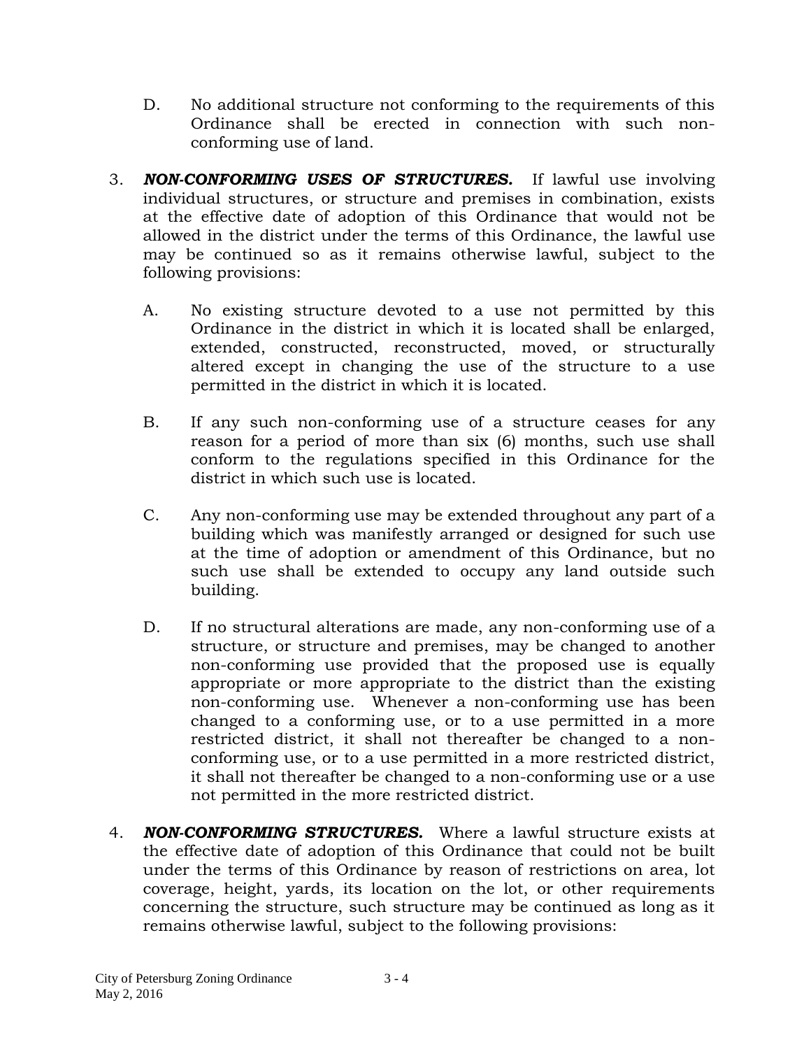D. No additional structure not conforming to the requirements of this Ordinance shall be erected in connection with such non-conforming use of land.

3. ***NON-CONFORMING USES OF STRUCTURES.*** If lawful use involving individual structures, or structure and premises in combination, exists at the effective date of adoption of this Ordinance that would not be allowed in the district under the terms of this Ordinance, the lawful use may be continued so as it remains otherwise lawful, subject to the following provisions:

   A. No existing structure devoted to a use not permitted by this Ordinance in the district in which it is located shall be enlarged, extended, constructed, reconstructed, moved, or structurally altered except in changing the use of the structure to a use permitted in the district in which it is located.

   B. If any such non-conforming use of a structure ceases for any reason for a period of more than six (6) months, such use shall conform to the regulations specified in this Ordinance for the district in which such use is located.

   C. Any non-conforming use may be extended throughout any part of a building which was manifestly arranged or designed for such use at the time of adoption or amendment of this Ordinance, but no such use shall be extended to occupy any land outside such building.

   D. If no structural alterations are made, any non-conforming use of a structure, or structure and premises, may be changed to another non-conforming use provided that the proposed use is equally appropriate or more appropriate to the district than the existing non-conforming use. Whenever a non-conforming use has been changed to a conforming use, or to a use permitted in a more restricted district, it shall not thereafter be changed to a non-conforming use, or to a use permitted in a more restricted district, it shall not thereafter be changed to a non-conforming use or a use not permitted in the more restricted district.

4. ***NON-CONFORMING STRUCTURES.*** Where a lawful structure exists at the effective date of adoption of this Ordinance that could not be built under the terms of this Ordinance by reason of restrictions on area, lot coverage, height, yards, its location on the lot, or other requirements concerning the structure, such structure may be continued as long as it remains otherwise lawful, subject to the following provisions: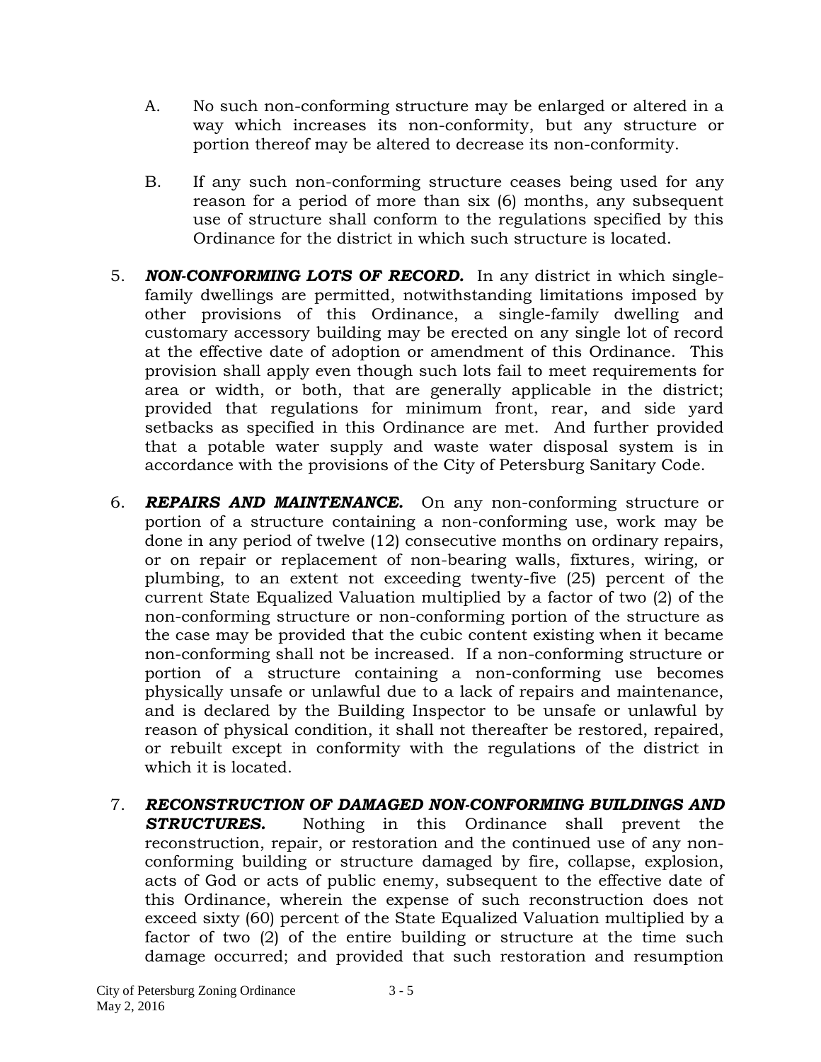A. No such non-conforming structure may be enlarged or altered in a way which increases its non-conformity, but any structure or portion thereof may be altered to decrease its non-conformity.

B. If any such non-conforming structure ceases being used for any reason for a period of more than six (6) months, any subsequent use of structure shall conform to the regulations specified by this Ordinance for the district in which such structure is located.

5. ***NON-CONFORMING LOTS OF RECORD.*** In any district in which single-family dwellings are permitted, notwithstanding limitations imposed by other provisions of this Ordinance, a single-family dwelling and customary accessory building may be erected on any single lot of record at the effective date of adoption or amendment of this Ordinance. This provision shall apply even though such lots fail to meet requirements for area or width, or both, that are generally applicable in the district; provided that regulations for minimum front, rear, and side yard setbacks as specified in this Ordinance are met. And further provided that a potable water supply and waste water disposal system is in accordance with the provisions of the City of Petersburg Sanitary Code.

6. ***REPAIRS AND MAINTENANCE.*** On any non-conforming structure or portion of a structure containing a non-conforming use, work may be done in any period of twelve (12) consecutive months on ordinary repairs, or on repair or replacement of non-bearing walls, fixtures, wiring, or plumbing, to an extent not exceeding twenty-five (25) percent of the current State Equalized Valuation multiplied by a factor of two (2) of the non-conforming structure or non-conforming portion of the structure as the case may be provided that the cubic content existing when it became non-conforming shall not be increased. If a non-conforming structure or portion of a structure containing a non-conforming use becomes physically unsafe or unlawful due to a lack of repairs and maintenance, and is declared by the Building Inspector to be unsafe or unlawful by reason of physical condition, it shall not thereafter be restored, repaired, or rebuilt except in conformity with the regulations of the district in which it is located.

7. ***RECONSTRUCTION OF DAMAGED NON-CONFORMING BUILDINGS AND STRUCTURES.*** Nothing in this Ordinance shall prevent the reconstruction, repair, or restoration and the continued use of any non-conforming building or structure damaged by fire, collapse, explosion, acts of God or acts of public enemy, subsequent to the effective date of this Ordinance, wherein the expense of such reconstruction does not exceed sixty (60) percent of the State Equalized Valuation multiplied by a factor of two (2) of the entire building or structure at the time such damage occurred; and provided that such restoration and resumption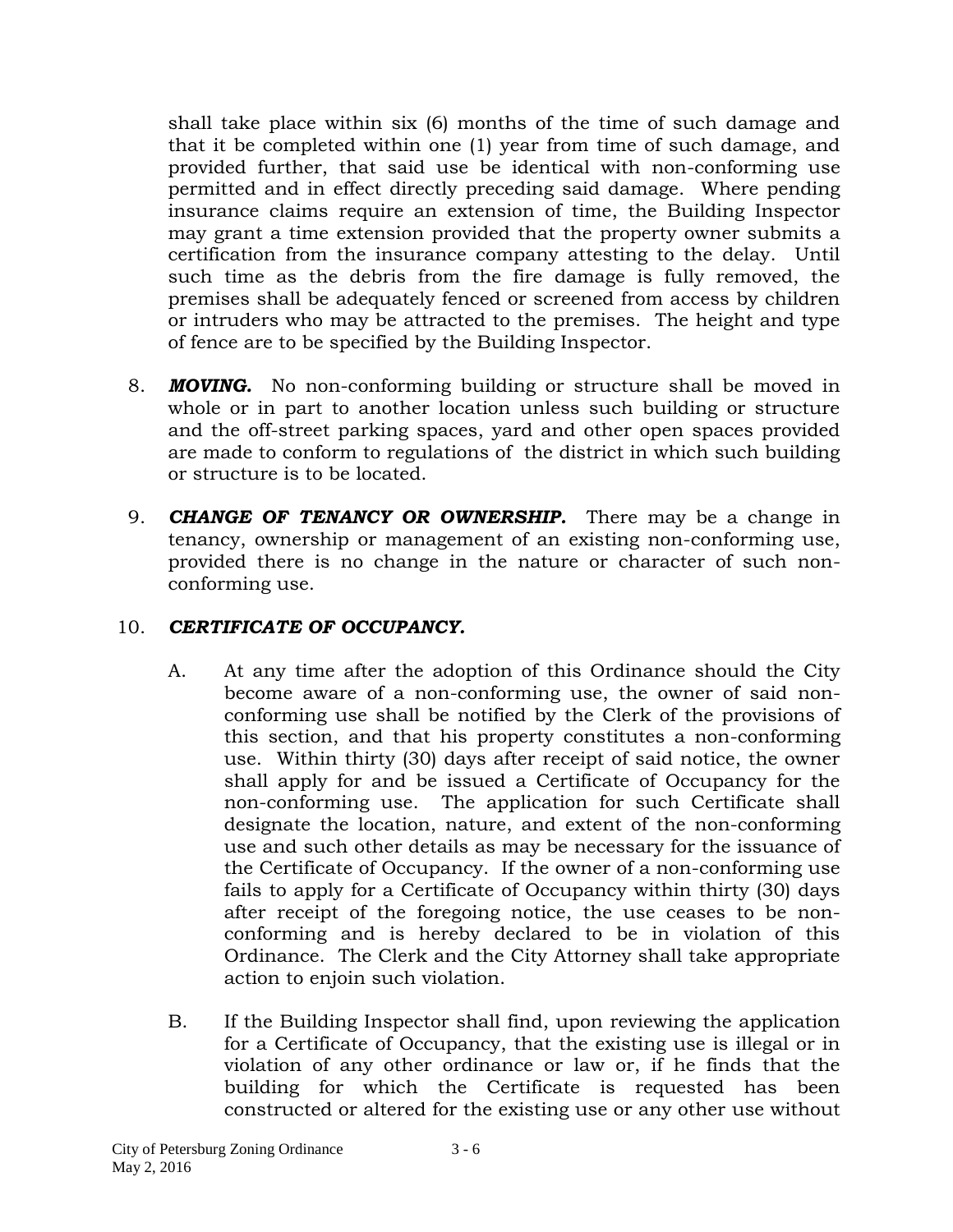shall take place within six (6) months of the time of such damage and that it be completed within one (1) year from time of such damage, and provided further, that said use be identical with non-conforming use permitted and in effect directly preceding said damage. Where pending insurance claims require an extension of time, the Building Inspector may grant a time extension provided that the property owner submits a certification from the insurance company attesting to the delay. Until such time as the debris from the fire damage is fully removed, the premises shall be adequately fenced or screened from access by children or intruders who may be attracted to the premises. The height and type of fence are to be specified by the Building Inspector.

8. ***MOVING.*** No non-conforming building or structure shall be moved in whole or in part to another location unless such building or structure and the off-street parking spaces, yard and other open spaces provided are made to conform to regulations of the district in which such building or structure is to be located.

9. ***CHANGE OF TENANCY OR OWNERSHIP.*** There may be a change in tenancy, ownership or management of an existing non-conforming use, provided there is no change in the nature or character of such non-conforming use.

10. ***CERTIFICATE OF OCCUPANCY.***

    A. At any time after the adoption of this Ordinance should the City become aware of a non-conforming use, the owner of said non-conforming use shall be notified by the Clerk of the provisions of this section, and that his property constitutes a non-conforming use. Within thirty (30) days after receipt of said notice, the owner shall apply for and be issued a Certificate of Occupancy for the non-conforming use. The application for such Certificate shall designate the location, nature, and extent of the non-conforming use and such other details as may be necessary for the issuance of the Certificate of Occupancy. If the owner of a non-conforming use fails to apply for a Certificate of Occupancy within thirty (30) days after receipt of the foregoing notice, the use ceases to be non-conforming and is hereby declared to be in violation of this Ordinance. The Clerk and the City Attorney shall take appropriate action to enjoin such violation.

    B. If the Building Inspector shall find, upon reviewing the application for a Certificate of Occupancy, that the existing use is illegal or in violation of any other ordinance or law or, if he finds that the building for which the Certificate is requested has been constructed or altered for the existing use or any other use without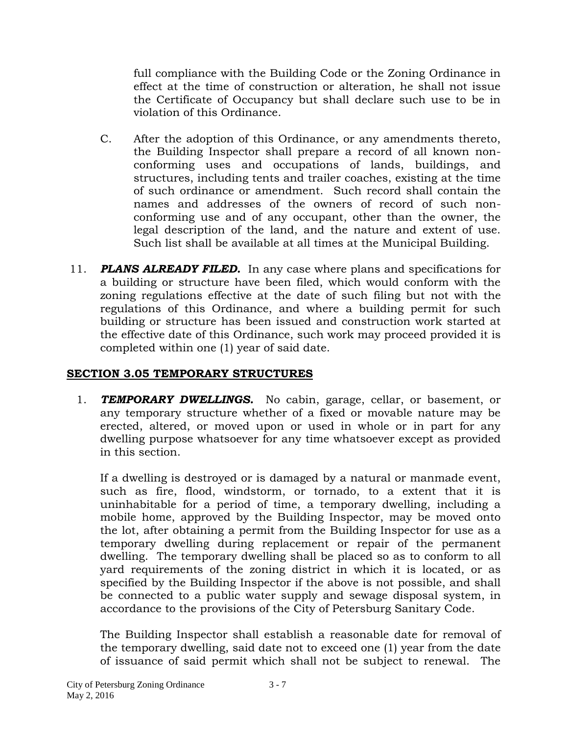full compliance with the Building Code or the Zoning Ordinance in effect at the time of construction or alteration, he shall not issue the Certificate of Occupancy but shall declare such use to be in violation of this Ordinance.

C. After the adoption of this Ordinance, or any amendments thereto, the Building Inspector shall prepare a record of all known non-conforming uses and occupations of lands, buildings, and structures, including tents and trailer coaches, existing at the time of such ordinance or amendment. Such record shall contain the names and addresses of the owners of record of such non-conforming use and of any occupant, other than the owner, the legal description of the land, and the nature and extent of use. Such list shall be available at all times at the Municipal Building.

11. ***PLANS ALREADY FILED.*** In any case where plans and specifications for a building or structure have been filed, which would conform with the zoning regulations effective at the date of such filing but not with the regulations of this Ordinance, and where a building permit for such building or structure has been issued and construction work started at the effective date of this Ordinance, such work may proceed provided it is completed within one (1) year of said date.

## SECTION 3.05 TEMPORARY STRUCTURES

1. ***TEMPORARY DWELLINGS.*** No cabin, garage, cellar, or basement, or any temporary structure whether of a fixed or movable nature may be erected, altered, or moved upon or used in whole or in part for any dwelling purpose whatsoever for any time whatsoever except as provided in this section.

   If a dwelling is destroyed or is damaged by a natural or manmade event, such as fire, flood, windstorm, or tornado, to a extent that it is uninhabitable for a period of time, a temporary dwelling, including a mobile home, approved by the Building Inspector, may be moved onto the lot, after obtaining a permit from the Building Inspector for use as a temporary dwelling during replacement or repair of the permanent dwelling. The temporary dwelling shall be placed so as to conform to all yard requirements of the zoning district in which it is located, or as specified by the Building Inspector if the above is not possible, and shall be connected to a public water supply and sewage disposal system, in accordance to the provisions of the City of Petersburg Sanitary Code.

   The Building Inspector shall establish a reasonable date for removal of the temporary dwelling, said date not to exceed one (1) year from the date of issuance of said permit which shall not be subject to renewal. The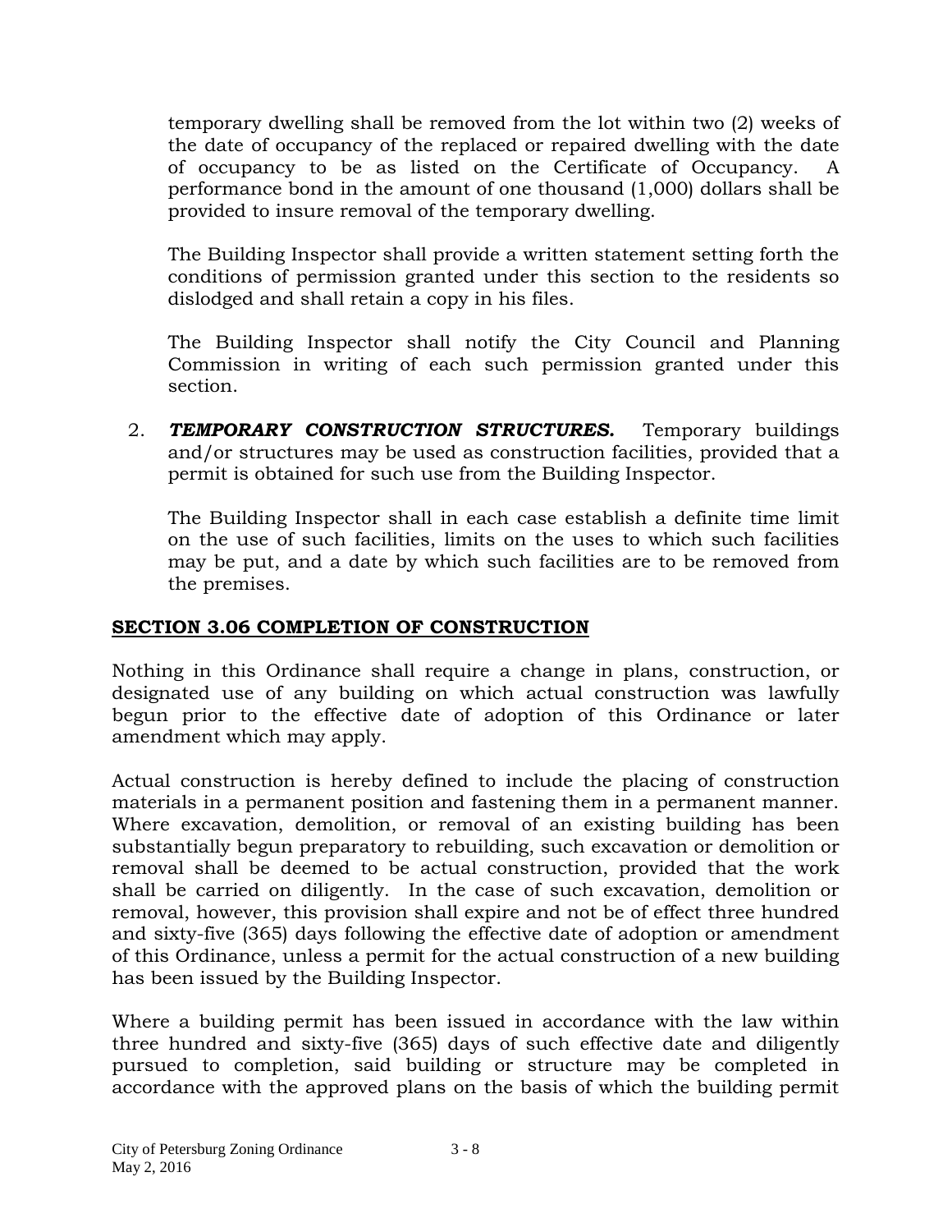temporary dwelling shall be removed from the lot within two (2) weeks of the date of occupancy of the replaced or repaired dwelling with the date of occupancy to be as listed on the Certificate of Occupancy. A performance bond in the amount of one thousand (1,000) dollars shall be provided to insure removal of the temporary dwelling.

The Building Inspector shall provide a written statement setting forth the conditions of permission granted under this section to the residents so dislodged and shall retain a copy in his files.

The Building Inspector shall notify the City Council and Planning Commission in writing of each such permission granted under this section.

2. ***TEMPORARY CONSTRUCTION STRUCTURES.*** Temporary buildings and/or structures may be used as construction facilities, provided that a permit is obtained for such use from the Building Inspector.

   The Building Inspector shall in each case establish a definite time limit on the use of such facilities, limits on the uses to which such facilities may be put, and a date by which such facilities are to be removed from the premises.

## SECTION 3.06 COMPLETION OF CONSTRUCTION

Nothing in this Ordinance shall require a change in plans, construction, or designated use of any building on which actual construction was lawfully begun prior to the effective date of adoption of this Ordinance or later amendment which may apply.

Actual construction is hereby defined to include the placing of construction materials in a permanent position and fastening them in a permanent manner. Where excavation, demolition, or removal of an existing building has been substantially begun preparatory to rebuilding, such excavation or demolition or removal shall be deemed to be actual construction, provided that the work shall be carried on diligently. In the case of such excavation, demolition or removal, however, this provision shall expire and not be of effect three hundred and sixty-five (365) days following the effective date of adoption or amendment of this Ordinance, unless a permit for the actual construction of a new building has been issued by the Building Inspector.

Where a building permit has been issued in accordance with the law within three hundred and sixty-five (365) days of such effective date and diligently pursued to completion, said building or structure may be completed in accordance with the approved plans on the basis of which the building permit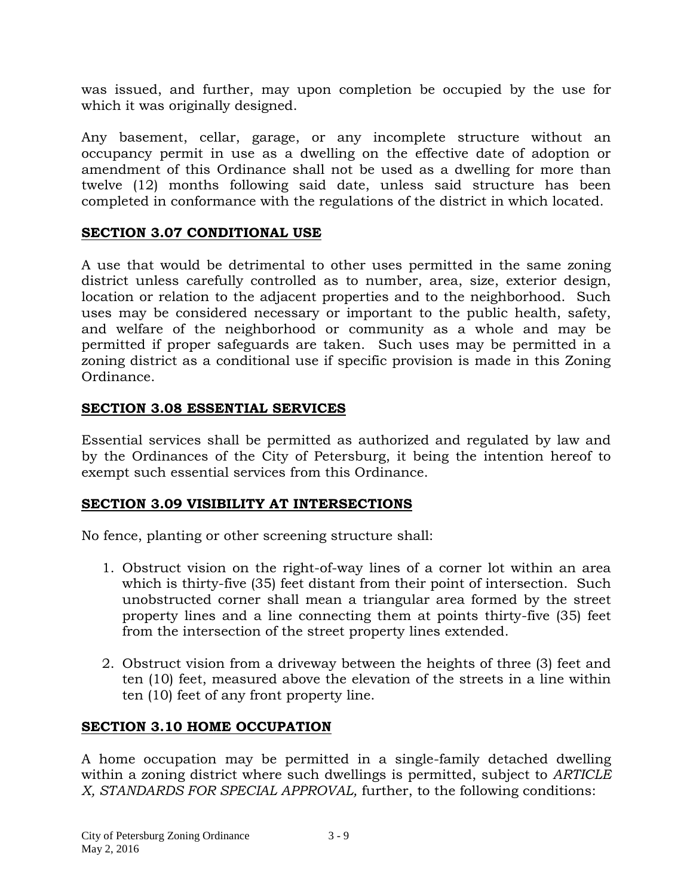was issued, and further, may upon completion be occupied by the use for which it was originally designed.

Any basement, cellar, garage, or any incomplete structure without an occupancy permit in use as a dwelling on the effective date of adoption or amendment of this Ordinance shall not be used as a dwelling for more than twelve (12) months following said date, unless said structure has been completed in conformance with the regulations of the district in which located.

## **SECTION 3.07 CONDITIONAL USE**

A use that would be detrimental to other uses permitted in the same zoning district unless carefully controlled as to number, area, size, exterior design, location or relation to the adjacent properties and to the neighborhood. Such uses may be considered necessary or important to the public health, safety, and welfare of the neighborhood or community as a whole and may be permitted if proper safeguards are taken. Such uses may be permitted in a zoning district as a conditional use if specific provision is made in this Zoning Ordinance.

## **SECTION 3.08 ESSENTIAL SERVICES**

Essential services shall be permitted as authorized and regulated by law and by the Ordinances of the City of Petersburg, it being the intention hereof to exempt such essential services from this Ordinance.

## **SECTION 3.09 VISIBILITY AT INTERSECTIONS**

No fence, planting or other screening structure shall:

1. Obstruct vision on the right-of-way lines of a corner lot within an area which is thirty-five (35) feet distant from their point of intersection. Such unobstructed corner shall mean a triangular area formed by the street property lines and a line connecting them at points thirty-five (35) feet from the intersection of the street property lines extended.

2. Obstruct vision from a driveway between the heights of three (3) feet and ten (10) feet, measured above the elevation of the streets in a line within ten (10) feet of any front property line.

## **SECTION 3.10 HOME OCCUPATION**

A home occupation may be permitted in a single-family detached dwelling within a zoning district where such dwellings is permitted, subject to *ARTICLE X, STANDARDS FOR SPECIAL APPROVAL,* further, to the following conditions: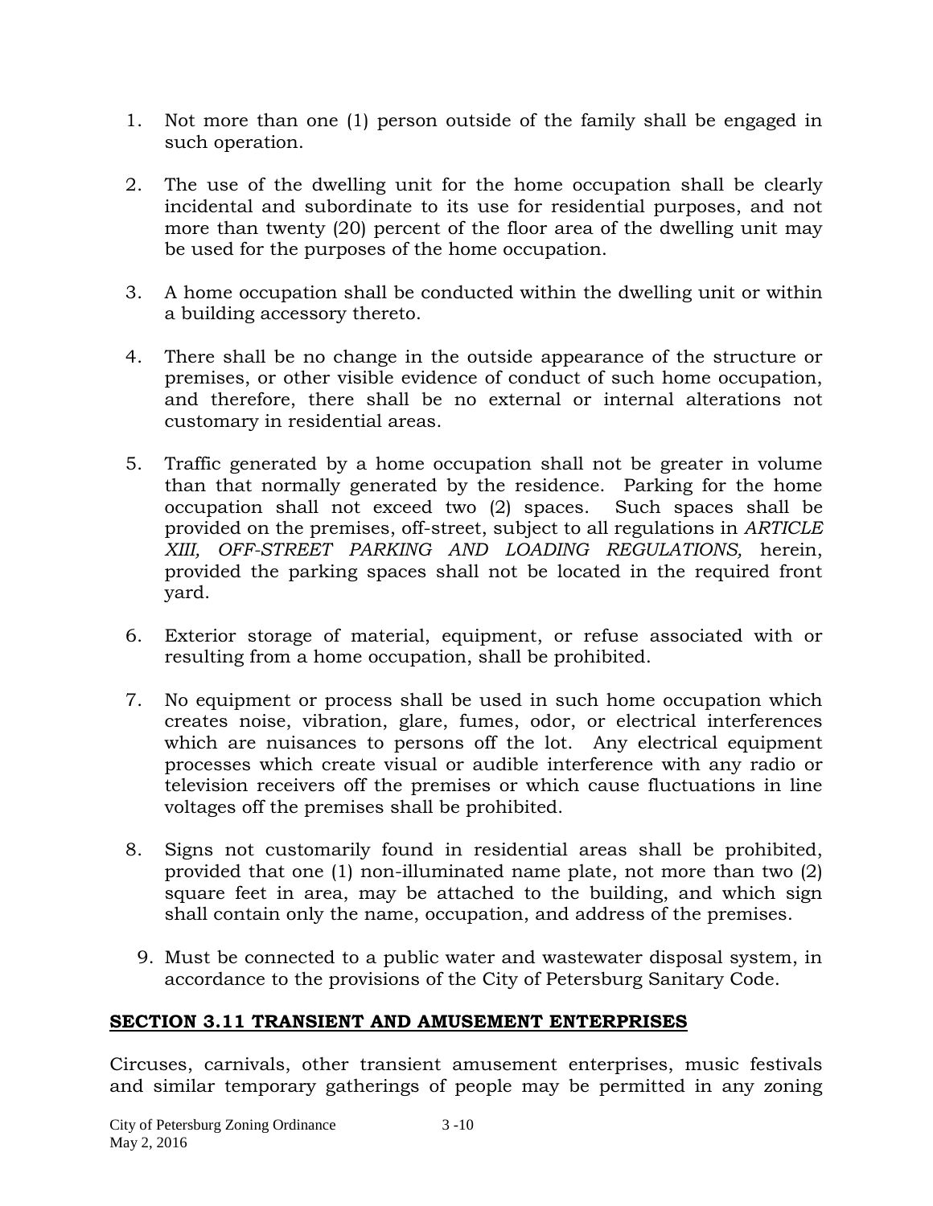1. Not more than one (1) person outside of the family shall be engaged in such operation.

2. The use of the dwelling unit for the home occupation shall be clearly incidental and subordinate to its use for residential purposes, and not more than twenty (20) percent of the floor area of the dwelling unit may be used for the purposes of the home occupation.

3. A home occupation shall be conducted within the dwelling unit or within a building accessory thereto.

4. There shall be no change in the outside appearance of the structure or premises, or other visible evidence of conduct of such home occupation, and therefore, there shall be no external or internal alterations not customary in residential areas.

5. Traffic generated by a home occupation shall not be greater in volume than that normally generated by the residence. Parking for the home occupation shall not exceed two (2) spaces. Such spaces shall be provided on the premises, off-street, subject to all regulations in *ARTICLE XIII, OFF-STREET PARKING AND LOADING REGULATIONS,* herein, provided the parking spaces shall not be located in the required front yard.

6. Exterior storage of material, equipment, or refuse associated with or resulting from a home occupation, shall be prohibited.

7. No equipment or process shall be used in such home occupation which creates noise, vibration, glare, fumes, odor, or electrical interferences which are nuisances to persons off the lot. Any electrical equipment processes which create visual or audible interference with any radio or television receivers off the premises or which cause fluctuations in line voltages off the premises shall be prohibited.

8. Signs not customarily found in residential areas shall be prohibited, provided that one (1) non-illuminated name plate, not more than two (2) square feet in area, may be attached to the building, and which sign shall contain only the name, occupation, and address of the premises.

9. Must be connected to a public water and wastewater disposal system, in accordance to the provisions of the City of Petersburg Sanitary Code.

## SECTION 3.11 TRANSIENT AND AMUSEMENT ENTERPRISES

Circuses, carnivals, other transient amusement enterprises, music festivals and similar temporary gatherings of people may be permitted in any zoning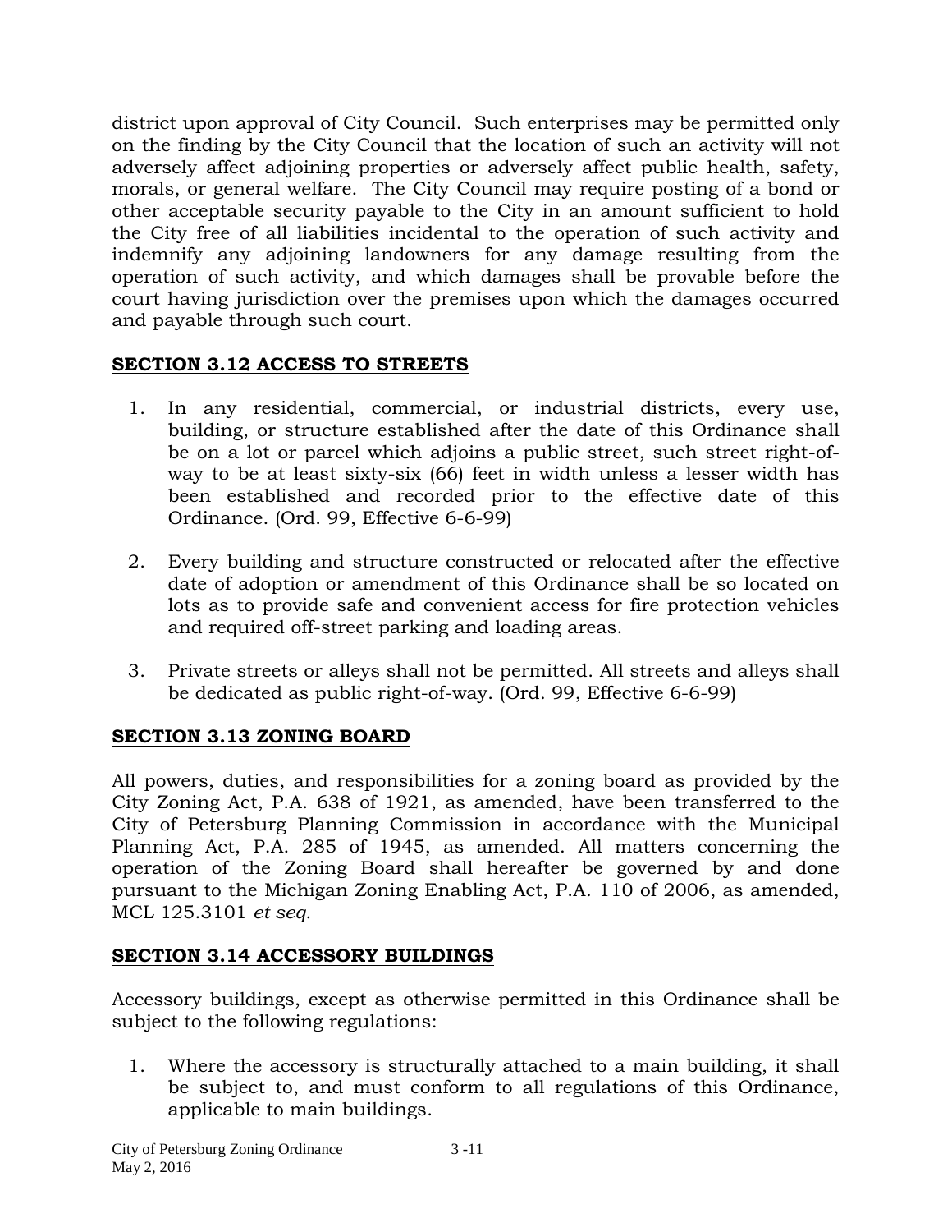district upon approval of City Council. Such enterprises may be permitted only on the finding by the City Council that the location of such an activity will not adversely affect adjoining properties or adversely affect public health, safety, morals, or general welfare. The City Council may require posting of a bond or other acceptable security payable to the City in an amount sufficient to hold the City free of all liabilities incidental to the operation of such activity and indemnify any adjoining landowners for any damage resulting from the operation of such activity, and which damages shall be provable before the court having jurisdiction over the premises upon which the damages occurred and payable through such court.

## SECTION 3.12 ACCESS TO STREETS

1. In any residential, commercial, or industrial districts, every use, building, or structure established after the date of this Ordinance shall be on a lot or parcel which adjoins a public street, such street right-of-way to be at least sixty-six (66) feet in width unless a lesser width has been established and recorded prior to the effective date of this Ordinance. (Ord. 99, Effective 6-6-99)

2. Every building and structure constructed or relocated after the effective date of adoption or amendment of this Ordinance shall be so located on lots as to provide safe and convenient access for fire protection vehicles and required off-street parking and loading areas.

3. Private streets or alleys shall not be permitted. All streets and alleys shall be dedicated as public right-of-way. (Ord. 99, Effective 6-6-99)

## SECTION 3.13 ZONING BOARD

All powers, duties, and responsibilities for a zoning board as provided by the City Zoning Act, P.A. 638 of 1921, as amended, have been transferred to the City of Petersburg Planning Commission in accordance with the Municipal Planning Act, P.A. 285 of 1945, as amended. All matters concerning the operation of the Zoning Board shall hereafter be governed by and done pursuant to the Michigan Zoning Enabling Act, P.A. 110 of 2006, as amended, MCL 125.3101 *et seq.*

## SECTION 3.14 ACCESSORY BUILDINGS

Accessory buildings, except as otherwise permitted in this Ordinance shall be subject to the following regulations:

1. Where the accessory is structurally attached to a main building, it shall be subject to, and must conform to all regulations of this Ordinance, applicable to main buildings.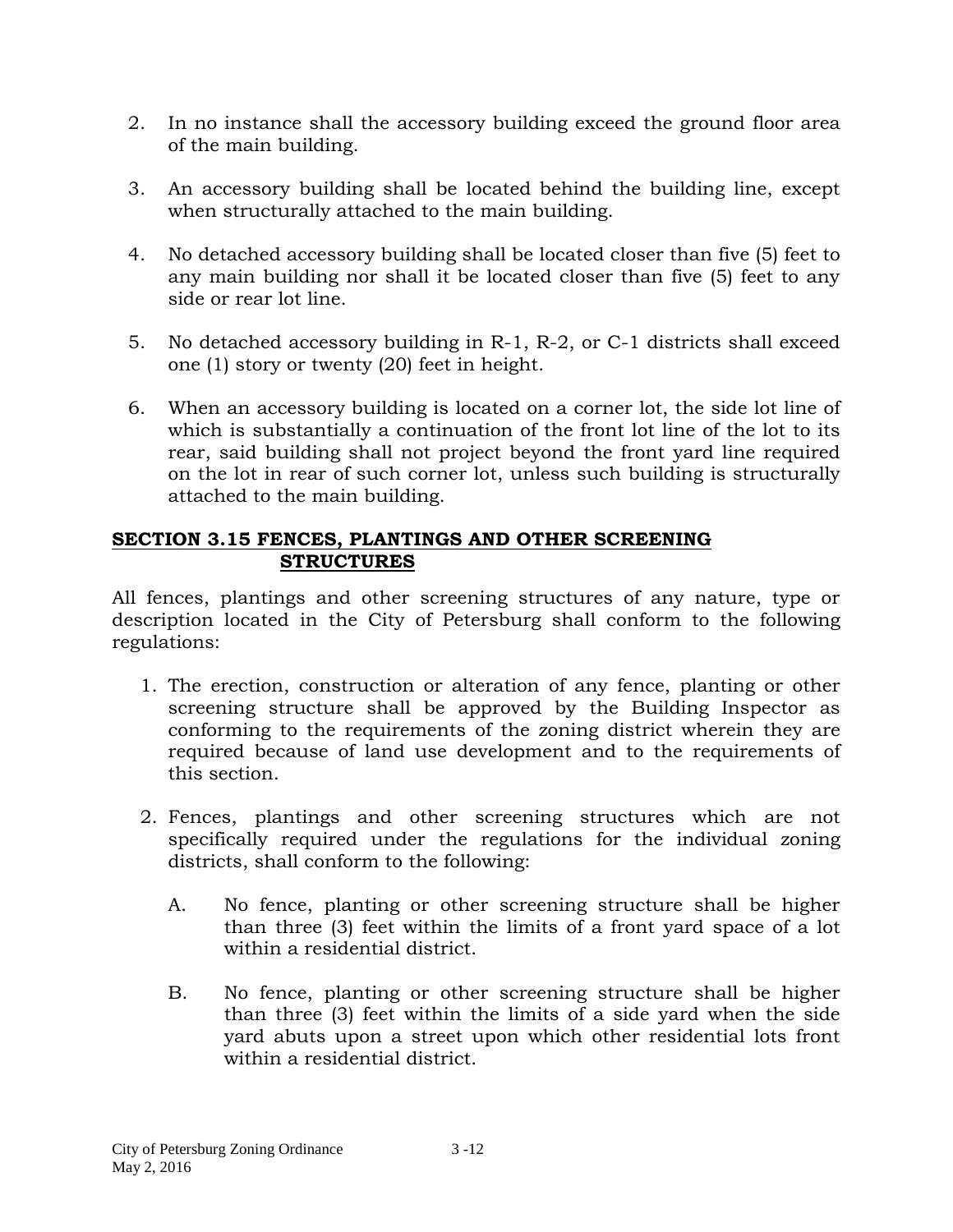2. In no instance shall the accessory building exceed the ground floor area of the main building.

3. An accessory building shall be located behind the building line, except when structurally attached to the main building.

4. No detached accessory building shall be located closer than five (5) feet to any main building nor shall it be located closer than five (5) feet to any side or rear lot line.

5. No detached accessory building in R-1, R-2, or C-1 districts shall exceed one (1) story or twenty (20) feet in height.

6. When an accessory building is located on a corner lot, the side lot line of which is substantially a continuation of the front lot line of the lot to its rear, said building shall not project beyond the front yard line required on the lot in rear of such corner lot, unless such building is structurally attached to the main building.

## SECTION 3.15 FENCES, PLANTINGS AND OTHER SCREENING STRUCTURES

All fences, plantings and other screening structures of any nature, type or description located in the City of Petersburg shall conform to the following regulations:

1. The erection, construction or alteration of any fence, planting or other screening structure shall be approved by the Building Inspector as conforming to the requirements of the zoning district wherein they are required because of land use development and to the requirements of this section.

2. Fences, plantings and other screening structures which are not specifically required under the regulations for the individual zoning districts, shall conform to the following:

   A. No fence, planting or other screening structure shall be higher than three (3) feet within the limits of a front yard space of a lot within a residential district.

   B. No fence, planting or other screening structure shall be higher than three (3) feet within the limits of a side yard when the side yard abuts upon a street upon which other residential lots front within a residential district.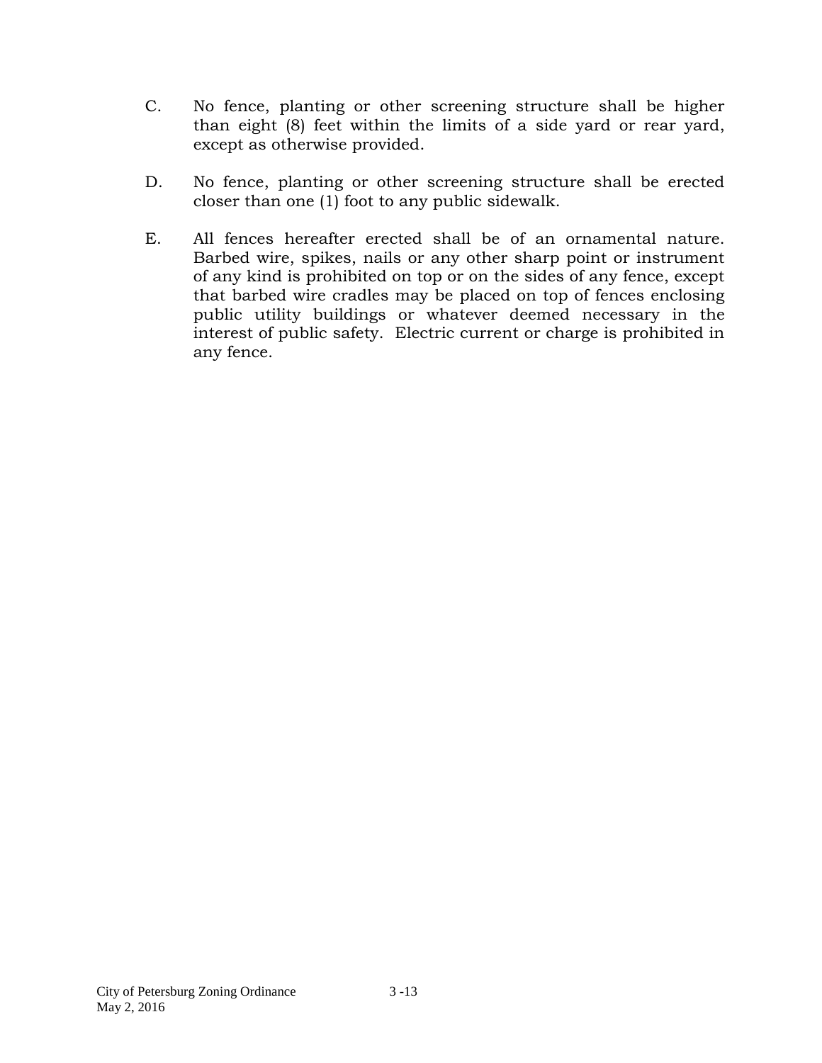C. No fence, planting or other screening structure shall be higher than eight (8) feet within the limits of a side yard or rear yard, except as otherwise provided.

D. No fence, planting or other screening structure shall be erected closer than one (1) foot to any public sidewalk.

E. All fences hereafter erected shall be of an ornamental nature. Barbed wire, spikes, nails or any other sharp point or instrument of any kind is prohibited on top or on the sides of any fence, except that barbed wire cradles may be placed on top of fences enclosing public utility buildings or whatever deemed necessary in the interest of public safety. Electric current or charge is prohibited in any fence.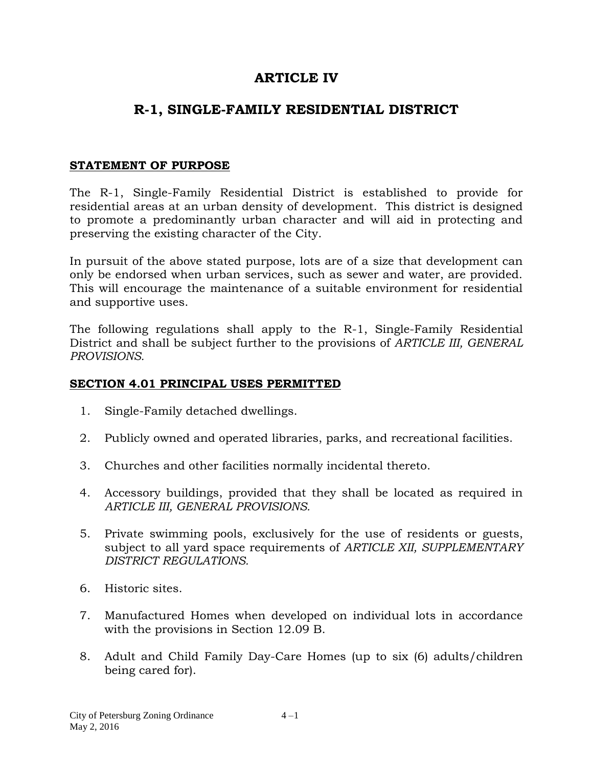# ARTICLE IV

## R-1, SINGLE-FAMILY RESIDENTIAL DISTRICT

**STATEMENT OF PURPOSE**

The R-1, Single-Family Residential District is established to provide for residential areas at an urban density of development. This district is designed to promote a predominantly urban character and will aid in protecting and preserving the existing character of the City.

In pursuit of the above stated purpose, lots are of a size that development can only be endorsed when urban services, such as sewer and water, are provided. This will encourage the maintenance of a suitable environment for residential and supportive uses.

The following regulations shall apply to the R-1, Single-Family Residential District and shall be subject further to the provisions of *ARTICLE III, GENERAL PROVISIONS.*

**SECTION 4.01 PRINCIPAL USES PERMITTED**

1. Single-Family detached dwellings.
2. Publicly owned and operated libraries, parks, and recreational facilities.
3. Churches and other facilities normally incidental thereto.
4. Accessory buildings, provided that they shall be located as required in *ARTICLE III, GENERAL PROVISIONS.*
5. Private swimming pools, exclusively for the use of residents or guests, subject to all yard space requirements of *ARTICLE XII, SUPPLEMENTARY DISTRICT REGULATIONS.*
6. Historic sites.
7. Manufactured Homes when developed on individual lots in accordance with the provisions in Section 12.09 B.
8. Adult and Child Family Day-Care Homes (up to six (6) adults/children being cared for).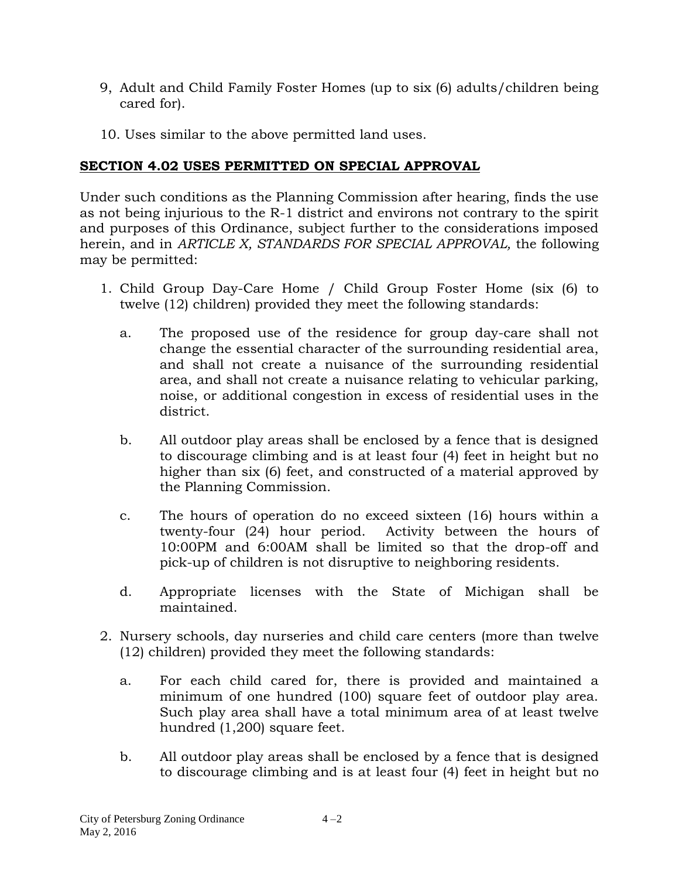9, Adult and Child Family Foster Homes (up to six (6) adults/children being cared for).

10. Uses similar to the above permitted land uses.

## **SECTION 4.02 USES PERMITTED ON SPECIAL APPROVAL**

Under such conditions as the Planning Commission after hearing, finds the use as not being injurious to the R-1 district and environs not contrary to the spirit and purposes of this Ordinance, subject further to the considerations imposed herein, and in *ARTICLE X, STANDARDS FOR SPECIAL APPROVAL,* the following may be permitted:

1. Child Group Day-Care Home / Child Group Foster Home (six (6) to twelve (12) children) provided they meet the following standards:

   a. The proposed use of the residence for group day-care shall not change the essential character of the surrounding residential area, and shall not create a nuisance of the surrounding residential area, and shall not create a nuisance relating to vehicular parking, noise, or additional congestion in excess of residential uses in the district.

   b. All outdoor play areas shall be enclosed by a fence that is designed to discourage climbing and is at least four (4) feet in height but no higher than six (6) feet, and constructed of a material approved by the Planning Commission.

   c. The hours of operation do no exceed sixteen (16) hours within a twenty-four (24) hour period. Activity between the hours of 10:00PM and 6:00AM shall be limited so that the drop-off and pick-up of children is not disruptive to neighboring residents.

   d. Appropriate licenses with the State of Michigan shall be maintained.

2. Nursery schools, day nurseries and child care centers (more than twelve (12) children) provided they meet the following standards:

   a. For each child cared for, there is provided and maintained a minimum of one hundred (100) square feet of outdoor play area. Such play area shall have a total minimum area of at least twelve hundred (1,200) square feet.

   b. All outdoor play areas shall be enclosed by a fence that is designed to discourage climbing and is at least four (4) feet in height but no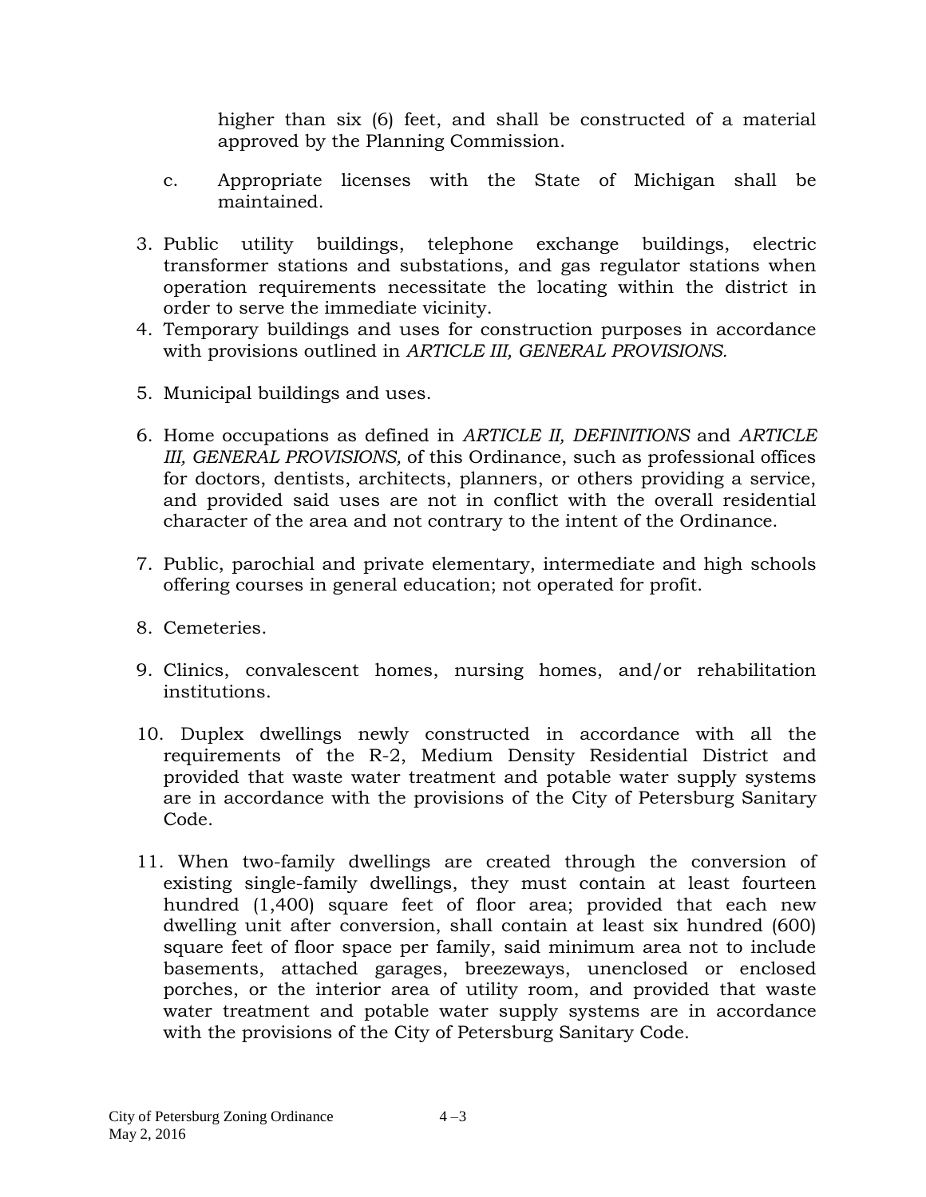higher than six (6) feet, and shall be constructed of a material approved by the Planning Commission.

c. Appropriate licenses with the State of Michigan shall be maintained.

3. Public utility buildings, telephone exchange buildings, electric transformer stations and substations, and gas regulator stations when operation requirements necessitate the locating within the district in order to serve the immediate vicinity.
4. Temporary buildings and uses for construction purposes in accordance with provisions outlined in *ARTICLE III, GENERAL PROVISIONS.*
5. Municipal buildings and uses.
6. Home occupations as defined in *ARTICLE II, DEFINITIONS* and *ARTICLE III, GENERAL PROVISIONS,* of this Ordinance, such as professional offices for doctors, dentists, architects, planners, or others providing a service, and provided said uses are not in conflict with the overall residential character of the area and not contrary to the intent of the Ordinance.
7. Public, parochial and private elementary, intermediate and high schools offering courses in general education; not operated for profit.
8. Cemeteries.
9. Clinics, convalescent homes, nursing homes, and/or rehabilitation institutions.
10. Duplex dwellings newly constructed in accordance with all the requirements of the R-2, Medium Density Residential District and provided that waste water treatment and potable water supply systems are in accordance with the provisions of the City of Petersburg Sanitary Code.
11. When two-family dwellings are created through the conversion of existing single-family dwellings, they must contain at least fourteen hundred (1,400) square feet of floor area; provided that each new dwelling unit after conversion, shall contain at least six hundred (600) square feet of floor space per family, said minimum area not to include basements, attached garages, breezeways, unenclosed or enclosed porches, or the interior area of utility room, and provided that waste water treatment and potable water supply systems are in accordance with the provisions of the City of Petersburg Sanitary Code.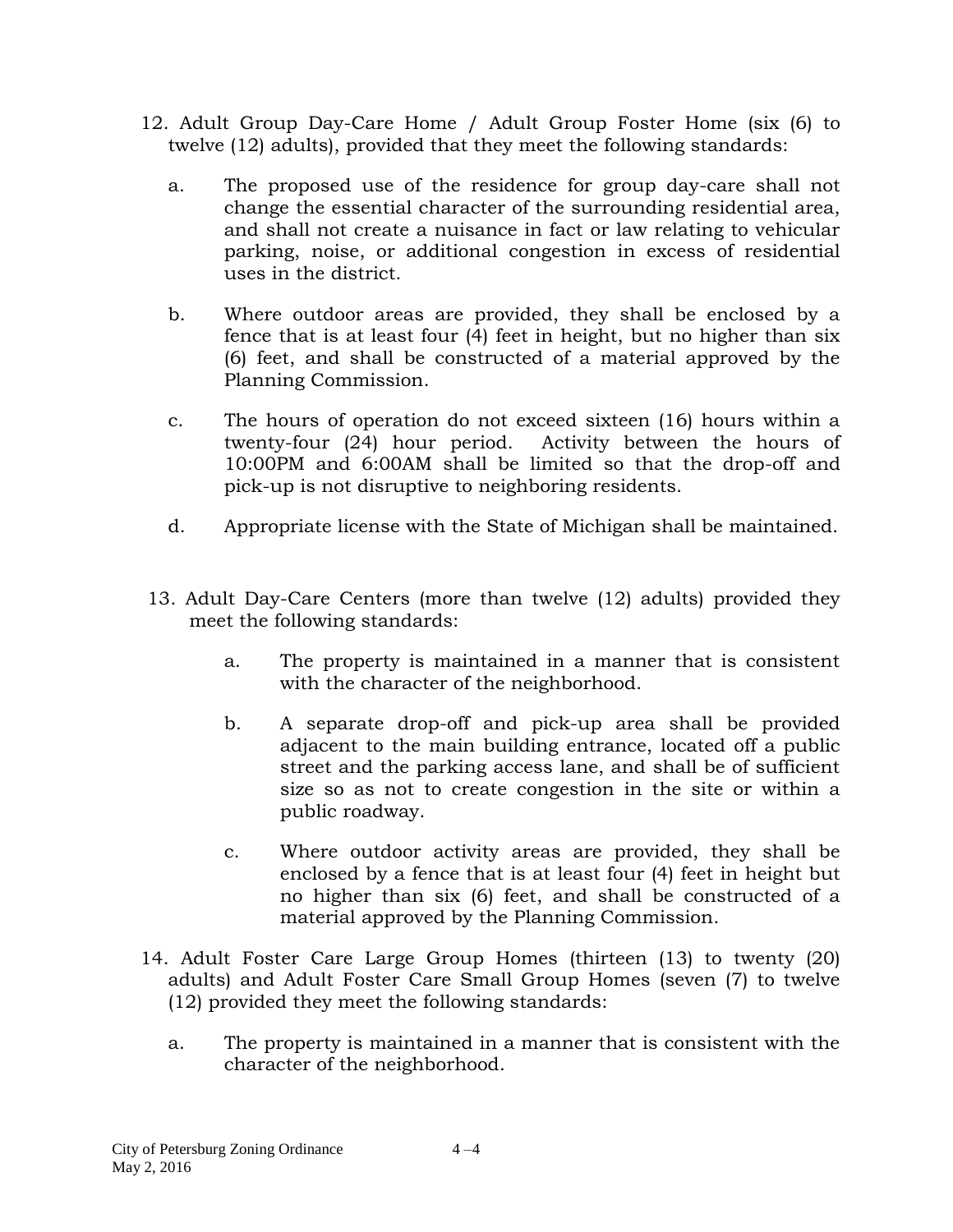12. Adult Group Day-Care Home / Adult Group Foster Home (six (6) to twelve (12) adults), provided that they meet the following standards:

    a. The proposed use of the residence for group day-care shall not change the essential character of the surrounding residential area, and shall not create a nuisance in fact or law relating to vehicular parking, noise, or additional congestion in excess of residential uses in the district.

    b. Where outdoor areas are provided, they shall be enclosed by a fence that is at least four (4) feet in height, but no higher than six (6) feet, and shall be constructed of a material approved by the Planning Commission.

    c. The hours of operation do not exceed sixteen (16) hours within a twenty-four (24) hour period. Activity between the hours of 10:00PM and 6:00AM shall be limited so that the drop-off and pick-up is not disruptive to neighboring residents.

    d. Appropriate license with the State of Michigan shall be maintained.

13. Adult Day-Care Centers (more than twelve (12) adults) provided they meet the following standards:

    a. The property is maintained in a manner that is consistent with the character of the neighborhood.

    b. A separate drop-off and pick-up area shall be provided adjacent to the main building entrance, located off a public street and the parking access lane, and shall be of sufficient size so as not to create congestion in the site or within a public roadway.

    c. Where outdoor activity areas are provided, they shall be enclosed by a fence that is at least four (4) feet in height but no higher than six (6) feet, and shall be constructed of a material approved by the Planning Commission.

14. Adult Foster Care Large Group Homes (thirteen (13) to twenty (20) adults) and Adult Foster Care Small Group Homes (seven (7) to twelve (12) provided they meet the following standards:

    a. The property is maintained in a manner that is consistent with the character of the neighborhood.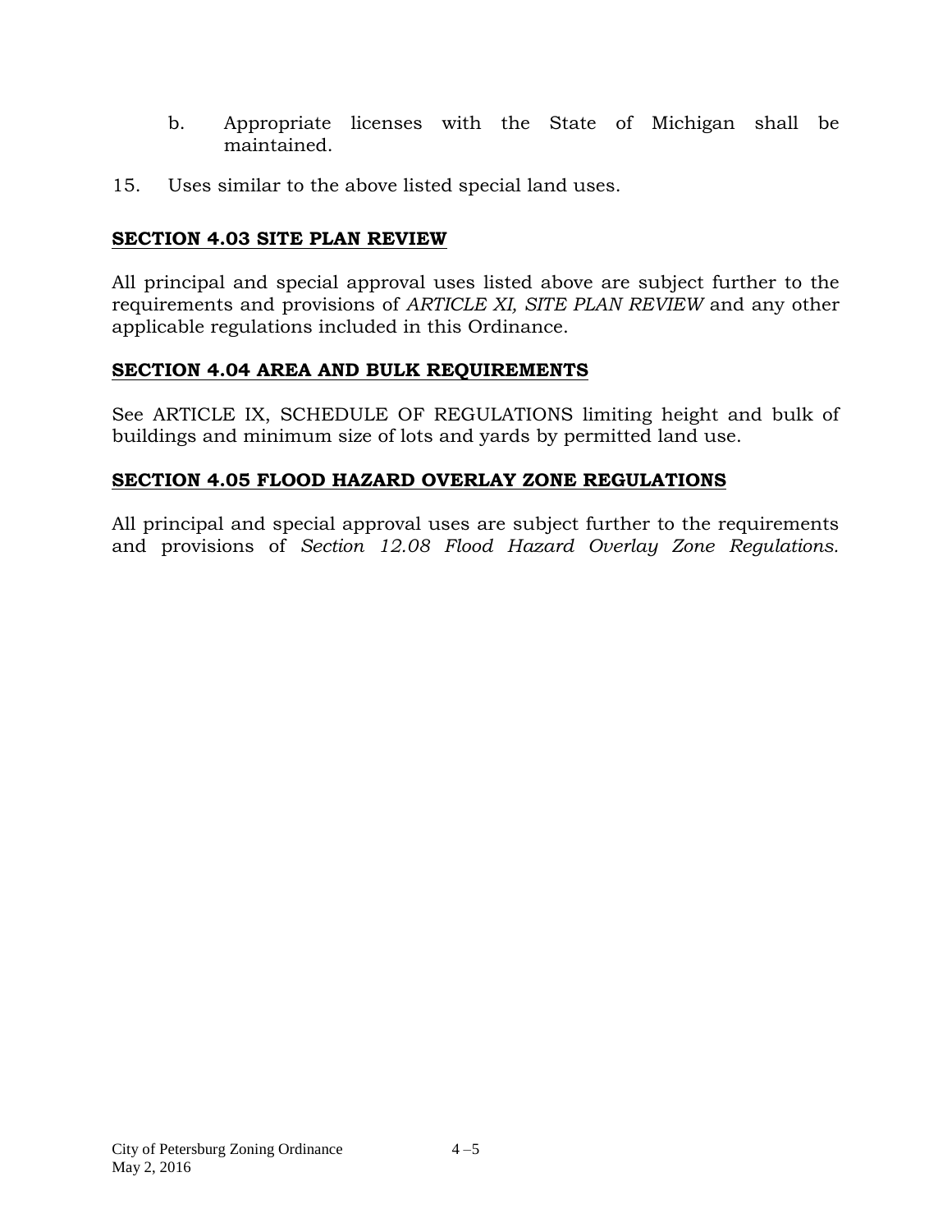b. Appropriate licenses with the State of Michigan shall be maintained.

15. Uses similar to the above listed special land uses.

## SECTION 4.03 SITE PLAN REVIEW

All principal and special approval uses listed above are subject further to the requirements and provisions of *ARTICLE XI, SITE PLAN REVIEW* and any other applicable regulations included in this Ordinance.

## SECTION 4.04 AREA AND BULK REQUIREMENTS

See ARTICLE IX, SCHEDULE OF REGULATIONS limiting height and bulk of buildings and minimum size of lots and yards by permitted land use.

## SECTION 4.05 FLOOD HAZARD OVERLAY ZONE REGULATIONS

All principal and special approval uses are subject further to the requirements and provisions of *Section 12.08 Flood Hazard Overlay Zone Regulations.*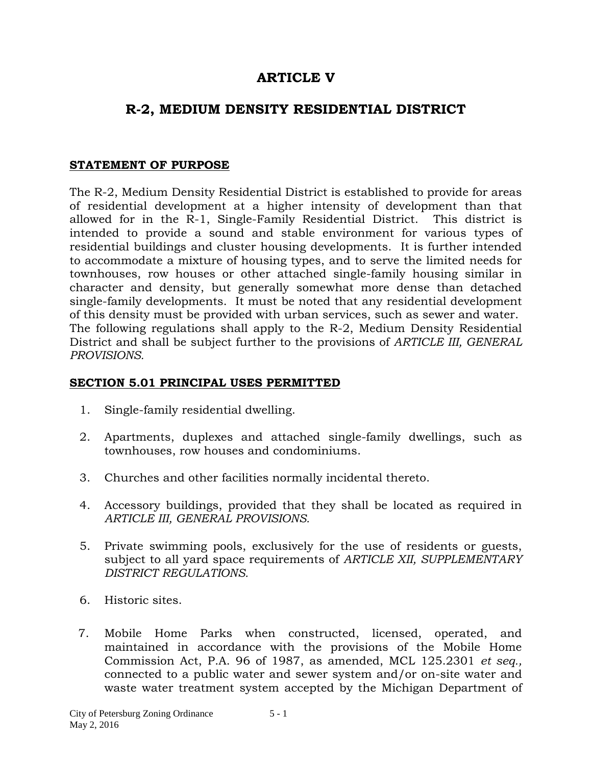# ARTICLE V

## R-2, MEDIUM DENSITY RESIDENTIAL DISTRICT

**STATEMENT OF PURPOSE**

The R-2, Medium Density Residential District is established to provide for areas of residential development at a higher intensity of development than that allowed for in the R-1, Single-Family Residential District. This district is intended to provide a sound and stable environment for various types of residential buildings and cluster housing developments. It is further intended to accommodate a mixture of housing types, and to serve the limited needs for townhouses, row houses or other attached single-family housing similar in character and density, but generally somewhat more dense than detached single-family developments. It must be noted that any residential development of this density must be provided with urban services, such as sewer and water. The following regulations shall apply to the R-2, Medium Density Residential District and shall be subject further to the provisions of *ARTICLE III, GENERAL PROVISIONS.*

**SECTION 5.01 PRINCIPAL USES PERMITTED**

1. Single-family residential dwelling.

2. Apartments, duplexes and attached single-family dwellings, such as townhouses, row houses and condominiums.

3. Churches and other facilities normally incidental thereto.

4. Accessory buildings, provided that they shall be located as required in *ARTICLE III, GENERAL PROVISIONS.*

5. Private swimming pools, exclusively for the use of residents or guests, subject to all yard space requirements of *ARTICLE XII, SUPPLEMENTARY DISTRICT REGULATIONS.*

6. Historic sites.

7. Mobile Home Parks when constructed, licensed, operated, and maintained in accordance with the provisions of the Mobile Home Commission Act, P.A. 96 of 1987, as amended, MCL 125.2301 *et seq.,* connected to a public water and sewer system and/or on-site water and waste water treatment system accepted by the Michigan Department of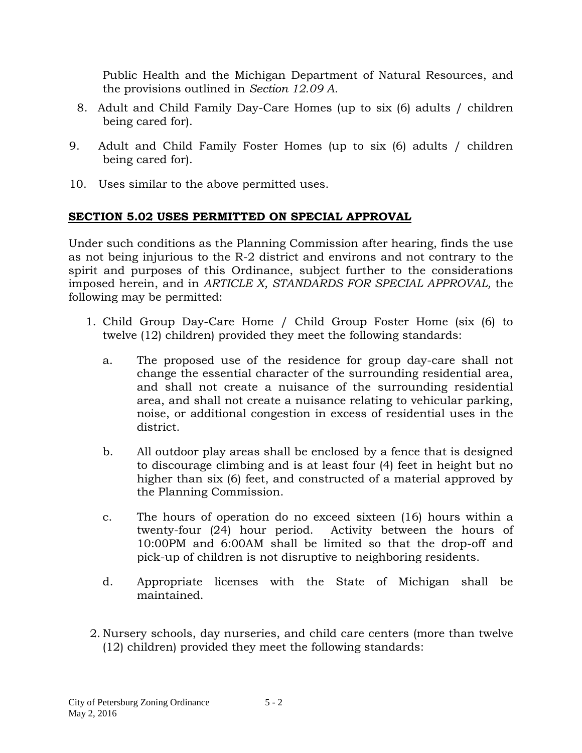Public Health and the Michigan Department of Natural Resources, and the provisions outlined in *Section 12.09 A.*

8. Adult and Child Family Day-Care Homes (up to six (6) adults / children being cared for).

9. Adult and Child Family Foster Homes (up to six (6) adults / children being cared for).

10. Uses similar to the above permitted uses.

## SECTION 5.02 USES PERMITTED ON SPECIAL APPROVAL

Under such conditions as the Planning Commission after hearing, finds the use as not being injurious to the R-2 district and environs and not contrary to the spirit and purposes of this Ordinance, subject further to the considerations imposed herein, and in *ARTICLE X, STANDARDS FOR SPECIAL APPROVAL,* the following may be permitted:

1. Child Group Day-Care Home / Child Group Foster Home (six (6) to twelve (12) children) provided they meet the following standards:

   a. The proposed use of the residence for group day-care shall not change the essential character of the surrounding residential area, and shall not create a nuisance of the surrounding residential area, and shall not create a nuisance relating to vehicular parking, noise, or additional congestion in excess of residential uses in the district.

   b. All outdoor play areas shall be enclosed by a fence that is designed to discourage climbing and is at least four (4) feet in height but no higher than six (6) feet, and constructed of a material approved by the Planning Commission.

   c. The hours of operation do no exceed sixteen (16) hours within a twenty-four (24) hour period. Activity between the hours of 10:00PM and 6:00AM shall be limited so that the drop-off and pick-up of children is not disruptive to neighboring residents.

   d. Appropriate licenses with the State of Michigan shall be maintained.

2. Nursery schools, day nurseries, and child care centers (more than twelve (12) children) provided they meet the following standards: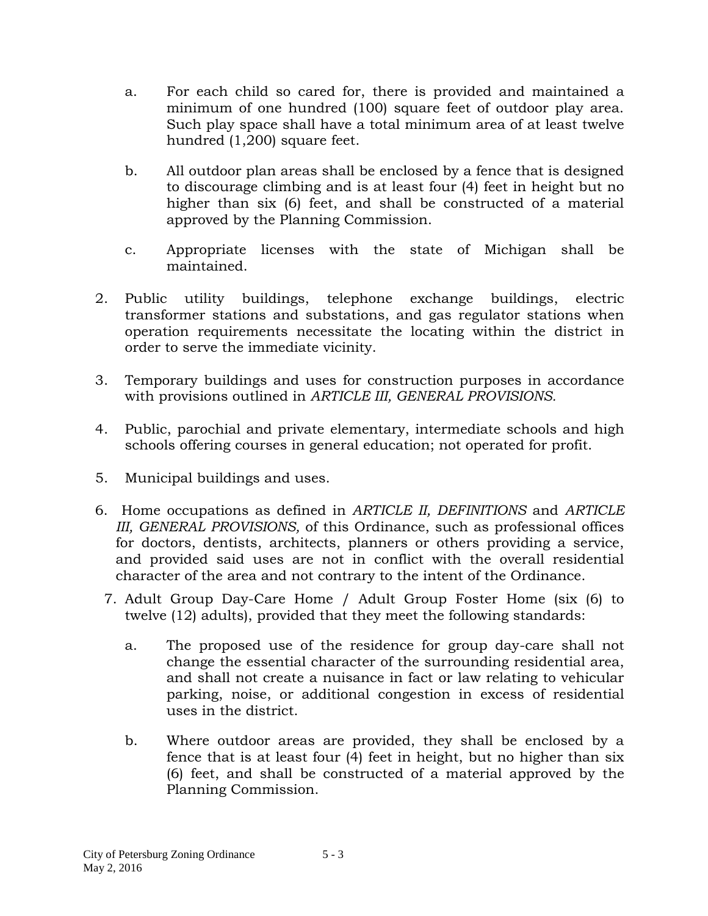a. For each child so cared for, there is provided and maintained a minimum of one hundred (100) square feet of outdoor play area. Such play space shall have a total minimum area of at least twelve hundred (1,200) square feet.

b. All outdoor plan areas shall be enclosed by a fence that is designed to discourage climbing and is at least four (4) feet in height but no higher than six (6) feet, and shall be constructed of a material approved by the Planning Commission.

c. Appropriate licenses with the state of Michigan shall be maintained.

2. Public utility buildings, telephone exchange buildings, electric transformer stations and substations, and gas regulator stations when operation requirements necessitate the locating within the district in order to serve the immediate vicinity.

3. Temporary buildings and uses for construction purposes in accordance with provisions outlined in *ARTICLE III, GENERAL PROVISIONS.*

4. Public, parochial and private elementary, intermediate schools and high schools offering courses in general education; not operated for profit.

5. Municipal buildings and uses.

6. Home occupations as defined in *ARTICLE II, DEFINITIONS* and *ARTICLE III, GENERAL PROVISIONS,* of this Ordinance, such as professional offices for doctors, dentists, architects, planners or others providing a service, and provided said uses are not in conflict with the overall residential character of the area and not contrary to the intent of the Ordinance.

7. Adult Group Day-Care Home / Adult Group Foster Home (six (6) to twelve (12) adults), provided that they meet the following standards:

   a. The proposed use of the residence for group day-care shall not change the essential character of the surrounding residential area, and shall not create a nuisance in fact or law relating to vehicular parking, noise, or additional congestion in excess of residential uses in the district.

   b. Where outdoor areas are provided, they shall be enclosed by a fence that is at least four (4) feet in height, but no higher than six (6) feet, and shall be constructed of a material approved by the Planning Commission.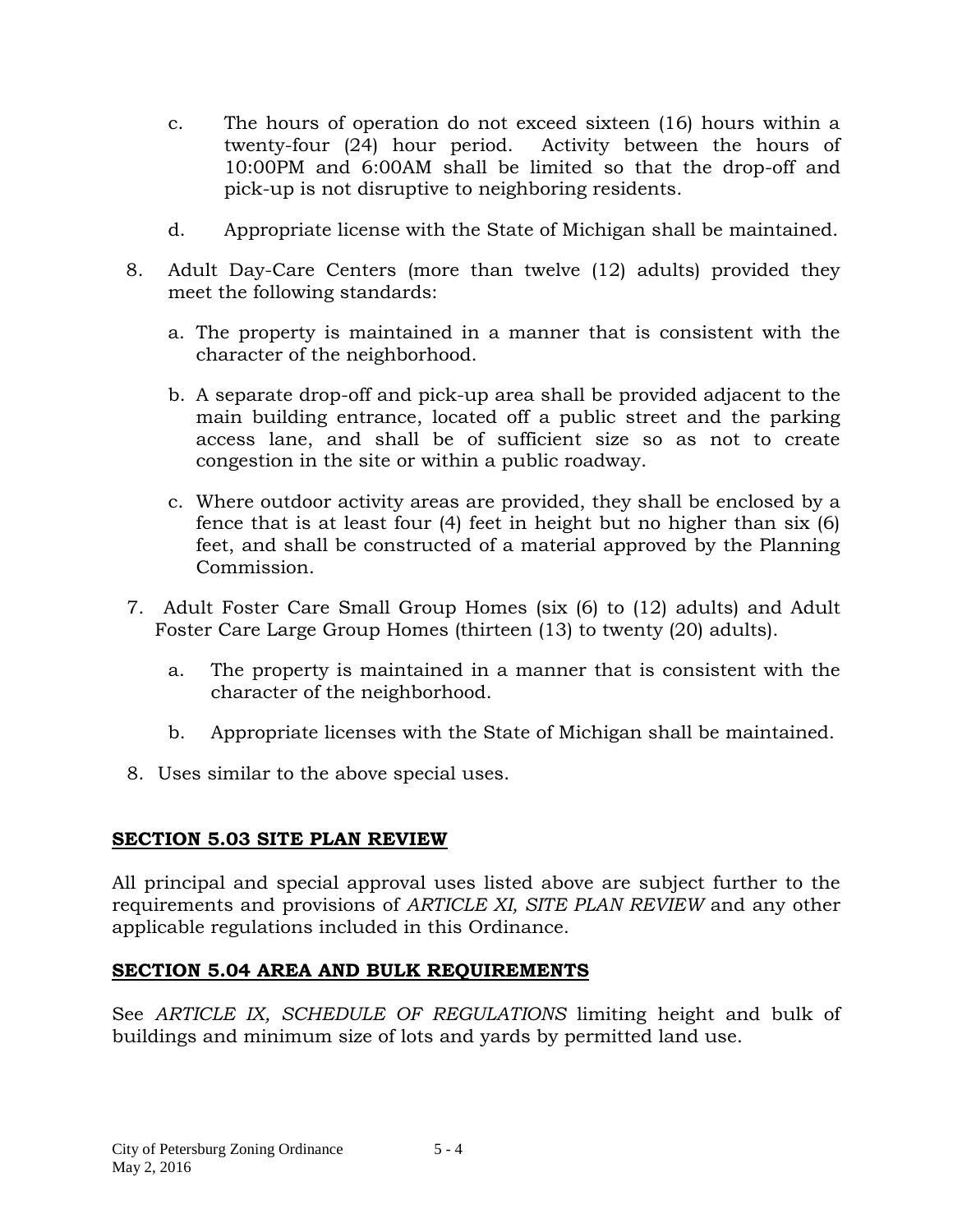c. The hours of operation do not exceed sixteen (16) hours within a twenty-four (24) hour period. Activity between the hours of 10:00PM and 6:00AM shall be limited so that the drop-off and pick-up is not disruptive to neighboring residents.

d. Appropriate license with the State of Michigan shall be maintained.

8. Adult Day-Care Centers (more than twelve (12) adults) provided they meet the following standards:

   a. The property is maintained in a manner that is consistent with the character of the neighborhood.

   b. A separate drop-off and pick-up area shall be provided adjacent to the main building entrance, located off a public street and the parking access lane, and shall be of sufficient size so as not to create congestion in the site or within a public roadway.

   c. Where outdoor activity areas are provided, they shall be enclosed by a fence that is at least four (4) feet in height but no higher than six (6) feet, and shall be constructed of a material approved by the Planning Commission.

7. Adult Foster Care Small Group Homes (six (6) to (12) adults) and Adult Foster Care Large Group Homes (thirteen (13) to twenty (20) adults).

   a. The property is maintained in a manner that is consistent with the character of the neighborhood.

   b. Appropriate licenses with the State of Michigan shall be maintained.

8. Uses similar to the above special uses.

## SECTION 5.03 SITE PLAN REVIEW

All principal and special approval uses listed above are subject further to the requirements and provisions of *ARTICLE XI, SITE PLAN REVIEW* and any other applicable regulations included in this Ordinance.

## SECTION 5.04 AREA AND BULK REQUIREMENTS

See *ARTICLE IX, SCHEDULE OF REGULATIONS* limiting height and bulk of buildings and minimum size of lots and yards by permitted land use.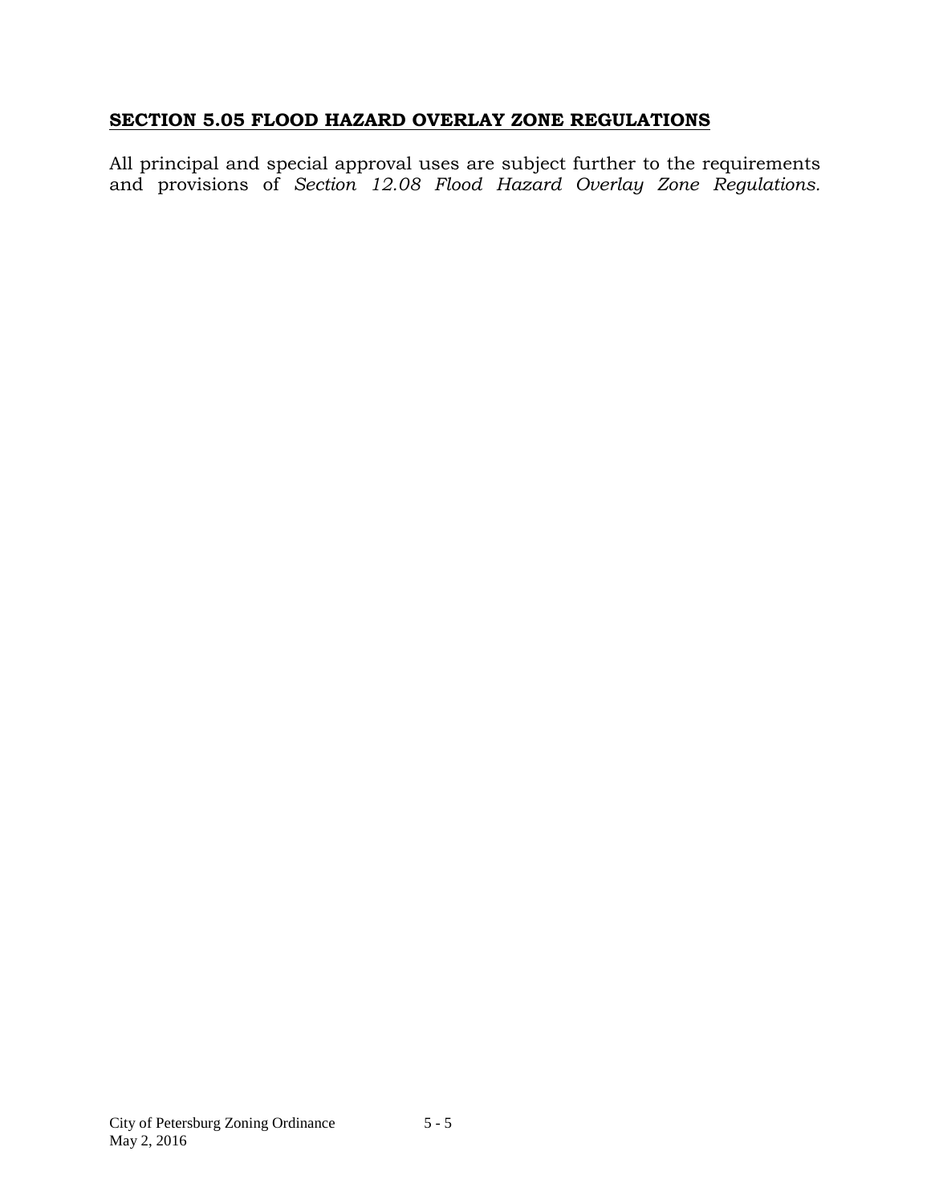## **SECTION 5.05 FLOOD HAZARD OVERLAY ZONE REGULATIONS**

All principal and special approval uses are subject further to the requirements and provisions of *Section 12.08 Flood Hazard Overlay Zone Regulations*.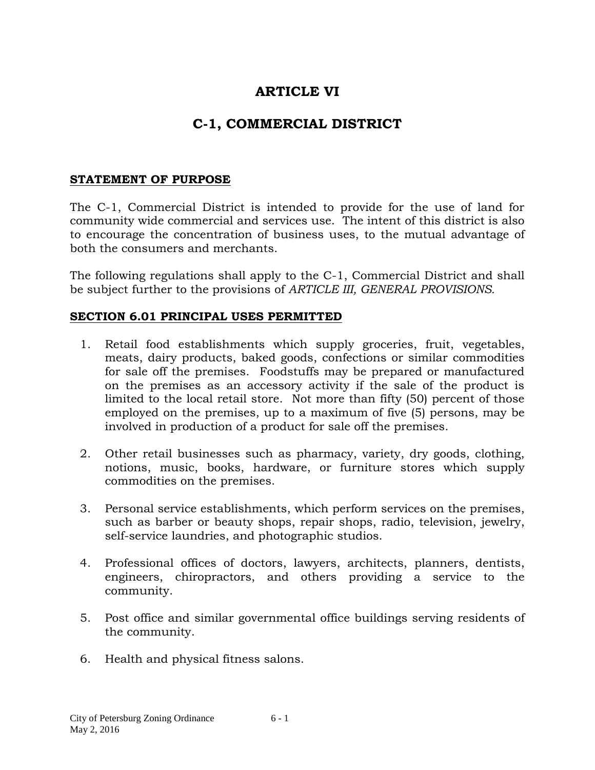# ARTICLE VI

# C-1, COMMERCIAL DISTRICT

**STATEMENT OF PURPOSE**

The C-1, Commercial District is intended to provide for the use of land for community wide commercial and services use. The intent of this district is also to encourage the concentration of business uses, to the mutual advantage of both the consumers and merchants.

The following regulations shall apply to the C-1, Commercial District and shall be subject further to the provisions of *ARTICLE III, GENERAL PROVISIONS.*

**SECTION 6.01 PRINCIPAL USES PERMITTED**

1. Retail food establishments which supply groceries, fruit, vegetables, meats, dairy products, baked goods, confections or similar commodities for sale off the premises. Foodstuffs may be prepared or manufactured on the premises as an accessory activity if the sale of the product is limited to the local retail store. Not more than fifty (50) percent of those employed on the premises, up to a maximum of five (5) persons, may be involved in production of a product for sale off the premises.

2. Other retail businesses such as pharmacy, variety, dry goods, clothing, notions, music, books, hardware, or furniture stores which supply commodities on the premises.

3. Personal service establishments, which perform services on the premises, such as barber or beauty shops, repair shops, radio, television, jewelry, self-service laundries, and photographic studios.

4. Professional offices of doctors, lawyers, architects, planners, dentists, engineers, chiropractors, and others providing a service to the community.

5. Post office and similar governmental office buildings serving residents of the community.

6. Health and physical fitness salons.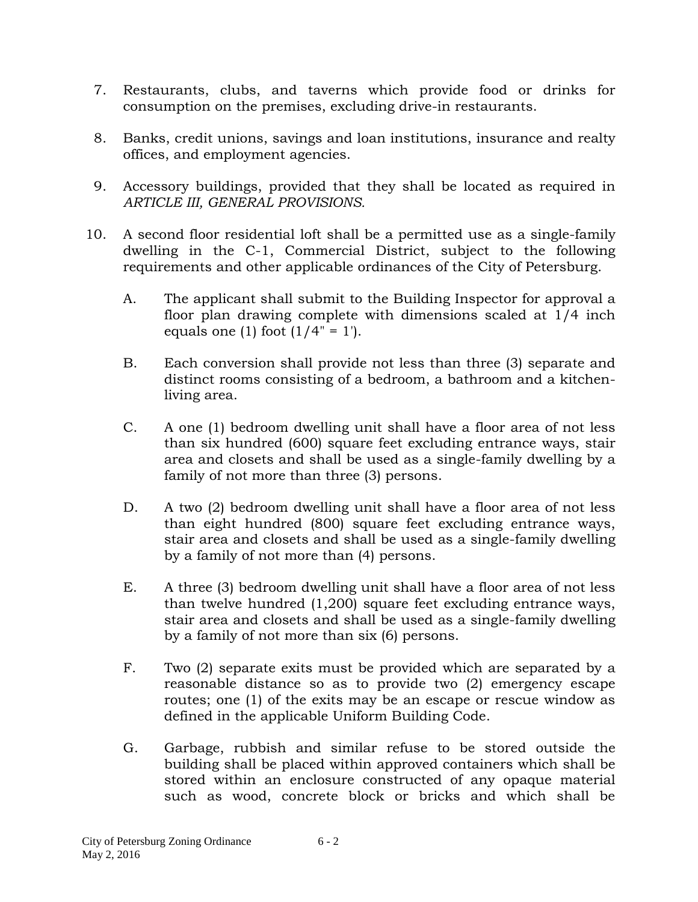7. Restaurants, clubs, and taverns which provide food or drinks for consumption on the premises, excluding drive-in restaurants.

8. Banks, credit unions, savings and loan institutions, insurance and realty offices, and employment agencies.

9. Accessory buildings, provided that they shall be located as required in *ARTICLE III, GENERAL PROVISIONS.*

10. A second floor residential loft shall be a permitted use as a single-family dwelling in the C-1, Commercial District, subject to the following requirements and other applicable ordinances of the City of Petersburg.

    A. The applicant shall submit to the Building Inspector for approval a floor plan drawing complete with dimensions scaled at 1/4 inch equals one (1) foot (1/4" = 1').

    B. Each conversion shall provide not less than three (3) separate and distinct rooms consisting of a bedroom, a bathroom and a kitchen-living area.

    C. A one (1) bedroom dwelling unit shall have a floor area of not less than six hundred (600) square feet excluding entrance ways, stair area and closets and shall be used as a single-family dwelling by a family of not more than three (3) persons.

    D. A two (2) bedroom dwelling unit shall have a floor area of not less than eight hundred (800) square feet excluding entrance ways, stair area and closets and shall be used as a single-family dwelling by a family of not more than (4) persons.

    E. A three (3) bedroom dwelling unit shall have a floor area of not less than twelve hundred (1,200) square feet excluding entrance ways, stair area and closets and shall be used as a single-family dwelling by a family of not more than six (6) persons.

    F. Two (2) separate exits must be provided which are separated by a reasonable distance so as to provide two (2) emergency escape routes; one (1) of the exits may be an escape or rescue window as defined in the applicable Uniform Building Code.

    G. Garbage, rubbish and similar refuse to be stored outside the building shall be placed within approved containers which shall be stored within an enclosure constructed of any opaque material such as wood, concrete block or bricks and which shall be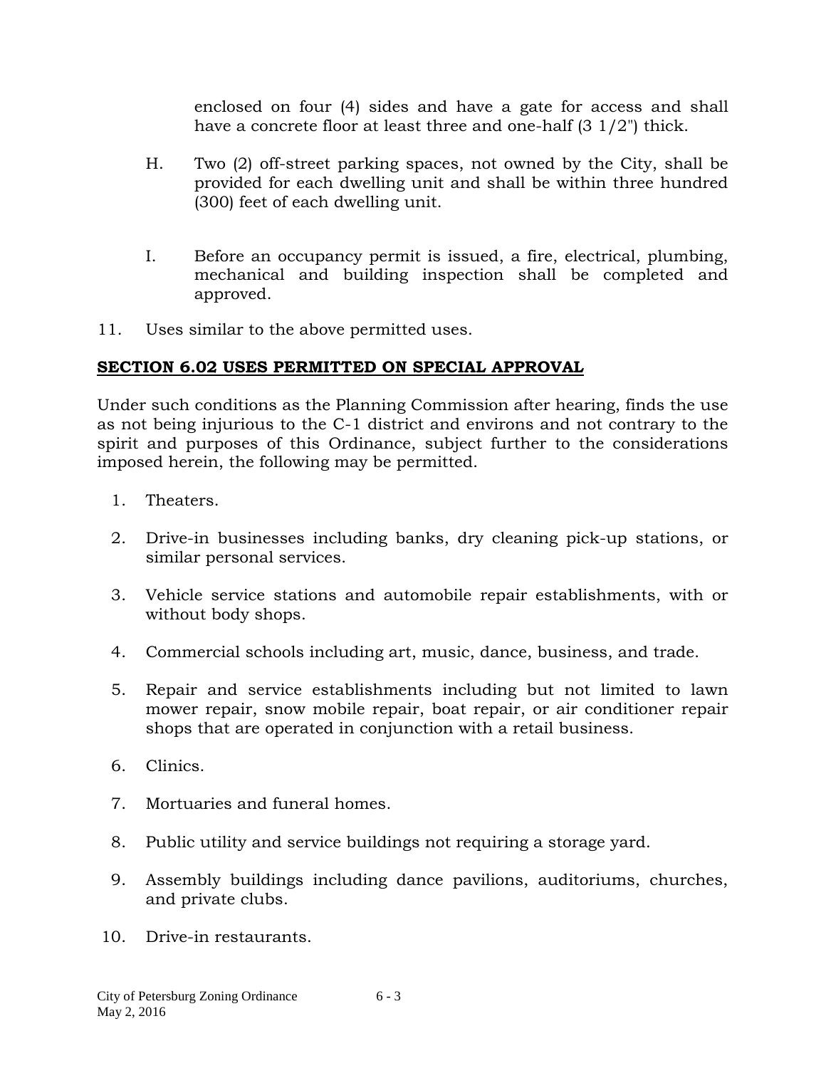enclosed on four (4) sides and have a gate for access and shall have a concrete floor at least three and one-half (3 1/2") thick.

H. Two (2) off-street parking spaces, not owned by the City, shall be provided for each dwelling unit and shall be within three hundred (300) feet of each dwelling unit.

I. Before an occupancy permit is issued, a fire, electrical, plumbing, mechanical and building inspection shall be completed and approved.

11. Uses similar to the above permitted uses.

## SECTION 6.02 USES PERMITTED ON SPECIAL APPROVAL

Under such conditions as the Planning Commission after hearing, finds the use as not being injurious to the C-1 district and environs and not contrary to the spirit and purposes of this Ordinance, subject further to the considerations imposed herein, the following may be permitted.

1. Theaters.
2. Drive-in businesses including banks, dry cleaning pick-up stations, or similar personal services.
3. Vehicle service stations and automobile repair establishments, with or without body shops.
4. Commercial schools including art, music, dance, business, and trade.
5. Repair and service establishments including but not limited to lawn mower repair, snow mobile repair, boat repair, or air conditioner repair shops that are operated in conjunction with a retail business.
6. Clinics.
7. Mortuaries and funeral homes.
8. Public utility and service buildings not requiring a storage yard.
9. Assembly buildings including dance pavilions, auditoriums, churches, and private clubs.
10. Drive-in restaurants.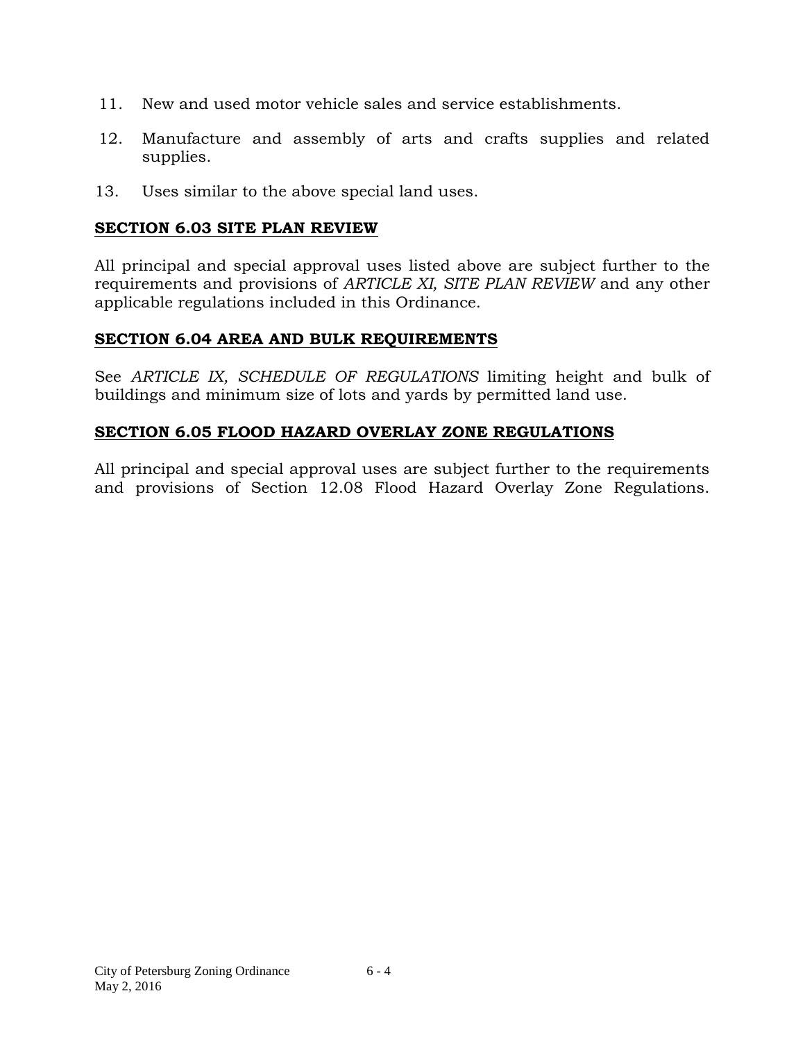11. New and used motor vehicle sales and service establishments.

12. Manufacture and assembly of arts and crafts supplies and related supplies.

13. Uses similar to the above special land uses.

## **SECTION 6.03 SITE PLAN REVIEW**

All principal and special approval uses listed above are subject further to the requirements and provisions of *ARTICLE XI, SITE PLAN REVIEW* and any other applicable regulations included in this Ordinance.

## **SECTION 6.04 AREA AND BULK REQUIREMENTS**

See *ARTICLE IX, SCHEDULE OF REGULATIONS* limiting height and bulk of buildings and minimum size of lots and yards by permitted land use.

## **SECTION 6.05 FLOOD HAZARD OVERLAY ZONE REGULATIONS**

All principal and special approval uses are subject further to the requirements and provisions of Section 12.08 Flood Hazard Overlay Zone Regulations.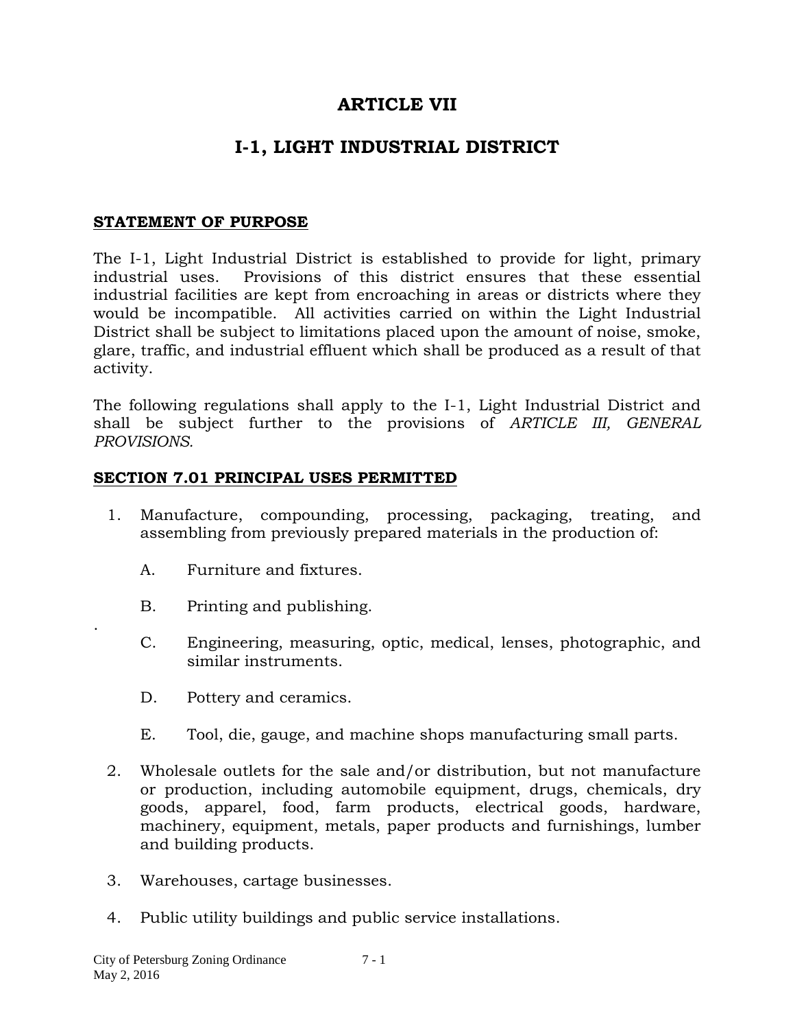# ARTICLE VII

# I-1, LIGHT INDUSTRIAL DISTRICT

## STATEMENT OF PURPOSE

The I-1, Light Industrial District is established to provide for light, primary industrial uses. Provisions of this district ensures that these essential industrial facilities are kept from encroaching in areas or districts where they would be incompatible. All activities carried on within the Light Industrial District shall be subject to limitations placed upon the amount of noise, smoke, glare, traffic, and industrial effluent which shall be produced as a result of that activity.

The following regulations shall apply to the I-1, Light Industrial District and shall be subject further to the provisions of *ARTICLE III, GENERAL PROVISIONS.*

## SECTION 7.01 PRINCIPAL USES PERMITTED

1. Manufacture, compounding, processing, packaging, treating, and assembling from previously prepared materials in the production of:

   A. Furniture and fixtures.

   B. Printing and publishing.

   C. Engineering, measuring, optic, medical, lenses, photographic, and similar instruments.

   D. Pottery and ceramics.

   E. Tool, die, gauge, and machine shops manufacturing small parts.

2. Wholesale outlets for the sale and/or distribution, but not manufacture or production, including automobile equipment, drugs, chemicals, dry goods, apparel, food, farm products, electrical goods, hardware, machinery, equipment, metals, paper products and furnishings, lumber and building products.

3. Warehouses, cartage businesses.

4. Public utility buildings and public service installations.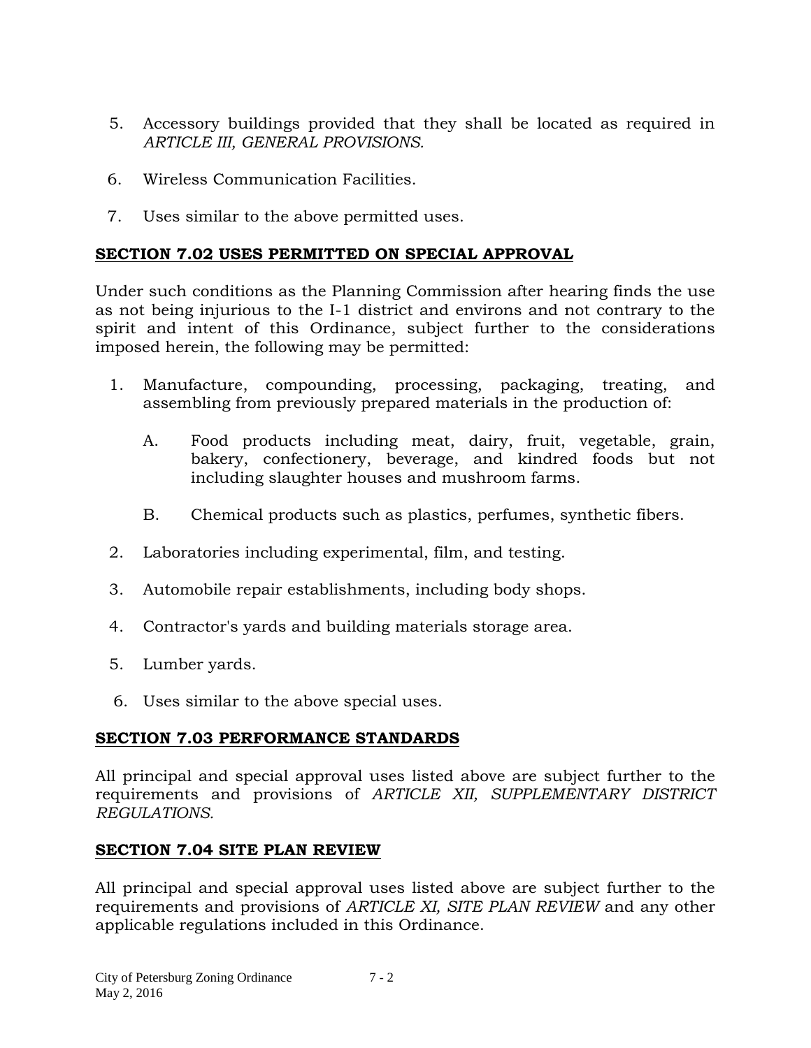5. Accessory buildings provided that they shall be located as required in *ARTICLE III, GENERAL PROVISIONS.*

6. Wireless Communication Facilities.

7. Uses similar to the above permitted uses.

## SECTION 7.02 USES PERMITTED ON SPECIAL APPROVAL

Under such conditions as the Planning Commission after hearing finds the use as not being injurious to the I-1 district and environs and not contrary to the spirit and intent of this Ordinance, subject further to the considerations imposed herein, the following may be permitted:

1. Manufacture, compounding, processing, packaging, treating, and assembling from previously prepared materials in the production of:

   A. Food products including meat, dairy, fruit, vegetable, grain, bakery, confectionery, beverage, and kindred foods but not including slaughter houses and mushroom farms.

   B. Chemical products such as plastics, perfumes, synthetic fibers.

2. Laboratories including experimental, film, and testing.

3. Automobile repair establishments, including body shops.

4. Contractor's yards and building materials storage area.

5. Lumber yards.

6. Uses similar to the above special uses.

## SECTION 7.03 PERFORMANCE STANDARDS

All principal and special approval uses listed above are subject further to the requirements and provisions of *ARTICLE XII, SUPPLEMENTARY DISTRICT REGULATIONS.*

## SECTION 7.04 SITE PLAN REVIEW

All principal and special approval uses listed above are subject further to the requirements and provisions of *ARTICLE XI, SITE PLAN REVIEW* and any other applicable regulations included in this Ordinance.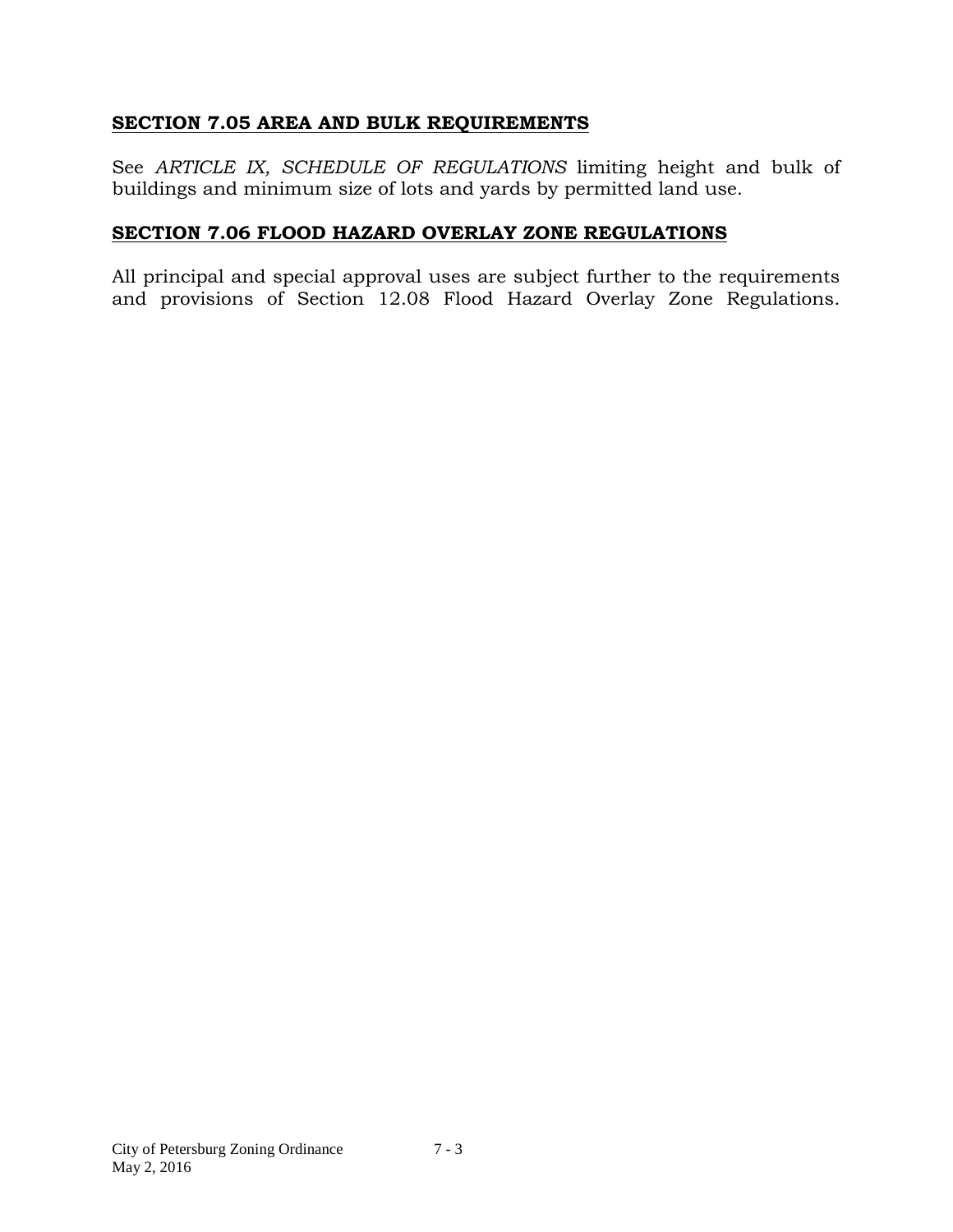## SECTION 7.05 AREA AND BULK REQUIREMENTS

See *ARTICLE IX, SCHEDULE OF REGULATIONS* limiting height and bulk of buildings and minimum size of lots and yards by permitted land use.

## SECTION 7.06 FLOOD HAZARD OVERLAY ZONE REGULATIONS

All principal and special approval uses are subject further to the requirements and provisions of Section 12.08 Flood Hazard Overlay Zone Regulations.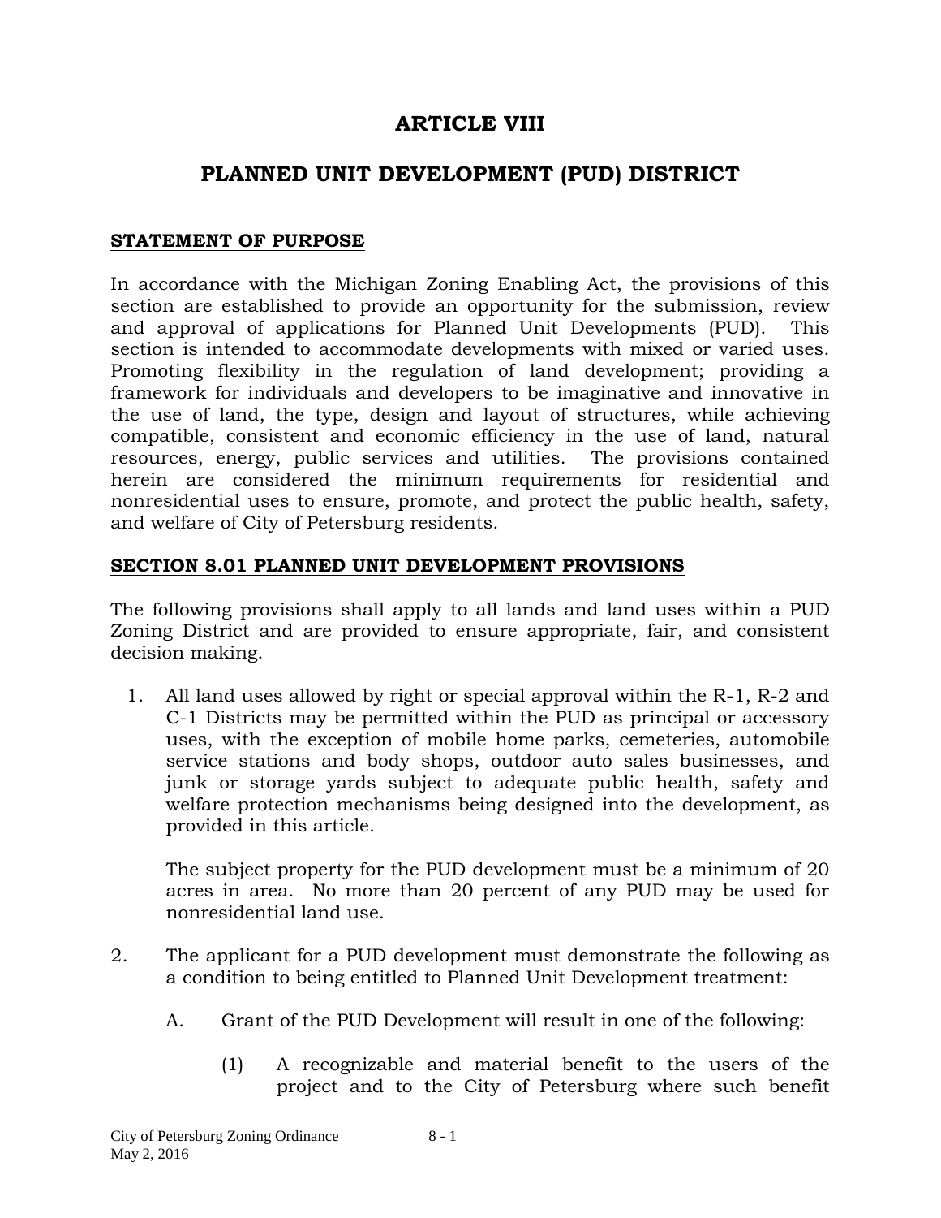# ARTICLE VIII

# PLANNED UNIT DEVELOPMENT (PUD) DISTRICT

**STATEMENT OF PURPOSE**

In accordance with the Michigan Zoning Enabling Act, the provisions of this section are established to provide an opportunity for the submission, review and approval of applications for Planned Unit Developments (PUD). This section is intended to accommodate developments with mixed or varied uses. Promoting flexibility in the regulation of land development; providing a framework for individuals and developers to be imaginative and innovative in the use of land, the type, design and layout of structures, while achieving compatible, consistent and economic efficiency in the use of land, natural resources, energy, public services and utilities. The provisions contained herein are considered the minimum requirements for residential and nonresidential uses to ensure, promote, and protect the public health, safety, and welfare of City of Petersburg residents.

**SECTION 8.01 PLANNED UNIT DEVELOPMENT PROVISIONS**

The following provisions shall apply to all lands and land uses within a PUD Zoning District and are provided to ensure appropriate, fair, and consistent decision making.

1. All land uses allowed by right or special approval within the R-1, R-2 and C-1 Districts may be permitted within the PUD as principal or accessory uses, with the exception of mobile home parks, cemeteries, automobile service stations and body shops, outdoor auto sales businesses, and junk or storage yards subject to adequate public health, safety and welfare protection mechanisms being designed into the development, as provided in this article.

   The subject property for the PUD development must be a minimum of 20 acres in area. No more than 20 percent of any PUD may be used for nonresidential land use.

2. The applicant for a PUD development must demonstrate the following as a condition to being entitled to Planned Unit Development treatment:

   A. Grant of the PUD Development will result in one of the following:

      (1) A recognizable and material benefit to the users of the project and to the City of Petersburg where such benefit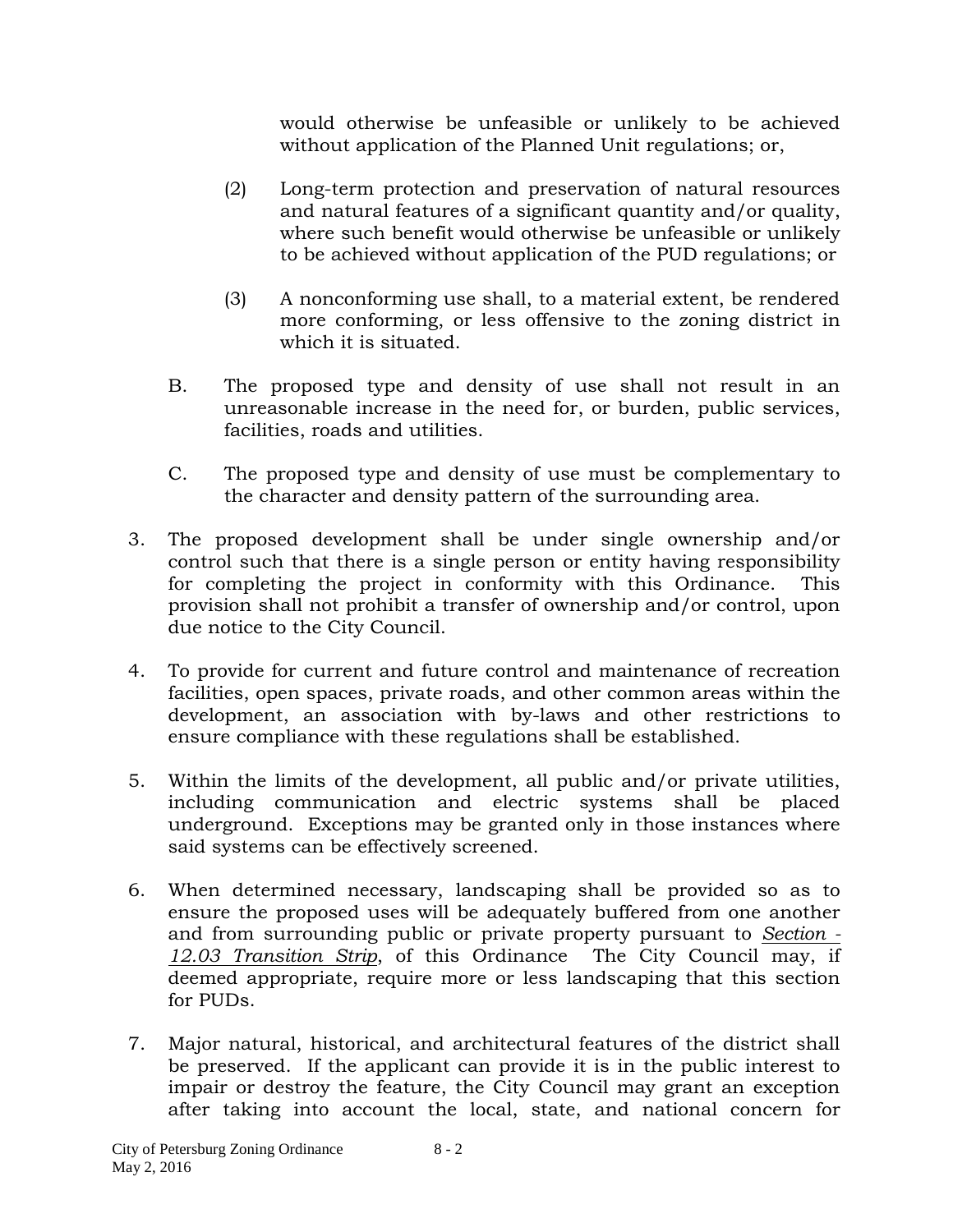would otherwise be unfeasible or unlikely to be achieved without application of the Planned Unit regulations; or,

(2) Long-term protection and preservation of natural resources and natural features of a significant quantity and/or quality, where such benefit would otherwise be unfeasible or unlikely to be achieved without application of the PUD regulations; or

(3) A nonconforming use shall, to a material extent, be rendered more conforming, or less offensive to the zoning district in which it is situated.

B. The proposed type and density of use shall not result in an unreasonable increase in the need for, or burden, public services, facilities, roads and utilities.

C. The proposed type and density of use must be complementary to the character and density pattern of the surrounding area.

3. The proposed development shall be under single ownership and/or control such that there is a single person or entity having responsibility for completing the project in conformity with this Ordinance. This provision shall not prohibit a transfer of ownership and/or control, upon due notice to the City Council.

4. To provide for current and future control and maintenance of recreation facilities, open spaces, private roads, and other common areas within the development, an association with by-laws and other restrictions to ensure compliance with these regulations shall be established.

5. Within the limits of the development, all public and/or private utilities, including communication and electric systems shall be placed underground. Exceptions may be granted only in those instances where said systems can be effectively screened.

6. When determined necessary, landscaping shall be provided so as to ensure the proposed uses will be adequately buffered from one another and from surrounding public or private property pursuant to *Section - 12.03 Transition Strip*, of this Ordinance The City Council may, if deemed appropriate, require more or less landscaping that this section for PUDs.

7. Major natural, historical, and architectural features of the district shall be preserved. If the applicant can provide it is in the public interest to impair or destroy the feature, the City Council may grant an exception after taking into account the local, state, and national concern for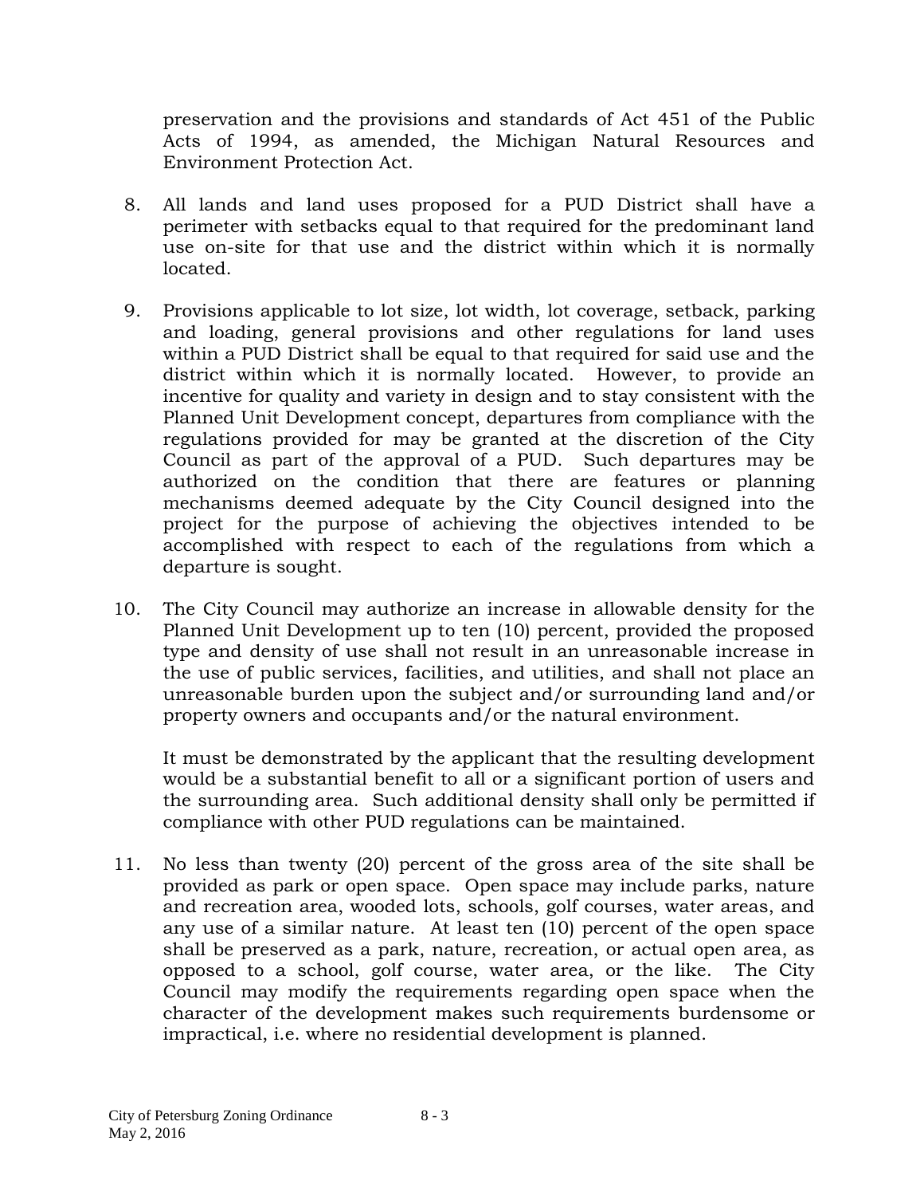preservation and the provisions and standards of Act 451 of the Public Acts of 1994, as amended, the Michigan Natural Resources and Environment Protection Act.

8. All lands and land uses proposed for a PUD District shall have a perimeter with setbacks equal to that required for the predominant land use on-site for that use and the district within which it is normally located.

9. Provisions applicable to lot size, lot width, lot coverage, setback, parking and loading, general provisions and other regulations for land uses within a PUD District shall be equal to that required for said use and the district within which it is normally located. However, to provide an incentive for quality and variety in design and to stay consistent with the Planned Unit Development concept, departures from compliance with the regulations provided for may be granted at the discretion of the City Council as part of the approval of a PUD. Such departures may be authorized on the condition that there are features or planning mechanisms deemed adequate by the City Council designed into the project for the purpose of achieving the objectives intended to be accomplished with respect to each of the regulations from which a departure is sought.

10. The City Council may authorize an increase in allowable density for the Planned Unit Development up to ten (10) percent, provided the proposed type and density of use shall not result in an unreasonable increase in the use of public services, facilities, and utilities, and shall not place an unreasonable burden upon the subject and/or surrounding land and/or property owners and occupants and/or the natural environment.

    It must be demonstrated by the applicant that the resulting development would be a substantial benefit to all or a significant portion of users and the surrounding area. Such additional density shall only be permitted if compliance with other PUD regulations can be maintained.

11. No less than twenty (20) percent of the gross area of the site shall be provided as park or open space. Open space may include parks, nature and recreation area, wooded lots, schools, golf courses, water areas, and any use of a similar nature. At least ten (10) percent of the open space shall be preserved as a park, nature, recreation, or actual open area, as opposed to a school, golf course, water area, or the like. The City Council may modify the requirements regarding open space when the character of the development makes such requirements burdensome or impractical, i.e. where no residential development is planned.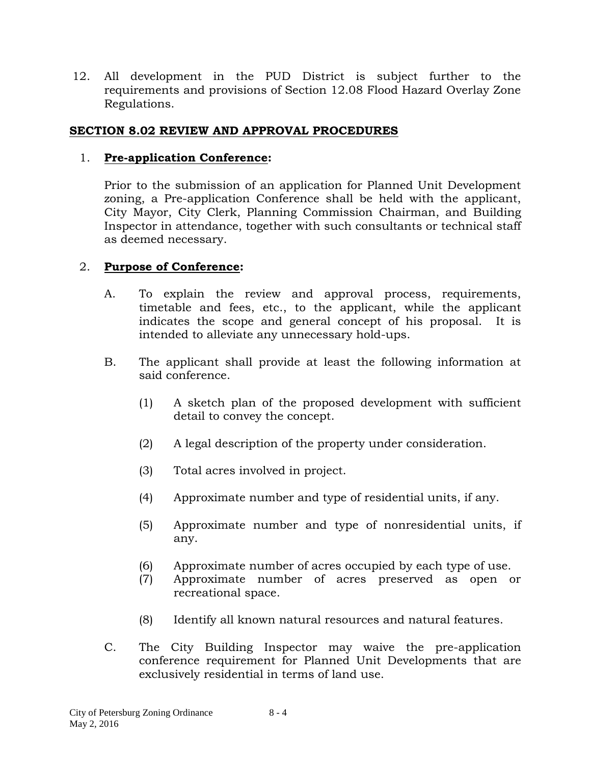12. All development in the PUD District is subject further to the requirements and provisions of Section 12.08 Flood Hazard Overlay Zone Regulations.

## SECTION 8.02 REVIEW AND APPROVAL PROCEDURES

1. **Pre-application Conference:**

   Prior to the submission of an application for Planned Unit Development zoning, a Pre-application Conference shall be held with the applicant, City Mayor, City Clerk, Planning Commission Chairman, and Building Inspector in attendance, together with such consultants or technical staff as deemed necessary.

2. **Purpose of Conference:**

   A. To explain the review and approval process, requirements, timetable and fees, etc., to the applicant, while the applicant indicates the scope and general concept of his proposal. It is intended to alleviate any unnecessary hold-ups.

   B. The applicant shall provide at least the following information at said conference.

      (1) A sketch plan of the proposed development with sufficient detail to convey the concept.

      (2) A legal description of the property under consideration.

      (3) Total acres involved in project.

      (4) Approximate number and type of residential units, if any.

      (5) Approximate number and type of nonresidential units, if any.

      (6) Approximate number of acres occupied by each type of use.

      (7) Approximate number of acres preserved as open or recreational space.

      (8) Identify all known natural resources and natural features.

   C. The City Building Inspector may waive the pre-application conference requirement for Planned Unit Developments that are exclusively residential in terms of land use.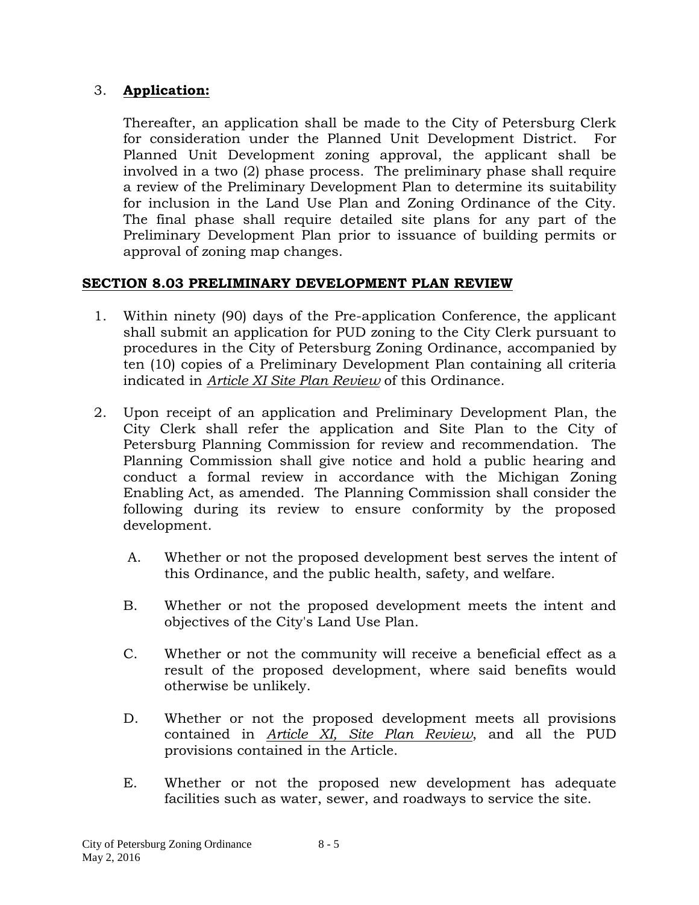3. **Application:**

   Thereafter, an application shall be made to the City of Petersburg Clerk for consideration under the Planned Unit Development District. For Planned Unit Development zoning approval, the applicant shall be involved in a two (2) phase process. The preliminary phase shall require a review of the Preliminary Development Plan to determine its suitability for inclusion in the Land Use Plan and Zoning Ordinance of the City. The final phase shall require detailed site plans for any part of the Preliminary Development Plan prior to issuance of building permits or approval of zoning map changes.

## SECTION 8.03 PRELIMINARY DEVELOPMENT PLAN REVIEW

1. Within ninety (90) days of the Pre-application Conference, the applicant shall submit an application for PUD zoning to the City Clerk pursuant to procedures in the City of Petersburg Zoning Ordinance, accompanied by ten (10) copies of a Preliminary Development Plan containing all criteria indicated in *Article XI Site Plan Review* of this Ordinance.

2. Upon receipt of an application and Preliminary Development Plan, the City Clerk shall refer the application and Site Plan to the City of Petersburg Planning Commission for review and recommendation. The Planning Commission shall give notice and hold a public hearing and conduct a formal review in accordance with the Michigan Zoning Enabling Act, as amended. The Planning Commission shall consider the following during its review to ensure conformity by the proposed development.

   A. Whether or not the proposed development best serves the intent of this Ordinance, and the public health, safety, and welfare.

   B. Whether or not the proposed development meets the intent and objectives of the City's Land Use Plan.

   C. Whether or not the community will receive a beneficial effect as a result of the proposed development, where said benefits would otherwise be unlikely.

   D. Whether or not the proposed development meets all provisions contained in *Article XI, Site Plan Review*, and all the PUD provisions contained in the Article.

   E. Whether or not the proposed new development has adequate facilities such as water, sewer, and roadways to service the site.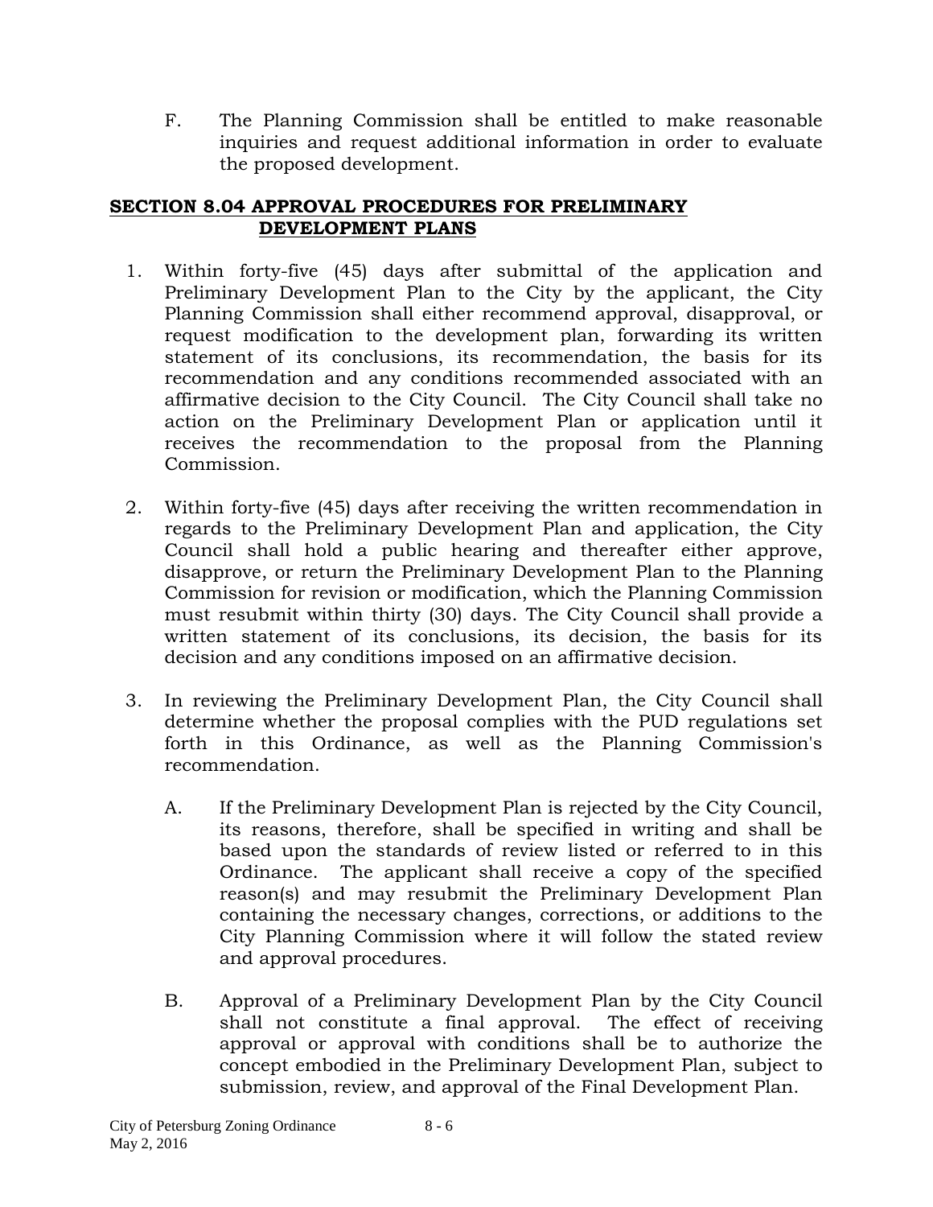F. The Planning Commission shall be entitled to make reasonable inquiries and request additional information in order to evaluate the proposed development.

## SECTION 8.04 APPROVAL PROCEDURES FOR PRELIMINARY DEVELOPMENT PLANS

1. Within forty-five (45) days after submittal of the application and Preliminary Development Plan to the City by the applicant, the City Planning Commission shall either recommend approval, disapproval, or request modification to the development plan, forwarding its written statement of its conclusions, its recommendation, the basis for its recommendation and any conditions recommended associated with an affirmative decision to the City Council. The City Council shall take no action on the Preliminary Development Plan or application until it receives the recommendation to the proposal from the Planning Commission.

2. Within forty-five (45) days after receiving the written recommendation in regards to the Preliminary Development Plan and application, the City Council shall hold a public hearing and thereafter either approve, disapprove, or return the Preliminary Development Plan to the Planning Commission for revision or modification, which the Planning Commission must resubmit within thirty (30) days. The City Council shall provide a written statement of its conclusions, its decision, the basis for its decision and any conditions imposed on an affirmative decision.

3. In reviewing the Preliminary Development Plan, the City Council shall determine whether the proposal complies with the PUD regulations set forth in this Ordinance, as well as the Planning Commission's recommendation.

   A. If the Preliminary Development Plan is rejected by the City Council, its reasons, therefore, shall be specified in writing and shall be based upon the standards of review listed or referred to in this Ordinance. The applicant shall receive a copy of the specified reason(s) and may resubmit the Preliminary Development Plan containing the necessary changes, corrections, or additions to the City Planning Commission where it will follow the stated review and approval procedures.

   B. Approval of a Preliminary Development Plan by the City Council shall not constitute a final approval. The effect of receiving approval or approval with conditions shall be to authorize the concept embodied in the Preliminary Development Plan, subject to submission, review, and approval of the Final Development Plan.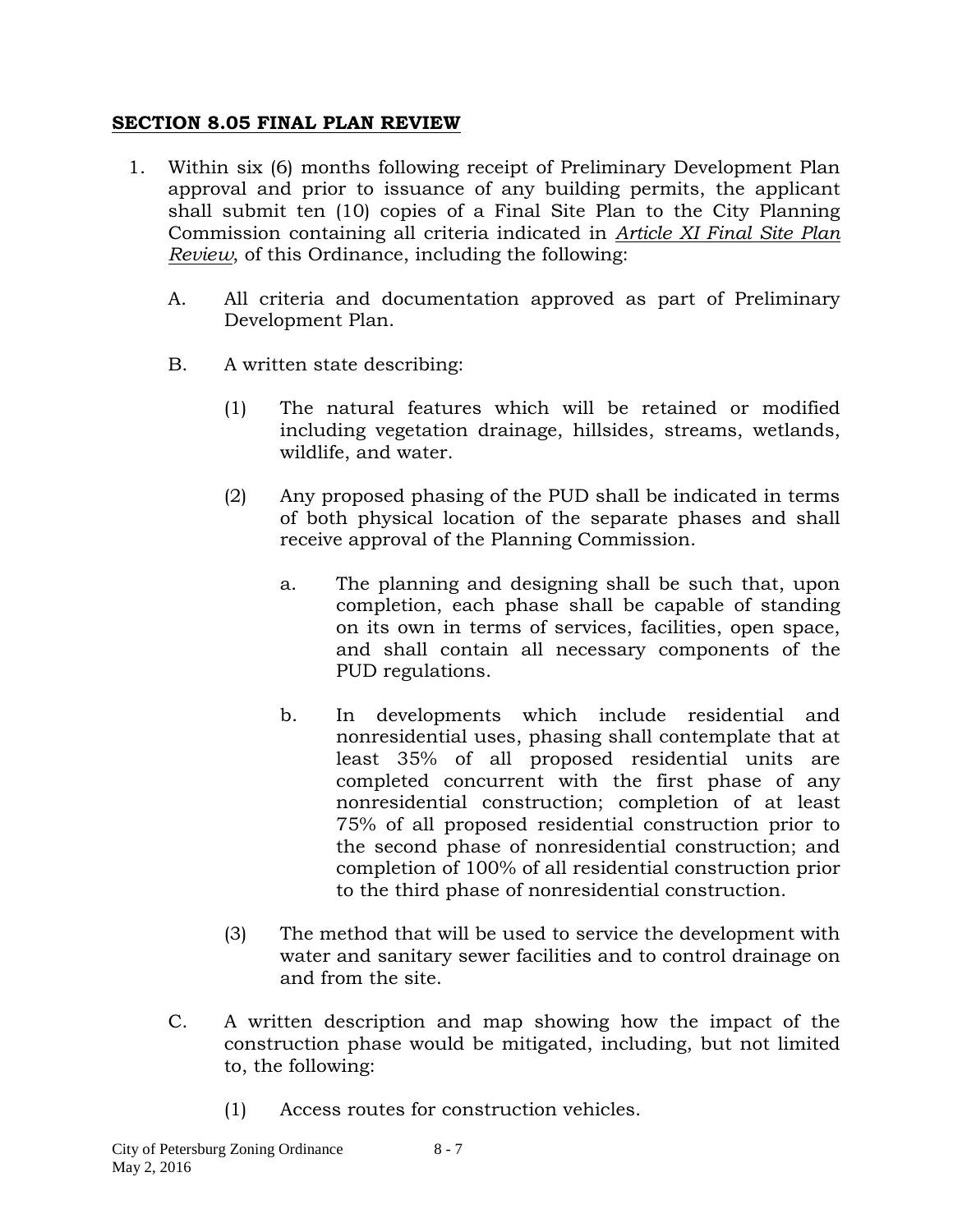**SECTION 8.05 FINAL PLAN REVIEW**

1. Within six (6) months following receipt of Preliminary Development Plan approval and prior to issuance of any building permits, the applicant shall submit ten (10) copies of a Final Site Plan to the City Planning Commission containing all criteria indicated in *Article XI Final Site Plan Review*, of this Ordinance, including the following:

   A. All criteria and documentation approved as part of Preliminary Development Plan.

   B. A written state describing:

      (1) The natural features which will be retained or modified including vegetation drainage, hillsides, streams, wetlands, wildlife, and water.

      (2) Any proposed phasing of the PUD shall be indicated in terms of both physical location of the separate phases and shall receive approval of the Planning Commission.

         a. The planning and designing shall be such that, upon completion, each phase shall be capable of standing on its own in terms of services, facilities, open space, and shall contain all necessary components of the PUD regulations.

         b. In developments which include residential and nonresidential uses, phasing shall contemplate that at least 35% of all proposed residential units are completed concurrent with the first phase of any nonresidential construction; completion of at least 75% of all proposed residential construction prior to the second phase of nonresidential construction; and completion of 100% of all residential construction prior to the third phase of nonresidential construction.

      (3) The method that will be used to service the development with water and sanitary sewer facilities and to control drainage on and from the site.

   C. A written description and map showing how the impact of the construction phase would be mitigated, including, but not limited to, the following:

      (1) Access routes for construction vehicles.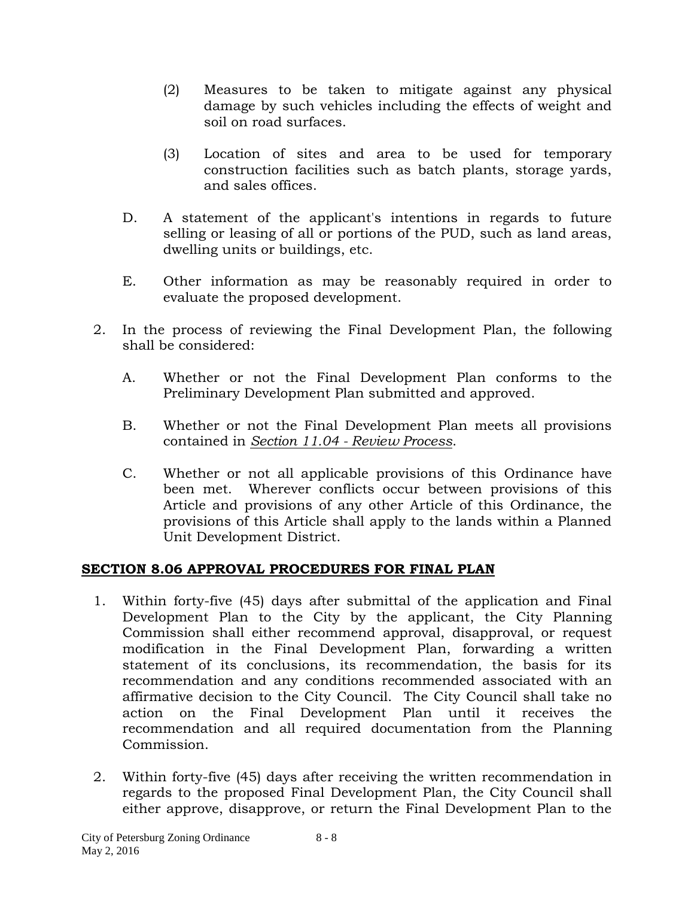(2) Measures to be taken to mitigate against any physical damage by such vehicles including the effects of weight and soil on road surfaces.

(3) Location of sites and area to be used for temporary construction facilities such as batch plants, storage yards, and sales offices.

D. A statement of the applicant's intentions in regards to future selling or leasing of all or portions of the PUD, such as land areas, dwelling units or buildings, etc.

E. Other information as may be reasonably required in order to evaluate the proposed development.

2. In the process of reviewing the Final Development Plan, the following shall be considered:

   A. Whether or not the Final Development Plan conforms to the Preliminary Development Plan submitted and approved.

   B. Whether or not the Final Development Plan meets all provisions contained in *Section 11.04 - Review Process*.

   C. Whether or not all applicable provisions of this Ordinance have been met. Wherever conflicts occur between provisions of this Article and provisions of any other Article of this Ordinance, the provisions of this Article shall apply to the lands within a Planned Unit Development District.

## SECTION 8.06 APPROVAL PROCEDURES FOR FINAL PLAN

1. Within forty-five (45) days after submittal of the application and Final Development Plan to the City by the applicant, the City Planning Commission shall either recommend approval, disapproval, or request modification in the Final Development Plan, forwarding a written statement of its conclusions, its recommendation, the basis for its recommendation and any conditions recommended associated with an affirmative decision to the City Council. The City Council shall take no action on the Final Development Plan until it receives the recommendation and all required documentation from the Planning Commission.

2. Within forty-five (45) days after receiving the written recommendation in regards to the proposed Final Development Plan, the City Council shall either approve, disapprove, or return the Final Development Plan to the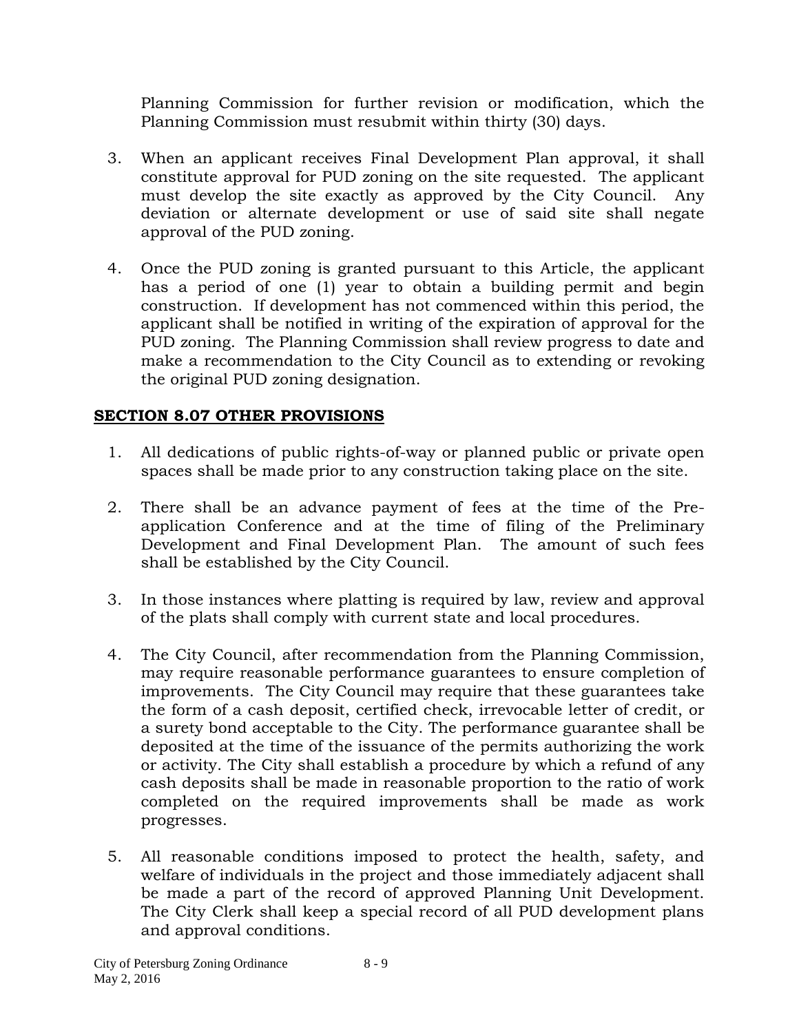Planning Commission for further revision or modification, which the Planning Commission must resubmit within thirty (30) days.

3. When an applicant receives Final Development Plan approval, it shall constitute approval for PUD zoning on the site requested. The applicant must develop the site exactly as approved by the City Council. Any deviation or alternate development or use of said site shall negate approval of the PUD zoning.

4. Once the PUD zoning is granted pursuant to this Article, the applicant has a period of one (1) year to obtain a building permit and begin construction. If development has not commenced within this period, the applicant shall be notified in writing of the expiration of approval for the PUD zoning. The Planning Commission shall review progress to date and make a recommendation to the City Council as to extending or revoking the original PUD zoning designation.

## SECTION 8.07 OTHER PROVISIONS

1. All dedications of public rights-of-way or planned public or private open spaces shall be made prior to any construction taking place on the site.

2. There shall be an advance payment of fees at the time of the Pre-application Conference and at the time of filing of the Preliminary Development and Final Development Plan. The amount of such fees shall be established by the City Council.

3. In those instances where platting is required by law, review and approval of the plats shall comply with current state and local procedures.

4. The City Council, after recommendation from the Planning Commission, may require reasonable performance guarantees to ensure completion of improvements. The City Council may require that these guarantees take the form of a cash deposit, certified check, irrevocable letter of credit, or a surety bond acceptable to the City. The performance guarantee shall be deposited at the time of the issuance of the permits authorizing the work or activity. The City shall establish a procedure by which a refund of any cash deposits shall be made in reasonable proportion to the ratio of work completed on the required improvements shall be made as work progresses.

5. All reasonable conditions imposed to protect the health, safety, and welfare of individuals in the project and those immediately adjacent shall be made a part of the record of approved Planning Unit Development. The City Clerk shall keep a special record of all PUD development plans and approval conditions.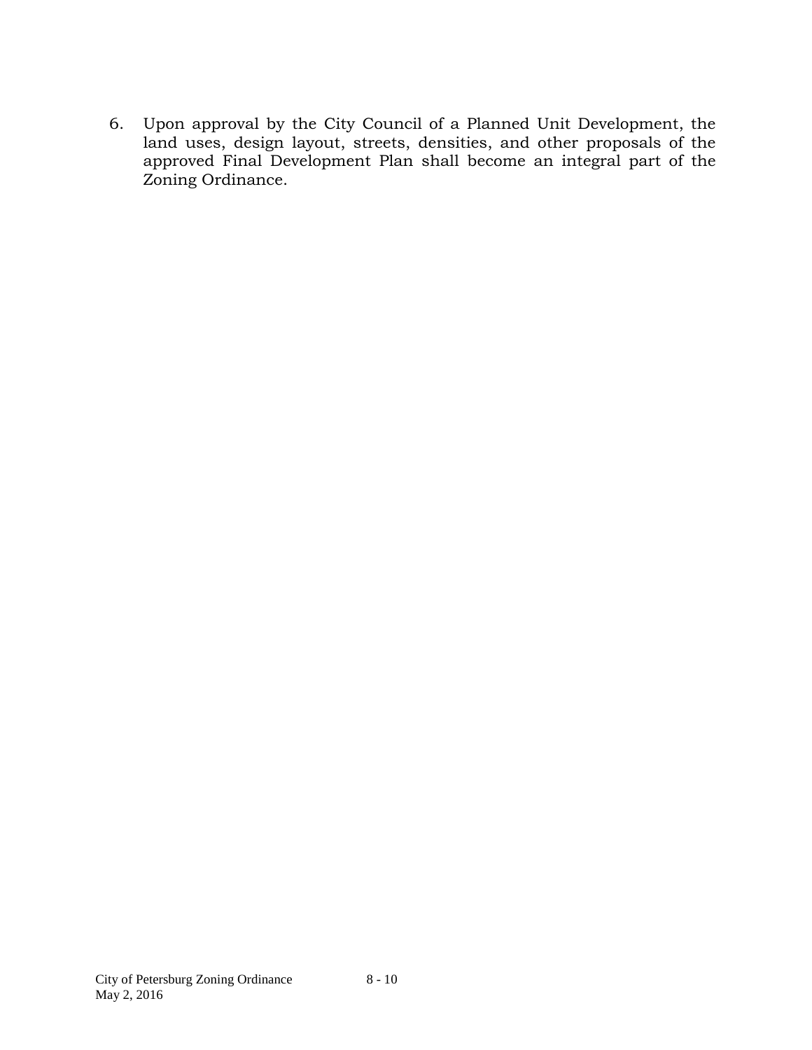6. Upon approval by the City Council of a Planned Unit Development, the land uses, design layout, streets, densities, and other proposals of the approved Final Development Plan shall become an integral part of the Zoning Ordinance.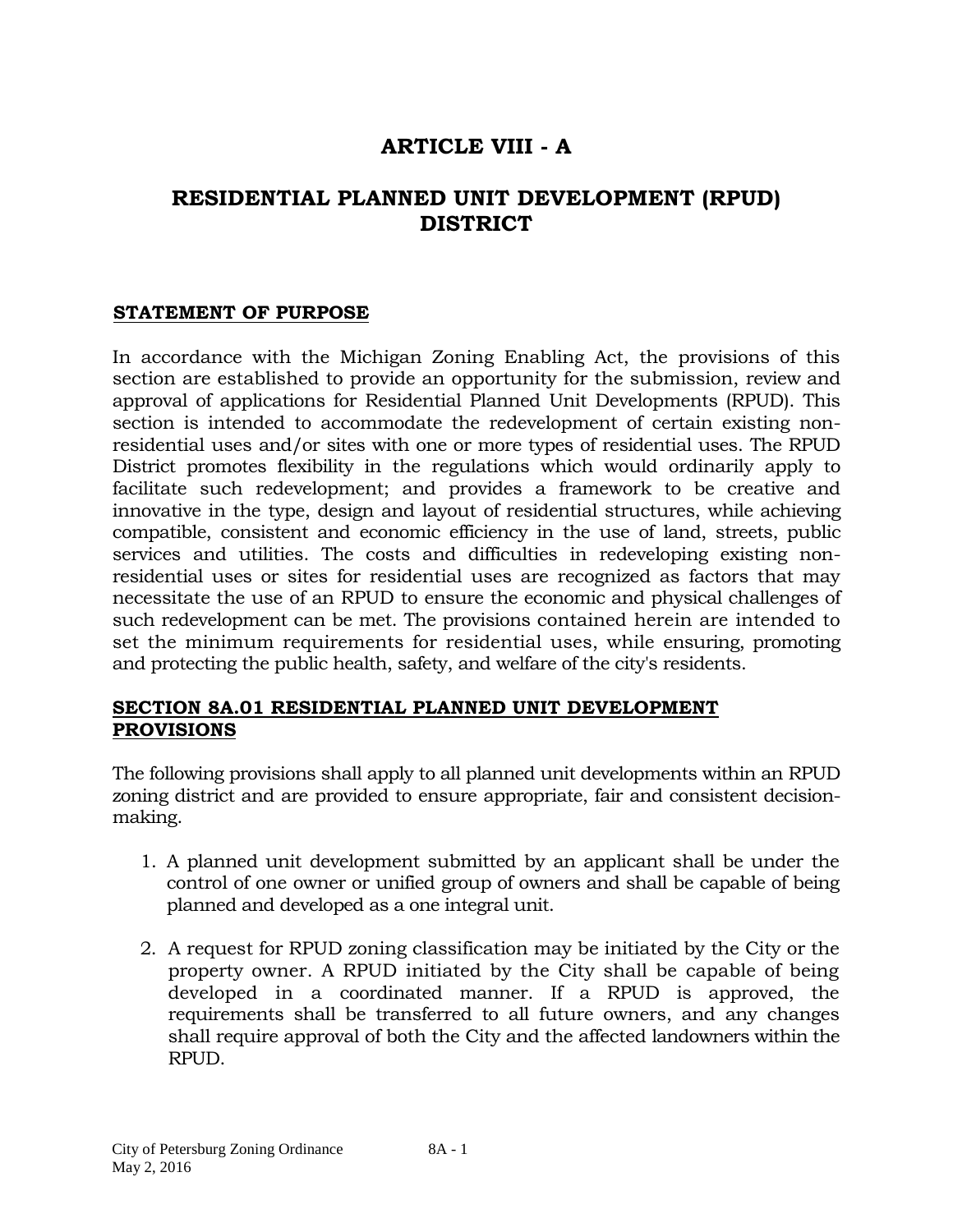# ARTICLE VIII - A

# RESIDENTIAL PLANNED UNIT DEVELOPMENT (RPUD) DISTRICT

## STATEMENT OF PURPOSE

In accordance with the Michigan Zoning Enabling Act, the provisions of this section are established to provide an opportunity for the submission, review and approval of applications for Residential Planned Unit Developments (RPUD). This section is intended to accommodate the redevelopment of certain existing non-residential uses and/or sites with one or more types of residential uses. The RPUD District promotes flexibility in the regulations which would ordinarily apply to facilitate such redevelopment; and provides a framework to be creative and innovative in the type, design and layout of residential structures, while achieving compatible, consistent and economic efficiency in the use of land, streets, public services and utilities. The costs and difficulties in redeveloping existing non-residential uses or sites for residential uses are recognized as factors that may necessitate the use of an RPUD to ensure the economic and physical challenges of such redevelopment can be met. The provisions contained herein are intended to set the minimum requirements for residential uses, while ensuring, promoting and protecting the public health, safety, and welfare of the city's residents.

## SECTION 8A.01 RESIDENTIAL PLANNED UNIT DEVELOPMENT PROVISIONS

The following provisions shall apply to all planned unit developments within an RPUD zoning district and are provided to ensure appropriate, fair and consistent decision-making.

1. A planned unit development submitted by an applicant shall be under the control of one owner or unified group of owners and shall be capable of being planned and developed as a one integral unit.

2. A request for RPUD zoning classification may be initiated by the City or the property owner. A RPUD initiated by the City shall be capable of being developed in a coordinated manner. If a RPUD is approved, the requirements shall be transferred to all future owners, and any changes shall require approval of both the City and the affected landowners within the RPUD.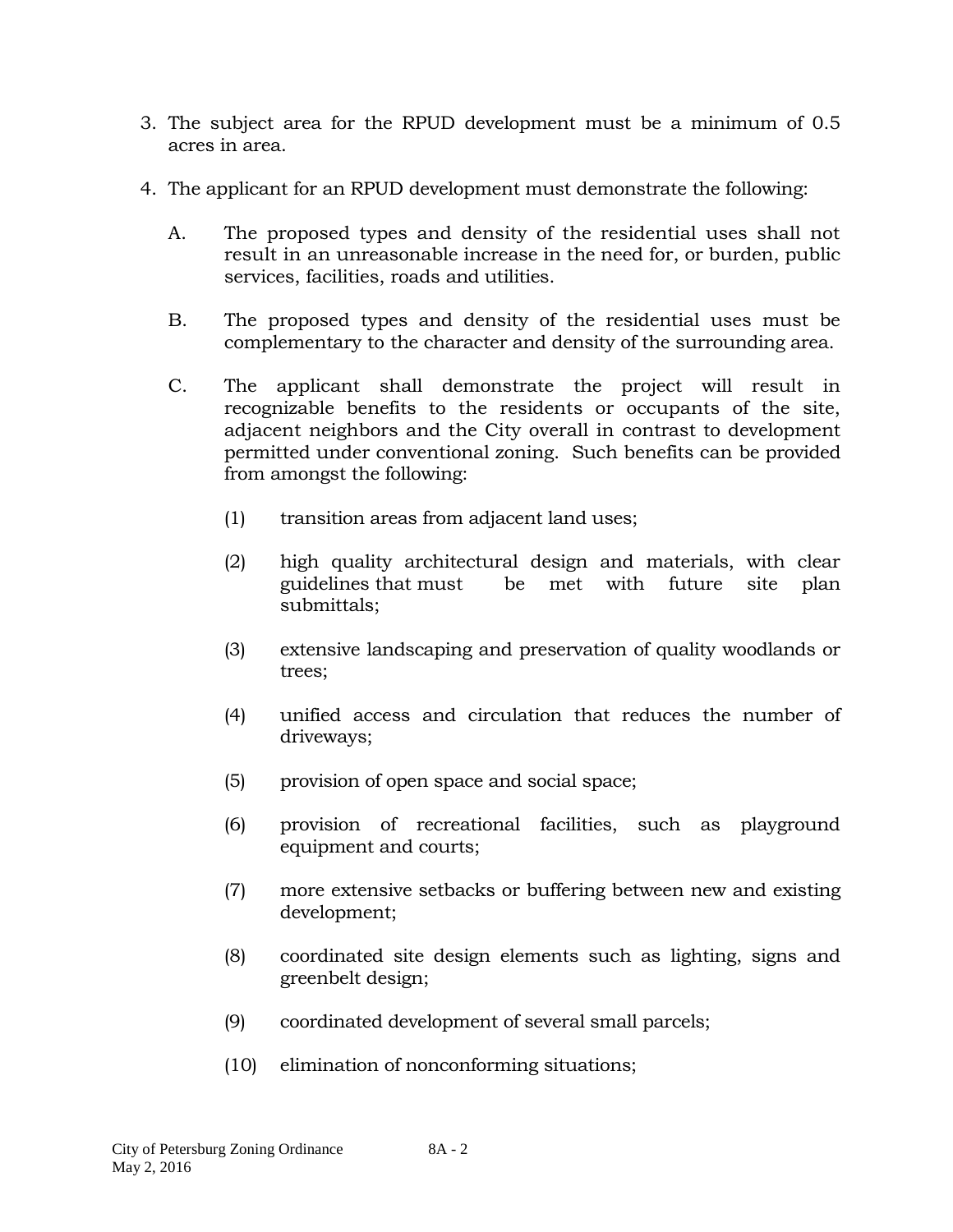3. The subject area for the RPUD development must be a minimum of 0.5 acres in area.

4. The applicant for an RPUD development must demonstrate the following:

   A. The proposed types and density of the residential uses shall not result in an unreasonable increase in the need for, or burden, public services, facilities, roads and utilities.

   B. The proposed types and density of the residential uses must be complementary to the character and density of the surrounding area.

   C. The applicant shall demonstrate the project will result in recognizable benefits to the residents or occupants of the site, adjacent neighbors and the City overall in contrast to development permitted under conventional zoning. Such benefits can be provided from amongst the following:

      (1) transition areas from adjacent land uses;

      (2) high quality architectural design and materials, with clear guidelines that must be met with future site plan submittals;

      (3) extensive landscaping and preservation of quality woodlands or trees;

      (4) unified access and circulation that reduces the number of driveways;

      (5) provision of open space and social space;

      (6) provision of recreational facilities, such as playground equipment and courts;

      (7) more extensive setbacks or buffering between new and existing development;

      (8) coordinated site design elements such as lighting, signs and greenbelt design;

      (9) coordinated development of several small parcels;

      (10) elimination of nonconforming situations;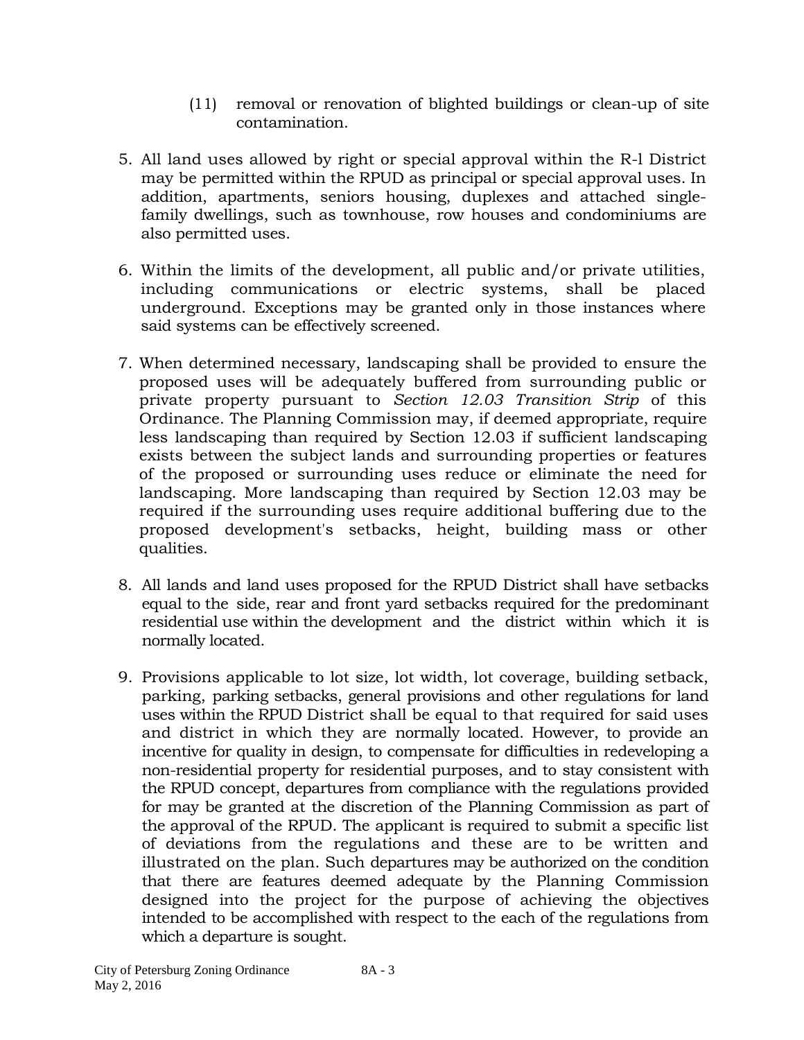(11) removal or renovation of blighted buildings or clean-up of site contamination.

5. All land uses allowed by right or special approval within the R-l District may be permitted within the RPUD as principal or special approval uses. In addition, apartments, seniors housing, duplexes and attached single-family dwellings, such as townhouse, row houses and condominiums are also permitted uses.

6. Within the limits of the development, all public and/or private utilities, including communications or electric systems, shall be placed underground. Exceptions may be granted only in those instances where said systems can be effectively screened.

7. When determined necessary, landscaping shall be provided to ensure the proposed uses will be adequately buffered from surrounding public or private property pursuant to *Section 12.03 Transition Strip* of this Ordinance. The Planning Commission may, if deemed appropriate, require less landscaping than required by Section 12.03 if sufficient landscaping exists between the subject lands and surrounding properties or features of the proposed or surrounding uses reduce or eliminate the need for landscaping. More landscaping than required by Section 12.03 may be required if the surrounding uses require additional buffering due to the proposed development's setbacks, height, building mass or other qualities.

8. All lands and land uses proposed for the RPUD District shall have setbacks equal to the side, rear and front yard setbacks required for the predominant residential use within the development and the district within which it is normally located.

9. Provisions applicable to lot size, lot width, lot coverage, building setback, parking, parking setbacks, general provisions and other regulations for land uses within the RPUD District shall be equal to that required for said uses and district in which they are normally located. However, to provide an incentive for quality in design, to compensate for difficulties in redeveloping a non-residential property for residential purposes, and to stay consistent with the RPUD concept, departures from compliance with the regulations provided for may be granted at the discretion of the Planning Commission as part of the approval of the RPUD. The applicant is required to submit a specific list of deviations from the regulations and these are to be written and illustrated on the plan. Such departures may be authorized on the condition that there are features deemed adequate by the Planning Commission designed into the project for the purpose of achieving the objectives intended to be accomplished with respect to the each of the regulations from which a departure is sought.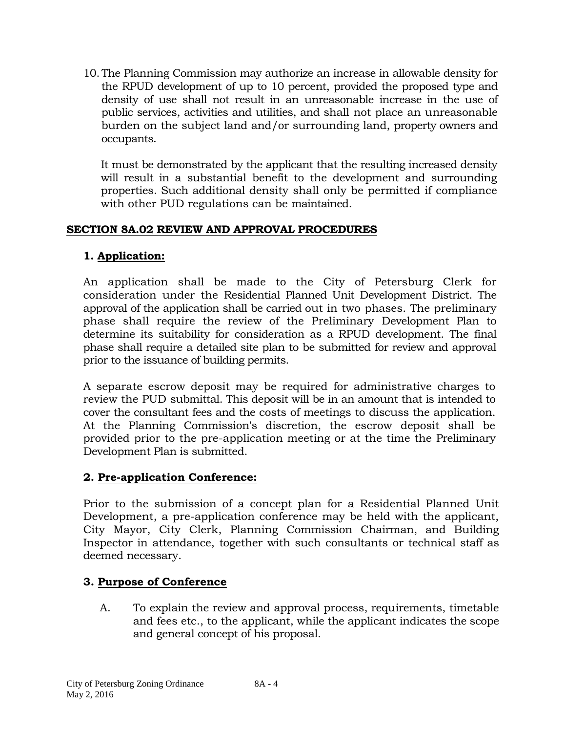10. The Planning Commission may authorize an increase in allowable density for the RPUD development of up to 10 percent, provided the proposed type and density of use shall not result in an unreasonable increase in the use of public services, activities and utilities, and shall not place an unreasonable burden on the subject land and/or surrounding land, property owners and occupants.

    It must be demonstrated by the applicant that the resulting increased density will result in a substantial benefit to the development and surrounding properties. Such additional density shall only be permitted if compliance with other PUD regulations can be maintained.

## SECTION 8A.02 REVIEW AND APPROVAL PROCEDURES

### 1. Application:

An application shall be made to the City of Petersburg Clerk for consideration under the Residential Planned Unit Development District. The approval of the application shall be carried out in two phases. The preliminary phase shall require the review of the Preliminary Development Plan to determine its suitability for consideration as a RPUD development. The final phase shall require a detailed site plan to be submitted for review and approval prior to the issuance of building permits.

A separate escrow deposit may be required for administrative charges to review the PUD submittal. This deposit will be in an amount that is intended to cover the consultant fees and the costs of meetings to discuss the application. At the Planning Commission's discretion, the escrow deposit shall be provided prior to the pre-application meeting or at the time the Preliminary Development Plan is submitted.

### 2. Pre-application Conference:

Prior to the submission of a concept plan for a Residential Planned Unit Development, a pre-application conference may be held with the applicant, City Mayor, City Clerk, Planning Commission Chairman, and Building Inspector in attendance, together with such consultants or technical staff as deemed necessary.

### 3. Purpose of Conference

A. To explain the review and approval process, requirements, timetable and fees etc., to the applicant, while the applicant indicates the scope and general concept of his proposal.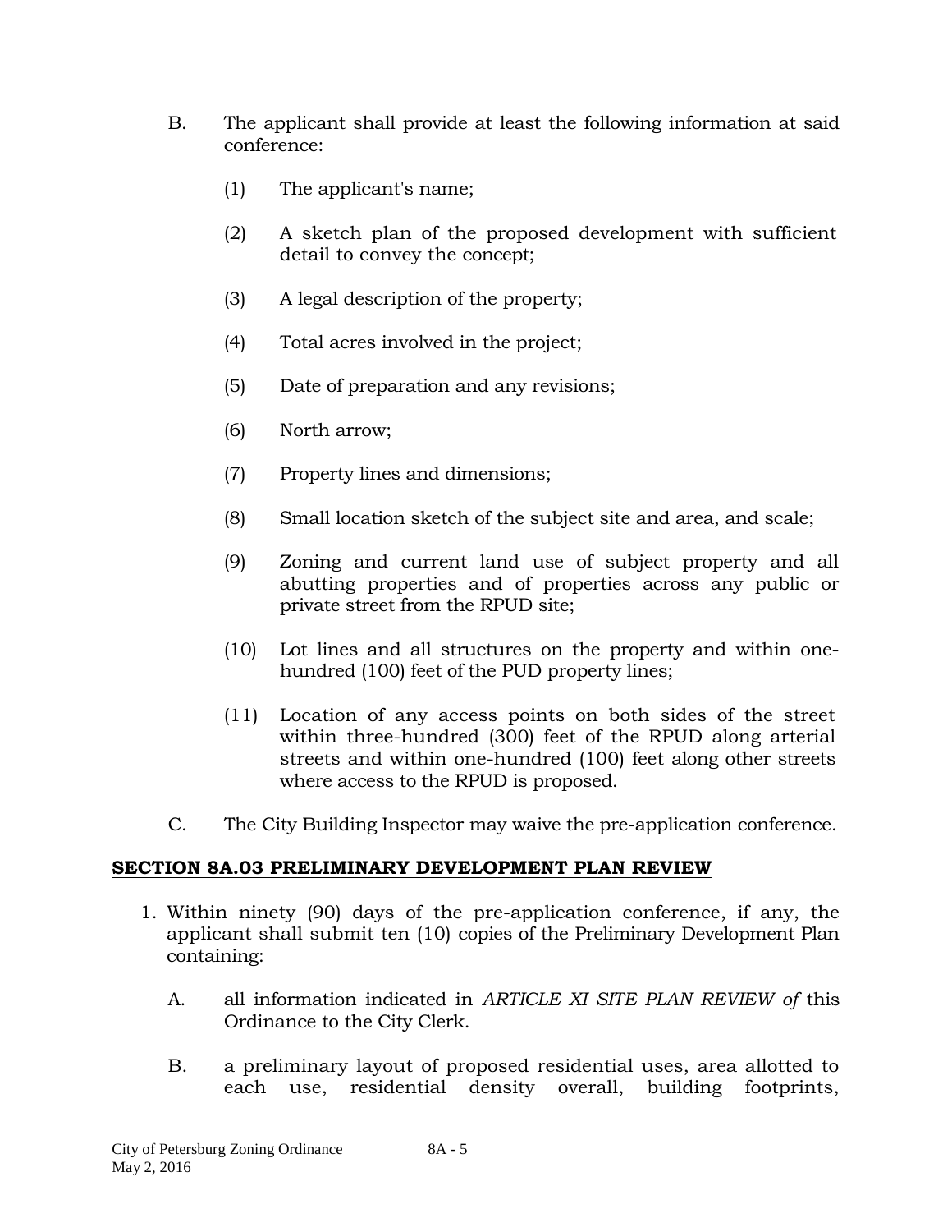B. The applicant shall provide at least the following information at said conference:

(1) The applicant's name;

(2) A sketch plan of the proposed development with sufficient detail to convey the concept;

(3) A legal description of the property;

(4) Total acres involved in the project;

(5) Date of preparation and any revisions;

(6) North arrow;

(7) Property lines and dimensions;

(8) Small location sketch of the subject site and area, and scale;

(9) Zoning and current land use of subject property and all abutting properties and of properties across any public or private street from the RPUD site;

(10) Lot lines and all structures on the property and within one-hundred (100) feet of the PUD property lines;

(11) Location of any access points on both sides of the street within three-hundred (300) feet of the RPUD along arterial streets and within one-hundred (100) feet along other streets where access to the RPUD is proposed.

C. The City Building Inspector may waive the pre-application conference.

**SECTION 8A.03 PRELIMINARY DEVELOPMENT PLAN REVIEW**

1. Within ninety (90) days of the pre-application conference, if any, the applicant shall submit ten (10) copies of the Preliminary Development Plan containing:

   A. all information indicated in *ARTICLE XI SITE PLAN REVIEW of* this Ordinance to the City Clerk.

   B. a preliminary layout of proposed residential uses, area allotted to each use, residential density overall, building footprints,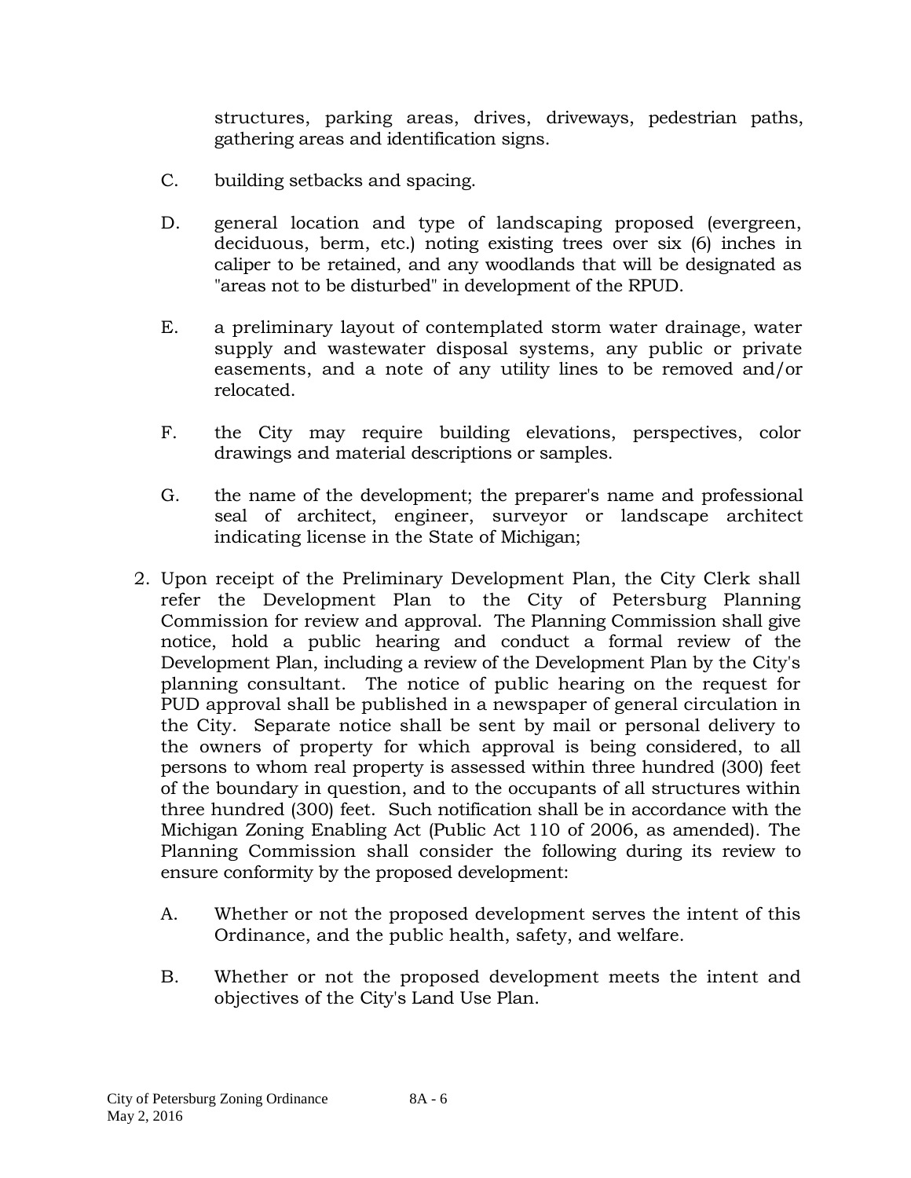structures, parking areas, drives, driveways, pedestrian paths, gathering areas and identification signs.

C. building setbacks and spacing.

D. general location and type of landscaping proposed (evergreen, deciduous, berm, etc.) noting existing trees over six (6) inches in caliper to be retained, and any woodlands that will be designated as "areas not to be disturbed" in development of the RPUD.

E. a preliminary layout of contemplated storm water drainage, water supply and wastewater disposal systems, any public or private easements, and a note of any utility lines to be removed and/or relocated.

F. the City may require building elevations, perspectives, color drawings and material descriptions or samples.

G. the name of the development; the preparer's name and professional seal of architect, engineer, surveyor or landscape architect indicating license in the State of Michigan;

2. Upon receipt of the Preliminary Development Plan, the City Clerk shall refer the Development Plan to the City of Petersburg Planning Commission for review and approval. The Planning Commission shall give notice, hold a public hearing and conduct a formal review of the Development Plan, including a review of the Development Plan by the City's planning consultant. The notice of public hearing on the request for PUD approval shall be published in a newspaper of general circulation in the City. Separate notice shall be sent by mail or personal delivery to the owners of property for which approval is being considered, to all persons to whom real property is assessed within three hundred (300) feet of the boundary in question, and to the occupants of all structures within three hundred (300) feet. Such notification shall be in accordance with the Michigan Zoning Enabling Act (Public Act 110 of 2006, as amended). The Planning Commission shall consider the following during its review to ensure conformity by the proposed development:

   A. Whether or not the proposed development serves the intent of this Ordinance, and the public health, safety, and welfare.

   B. Whether or not the proposed development meets the intent and objectives of the City's Land Use Plan.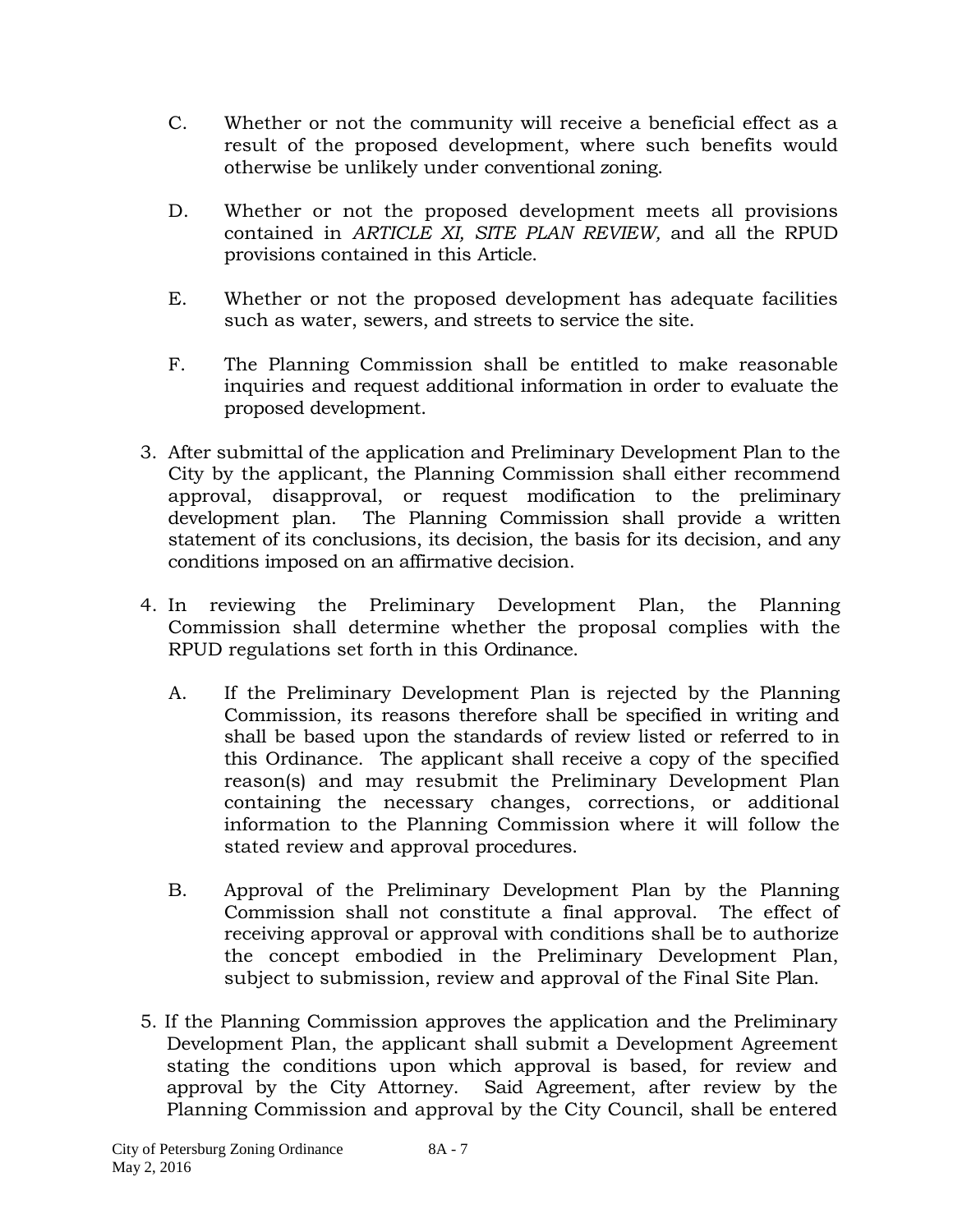C. Whether or not the community will receive a beneficial effect as a result of the proposed development, where such benefits would otherwise be unlikely under conventional zoning.

D. Whether or not the proposed development meets all provisions contained in *ARTICLE XI, SITE PLAN REVIEW,* and all the RPUD provisions contained in this Article.

E. Whether or not the proposed development has adequate facilities such as water, sewers, and streets to service the site.

F. The Planning Commission shall be entitled to make reasonable inquiries and request additional information in order to evaluate the proposed development.

3. After submittal of the application and Preliminary Development Plan to the City by the applicant, the Planning Commission shall either recommend approval, disapproval, or request modification to the preliminary development plan. The Planning Commission shall provide a written statement of its conclusions, its decision, the basis for its decision, and any conditions imposed on an affirmative decision.

4. In reviewing the Preliminary Development Plan, the Planning Commission shall determine whether the proposal complies with the RPUD regulations set forth in this Ordinance.

   A. If the Preliminary Development Plan is rejected by the Planning Commission, its reasons therefore shall be specified in writing and shall be based upon the standards of review listed or referred to in this Ordinance. The applicant shall receive a copy of the specified reason(s) and may resubmit the Preliminary Development Plan containing the necessary changes, corrections, or additional information to the Planning Commission where it will follow the stated review and approval procedures.

   B. Approval of the Preliminary Development Plan by the Planning Commission shall not constitute a final approval. The effect of receiving approval or approval with conditions shall be to authorize the concept embodied in the Preliminary Development Plan, subject to submission, review and approval of the Final Site Plan.

5. If the Planning Commission approves the application and the Preliminary Development Plan, the applicant shall submit a Development Agreement stating the conditions upon which approval is based, for review and approval by the City Attorney. Said Agreement, after review by the Planning Commission and approval by the City Council, shall be entered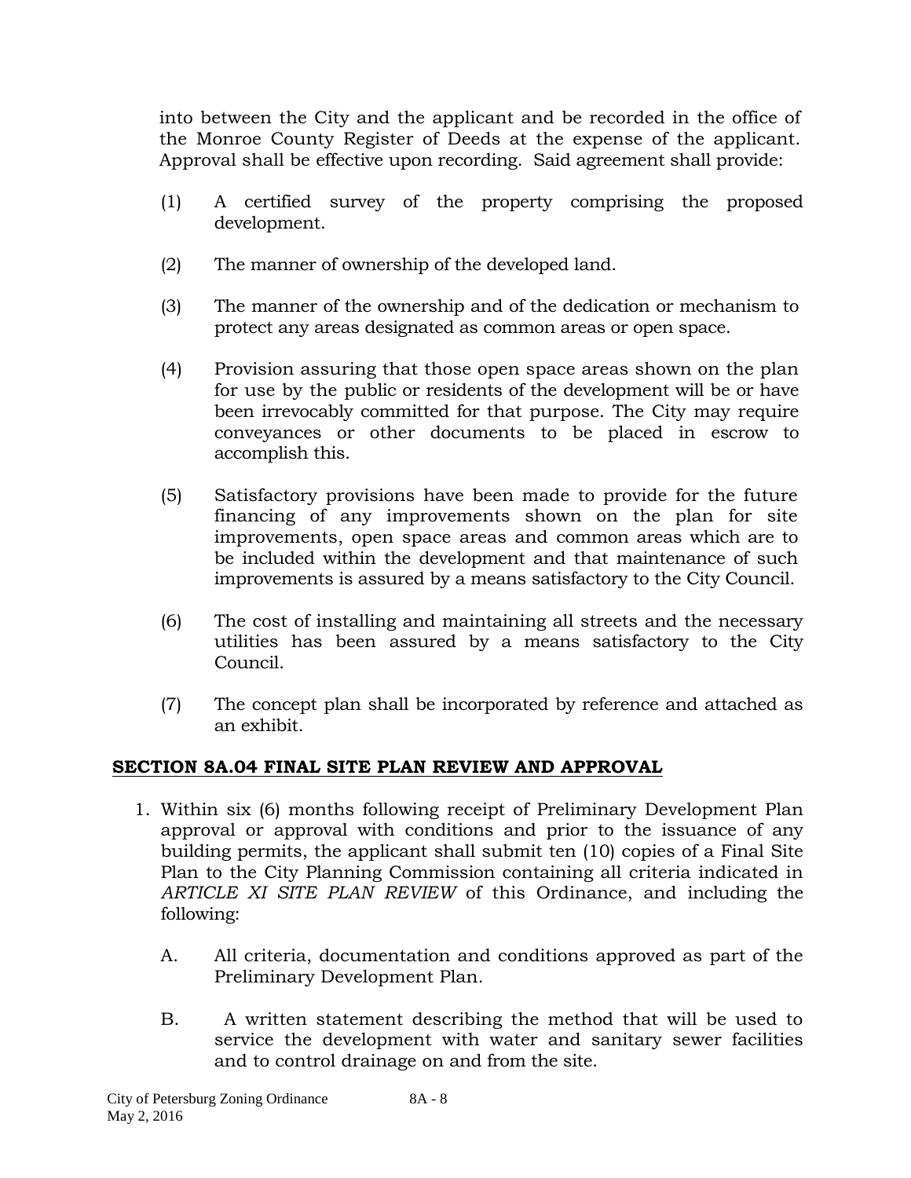into between the City and the applicant and be recorded in the office of the Monroe County Register of Deeds at the expense of the applicant. Approval shall be effective upon recording. Said agreement shall provide:

(1) A certified survey of the property comprising the proposed development.

(2) The manner of ownership of the developed land.

(3) The manner of the ownership and of the dedication or mechanism to protect any areas designated as common areas or open space.

(4) Provision assuring that those open space areas shown on the plan for use by the public or residents of the development will be or have been irrevocably committed for that purpose. The City may require conveyances or other documents to be placed in escrow to accomplish this.

(5) Satisfactory provisions have been made to provide for the future financing of any improvements shown on the plan for site improvements, open space areas and common areas which are to be included within the development and that maintenance of such improvements is assured by a means satisfactory to the City Council.

(6) The cost of installing and maintaining all streets and the necessary utilities has been assured by a means satisfactory to the City Council.

(7) The concept plan shall be incorporated by reference and attached as an exhibit.

## **SECTION 8A.04 FINAL SITE PLAN REVIEW AND APPROVAL**

1. Within six (6) months following receipt of Preliminary Development Plan approval or approval with conditions and prior to the issuance of any building permits, the applicant shall submit ten (10) copies of a Final Site Plan to the City Planning Commission containing all criteria indicated in *ARTICLE XI SITE PLAN REVIEW* of this Ordinance, and including the following:

   A. All criteria, documentation and conditions approved as part of the Preliminary Development Plan.

   B. A written statement describing the method that will be used to service the development with water and sanitary sewer facilities and to control drainage on and from the site.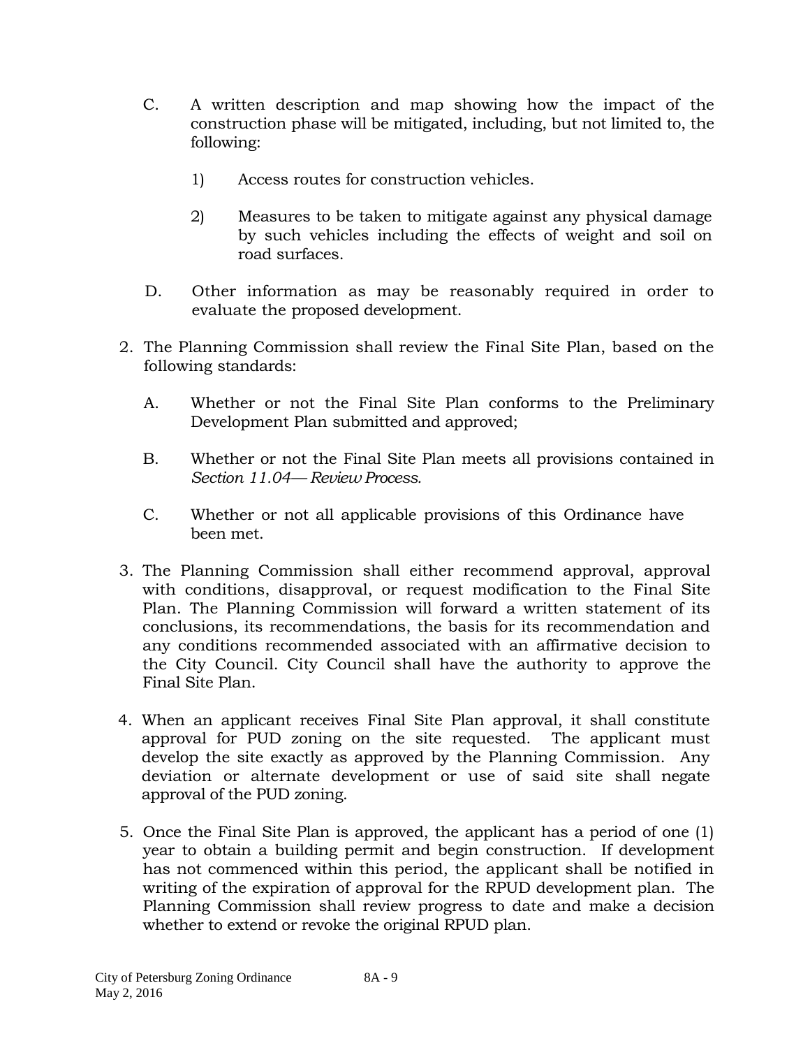C. A written description and map showing how the impact of the construction phase will be mitigated, including, but not limited to, the following:

   1) Access routes for construction vehicles.

   2) Measures to be taken to mitigate against any physical damage by such vehicles including the effects of weight and soil on road surfaces.

D. Other information as may be reasonably required in order to evaluate the proposed development.

2. The Planning Commission shall review the Final Site Plan, based on the following standards:

   A. Whether or not the Final Site Plan conforms to the Preliminary Development Plan submitted and approved;

   B. Whether or not the Final Site Plan meets all provisions contained in *Section 11.04— Review Process.*

   C. Whether or not all applicable provisions of this Ordinance have been met.

3. The Planning Commission shall either recommend approval, approval with conditions, disapproval, or request modification to the Final Site Plan. The Planning Commission will forward a written statement of its conclusions, its recommendations, the basis for its recommendation and any conditions recommended associated with an affirmative decision to the City Council. City Council shall have the authority to approve the Final Site Plan.

4. When an applicant receives Final Site Plan approval, it shall constitute approval for PUD zoning on the site requested. The applicant must develop the site exactly as approved by the Planning Commission. Any deviation or alternate development or use of said site shall negate approval of the PUD zoning.

5. Once the Final Site Plan is approved, the applicant has a period of one (1) year to obtain a building permit and begin construction. If development has not commenced within this period, the applicant shall be notified in writing of the expiration of approval for the RPUD development plan. The Planning Commission shall review progress to date and make a decision whether to extend or revoke the original RPUD plan.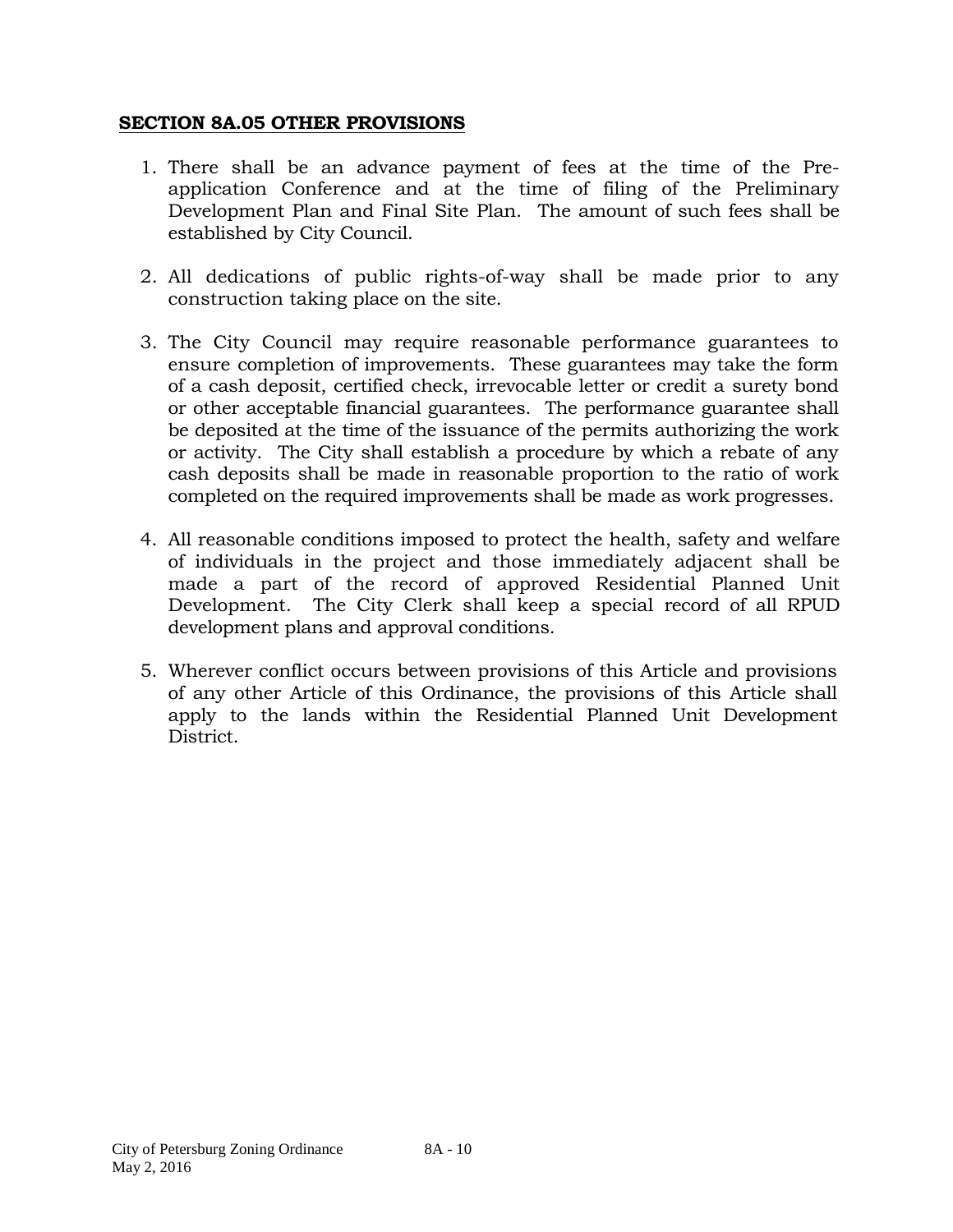**SECTION 8A.05 OTHER PROVISIONS**

1. There shall be an advance payment of fees at the time of the Pre-application Conference and at the time of filing of the Preliminary Development Plan and Final Site Plan. The amount of such fees shall be established by City Council.

2. All dedications of public rights-of-way shall be made prior to any construction taking place on the site.

3. The City Council may require reasonable performance guarantees to ensure completion of improvements. These guarantees may take the form of a cash deposit, certified check, irrevocable letter or credit a surety bond or other acceptable financial guarantees. The performance guarantee shall be deposited at the time of the issuance of the permits authorizing the work or activity. The City shall establish a procedure by which a rebate of any cash deposits shall be made in reasonable proportion to the ratio of work completed on the required improvements shall be made as work progresses.

4. All reasonable conditions imposed to protect the health, safety and welfare of individuals in the project and those immediately adjacent shall be made a part of the record of approved Residential Planned Unit Development. The City Clerk shall keep a special record of all RPUD development plans and approval conditions.

5. Wherever conflict occurs between provisions of this Article and provisions of any other Article of this Ordinance, the provisions of this Article shall apply to the lands within the Residential Planned Unit Development District.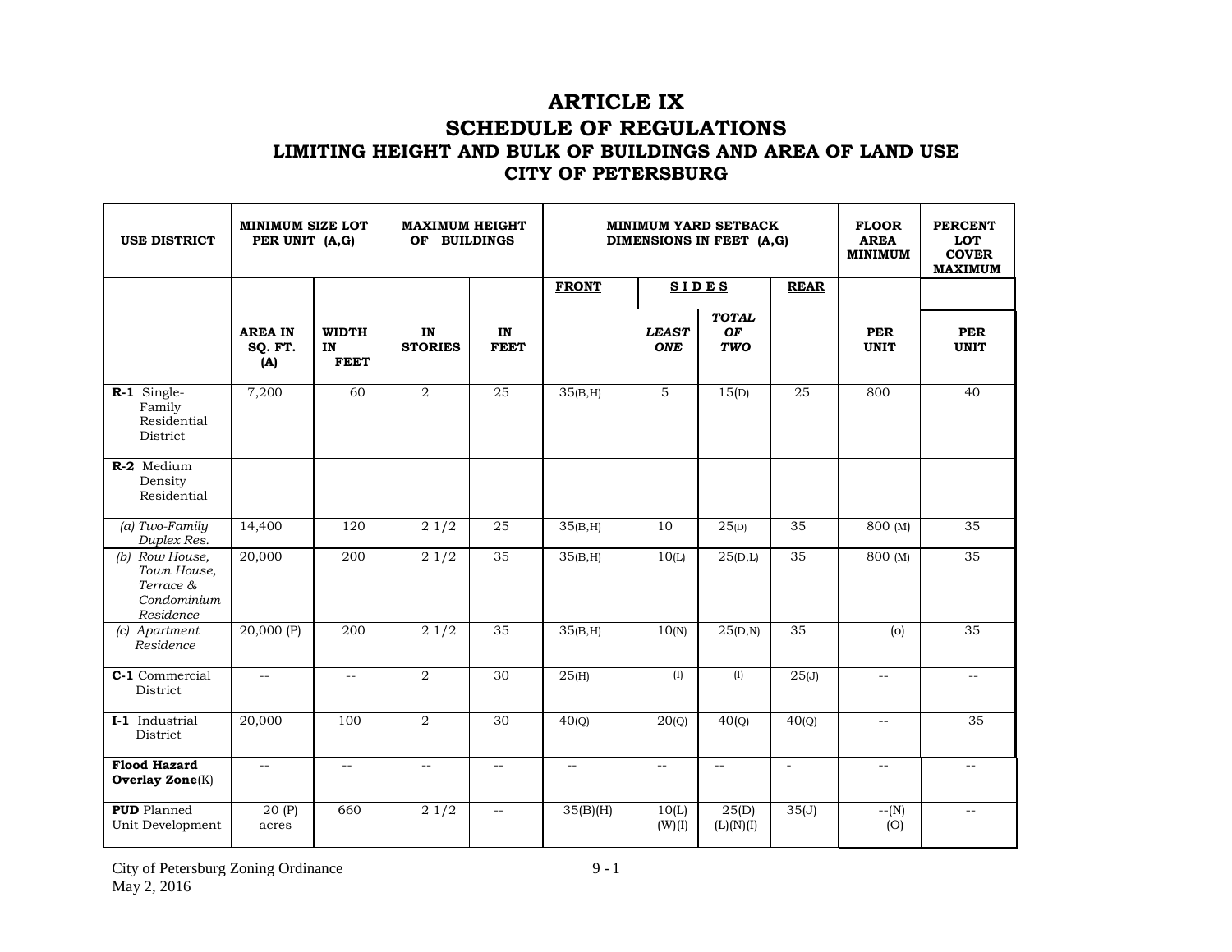# ARTICLE IX

## SCHEDULE OF REGULATIONS

### LIMITING HEIGHT AND BULK OF BUILDINGS AND AREA OF LAND USE

### CITY OF PETERSBURG

| USE DISTRICT | MINIMUM SIZE LOT PER UNIT (A,G) | | MAXIMUM HEIGHT OF BUILDINGS | | MINIMUM YARD SETBACK DIMENSIONS IN FEET (A,G) | | | | FLOOR AREA MINIMUM | PERCENT LOT COVER MAXIMUM |
|---|---|---|---|---|---|---|---|---|---|---|
| | | | | | FRONT | SIDES | | REAR | | |
| | AREA IN SQ. FT. (A) | WIDTH IN FEET | IN STORIES | IN FEET | | *LEAST ONE* | *TOTAL OF TWO* | | PER UNIT | PER UNIT |
| **R-1** Single-Family Residential District | 7,200 | 60 | 2 | 25 | 35(B,H) | 5 | 15(D) | 25 | 800 | 40 |
| **R-2** Medium Density Residential | | | | | | | | | | |
| *(a) Two-Family Duplex Res.* | 14,400 | 120 | 2 1/2 | 25 | 35(B,H) | 10 | 25(D) | 35 | 800 (M) | 35 |
| *(b) Row House, Town House, Terrace & Condominium Residence* | 20,000 | 200 | 2 1/2 | 35 | 35(B,H) | 10(L) | 25(D,L) | 35 | 800 (M) | 35 |
| *(c) Apartment Residence* | 20,000 (P) | 200 | 2 1/2 | 35 | 35(B,H) | 10(N) | 25(D,N) | 35 | (o) | 35 |
| **C-1** Commercial District | -- | -- | 2 | 30 | 25(H) | (I) | (I) | 25(J) | -- | -- |
| **I-1** Industrial District | 20,000 | 100 | 2 | 30 | 40(Q) | 20(Q) | 40(Q) | 40(Q) | -- | 35 |
| **Flood Hazard Overlay Zone**(K) | -- | -- | -- | -- | -- | -- | -- | - | -- | -- |
| **PUD** Planned Unit Development | 20 (P) acres | 660 | 2 1/2 | -- | 35(B)(H) | 10(L) (W)(I) | 25(D) (L)(N)(I) | 35(J) | --(N) (O) | -- |

City of Petersburg Zoning Ordinance
May 2, 2016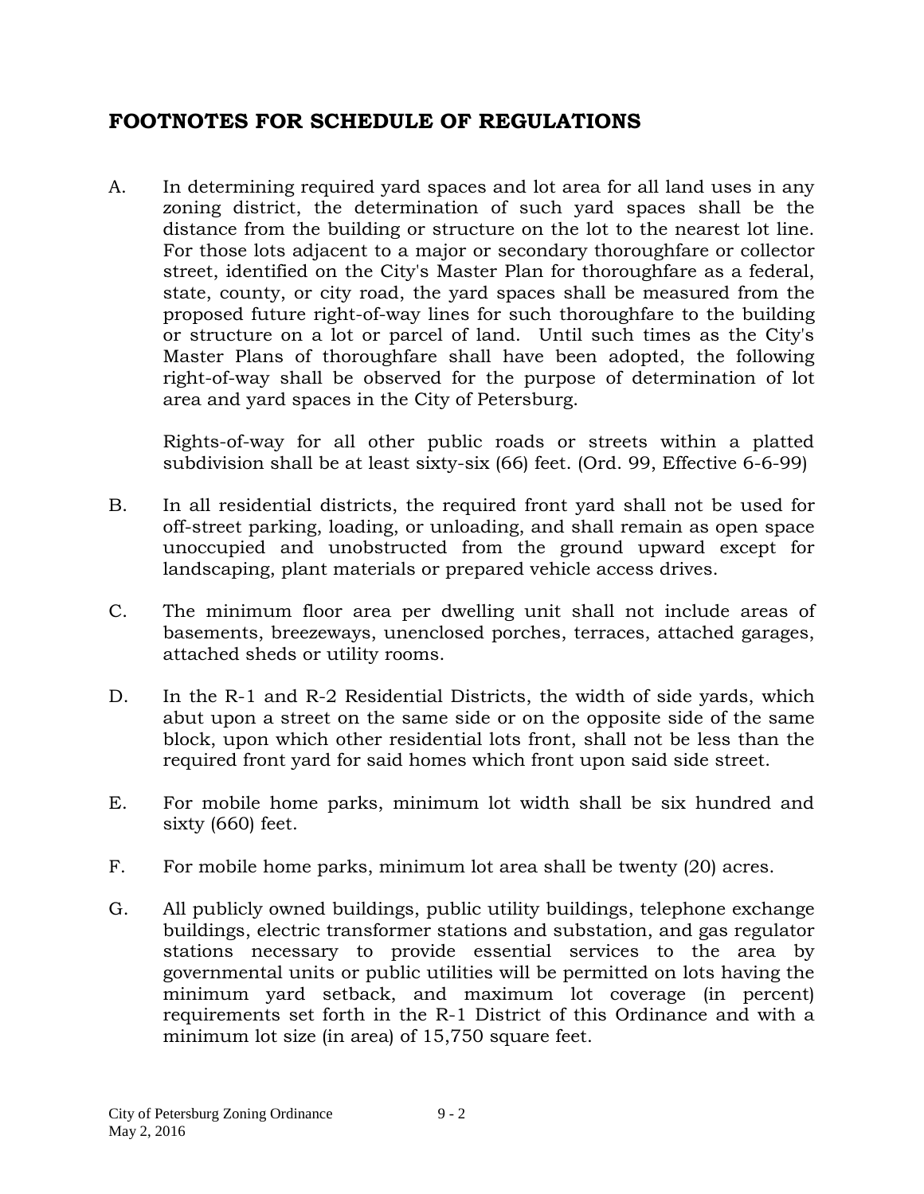## FOOTNOTES FOR SCHEDULE OF REGULATIONS

A. In determining required yard spaces and lot area for all land uses in any zoning district, the determination of such yard spaces shall be the distance from the building or structure on the lot to the nearest lot line. For those lots adjacent to a major or secondary thoroughfare or collector street, identified on the City's Master Plan for thoroughfare as a federal, state, county, or city road, the yard spaces shall be measured from the proposed future right-of-way lines for such thoroughfare to the building or structure on a lot or parcel of land. Until such times as the City's Master Plans of thoroughfare shall have been adopted, the following right-of-way shall be observed for the purpose of determination of lot area and yard spaces in the City of Petersburg.

   Rights-of-way for all other public roads or streets within a platted subdivision shall be at least sixty-six (66) feet. (Ord. 99, Effective 6-6-99)

B. In all residential districts, the required front yard shall not be used for off-street parking, loading, or unloading, and shall remain as open space unoccupied and unobstructed from the ground upward except for landscaping, plant materials or prepared vehicle access drives.

C. The minimum floor area per dwelling unit shall not include areas of basements, breezeways, unenclosed porches, terraces, attached garages, attached sheds or utility rooms.

D. In the R-1 and R-2 Residential Districts, the width of side yards, which abut upon a street on the same side or on the opposite side of the same block, upon which other residential lots front, shall not be less than the required front yard for said homes which front upon said side street.

E. For mobile home parks, minimum lot width shall be six hundred and sixty (660) feet.

F. For mobile home parks, minimum lot area shall be twenty (20) acres.

G. All publicly owned buildings, public utility buildings, telephone exchange buildings, electric transformer stations and substation, and gas regulator stations necessary to provide essential services to the area by governmental units or public utilities will be permitted on lots having the minimum yard setback, and maximum lot coverage (in percent) requirements set forth in the R-1 District of this Ordinance and with a minimum lot size (in area) of 15,750 square feet.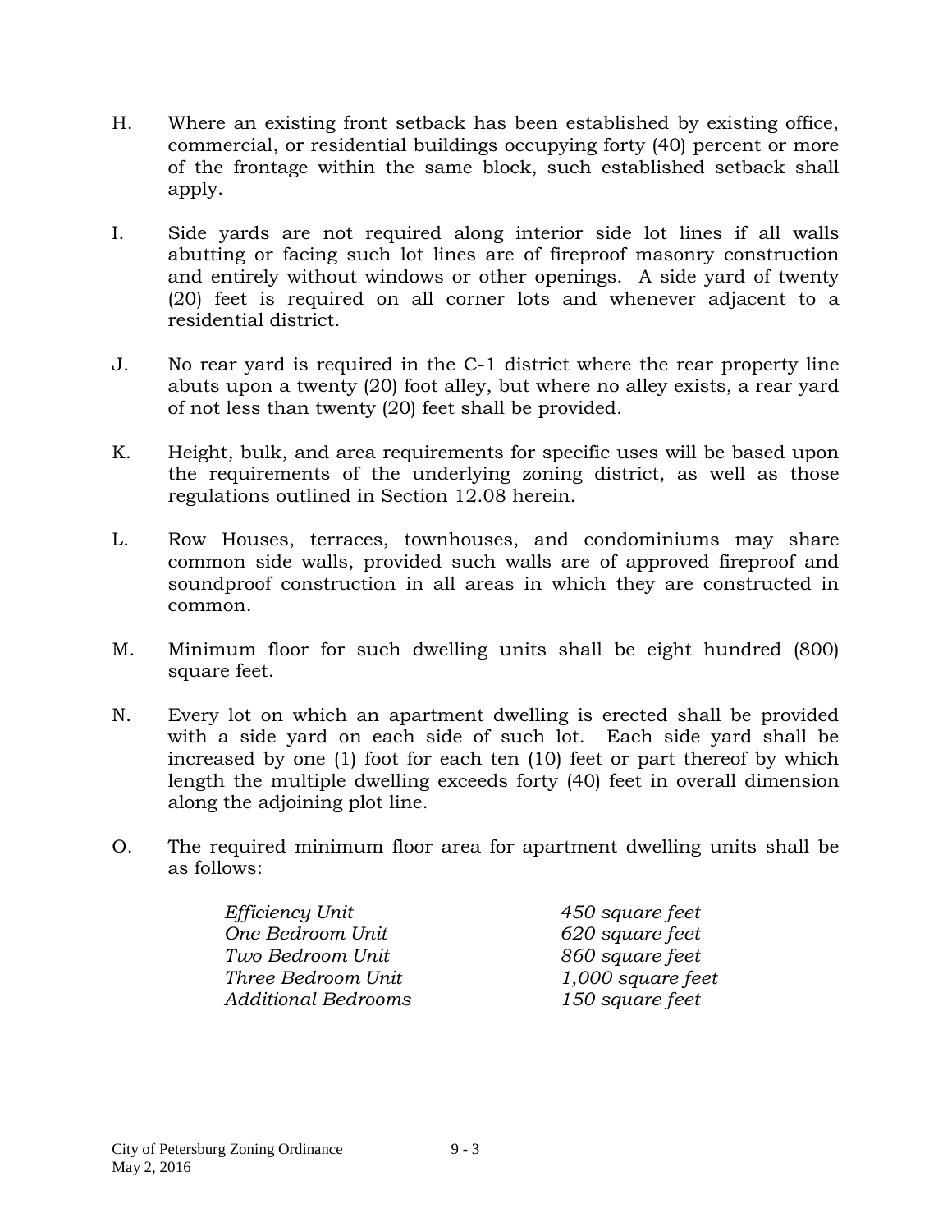H. Where an existing front setback has been established by existing office, commercial, or residential buildings occupying forty (40) percent or more of the frontage within the same block, such established setback shall apply.

I. Side yards are not required along interior side lot lines if all walls abutting or facing such lot lines are of fireproof masonry construction and entirely without windows or other openings. A side yard of twenty (20) feet is required on all corner lots and whenever adjacent to a residential district.

J. No rear yard is required in the C-1 district where the rear property line abuts upon a twenty (20) foot alley, but where no alley exists, a rear yard of not less than twenty (20) feet shall be provided.

K. Height, bulk, and area requirements for specific uses will be based upon the requirements of the underlying zoning district, as well as those regulations outlined in Section 12.08 herein.

L. Row Houses, terraces, townhouses, and condominiums may share common side walls, provided such walls are of approved fireproof and soundproof construction in all areas in which they are constructed in common.

M. Minimum floor for such dwelling units shall be eight hundred (800) square feet.

N. Every lot on which an apartment dwelling is erected shall be provided with a side yard on each side of such lot. Each side yard shall be increased by one (1) foot for each ten (10) feet or part thereof by which length the multiple dwelling exceeds forty (40) feet in overall dimension along the adjoining plot line.

O. The required minimum floor area for apartment dwelling units shall be as follows:

| | |
|---|---|
| *Efficiency Unit* | *450 square feet* |
| *One Bedroom Unit* | *620 square feet* |
| *Two Bedroom Unit* | *860 square feet* |
| *Three Bedroom Unit* | *1,000 square feet* |
| *Additional Bedrooms* | *150 square feet* |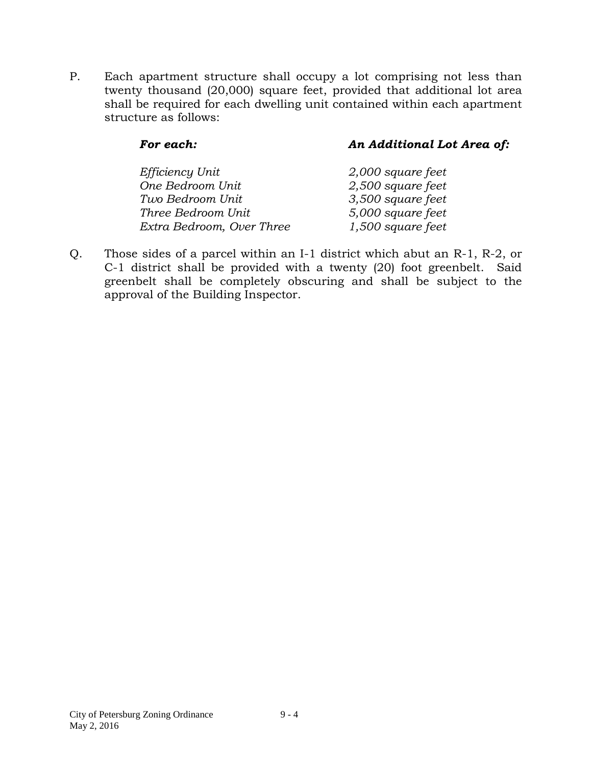P. Each apartment structure shall occupy a lot comprising not less than twenty thousand (20,000) square feet, provided that additional lot area shall be required for each dwelling unit contained within each apartment structure as follows:

| ***For each:*** | ***An Additional Lot Area of:*** |
|---|---|
| *Efficiency Unit* | *2,000 square feet* |
| *One Bedroom Unit* | *2,500 square feet* |
| *Two Bedroom Unit* | *3,500 square feet* |
| *Three Bedroom Unit* | *5,000 square feet* |
| *Extra Bedroom, Over Three* | *1,500 square feet* |

Q. Those sides of a parcel within an I-1 district which abut an R-1, R-2, or C-1 district shall be provided with a twenty (20) foot greenbelt. Said greenbelt shall be completely obscuring and shall be subject to the approval of the Building Inspector.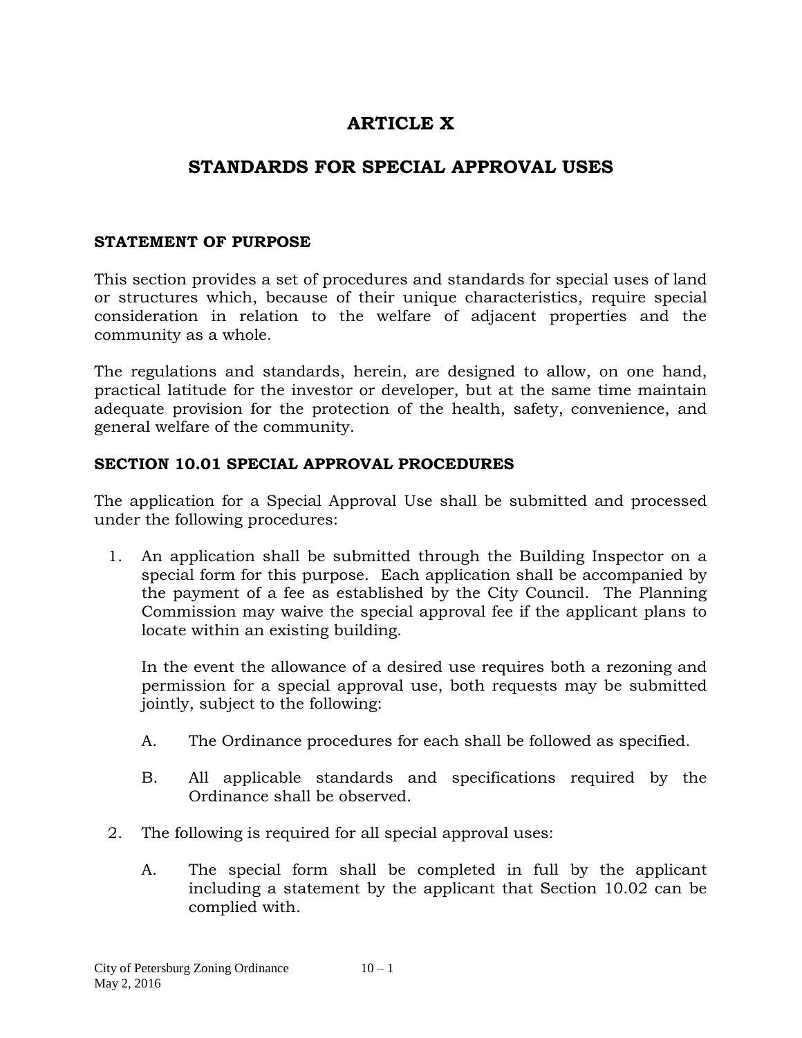# ARTICLE X

# STANDARDS FOR SPECIAL APPROVAL USES

**STATEMENT OF PURPOSE**

This section provides a set of procedures and standards for special uses of land or structures which, because of their unique characteristics, require special consideration in relation to the welfare of adjacent properties and the community as a whole.

The regulations and standards, herein, are designed to allow, on one hand, practical latitude for the investor or developer, but at the same time maintain adequate provision for the protection of the health, safety, convenience, and general welfare of the community.

**SECTION 10.01 SPECIAL APPROVAL PROCEDURES**

The application for a Special Approval Use shall be submitted and processed under the following procedures:

1. An application shall be submitted through the Building Inspector on a special form for this purpose. Each application shall be accompanied by the payment of a fee as established by the City Council. The Planning Commission may waive the special approval fee if the applicant plans to locate within an existing building.

   In the event the allowance of a desired use requires both a rezoning and permission for a special approval use, both requests may be submitted jointly, subject to the following:

   A. The Ordinance procedures for each shall be followed as specified.

   B. All applicable standards and specifications required by the Ordinance shall be observed.

2. The following is required for all special approval uses:

   A. The special form shall be completed in full by the applicant including a statement by the applicant that Section 10.02 can be complied with.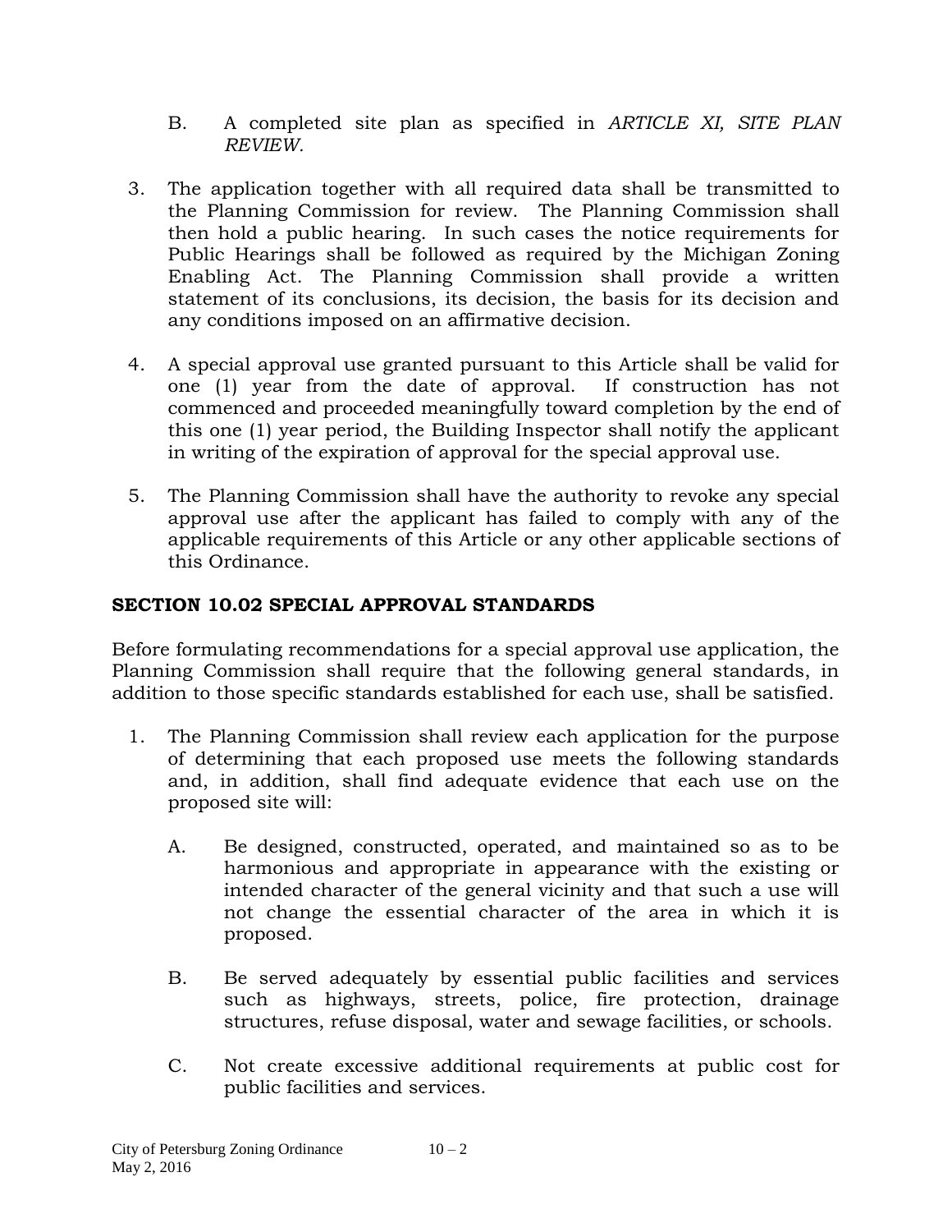B. A completed site plan as specified in *ARTICLE XI, SITE PLAN REVIEW.*

3. The application together with all required data shall be transmitted to the Planning Commission for review. The Planning Commission shall then hold a public hearing. In such cases the notice requirements for Public Hearings shall be followed as required by the Michigan Zoning Enabling Act. The Planning Commission shall provide a written statement of its conclusions, its decision, the basis for its decision and any conditions imposed on an affirmative decision.

4. A special approval use granted pursuant to this Article shall be valid for one (1) year from the date of approval. If construction has not commenced and proceeded meaningfully toward completion by the end of this one (1) year period, the Building Inspector shall notify the applicant in writing of the expiration of approval for the special approval use.

5. The Planning Commission shall have the authority to revoke any special approval use after the applicant has failed to comply with any of the applicable requirements of this Article or any other applicable sections of this Ordinance.

## SECTION 10.02 SPECIAL APPROVAL STANDARDS

Before formulating recommendations for a special approval use application, the Planning Commission shall require that the following general standards, in addition to those specific standards established for each use, shall be satisfied.

1. The Planning Commission shall review each application for the purpose of determining that each proposed use meets the following standards and, in addition, shall find adequate evidence that each use on the proposed site will:

   A. Be designed, constructed, operated, and maintained so as to be harmonious and appropriate in appearance with the existing or intended character of the general vicinity and that such a use will not change the essential character of the area in which it is proposed.

   B. Be served adequately by essential public facilities and services such as highways, streets, police, fire protection, drainage structures, refuse disposal, water and sewage facilities, or schools.

   C. Not create excessive additional requirements at public cost for public facilities and services.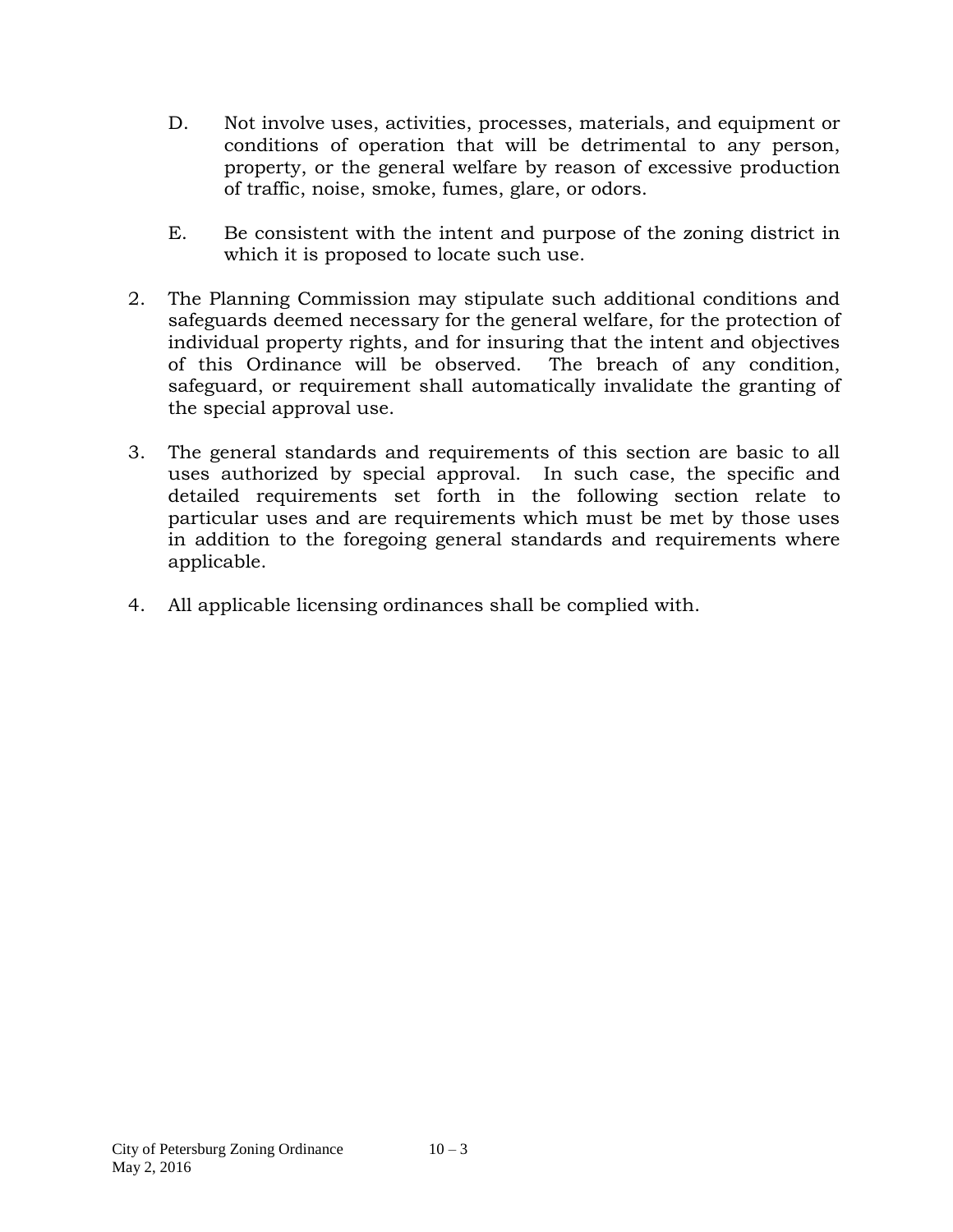D. Not involve uses, activities, processes, materials, and equipment or conditions of operation that will be detrimental to any person, property, or the general welfare by reason of excessive production of traffic, noise, smoke, fumes, glare, or odors.

   E. Be consistent with the intent and purpose of the zoning district in which it is proposed to locate such use.

2. The Planning Commission may stipulate such additional conditions and safeguards deemed necessary for the general welfare, for the protection of individual property rights, and for insuring that the intent and objectives of this Ordinance will be observed. The breach of any condition, safeguard, or requirement shall automatically invalidate the granting of the special approval use.

3. The general standards and requirements of this section are basic to all uses authorized by special approval. In such case, the specific and detailed requirements set forth in the following section relate to particular uses and are requirements which must be met by those uses in addition to the foregoing general standards and requirements where applicable.

4. All applicable licensing ordinances shall be complied with.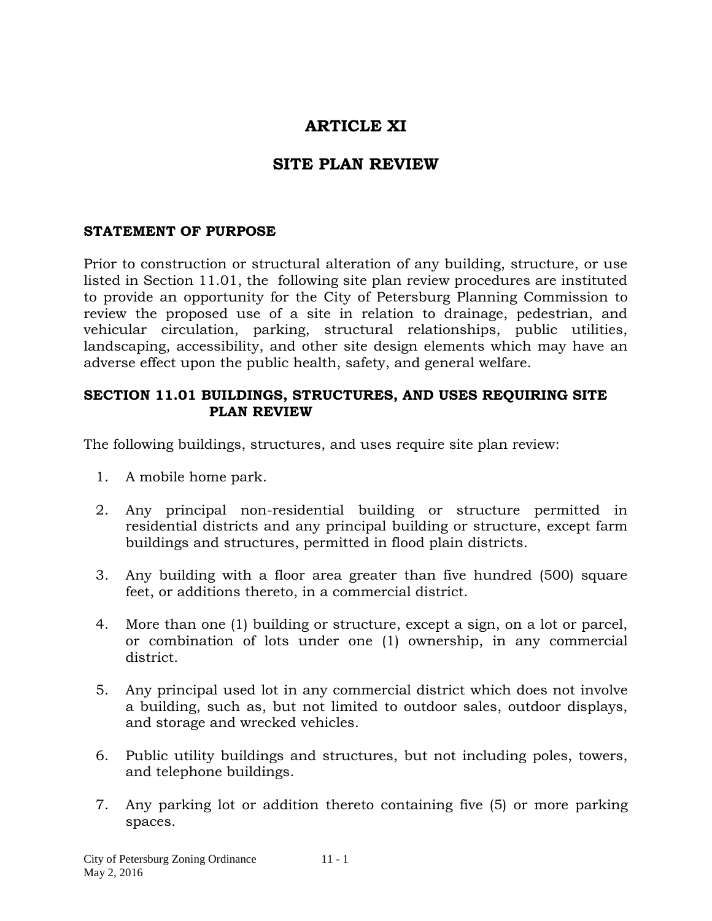# ARTICLE XI

## SITE PLAN REVIEW

### STATEMENT OF PURPOSE

Prior to construction or structural alteration of any building, structure, or use listed in Section 11.01, the following site plan review procedures are instituted to provide an opportunity for the City of Petersburg Planning Commission to review the proposed use of a site in relation to drainage, pedestrian, and vehicular circulation, parking, structural relationships, public utilities, landscaping, accessibility, and other site design elements which may have an adverse effect upon the public health, safety, and general welfare.

### SECTION 11.01 BUILDINGS, STRUCTURES, AND USES REQUIRING SITE PLAN REVIEW

The following buildings, structures, and uses require site plan review:

1. A mobile home park.

2. Any principal non-residential building or structure permitted in residential districts and any principal building or structure, except farm buildings and structures, permitted in flood plain districts.

3. Any building with a floor area greater than five hundred (500) square feet, or additions thereto, in a commercial district.

4. More than one (1) building or structure, except a sign, on a lot or parcel, or combination of lots under one (1) ownership, in any commercial district.

5. Any principal used lot in any commercial district which does not involve a building, such as, but not limited to outdoor sales, outdoor displays, and storage and wrecked vehicles.

6. Public utility buildings and structures, but not including poles, towers, and telephone buildings.

7. Any parking lot or addition thereto containing five (5) or more parking spaces.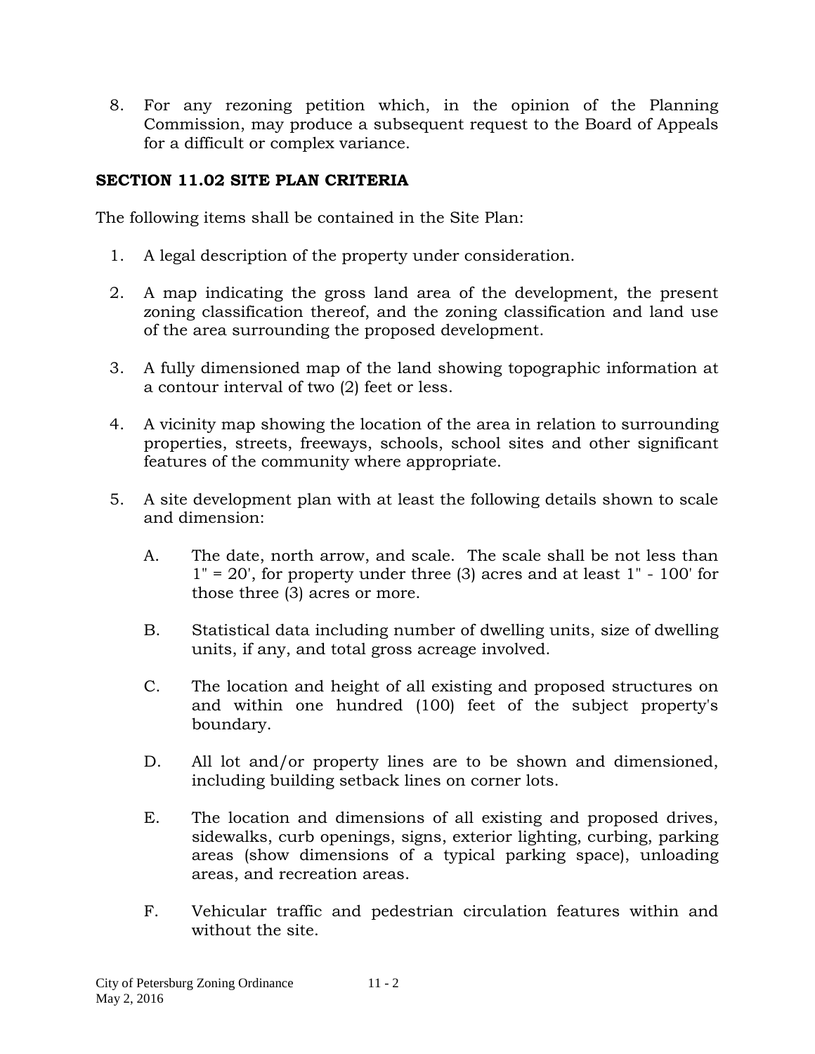8. For any rezoning petition which, in the opinion of the Planning Commission, may produce a subsequent request to the Board of Appeals for a difficult or complex variance.

**SECTION 11.02 SITE PLAN CRITERIA**

The following items shall be contained in the Site Plan:

1. A legal description of the property under consideration.

2. A map indicating the gross land area of the development, the present zoning classification thereof, and the zoning classification and land use of the area surrounding the proposed development.

3. A fully dimensioned map of the land showing topographic information at a contour interval of two (2) feet or less.

4. A vicinity map showing the location of the area in relation to surrounding properties, streets, freeways, schools, school sites and other significant features of the community where appropriate.

5. A site development plan with at least the following details shown to scale and dimension:

   A. The date, north arrow, and scale. The scale shall be not less than 1" = 20', for property under three (3) acres and at least 1" - 100' for those three (3) acres or more.

   B. Statistical data including number of dwelling units, size of dwelling units, if any, and total gross acreage involved.

   C. The location and height of all existing and proposed structures on and within one hundred (100) feet of the subject property's boundary.

   D. All lot and/or property lines are to be shown and dimensioned, including building setback lines on corner lots.

   E. The location and dimensions of all existing and proposed drives, sidewalks, curb openings, signs, exterior lighting, curbing, parking areas (show dimensions of a typical parking space), unloading areas, and recreation areas.

   F. Vehicular traffic and pedestrian circulation features within and without the site.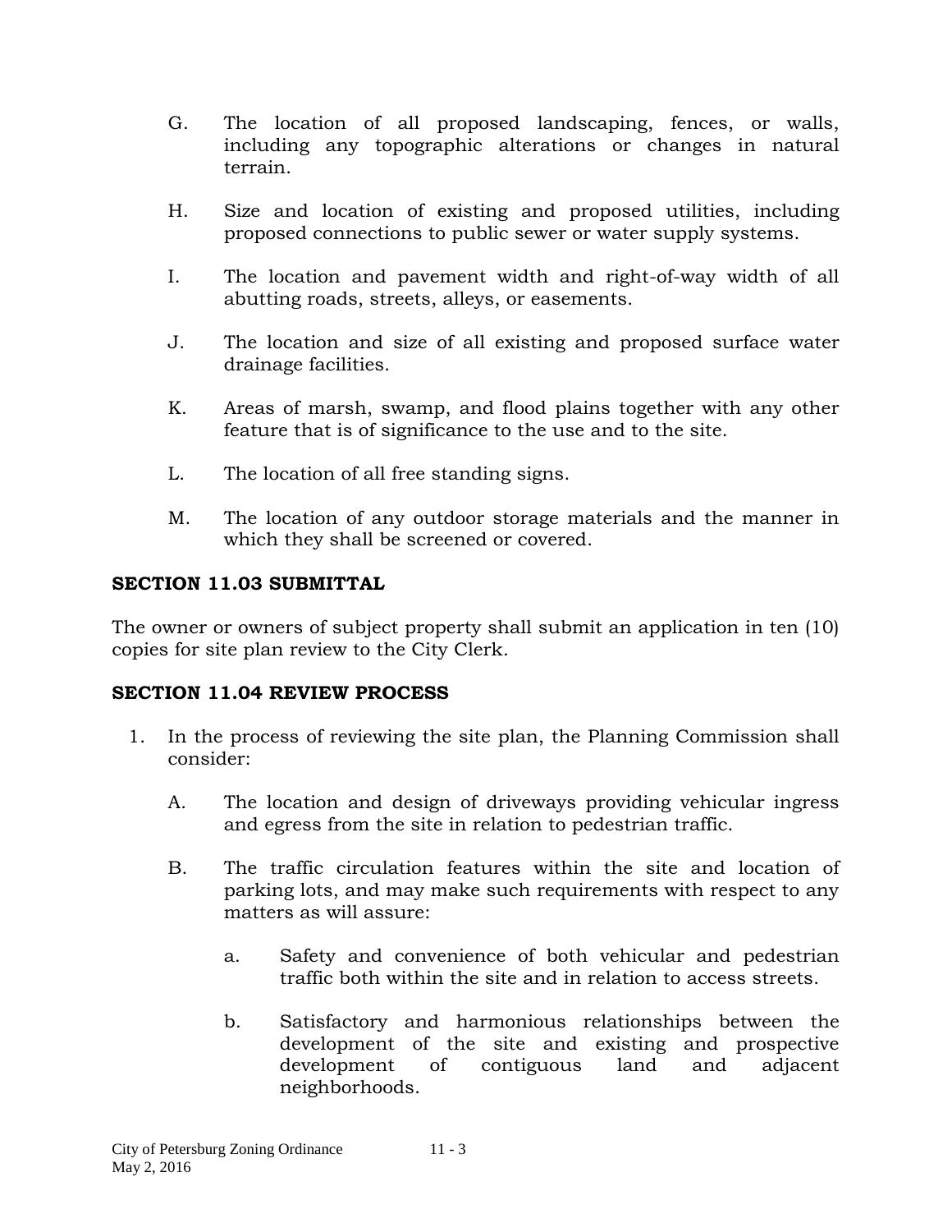G. The location of all proposed landscaping, fences, or walls, including any topographic alterations or changes in natural terrain.

H. Size and location of existing and proposed utilities, including proposed connections to public sewer or water supply systems.

I. The location and pavement width and right-of-way width of all abutting roads, streets, alleys, or easements.

J. The location and size of all existing and proposed surface water drainage facilities.

K. Areas of marsh, swamp, and flood plains together with any other feature that is of significance to the use and to the site.

L. The location of all free standing signs.

M. The location of any outdoor storage materials and the manner in which they shall be screened or covered.

**SECTION 11.03 SUBMITTAL**

The owner or owners of subject property shall submit an application in ten (10) copies for site plan review to the City Clerk.

**SECTION 11.04 REVIEW PROCESS**

1. In the process of reviewing the site plan, the Planning Commission shall consider:

   A. The location and design of driveways providing vehicular ingress and egress from the site in relation to pedestrian traffic.

   B. The traffic circulation features within the site and location of parking lots, and may make such requirements with respect to any matters as will assure:

      a. Safety and convenience of both vehicular and pedestrian traffic both within the site and in relation to access streets.

      b. Satisfactory and harmonious relationships between the development of the site and existing and prospective development of contiguous land and adjacent neighborhoods.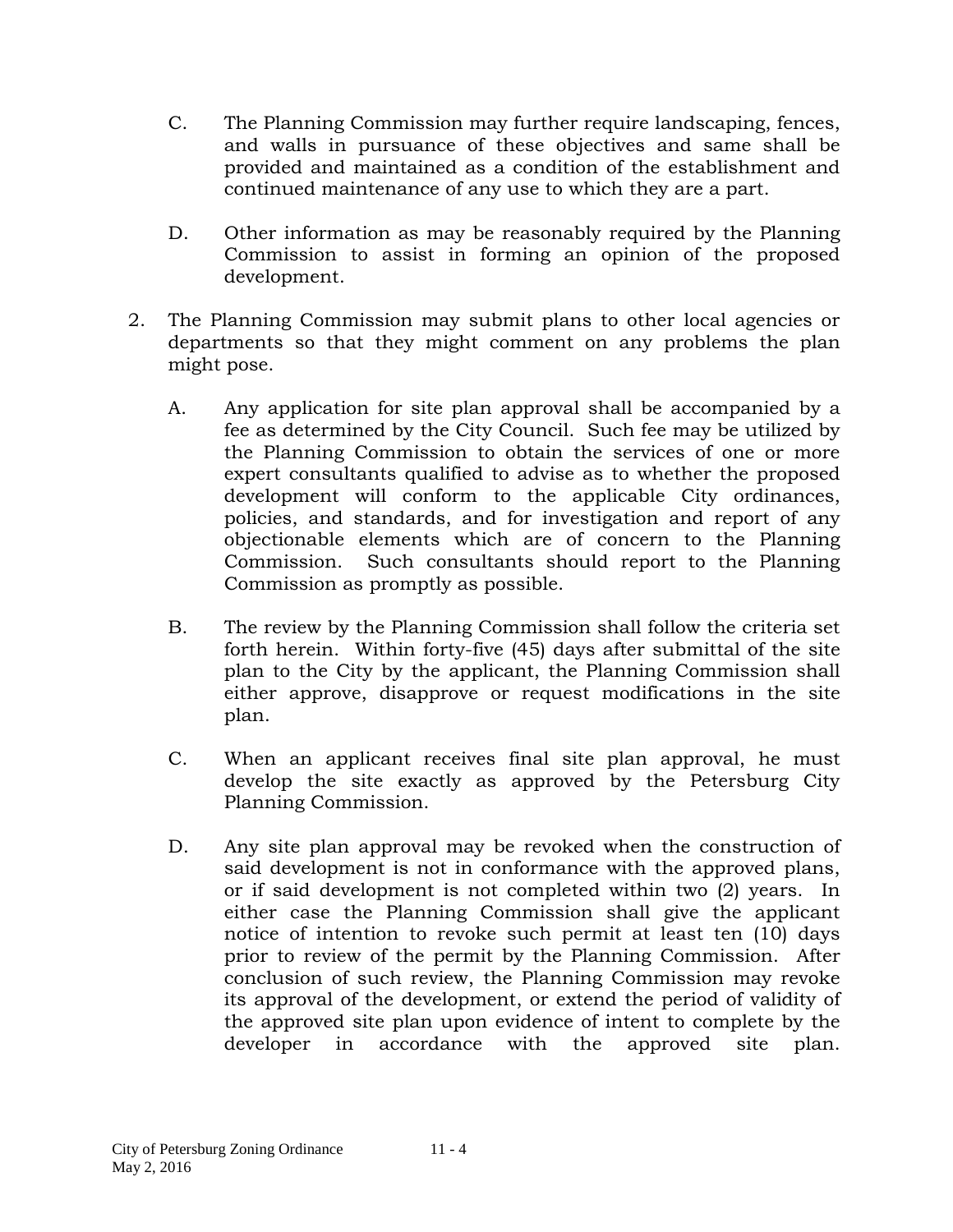C. The Planning Commission may further require landscaping, fences, and walls in pursuance of these objectives and same shall be provided and maintained as a condition of the establishment and continued maintenance of any use to which they are a part.

D. Other information as may be reasonably required by the Planning Commission to assist in forming an opinion of the proposed development.

2. The Planning Commission may submit plans to other local agencies or departments so that they might comment on any problems the plan might pose.

   A. Any application for site plan approval shall be accompanied by a fee as determined by the City Council. Such fee may be utilized by the Planning Commission to obtain the services of one or more expert consultants qualified to advise as to whether the proposed development will conform to the applicable City ordinances, policies, and standards, and for investigation and report of any objectionable elements which are of concern to the Planning Commission. Such consultants should report to the Planning Commission as promptly as possible.

   B. The review by the Planning Commission shall follow the criteria set forth herein. Within forty-five (45) days after submittal of the site plan to the City by the applicant, the Planning Commission shall either approve, disapprove or request modifications in the site plan.

   C. When an applicant receives final site plan approval, he must develop the site exactly as approved by the Petersburg City Planning Commission.

   D. Any site plan approval may be revoked when the construction of said development is not in conformance with the approved plans, or if said development is not completed within two (2) years. In either case the Planning Commission shall give the applicant notice of intention to revoke such permit at least ten (10) days prior to review of the permit by the Planning Commission. After conclusion of such review, the Planning Commission may revoke its approval of the development, or extend the period of validity of the approved site plan upon evidence of intent to complete by the developer in accordance with the approved site plan.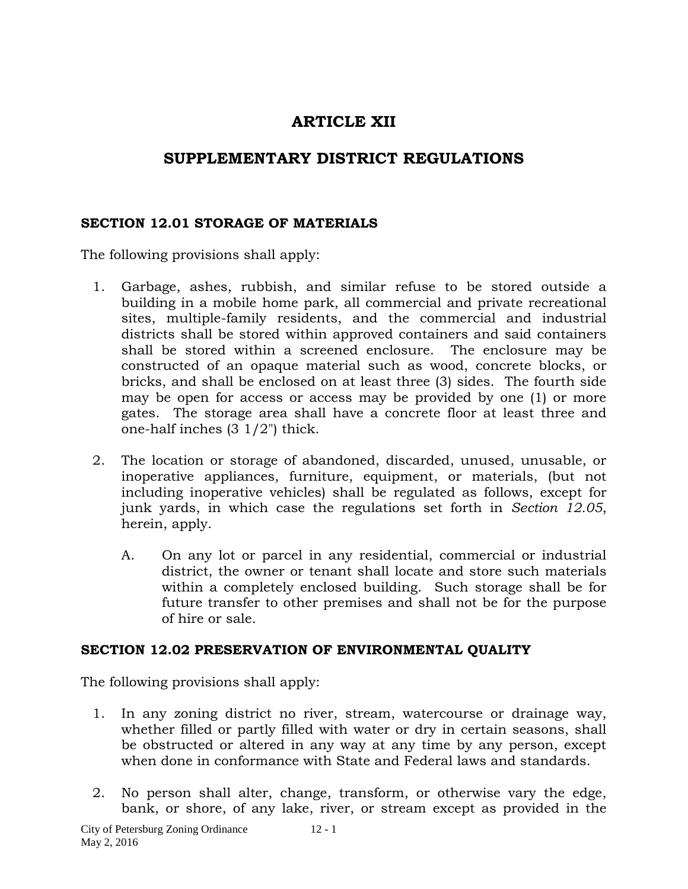# ARTICLE XII

# SUPPLEMENTARY DISTRICT REGULATIONS

### SECTION 12.01 STORAGE OF MATERIALS

The following provisions shall apply:

1. Garbage, ashes, rubbish, and similar refuse to be stored outside a building in a mobile home park, all commercial and private recreational sites, multiple-family residents, and the commercial and industrial districts shall be stored within approved containers and said containers shall be stored within a screened enclosure. The enclosure may be constructed of an opaque material such as wood, concrete blocks, or bricks, and shall be enclosed on at least three (3) sides. The fourth side may be open for access or access may be provided by one (1) or more gates. The storage area shall have a concrete floor at least three and one-half inches (3 1/2") thick.

2. The location or storage of abandoned, discarded, unused, unusable, or inoperative appliances, furniture, equipment, or materials, (but not including inoperative vehicles) shall be regulated as follows, except for junk yards, in which case the regulations set forth in *Section 12.05*, herein, apply.

   A. On any lot or parcel in any residential, commercial or industrial district, the owner or tenant shall locate and store such materials within a completely enclosed building. Such storage shall be for future transfer to other premises and shall not be for the purpose of hire or sale.

### SECTION 12.02 PRESERVATION OF ENVIRONMENTAL QUALITY

The following provisions shall apply:

1. In any zoning district no river, stream, watercourse or drainage way, whether filled or partly filled with water or dry in certain seasons, shall be obstructed or altered in any way at any time by any person, except when done in conformance with State and Federal laws and standards.

2. No person shall alter, change, transform, or otherwise vary the edge, bank, or shore, of any lake, river, or stream except as provided in the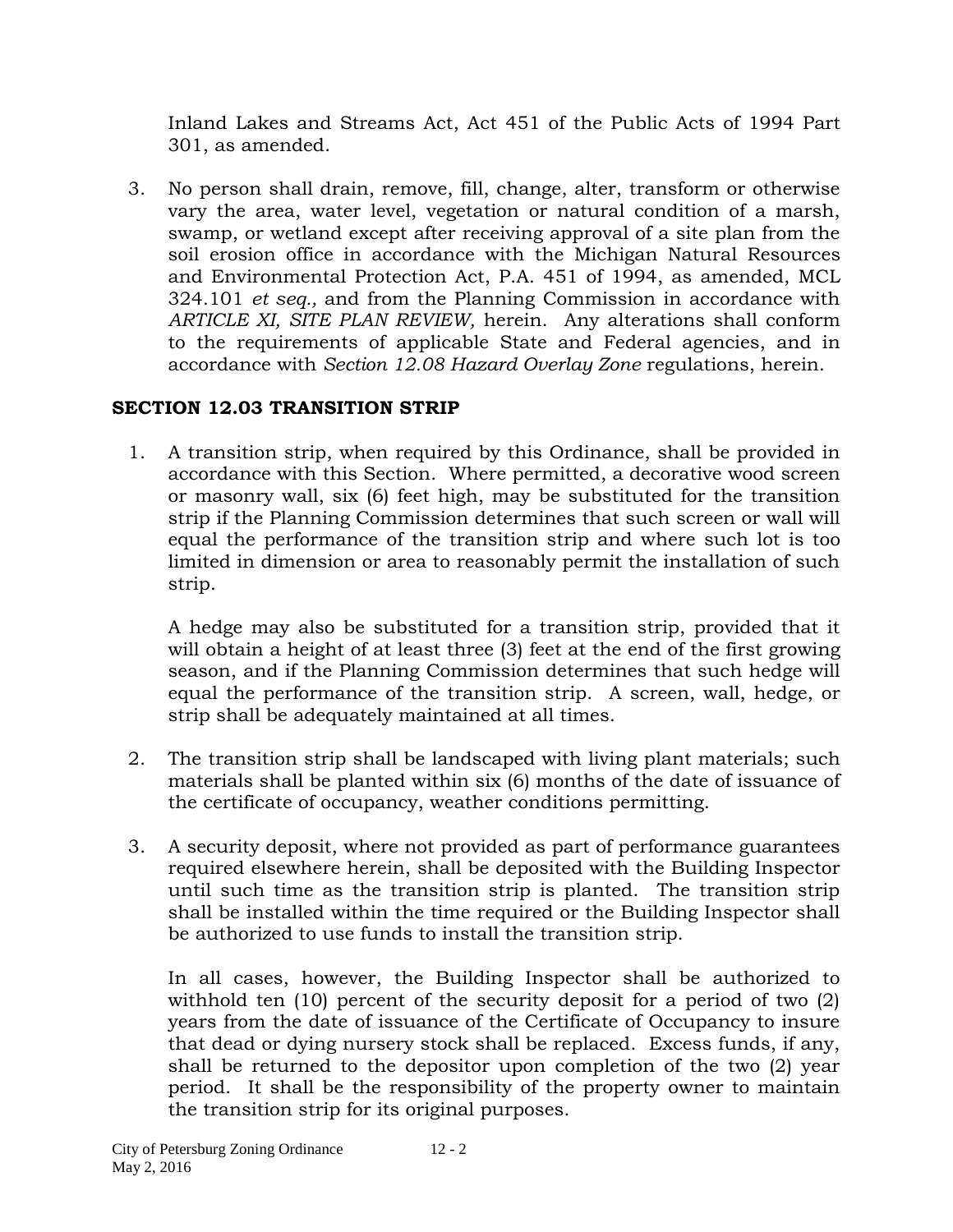Inland Lakes and Streams Act, Act 451 of the Public Acts of 1994 Part 301, as amended.

3. No person shall drain, remove, fill, change, alter, transform or otherwise vary the area, water level, vegetation or natural condition of a marsh, swamp, or wetland except after receiving approval of a site plan from the soil erosion office in accordance with the Michigan Natural Resources and Environmental Protection Act, P.A. 451 of 1994, as amended, MCL 324.101 *et seq.,* and from the Planning Commission in accordance with *ARTICLE XI, SITE PLAN REVIEW,* herein. Any alterations shall conform to the requirements of applicable State and Federal agencies, and in accordance with *Section 12.08 Hazard Overlay Zone* regulations, herein.

## SECTION 12.03 TRANSITION STRIP

1. A transition strip, when required by this Ordinance, shall be provided in accordance with this Section. Where permitted, a decorative wood screen or masonry wall, six (6) feet high, may be substituted for the transition strip if the Planning Commission determines that such screen or wall will equal the performance of the transition strip and where such lot is too limited in dimension or area to reasonably permit the installation of such strip.

   A hedge may also be substituted for a transition strip, provided that it will obtain a height of at least three (3) feet at the end of the first growing season, and if the Planning Commission determines that such hedge will equal the performance of the transition strip. A screen, wall, hedge, or strip shall be adequately maintained at all times.

2. The transition strip shall be landscaped with living plant materials; such materials shall be planted within six (6) months of the date of issuance of the certificate of occupancy, weather conditions permitting.

3. A security deposit, where not provided as part of performance guarantees required elsewhere herein, shall be deposited with the Building Inspector until such time as the transition strip is planted. The transition strip shall be installed within the time required or the Building Inspector shall be authorized to use funds to install the transition strip.

   In all cases, however, the Building Inspector shall be authorized to withhold ten (10) percent of the security deposit for a period of two (2) years from the date of issuance of the Certificate of Occupancy to insure that dead or dying nursery stock shall be replaced. Excess funds, if any, shall be returned to the depositor upon completion of the two (2) year period. It shall be the responsibility of the property owner to maintain the transition strip for its original purposes.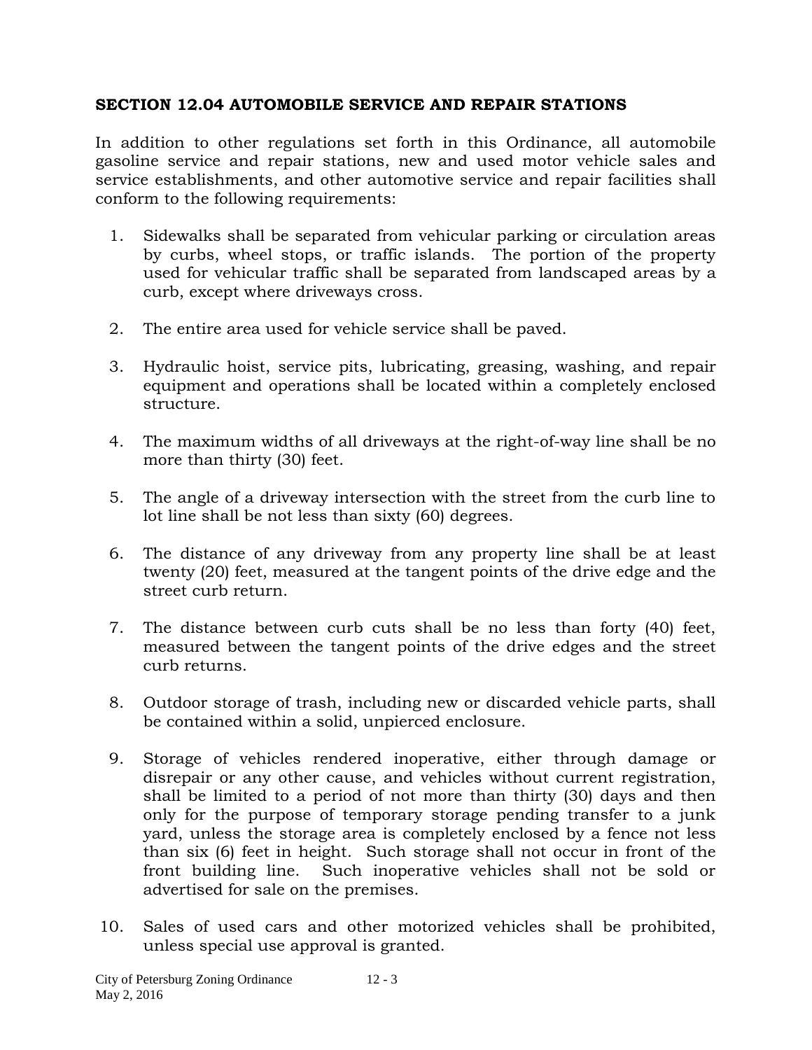## SECTION 12.04 AUTOMOBILE SERVICE AND REPAIR STATIONS

In addition to other regulations set forth in this Ordinance, all automobile gasoline service and repair stations, new and used motor vehicle sales and service establishments, and other automotive service and repair facilities shall conform to the following requirements:

1. Sidewalks shall be separated from vehicular parking or circulation areas by curbs, wheel stops, or traffic islands. The portion of the property used for vehicular traffic shall be separated from landscaped areas by a curb, except where driveways cross.
2. The entire area used for vehicle service shall be paved.
3. Hydraulic hoist, service pits, lubricating, greasing, washing, and repair equipment and operations shall be located within a completely enclosed structure.
4. The maximum widths of all driveways at the right-of-way line shall be no more than thirty (30) feet.
5. The angle of a driveway intersection with the street from the curb line to lot line shall be not less than sixty (60) degrees.
6. The distance of any driveway from any property line shall be at least twenty (20) feet, measured at the tangent points of the drive edge and the street curb return.
7. The distance between curb cuts shall be no less than forty (40) feet, measured between the tangent points of the drive edges and the street curb returns.
8. Outdoor storage of trash, including new or discarded vehicle parts, shall be contained within a solid, unpierced enclosure.
9. Storage of vehicles rendered inoperative, either through damage or disrepair or any other cause, and vehicles without current registration, shall be limited to a period of not more than thirty (30) days and then only for the purpose of temporary storage pending transfer to a junk yard, unless the storage area is completely enclosed by a fence not less than six (6) feet in height. Such storage shall not occur in front of the front building line. Such inoperative vehicles shall not be sold or advertised for sale on the premises.
10. Sales of used cars and other motorized vehicles shall be prohibited, unless special use approval is granted.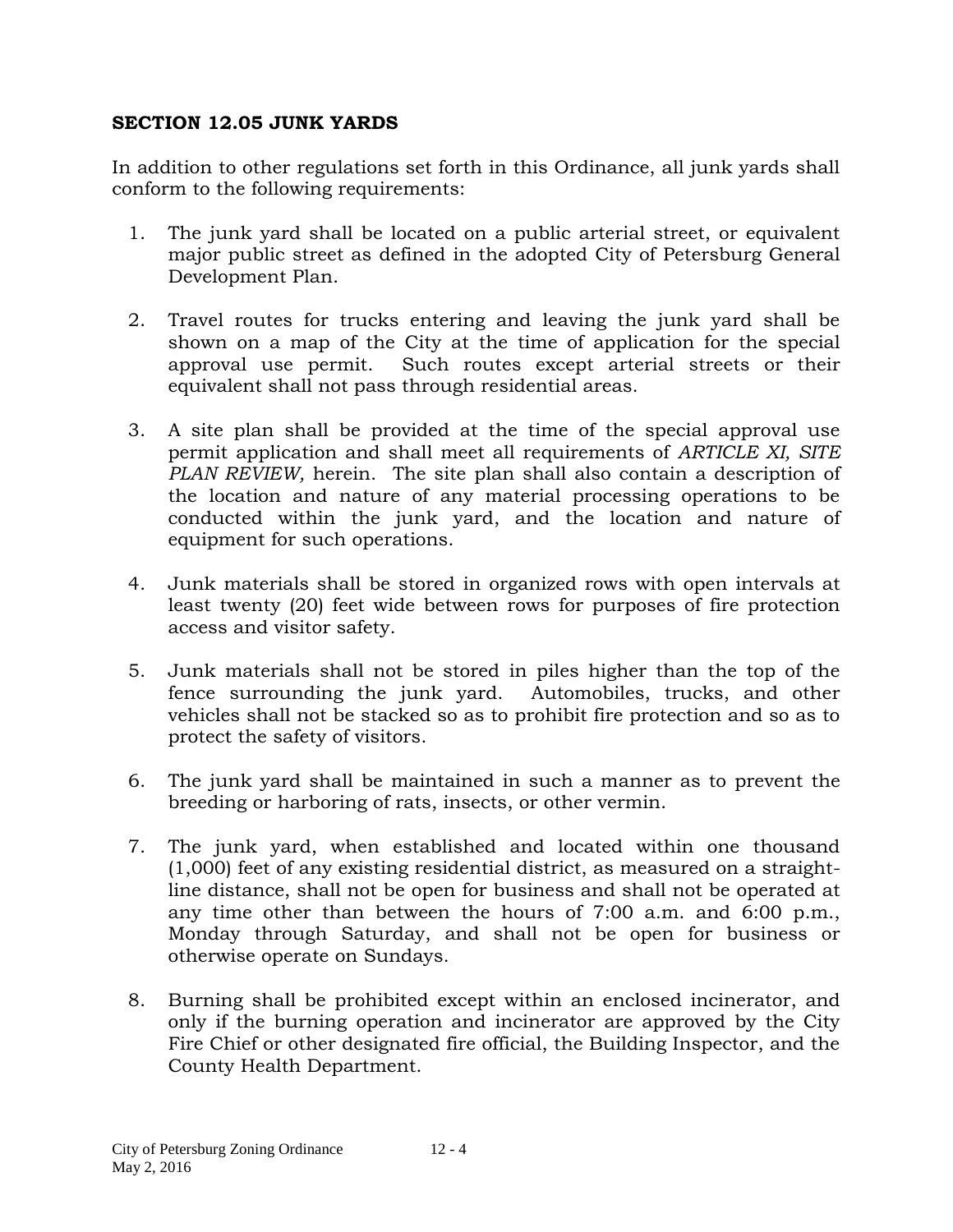### SECTION 12.05 JUNK YARDS

In addition to other regulations set forth in this Ordinance, all junk yards shall conform to the following requirements:

1. The junk yard shall be located on a public arterial street, or equivalent major public street as defined in the adopted City of Petersburg General Development Plan.

2. Travel routes for trucks entering and leaving the junk yard shall be shown on a map of the City at the time of application for the special approval use permit. Such routes except arterial streets or their equivalent shall not pass through residential areas.

3. A site plan shall be provided at the time of the special approval use permit application and shall meet all requirements of *ARTICLE XI, SITE PLAN REVIEW,* herein. The site plan shall also contain a description of the location and nature of any material processing operations to be conducted within the junk yard, and the location and nature of equipment for such operations.

4. Junk materials shall be stored in organized rows with open intervals at least twenty (20) feet wide between rows for purposes of fire protection access and visitor safety.

5. Junk materials shall not be stored in piles higher than the top of the fence surrounding the junk yard. Automobiles, trucks, and other vehicles shall not be stacked so as to prohibit fire protection and so as to protect the safety of visitors.

6. The junk yard shall be maintained in such a manner as to prevent the breeding or harboring of rats, insects, or other vermin.

7. The junk yard, when established and located within one thousand (1,000) feet of any existing residential district, as measured on a straight-line distance, shall not be open for business and shall not be operated at any time other than between the hours of 7:00 a.m. and 6:00 p.m., Monday through Saturday, and shall not be open for business or otherwise operate on Sundays.

8. Burning shall be prohibited except within an enclosed incinerator, and only if the burning operation and incinerator are approved by the City Fire Chief or other designated fire official, the Building Inspector, and the County Health Department.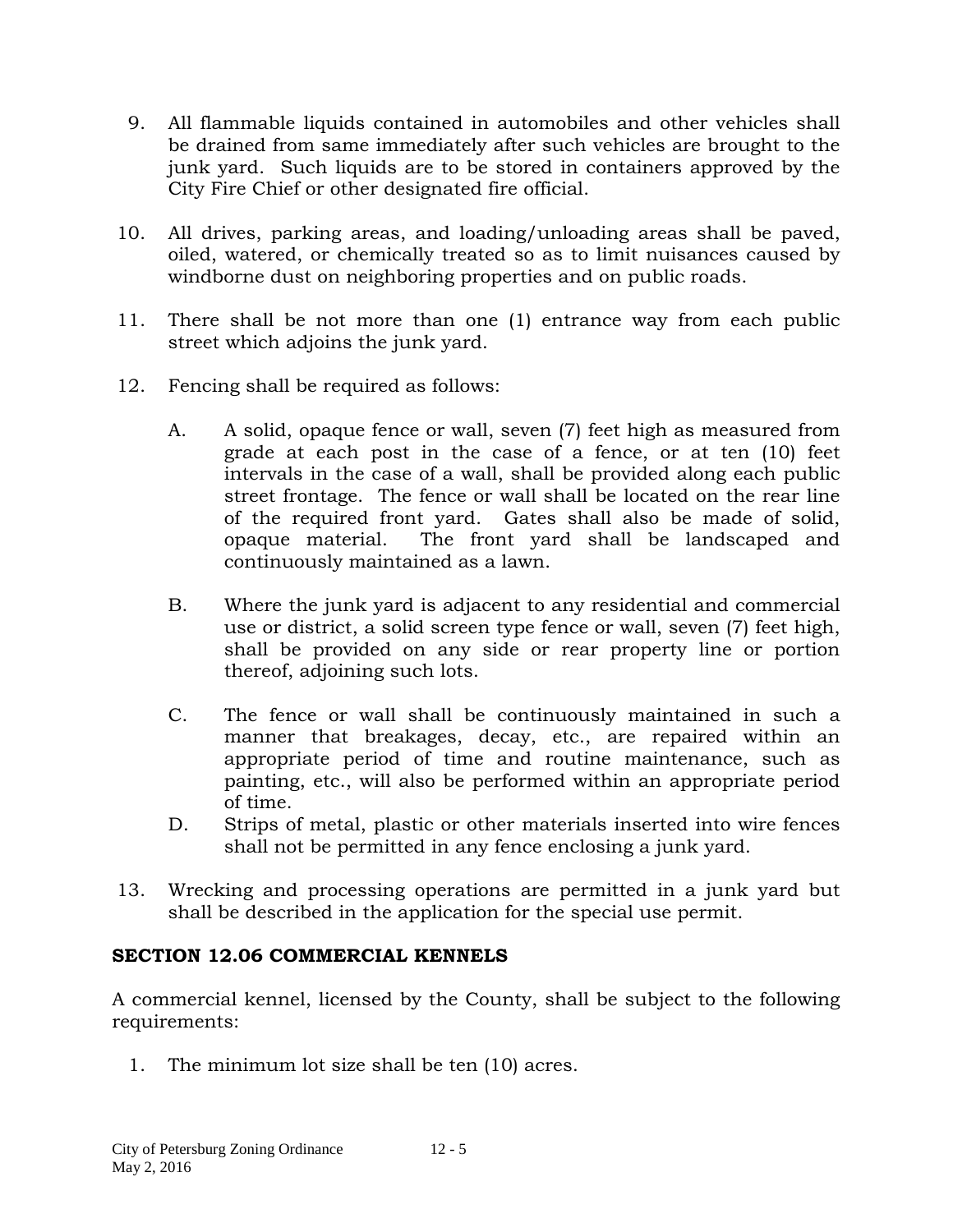9. All flammable liquids contained in automobiles and other vehicles shall be drained from same immediately after such vehicles are brought to the junk yard. Such liquids are to be stored in containers approved by the City Fire Chief or other designated fire official.

10. All drives, parking areas, and loading/unloading areas shall be paved, oiled, watered, or chemically treated so as to limit nuisances caused by windborne dust on neighboring properties and on public roads.

11. There shall be not more than one (1) entrance way from each public street which adjoins the junk yard.

12. Fencing shall be required as follows:

    A. A solid, opaque fence or wall, seven (7) feet high as measured from grade at each post in the case of a fence, or at ten (10) feet intervals in the case of a wall, shall be provided along each public street frontage. The fence or wall shall be located on the rear line of the required front yard. Gates shall also be made of solid, opaque material. The front yard shall be landscaped and continuously maintained as a lawn.

    B. Where the junk yard is adjacent to any residential and commercial use or district, a solid screen type fence or wall, seven (7) feet high, shall be provided on any side or rear property line or portion thereof, adjoining such lots.

    C. The fence or wall shall be continuously maintained in such a manner that breakages, decay, etc., are repaired within an appropriate period of time and routine maintenance, such as painting, etc., will also be performed within an appropriate period of time.

    D. Strips of metal, plastic or other materials inserted into wire fences shall not be permitted in any fence enclosing a junk yard.

13. Wrecking and processing operations are permitted in a junk yard but shall be described in the application for the special use permit.

**SECTION 12.06 COMMERCIAL KENNELS**

A commercial kennel, licensed by the County, shall be subject to the following requirements:

1. The minimum lot size shall be ten (10) acres.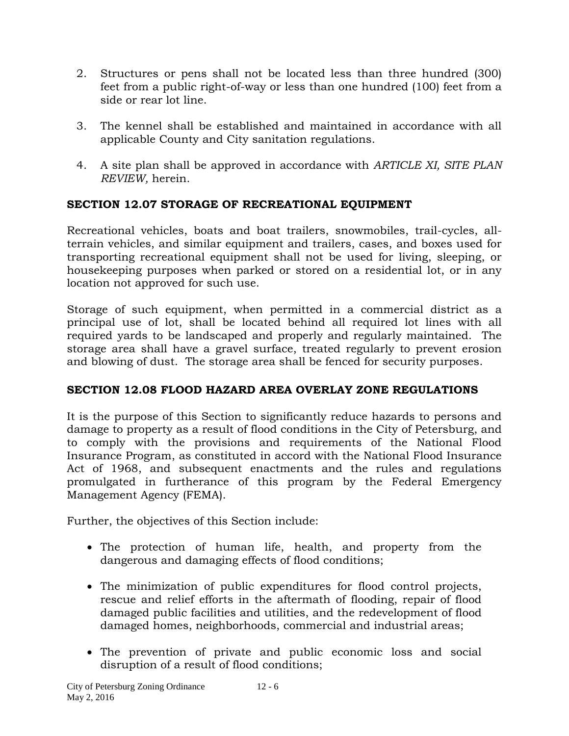2. Structures or pens shall not be located less than three hundred (300) feet from a public right-of-way or less than one hundred (100) feet from a side or rear lot line.

3. The kennel shall be established and maintained in accordance with all applicable County and City sanitation regulations.

4. A site plan shall be approved in accordance with *ARTICLE XI, SITE PLAN REVIEW,* herein.

## SECTION 12.07 STORAGE OF RECREATIONAL EQUIPMENT

Recreational vehicles, boats and boat trailers, snowmobiles, trail-cycles, all-terrain vehicles, and similar equipment and trailers, cases, and boxes used for transporting recreational equipment shall not be used for living, sleeping, or housekeeping purposes when parked or stored on a residential lot, or in any location not approved for such use.

Storage of such equipment, when permitted in a commercial district as a principal use of lot, shall be located behind all required lot lines with all required yards to be landscaped and properly and regularly maintained. The storage area shall have a gravel surface, treated regularly to prevent erosion and blowing of dust. The storage area shall be fenced for security purposes.

## SECTION 12.08 FLOOD HAZARD AREA OVERLAY ZONE REGULATIONS

It is the purpose of this Section to significantly reduce hazards to persons and damage to property as a result of flood conditions in the City of Petersburg, and to comply with the provisions and requirements of the National Flood Insurance Program, as constituted in accord with the National Flood Insurance Act of 1968, and subsequent enactments and the rules and regulations promulgated in furtherance of this program by the Federal Emergency Management Agency (FEMA).

Further, the objectives of this Section include:

- The protection of human life, health, and property from the dangerous and damaging effects of flood conditions;

- The minimization of public expenditures for flood control projects, rescue and relief efforts in the aftermath of flooding, repair of flood damaged public facilities and utilities, and the redevelopment of flood damaged homes, neighborhoods, commercial and industrial areas;

- The prevention of private and public economic loss and social disruption of a result of flood conditions;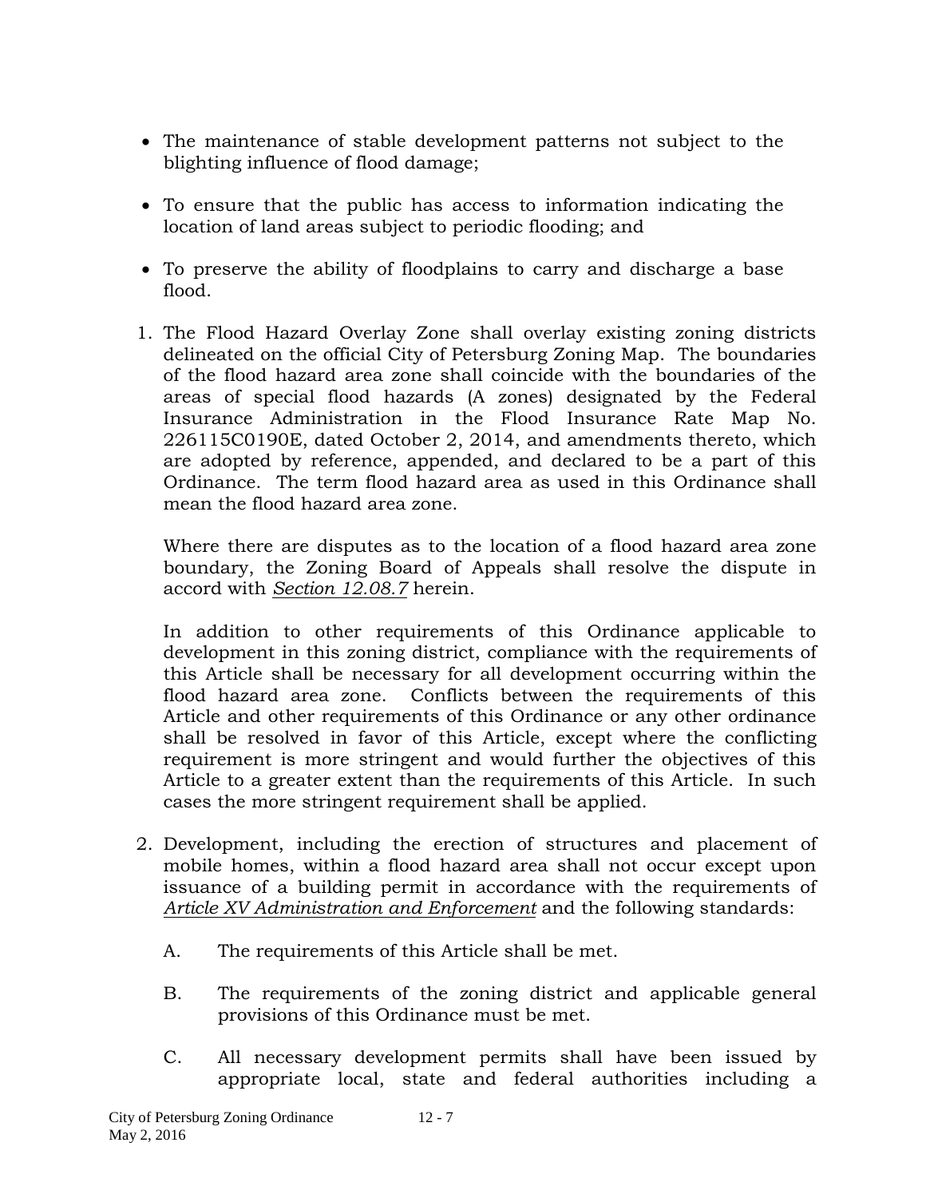- The maintenance of stable development patterns not subject to the blighting influence of flood damage;
- To ensure that the public has access to information indicating the location of land areas subject to periodic flooding; and
- To preserve the ability of floodplains to carry and discharge a base flood.

1. The Flood Hazard Overlay Zone shall overlay existing zoning districts delineated on the official City of Petersburg Zoning Map. The boundaries of the flood hazard area zone shall coincide with the boundaries of the areas of special flood hazards (A zones) designated by the Federal Insurance Administration in the Flood Insurance Rate Map No. 226115C0190E, dated October 2, 2014, and amendments thereto, which are adopted by reference, appended, and declared to be a part of this Ordinance. The term flood hazard area as used in this Ordinance shall mean the flood hazard area zone.

   Where there are disputes as to the location of a flood hazard area zone boundary, the Zoning Board of Appeals shall resolve the dispute in accord with *Section 12.08.7* herein.

   In addition to other requirements of this Ordinance applicable to development in this zoning district, compliance with the requirements of this Article shall be necessary for all development occurring within the flood hazard area zone. Conflicts between the requirements of this Article and other requirements of this Ordinance or any other ordinance shall be resolved in favor of this Article, except where the conflicting requirement is more stringent and would further the objectives of this Article to a greater extent than the requirements of this Article. In such cases the more stringent requirement shall be applied.

2. Development, including the erection of structures and placement of mobile homes, within a flood hazard area shall not occur except upon issuance of a building permit in accordance with the requirements of *Article XV Administration and Enforcement* and the following standards:

   A. The requirements of this Article shall be met.

   B. The requirements of the zoning district and applicable general provisions of this Ordinance must be met.

   C. All necessary development permits shall have been issued by appropriate local, state and federal authorities including a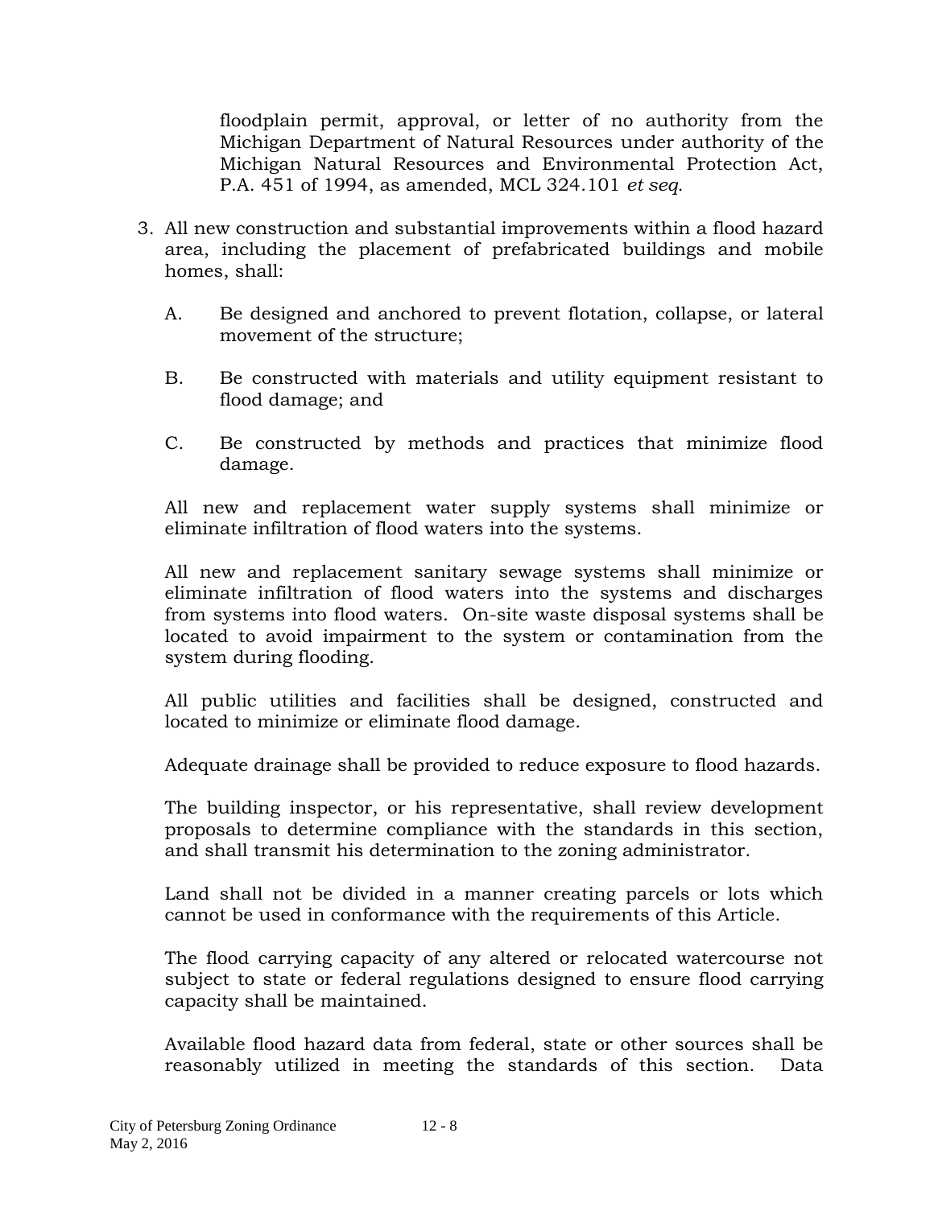floodplain permit, approval, or letter of no authority from the Michigan Department of Natural Resources under authority of the Michigan Natural Resources and Environmental Protection Act, P.A. 451 of 1994, as amended, MCL 324.101 *et seq.*

3. All new construction and substantial improvements within a flood hazard area, including the placement of prefabricated buildings and mobile homes, shall:

   A. Be designed and anchored to prevent flotation, collapse, or lateral movement of the structure;

   B. Be constructed with materials and utility equipment resistant to flood damage; and

   C. Be constructed by methods and practices that minimize flood damage.

   All new and replacement water supply systems shall minimize or eliminate infiltration of flood waters into the systems.

   All new and replacement sanitary sewage systems shall minimize or eliminate infiltration of flood waters into the systems and discharges from systems into flood waters. On-site waste disposal systems shall be located to avoid impairment to the system or contamination from the system during flooding.

   All public utilities and facilities shall be designed, constructed and located to minimize or eliminate flood damage.

   Adequate drainage shall be provided to reduce exposure to flood hazards.

   The building inspector, or his representative, shall review development proposals to determine compliance with the standards in this section, and shall transmit his determination to the zoning administrator.

   Land shall not be divided in a manner creating parcels or lots which cannot be used in conformance with the requirements of this Article.

   The flood carrying capacity of any altered or relocated watercourse not subject to state or federal regulations designed to ensure flood carrying capacity shall be maintained.

   Available flood hazard data from federal, state or other sources shall be reasonably utilized in meeting the standards of this section. Data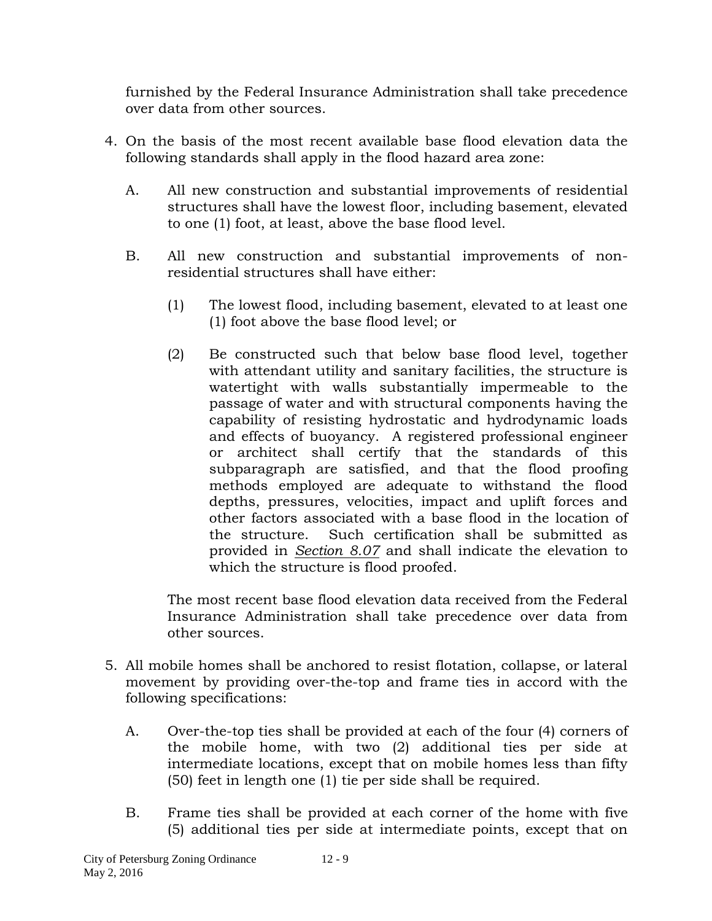furnished by the Federal Insurance Administration shall take precedence over data from other sources.

4. On the basis of the most recent available base flood elevation data the following standards shall apply in the flood hazard area zone:

   A. All new construction and substantial improvements of residential structures shall have the lowest floor, including basement, elevated to one (1) foot, at least, above the base flood level.

   B. All new construction and substantial improvements of non-residential structures shall have either:

      (1) The lowest flood, including basement, elevated to at least one (1) foot above the base flood level; or

      (2) Be constructed such that below base flood level, together with attendant utility and sanitary facilities, the structure is watertight with walls substantially impermeable to the passage of water and with structural components having the capability of resisting hydrostatic and hydrodynamic loads and effects of buoyancy. A registered professional engineer or architect shall certify that the standards of this subparagraph are satisfied, and that the flood proofing methods employed are adequate to withstand the flood depths, pressures, velocities, impact and uplift forces and other factors associated with a base flood in the location of the structure. Such certification shall be submitted as provided in *Section 8.07* and shall indicate the elevation to which the structure is flood proofed.

   The most recent base flood elevation data received from the Federal Insurance Administration shall take precedence over data from other sources.

5. All mobile homes shall be anchored to resist flotation, collapse, or lateral movement by providing over-the-top and frame ties in accord with the following specifications:

   A. Over-the-top ties shall be provided at each of the four (4) corners of the mobile home, with two (2) additional ties per side at intermediate locations, except that on mobile homes less than fifty (50) feet in length one (1) tie per side shall be required.

   B. Frame ties shall be provided at each corner of the home with five (5) additional ties per side at intermediate points, except that on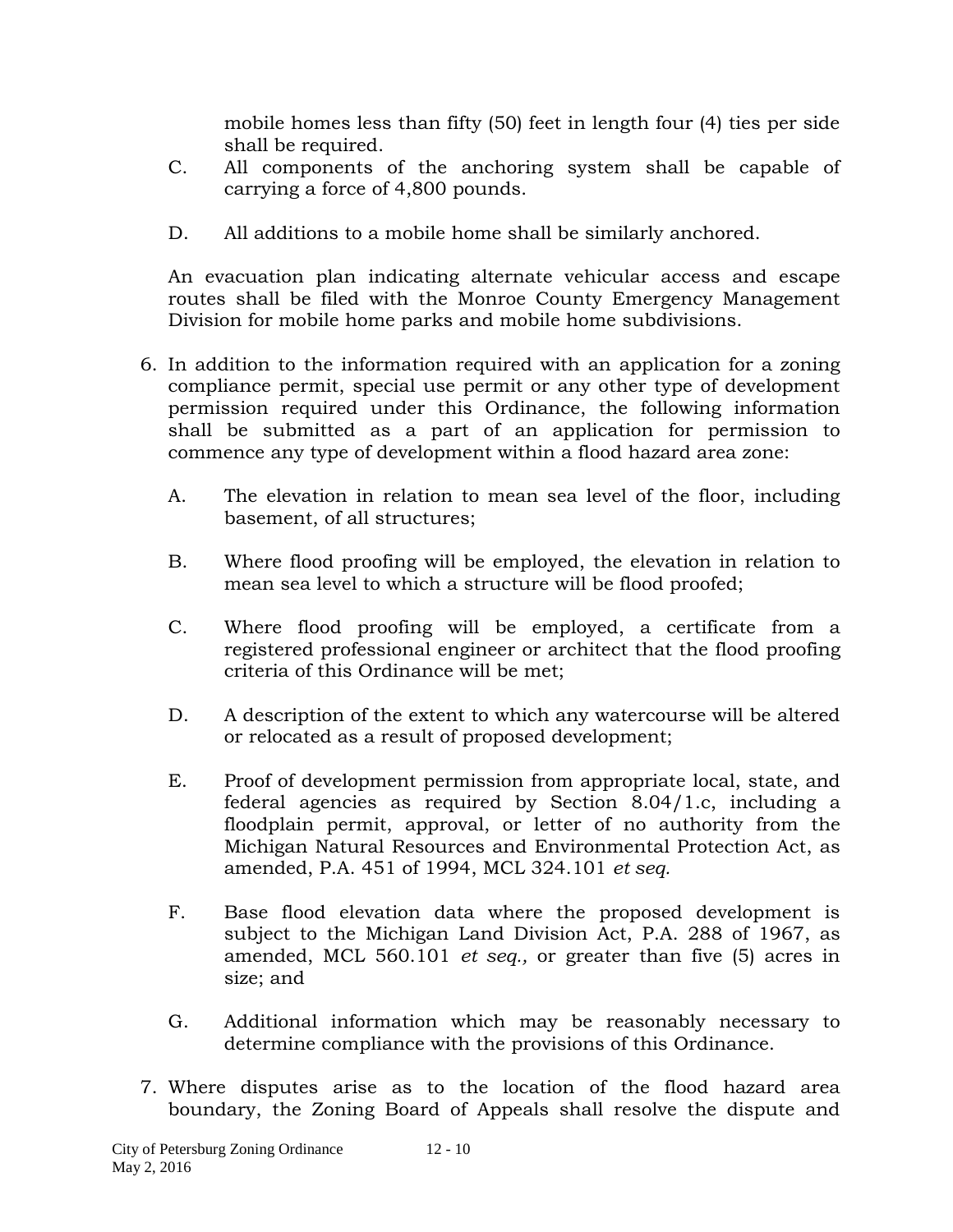mobile homes less than fifty (50) feet in length four (4) ties per side shall be required.

C. All components of the anchoring system shall be capable of carrying a force of 4,800 pounds.

D. All additions to a mobile home shall be similarly anchored.

An evacuation plan indicating alternate vehicular access and escape routes shall be filed with the Monroe County Emergency Management Division for mobile home parks and mobile home subdivisions.

6. In addition to the information required with an application for a zoning compliance permit, special use permit or any other type of development permission required under this Ordinance, the following information shall be submitted as a part of an application for permission to commence any type of development within a flood hazard area zone:

   A. The elevation in relation to mean sea level of the floor, including basement, of all structures;

   B. Where flood proofing will be employed, the elevation in relation to mean sea level to which a structure will be flood proofed;

   C. Where flood proofing will be employed, a certificate from a registered professional engineer or architect that the flood proofing criteria of this Ordinance will be met;

   D. A description of the extent to which any watercourse will be altered or relocated as a result of proposed development;

   E. Proof of development permission from appropriate local, state, and federal agencies as required by Section 8.04/1.c, including a floodplain permit, approval, or letter of no authority from the Michigan Natural Resources and Environmental Protection Act, as amended, P.A. 451 of 1994, MCL 324.101 *et seq.*

   F. Base flood elevation data where the proposed development is subject to the Michigan Land Division Act, P.A. 288 of 1967, as amended, MCL 560.101 *et seq.,* or greater than five (5) acres in size; and

   G. Additional information which may be reasonably necessary to determine compliance with the provisions of this Ordinance.

7. Where disputes arise as to the location of the flood hazard area boundary, the Zoning Board of Appeals shall resolve the dispute and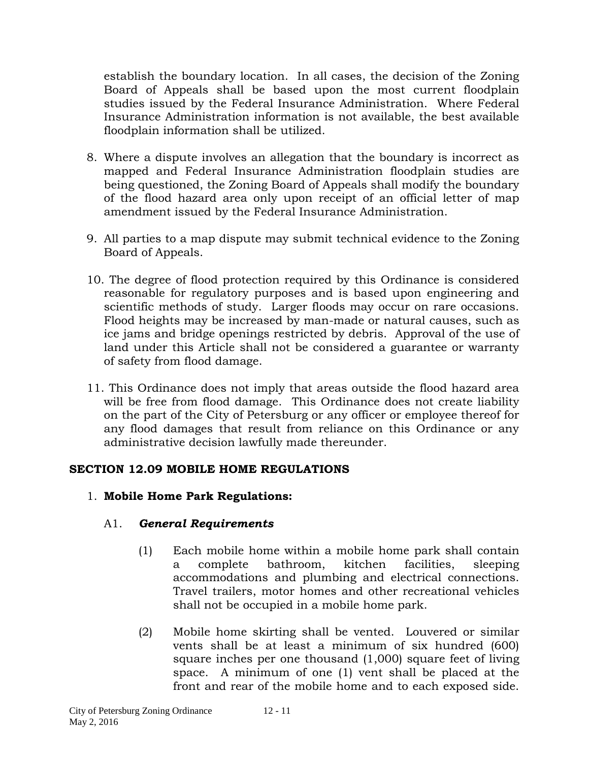establish the boundary location. In all cases, the decision of the Zoning Board of Appeals shall be based upon the most current floodplain studies issued by the Federal Insurance Administration. Where Federal Insurance Administration information is not available, the best available floodplain information shall be utilized.

8. Where a dispute involves an allegation that the boundary is incorrect as mapped and Federal Insurance Administration floodplain studies are being questioned, the Zoning Board of Appeals shall modify the boundary of the flood hazard area only upon receipt of an official letter of map amendment issued by the Federal Insurance Administration.

9. All parties to a map dispute may submit technical evidence to the Zoning Board of Appeals.

10. The degree of flood protection required by this Ordinance is considered reasonable for regulatory purposes and is based upon engineering and scientific methods of study. Larger floods may occur on rare occasions. Flood heights may be increased by man-made or natural causes, such as ice jams and bridge openings restricted by debris. Approval of the use of land under this Article shall not be considered a guarantee or warranty of safety from flood damage.

11. This Ordinance does not imply that areas outside the flood hazard area will be free from flood damage. This Ordinance does not create liability on the part of the City of Petersburg or any officer or employee thereof for any flood damages that result from reliance on this Ordinance or any administrative decision lawfully made thereunder.

## SECTION 12.09 MOBILE HOME REGULATIONS

1. **Mobile Home Park Regulations:**

   A1. ***General Requirements***

   (1) Each mobile home within a mobile home park shall contain a complete bathroom, kitchen facilities, sleeping accommodations and plumbing and electrical connections. Travel trailers, motor homes and other recreational vehicles shall not be occupied in a mobile home park.

   (2) Mobile home skirting shall be vented. Louvered or similar vents shall be at least a minimum of six hundred (600) square inches per one thousand (1,000) square feet of living space. A minimum of one (1) vent shall be placed at the front and rear of the mobile home and to each exposed side.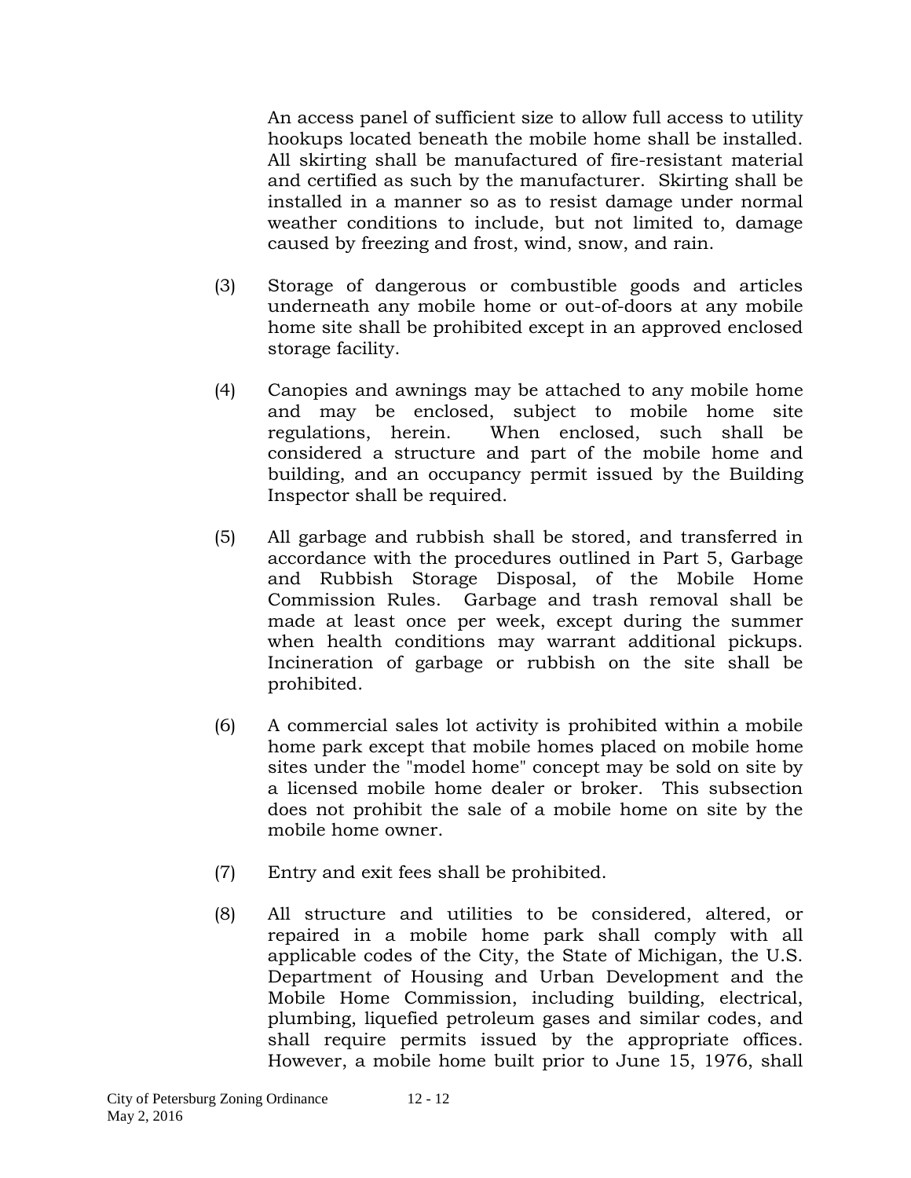An access panel of sufficient size to allow full access to utility hookups located beneath the mobile home shall be installed. All skirting shall be manufactured of fire-resistant material and certified as such by the manufacturer. Skirting shall be installed in a manner so as to resist damage under normal weather conditions to include, but not limited to, damage caused by freezing and frost, wind, snow, and rain.

(3) Storage of dangerous or combustible goods and articles underneath any mobile home or out-of-doors at any mobile home site shall be prohibited except in an approved enclosed storage facility.

(4) Canopies and awnings may be attached to any mobile home and may be enclosed, subject to mobile home site regulations, herein. When enclosed, such shall be considered a structure and part of the mobile home and building, and an occupancy permit issued by the Building Inspector shall be required.

(5) All garbage and rubbish shall be stored, and transferred in accordance with the procedures outlined in Part 5, Garbage and Rubbish Storage Disposal, of the Mobile Home Commission Rules. Garbage and trash removal shall be made at least once per week, except during the summer when health conditions may warrant additional pickups. Incineration of garbage or rubbish on the site shall be prohibited.

(6) A commercial sales lot activity is prohibited within a mobile home park except that mobile homes placed on mobile home sites under the "model home" concept may be sold on site by a licensed mobile home dealer or broker. This subsection does not prohibit the sale of a mobile home on site by the mobile home owner.

(7) Entry and exit fees shall be prohibited.

(8) All structure and utilities to be considered, altered, or repaired in a mobile home park shall comply with all applicable codes of the City, the State of Michigan, the U.S. Department of Housing and Urban Development and the Mobile Home Commission, including building, electrical, plumbing, liquefied petroleum gases and similar codes, and shall require permits issued by the appropriate offices. However, a mobile home built prior to June 15, 1976, shall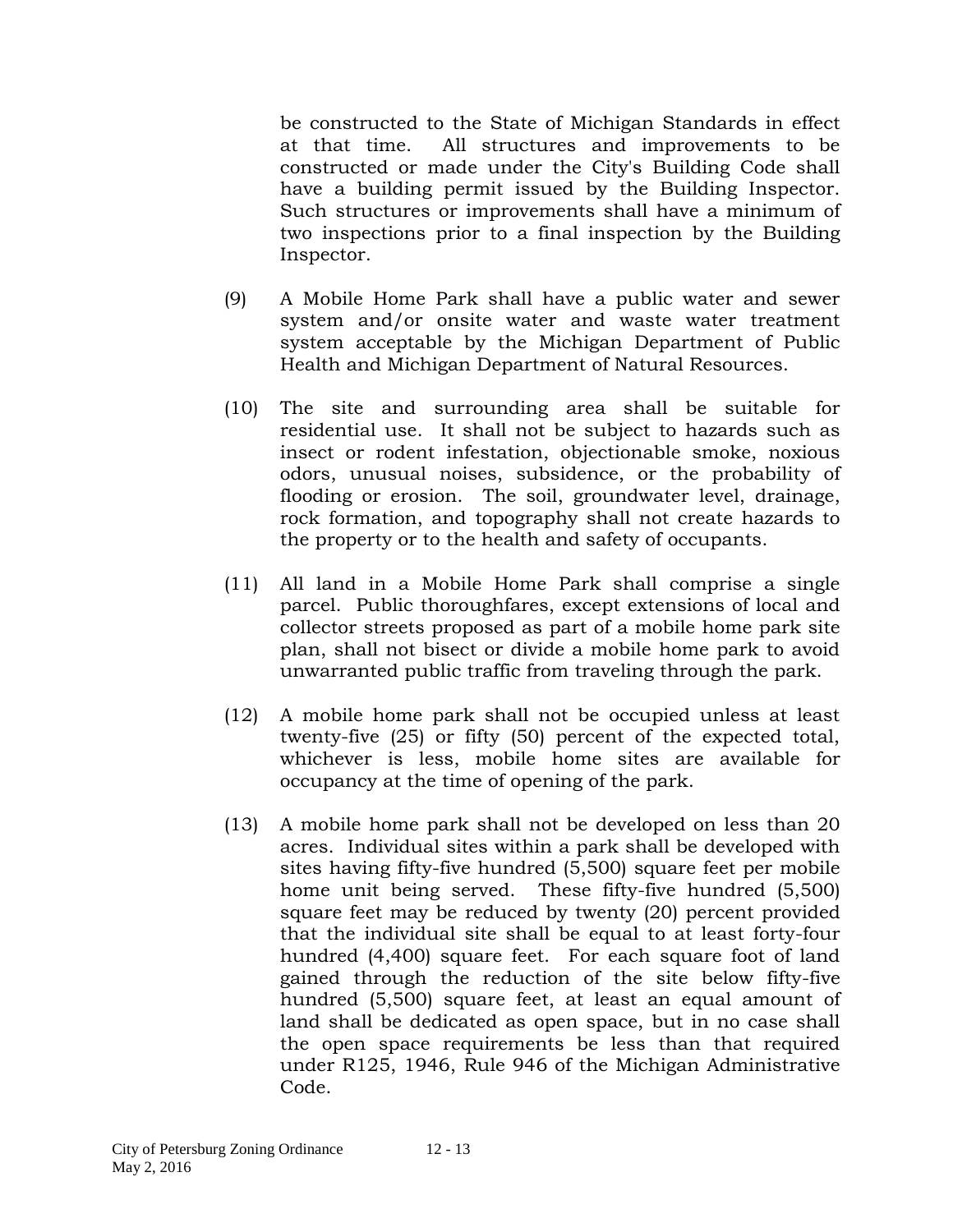be constructed to the State of Michigan Standards in effect at that time. All structures and improvements to be constructed or made under the City's Building Code shall have a building permit issued by the Building Inspector. Such structures or improvements shall have a minimum of two inspections prior to a final inspection by the Building Inspector.

(9) A Mobile Home Park shall have a public water and sewer system and/or onsite water and waste water treatment system acceptable by the Michigan Department of Public Health and Michigan Department of Natural Resources.

(10) The site and surrounding area shall be suitable for residential use. It shall not be subject to hazards such as insect or rodent infestation, objectionable smoke, noxious odors, unusual noises, subsidence, or the probability of flooding or erosion. The soil, groundwater level, drainage, rock formation, and topography shall not create hazards to the property or to the health and safety of occupants.

(11) All land in a Mobile Home Park shall comprise a single parcel. Public thoroughfares, except extensions of local and collector streets proposed as part of a mobile home park site plan, shall not bisect or divide a mobile home park to avoid unwarranted public traffic from traveling through the park.

(12) A mobile home park shall not be occupied unless at least twenty-five (25) or fifty (50) percent of the expected total, whichever is less, mobile home sites are available for occupancy at the time of opening of the park.

(13) A mobile home park shall not be developed on less than 20 acres. Individual sites within a park shall be developed with sites having fifty-five hundred (5,500) square feet per mobile home unit being served. These fifty-five hundred (5,500) square feet may be reduced by twenty (20) percent provided that the individual site shall be equal to at least forty-four hundred (4,400) square feet. For each square foot of land gained through the reduction of the site below fifty-five hundred (5,500) square feet, at least an equal amount of land shall be dedicated as open space, but in no case shall the open space requirements be less than that required under R125, 1946, Rule 946 of the Michigan Administrative Code.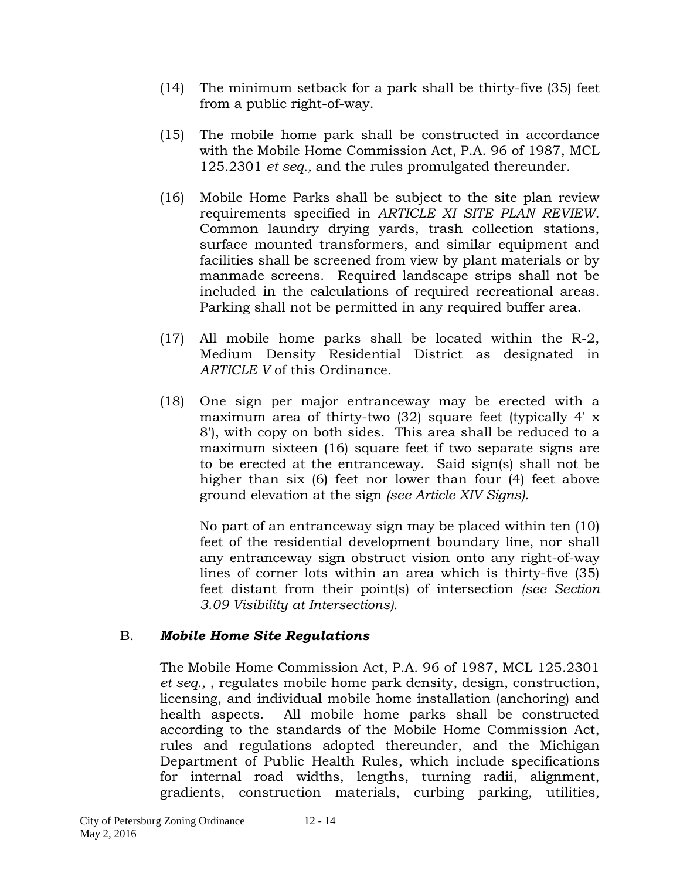(14) The minimum setback for a park shall be thirty-five (35) feet from a public right-of-way.

(15) The mobile home park shall be constructed in accordance with the Mobile Home Commission Act, P.A. 96 of 1987, MCL 125.2301 *et seq.,* and the rules promulgated thereunder.

(16) Mobile Home Parks shall be subject to the site plan review requirements specified in *ARTICLE XI SITE PLAN REVIEW*. Common laundry drying yards, trash collection stations, surface mounted transformers, and similar equipment and facilities shall be screened from view by plant materials or by manmade screens. Required landscape strips shall not be included in the calculations of required recreational areas. Parking shall not be permitted in any required buffer area.

(17) All mobile home parks shall be located within the R-2, Medium Density Residential District as designated in *ARTICLE V* of this Ordinance.

(18) One sign per major entranceway may be erected with a maximum area of thirty-two (32) square feet (typically 4' x 8'), with copy on both sides. This area shall be reduced to a maximum sixteen (16) square feet if two separate signs are to be erected at the entranceway. Said sign(s) shall not be higher than six (6) feet nor lower than four (4) feet above ground elevation at the sign *(see Article XIV Signs).*

No part of an entranceway sign may be placed within ten (10) feet of the residential development boundary line, nor shall any entranceway sign obstruct vision onto any right-of-way lines of corner lots within an area which is thirty-five (35) feet distant from their point(s) of intersection *(see Section 3.09 Visibility at Intersections).*

B. ***Mobile Home Site Regulations***

The Mobile Home Commission Act, P.A. 96 of 1987, MCL 125.2301 *et seq.,* , regulates mobile home park density, design, construction, licensing, and individual mobile home installation (anchoring) and health aspects. All mobile home parks shall be constructed according to the standards of the Mobile Home Commission Act, rules and regulations adopted thereunder, and the Michigan Department of Public Health Rules, which include specifications for internal road widths, lengths, turning radii, alignment, gradients, construction materials, curbing parking, utilities,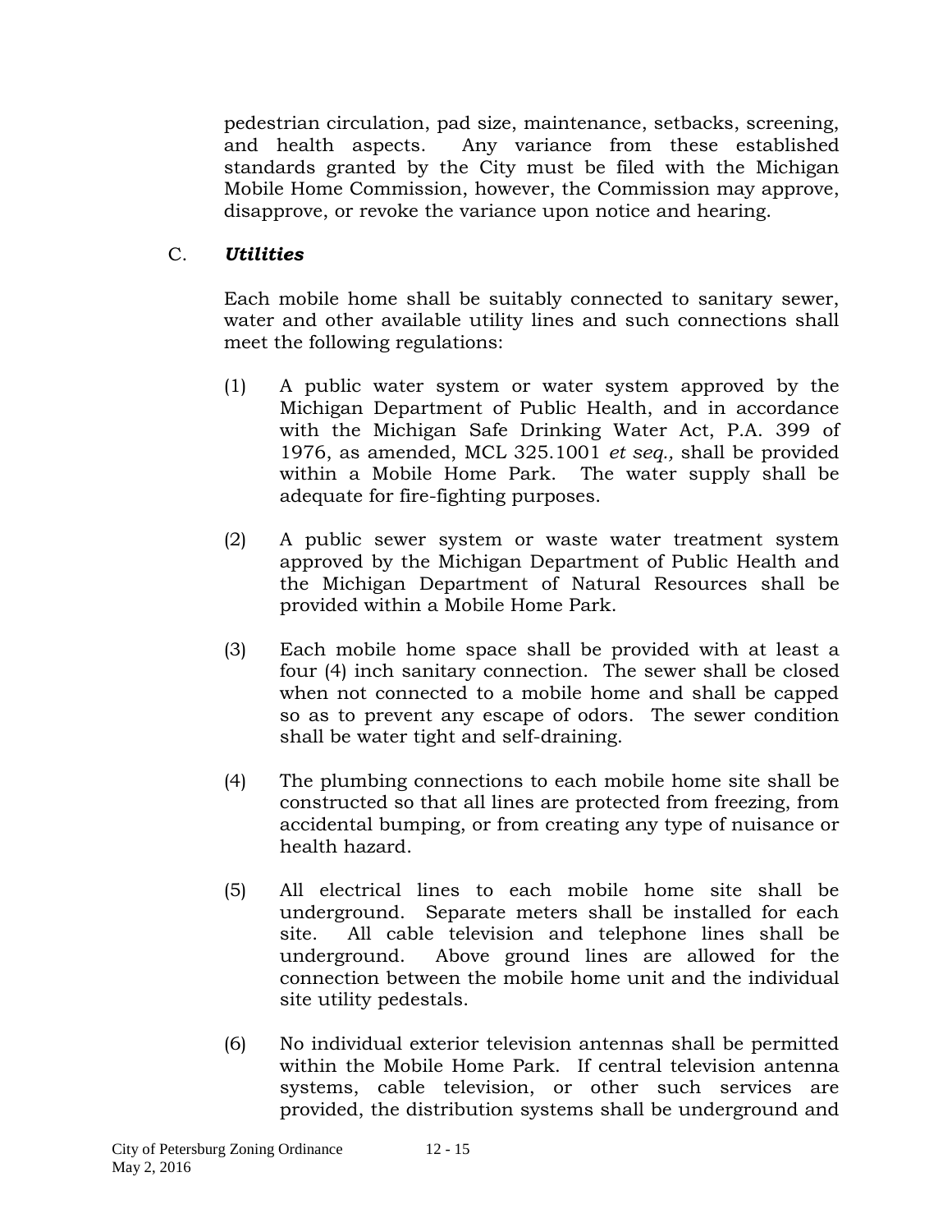pedestrian circulation, pad size, maintenance, setbacks, screening, and health aspects. Any variance from these established standards granted by the City must be filed with the Michigan Mobile Home Commission, however, the Commission may approve, disapprove, or revoke the variance upon notice and hearing.

C. ***Utilities***

Each mobile home shall be suitably connected to sanitary sewer, water and other available utility lines and such connections shall meet the following regulations:

(1) A public water system or water system approved by the Michigan Department of Public Health, and in accordance with the Michigan Safe Drinking Water Act, P.A. 399 of 1976, as amended, MCL 325.1001 *et seq.,* shall be provided within a Mobile Home Park. The water supply shall be adequate for fire-fighting purposes.

(2) A public sewer system or waste water treatment system approved by the Michigan Department of Public Health and the Michigan Department of Natural Resources shall be provided within a Mobile Home Park.

(3) Each mobile home space shall be provided with at least a four (4) inch sanitary connection. The sewer shall be closed when not connected to a mobile home and shall be capped so as to prevent any escape of odors. The sewer condition shall be water tight and self-draining.

(4) The plumbing connections to each mobile home site shall be constructed so that all lines are protected from freezing, from accidental bumping, or from creating any type of nuisance or health hazard.

(5) All electrical lines to each mobile home site shall be underground. Separate meters shall be installed for each site. All cable television and telephone lines shall be underground. Above ground lines are allowed for the connection between the mobile home unit and the individual site utility pedestals.

(6) No individual exterior television antennas shall be permitted within the Mobile Home Park. If central television antenna systems, cable television, or other such services are provided, the distribution systems shall be underground and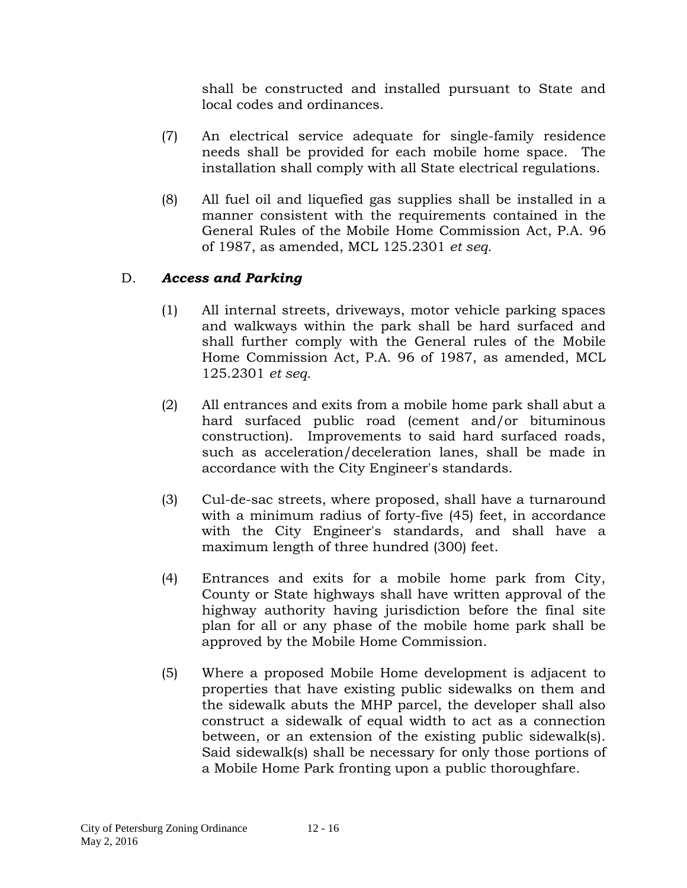shall be constructed and installed pursuant to State and local codes and ordinances.

(7) An electrical service adequate for single-family residence needs shall be provided for each mobile home space. The installation shall comply with all State electrical regulations.

(8) All fuel oil and liquefied gas supplies shall be installed in a manner consistent with the requirements contained in the General Rules of the Mobile Home Commission Act, P.A. 96 of 1987, as amended, MCL 125.2301 *et seq.*

D. ***Access and Parking***

(1) All internal streets, driveways, motor vehicle parking spaces and walkways within the park shall be hard surfaced and shall further comply with the General rules of the Mobile Home Commission Act, P.A. 96 of 1987, as amended, MCL 125.2301 *et seq.*

(2) All entrances and exits from a mobile home park shall abut a hard surfaced public road (cement and/or bituminous construction). Improvements to said hard surfaced roads, such as acceleration/deceleration lanes, shall be made in accordance with the City Engineer's standards.

(3) Cul-de-sac streets, where proposed, shall have a turnaround with a minimum radius of forty-five (45) feet, in accordance with the City Engineer's standards, and shall have a maximum length of three hundred (300) feet.

(4) Entrances and exits for a mobile home park from City, County or State highways shall have written approval of the highway authority having jurisdiction before the final site plan for all or any phase of the mobile home park shall be approved by the Mobile Home Commission.

(5) Where a proposed Mobile Home development is adjacent to properties that have existing public sidewalks on them and the sidewalk abuts the MHP parcel, the developer shall also construct a sidewalk of equal width to act as a connection between, or an extension of the existing public sidewalk(s). Said sidewalk(s) shall be necessary for only those portions of a Mobile Home Park fronting upon a public thoroughfare.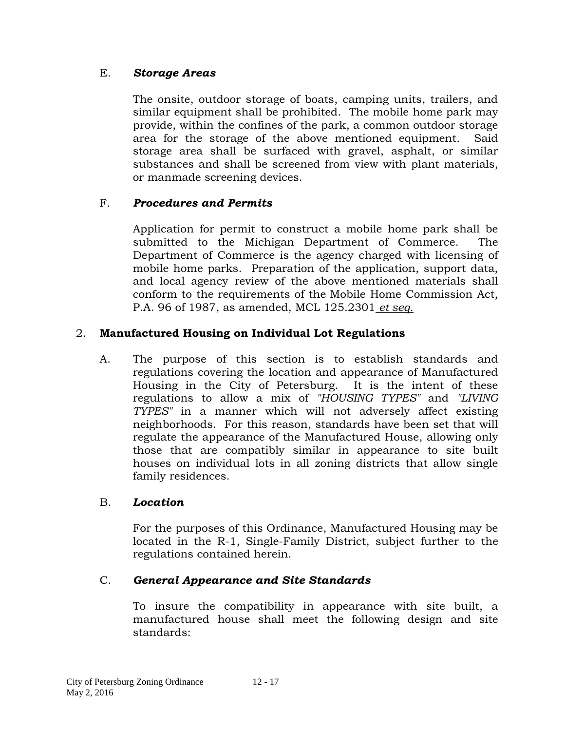E. ***Storage Areas***

The onsite, outdoor storage of boats, camping units, trailers, and similar equipment shall be prohibited. The mobile home park may provide, within the confines of the park, a common outdoor storage area for the storage of the above mentioned equipment. Said storage area shall be surfaced with gravel, asphalt, or similar substances and shall be screened from view with plant materials, or manmade screening devices.

F. ***Procedures and Permits***

Application for permit to construct a mobile home park shall be submitted to the Michigan Department of Commerce. The Department of Commerce is the agency charged with licensing of mobile home parks. Preparation of the application, support data, and local agency review of the above mentioned materials shall conform to the requirements of the Mobile Home Commission Act, P.A. 96 of 1987, as amended, MCL 125.2301 *et seq.*

2. **Manufactured Housing on Individual Lot Regulations**

A. The purpose of this section is to establish standards and regulations covering the location and appearance of Manufactured Housing in the City of Petersburg. It is the intent of these regulations to allow a mix of *"HOUSING TYPES"* and *"LIVING TYPES"* in a manner which will not adversely affect existing neighborhoods. For this reason, standards have been set that will regulate the appearance of the Manufactured House, allowing only those that are compatibly similar in appearance to site built houses on individual lots in all zoning districts that allow single family residences.

B. ***Location***

For the purposes of this Ordinance, Manufactured Housing may be located in the R-1, Single-Family District, subject further to the regulations contained herein.

C. ***General Appearance and Site Standards***

To insure the compatibility in appearance with site built, a manufactured house shall meet the following design and site standards: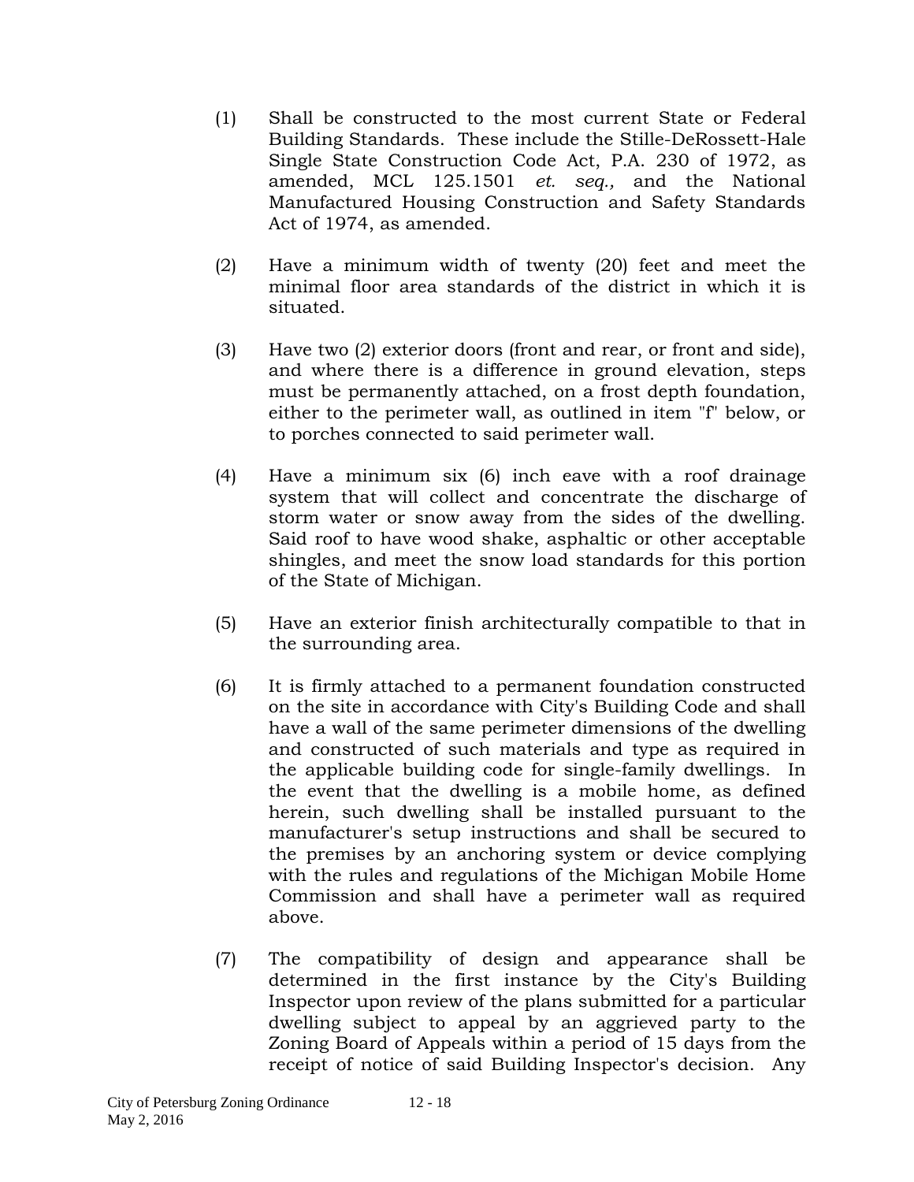(1) Shall be constructed to the most current State or Federal Building Standards. These include the Stille-DeRossett-Hale Single State Construction Code Act, P.A. 230 of 1972, as amended, MCL 125.1501 *et. seq.,* and the National Manufactured Housing Construction and Safety Standards Act of 1974, as amended.

(2) Have a minimum width of twenty (20) feet and meet the minimal floor area standards of the district in which it is situated.

(3) Have two (2) exterior doors (front and rear, or front and side), and where there is a difference in ground elevation, steps must be permanently attached, on a frost depth foundation, either to the perimeter wall, as outlined in item "f" below, or to porches connected to said perimeter wall.

(4) Have a minimum six (6) inch eave with a roof drainage system that will collect and concentrate the discharge of storm water or snow away from the sides of the dwelling. Said roof to have wood shake, asphaltic or other acceptable shingles, and meet the snow load standards for this portion of the State of Michigan.

(5) Have an exterior finish architecturally compatible to that in the surrounding area.

(6) It is firmly attached to a permanent foundation constructed on the site in accordance with City's Building Code and shall have a wall of the same perimeter dimensions of the dwelling and constructed of such materials and type as required in the applicable building code for single-family dwellings. In the event that the dwelling is a mobile home, as defined herein, such dwelling shall be installed pursuant to the manufacturer's setup instructions and shall be secured to the premises by an anchoring system or device complying with the rules and regulations of the Michigan Mobile Home Commission and shall have a perimeter wall as required above.

(7) The compatibility of design and appearance shall be determined in the first instance by the City's Building Inspector upon review of the plans submitted for a particular dwelling subject to appeal by an aggrieved party to the Zoning Board of Appeals within a period of 15 days from the receipt of notice of said Building Inspector's decision. Any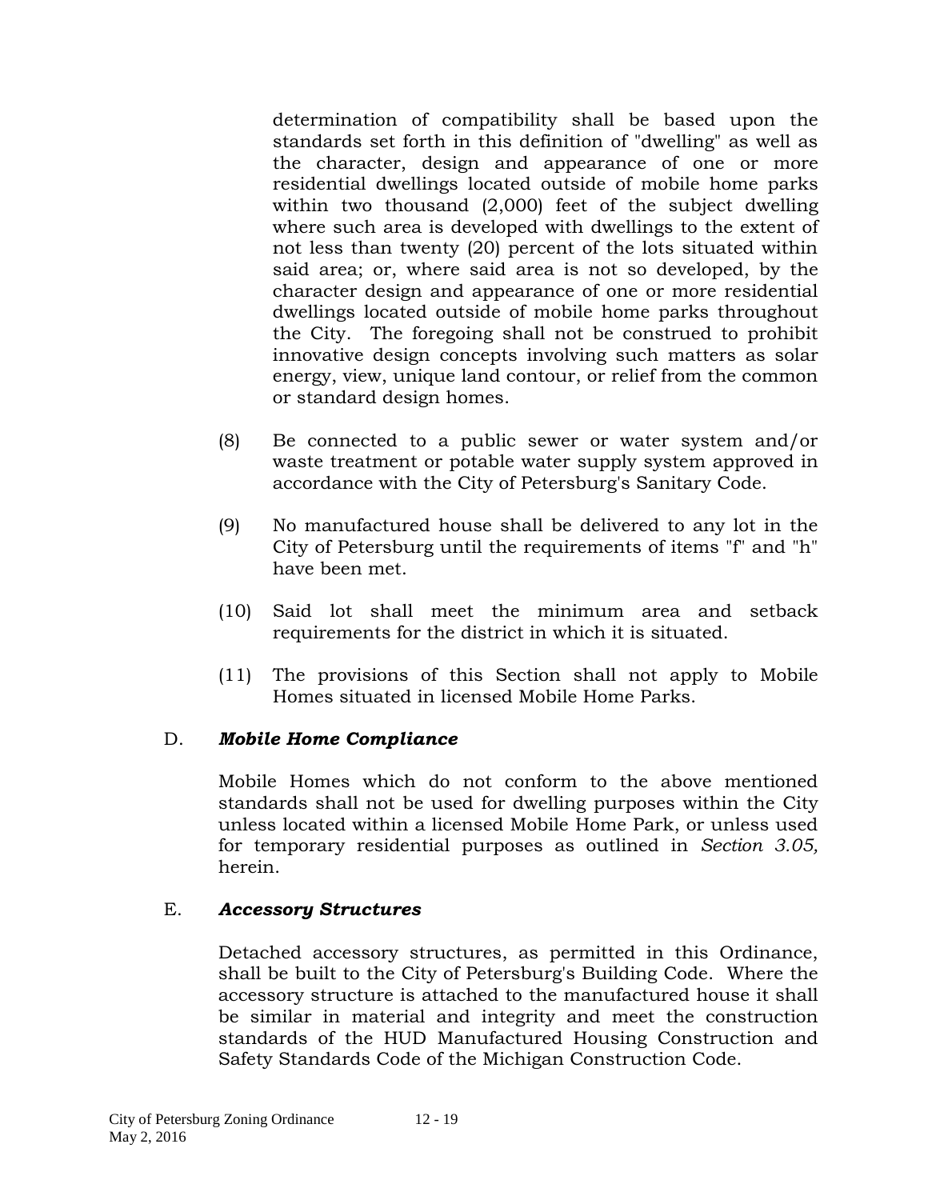determination of compatibility shall be based upon the standards set forth in this definition of "dwelling" as well as the character, design and appearance of one or more residential dwellings located outside of mobile home parks within two thousand (2,000) feet of the subject dwelling where such area is developed with dwellings to the extent of not less than twenty (20) percent of the lots situated within said area; or, where said area is not so developed, by the character design and appearance of one or more residential dwellings located outside of mobile home parks throughout the City. The foregoing shall not be construed to prohibit innovative design concepts involving such matters as solar energy, view, unique land contour, or relief from the common or standard design homes.

(8) Be connected to a public sewer or water system and/or waste treatment or potable water supply system approved in accordance with the City of Petersburg's Sanitary Code.

(9) No manufactured house shall be delivered to any lot in the City of Petersburg until the requirements of items "f" and "h" have been met.

(10) Said lot shall meet the minimum area and setback requirements for the district in which it is situated.

(11) The provisions of this Section shall not apply to Mobile Homes situated in licensed Mobile Home Parks.

D. ***Mobile Home Compliance***

Mobile Homes which do not conform to the above mentioned standards shall not be used for dwelling purposes within the City unless located within a licensed Mobile Home Park, or unless used for temporary residential purposes as outlined in *Section 3.05,* herein.

E. ***Accessory Structures***

Detached accessory structures, as permitted in this Ordinance, shall be built to the City of Petersburg's Building Code. Where the accessory structure is attached to the manufactured house it shall be similar in material and integrity and meet the construction standards of the HUD Manufactured Housing Construction and Safety Standards Code of the Michigan Construction Code.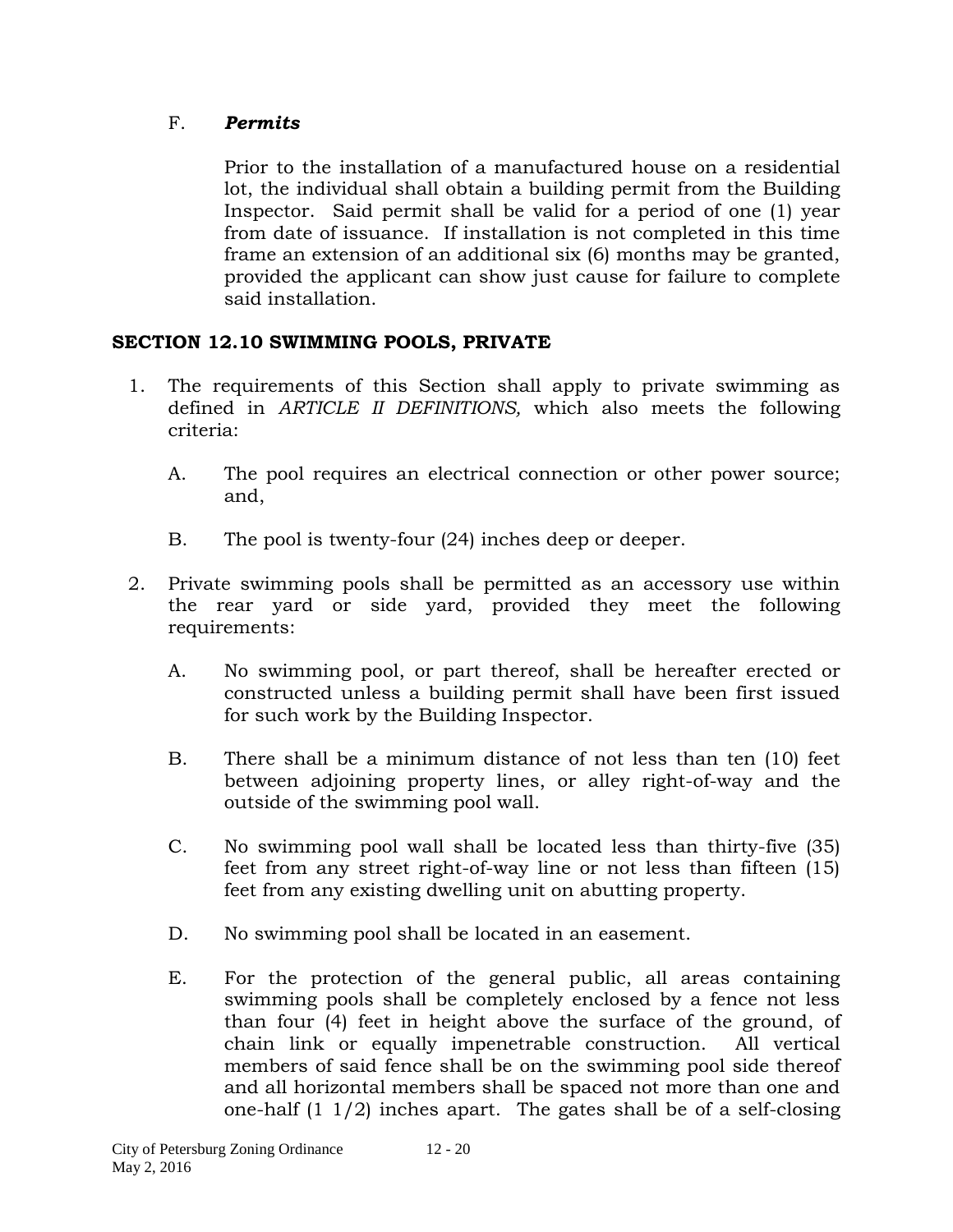F. ***Permits***

Prior to the installation of a manufactured house on a residential lot, the individual shall obtain a building permit from the Building Inspector. Said permit shall be valid for a period of one (1) year from date of issuance. If installation is not completed in this time frame an extension of an additional six (6) months may be granted, provided the applicant can show just cause for failure to complete said installation.

## SECTION 12.10 SWIMMING POOLS, PRIVATE

1. The requirements of this Section shall apply to private swimming as defined in *ARTICLE II DEFINITIONS,* which also meets the following criteria:

   A. The pool requires an electrical connection or other power source; and,

   B. The pool is twenty-four (24) inches deep or deeper.

2. Private swimming pools shall be permitted as an accessory use within the rear yard or side yard, provided they meet the following requirements:

   A. No swimming pool, or part thereof, shall be hereafter erected or constructed unless a building permit shall have been first issued for such work by the Building Inspector.

   B. There shall be a minimum distance of not less than ten (10) feet between adjoining property lines, or alley right-of-way and the outside of the swimming pool wall.

   C. No swimming pool wall shall be located less than thirty-five (35) feet from any street right-of-way line or not less than fifteen (15) feet from any existing dwelling unit on abutting property.

   D. No swimming pool shall be located in an easement.

   E. For the protection of the general public, all areas containing swimming pools shall be completely enclosed by a fence not less than four (4) feet in height above the surface of the ground, of chain link or equally impenetrable construction. All vertical members of said fence shall be on the swimming pool side thereof and all horizontal members shall be spaced not more than one and one-half (1 1/2) inches apart. The gates shall be of a self-closing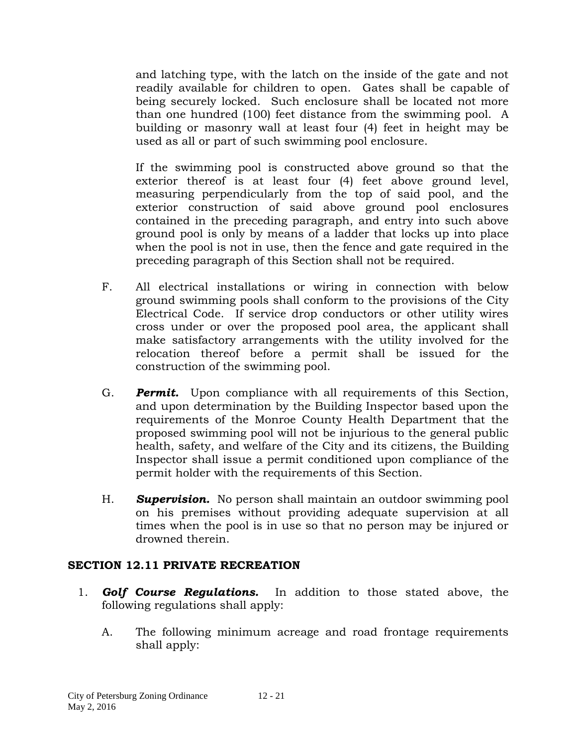and latching type, with the latch on the inside of the gate and not readily available for children to open. Gates shall be capable of being securely locked. Such enclosure shall be located not more than one hundred (100) feet distance from the swimming pool. A building or masonry wall at least four (4) feet in height may be used as all or part of such swimming pool enclosure.

If the swimming pool is constructed above ground so that the exterior thereof is at least four (4) feet above ground level, measuring perpendicularly from the top of said pool, and the exterior construction of said above ground pool enclosures contained in the preceding paragraph, and entry into such above ground pool is only by means of a ladder that locks up into place when the pool is not in use, then the fence and gate required in the preceding paragraph of this Section shall not be required.

F. All electrical installations or wiring in connection with below ground swimming pools shall conform to the provisions of the City Electrical Code. If service drop conductors or other utility wires cross under or over the proposed pool area, the applicant shall make satisfactory arrangements with the utility involved for the relocation thereof before a permit shall be issued for the construction of the swimming pool.

G. ***Permit.*** Upon compliance with all requirements of this Section, and upon determination by the Building Inspector based upon the requirements of the Monroe County Health Department that the proposed swimming pool will not be injurious to the general public health, safety, and welfare of the City and its citizens, the Building Inspector shall issue a permit conditioned upon compliance of the permit holder with the requirements of this Section.

H. ***Supervision.*** No person shall maintain an outdoor swimming pool on his premises without providing adequate supervision at all times when the pool is in use so that no person may be injured or drowned therein.

## SECTION 12.11 PRIVATE RECREATION

1. ***Golf Course Regulations.*** In addition to those stated above, the following regulations shall apply:

   A. The following minimum acreage and road frontage requirements shall apply: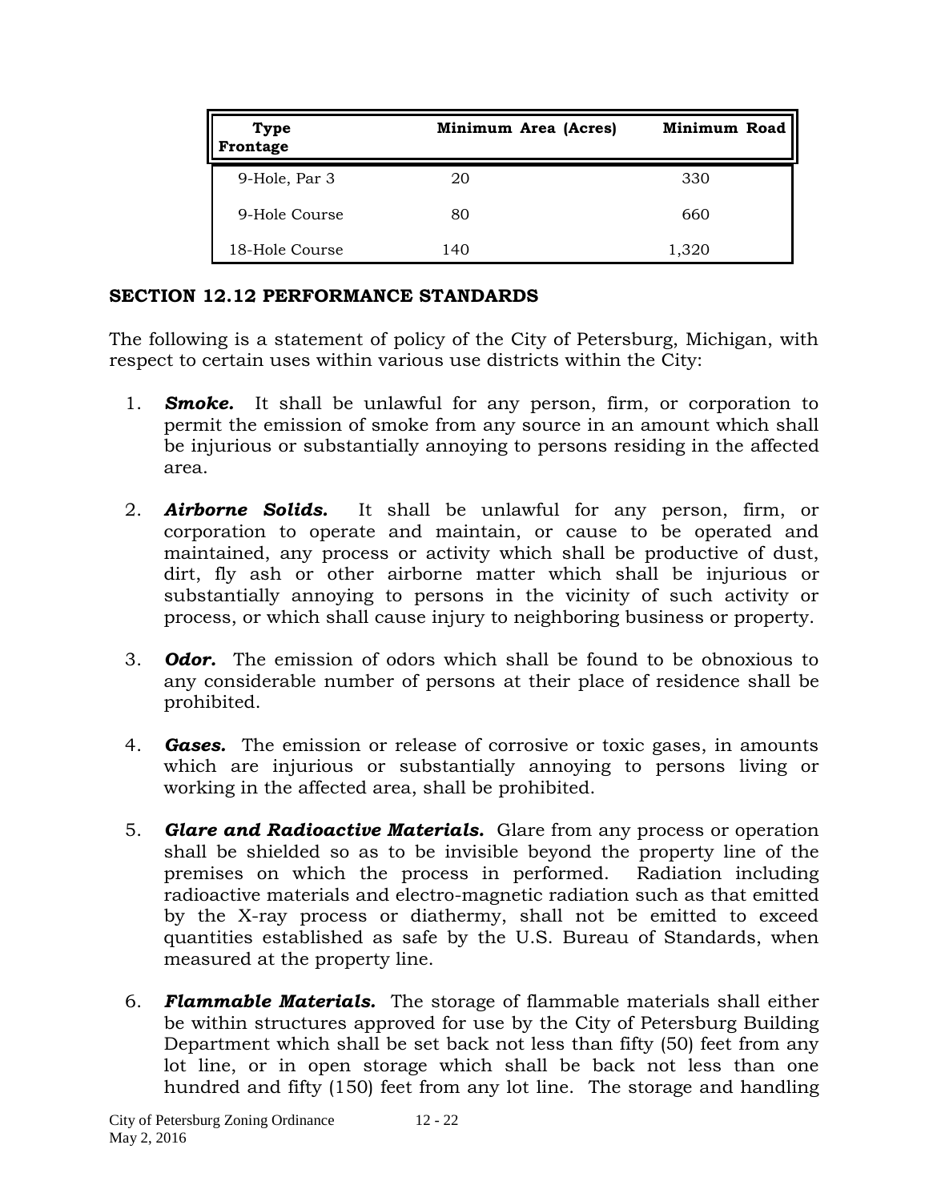| Type | Minimum Area (Acres) | Minimum Road Frontage |
| --- | --- | --- |
| 9-Hole, Par 3 | 20 | 330 |
| 9-Hole Course | 80 | 660 |
| 18-Hole Course | 140 | 1,320 |

## SECTION 12.12 PERFORMANCE STANDARDS

The following is a statement of policy of the City of Petersburg, Michigan, with respect to certain uses within various use districts within the City:

1. ***Smoke.*** It shall be unlawful for any person, firm, or corporation to permit the emission of smoke from any source in an amount which shall be injurious or substantially annoying to persons residing in the affected area.

2. ***Airborne Solids.*** It shall be unlawful for any person, firm, or corporation to operate and maintain, or cause to be operated and maintained, any process or activity which shall be productive of dust, dirt, fly ash or other airborne matter which shall be injurious or substantially annoying to persons in the vicinity of such activity or process, or which shall cause injury to neighboring business or property.

3. ***Odor.*** The emission of odors which shall be found to be obnoxious to any considerable number of persons at their place of residence shall be prohibited.

4. ***Gases.*** The emission or release of corrosive or toxic gases, in amounts which are injurious or substantially annoying to persons living or working in the affected area, shall be prohibited.

5. ***Glare and Radioactive Materials.*** Glare from any process or operation shall be shielded so as to be invisible beyond the property line of the premises on which the process in performed. Radiation including radioactive materials and electro-magnetic radiation such as that emitted by the X-ray process or diathermy, shall not be emitted to exceed quantities established as safe by the U.S. Bureau of Standards, when measured at the property line.

6. ***Flammable Materials.*** The storage of flammable materials shall either be within structures approved for use by the City of Petersburg Building Department which shall be set back not less than fifty (50) feet from any lot line, or in open storage which shall be back not less than one hundred and fifty (150) feet from any lot line. The storage and handling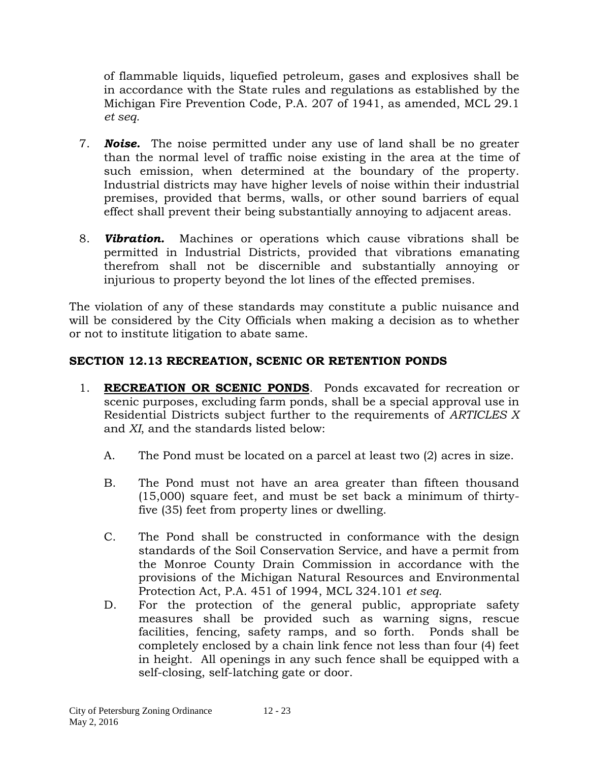of flammable liquids, liquefied petroleum, gases and explosives shall be in accordance with the State rules and regulations as established by the Michigan Fire Prevention Code, P.A. 207 of 1941, as amended, MCL 29.1 *et seq.*

7. ***Noise.*** The noise permitted under any use of land shall be no greater than the normal level of traffic noise existing in the area at the time of such emission, when determined at the boundary of the property. Industrial districts may have higher levels of noise within their industrial premises, provided that berms, walls, or other sound barriers of equal effect shall prevent their being substantially annoying to adjacent areas.

8. ***Vibration.*** Machines or operations which cause vibrations shall be permitted in Industrial Districts, provided that vibrations emanating therefrom shall not be discernible and substantially annoying or injurious to property beyond the lot lines of the effected premises.

The violation of any of these standards may constitute a public nuisance and will be considered by the City Officials when making a decision as to whether or not to institute litigation to abate same.

## SECTION 12.13 RECREATION, SCENIC OR RETENTION PONDS

1. **RECREATION OR SCENIC PONDS**. Ponds excavated for recreation or scenic purposes, excluding farm ponds, shall be a special approval use in Residential Districts subject further to the requirements of *ARTICLES X* and *XI*, and the standards listed below:

   A. The Pond must be located on a parcel at least two (2) acres in size.

   B. The Pond must not have an area greater than fifteen thousand (15,000) square feet, and must be set back a minimum of thirty-five (35) feet from property lines or dwelling.

   C. The Pond shall be constructed in conformance with the design standards of the Soil Conservation Service, and have a permit from the Monroe County Drain Commission in accordance with the provisions of the Michigan Natural Resources and Environmental Protection Act, P.A. 451 of 1994, MCL 324.101 *et seq.*

   D. For the protection of the general public, appropriate safety measures shall be provided such as warning signs, rescue facilities, fencing, safety ramps, and so forth. Ponds shall be completely enclosed by a chain link fence not less than four (4) feet in height. All openings in any such fence shall be equipped with a self-closing, self-latching gate or door.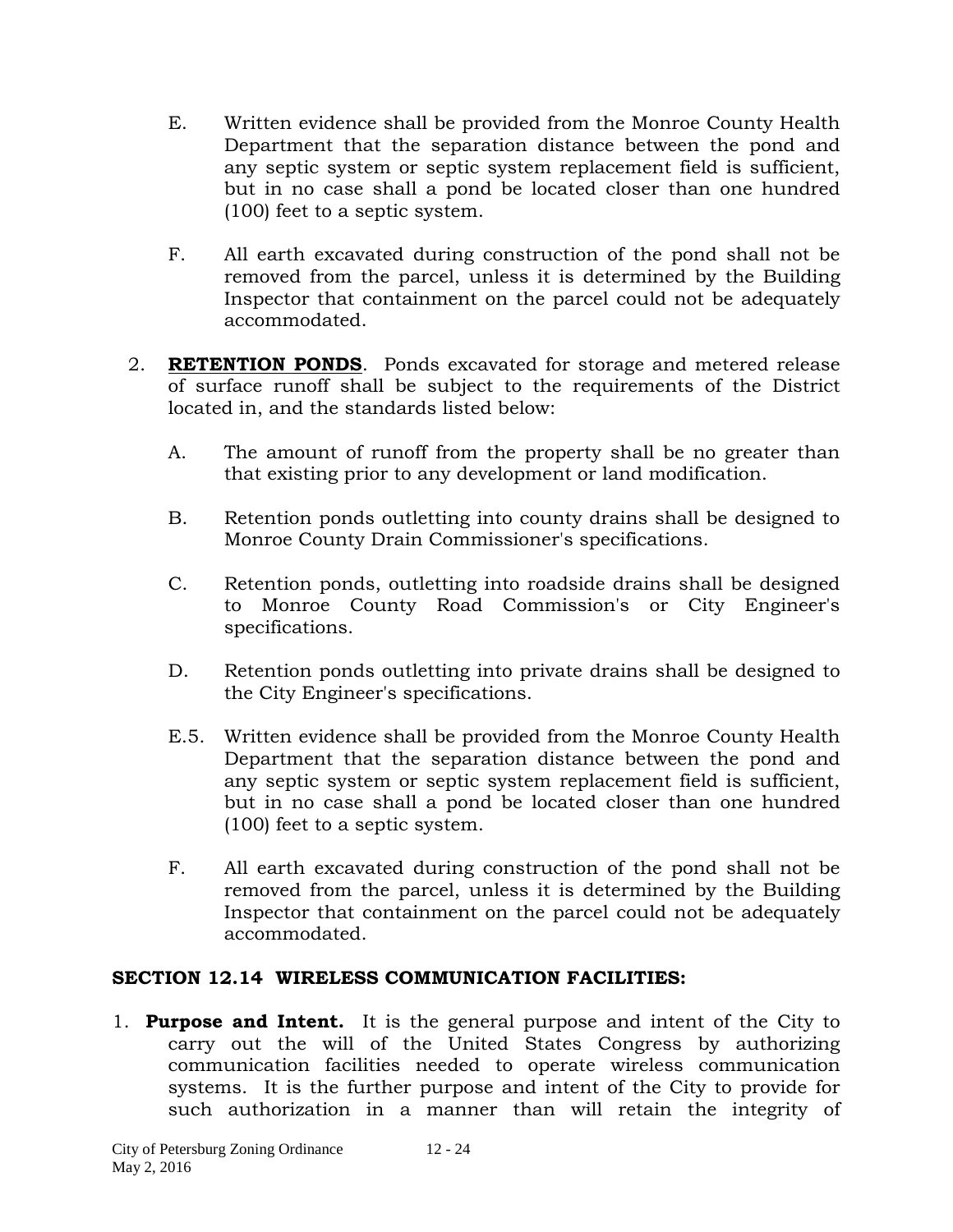E. Written evidence shall be provided from the Monroe County Health Department that the separation distance between the pond and any septic system or septic system replacement field is sufficient, but in no case shall a pond be located closer than one hundred (100) feet to a septic system.

F. All earth excavated during construction of the pond shall not be removed from the parcel, unless it is determined by the Building Inspector that containment on the parcel could not be adequately accommodated.

2. **RETENTION PONDS**. Ponds excavated for storage and metered release of surface runoff shall be subject to the requirements of the District located in, and the standards listed below:

   A. The amount of runoff from the property shall be no greater than that existing prior to any development or land modification.

   B. Retention ponds outletting into county drains shall be designed to Monroe County Drain Commissioner's specifications.

   C. Retention ponds, outletting into roadside drains shall be designed to Monroe County Road Commission's or City Engineer's specifications.

   D. Retention ponds outletting into private drains shall be designed to the City Engineer's specifications.

   E.5. Written evidence shall be provided from the Monroe County Health Department that the separation distance between the pond and any septic system or septic system replacement field is sufficient, but in no case shall a pond be located closer than one hundred (100) feet to a septic system.

   F. All earth excavated during construction of the pond shall not be removed from the parcel, unless it is determined by the Building Inspector that containment on the parcel could not be adequately accommodated.

## SECTION 12.14 WIRELESS COMMUNICATION FACILITIES:

1. **Purpose and Intent.** It is the general purpose and intent of the City to carry out the will of the United States Congress by authorizing communication facilities needed to operate wireless communication systems. It is the further purpose and intent of the City to provide for such authorization in a manner than will retain the integrity of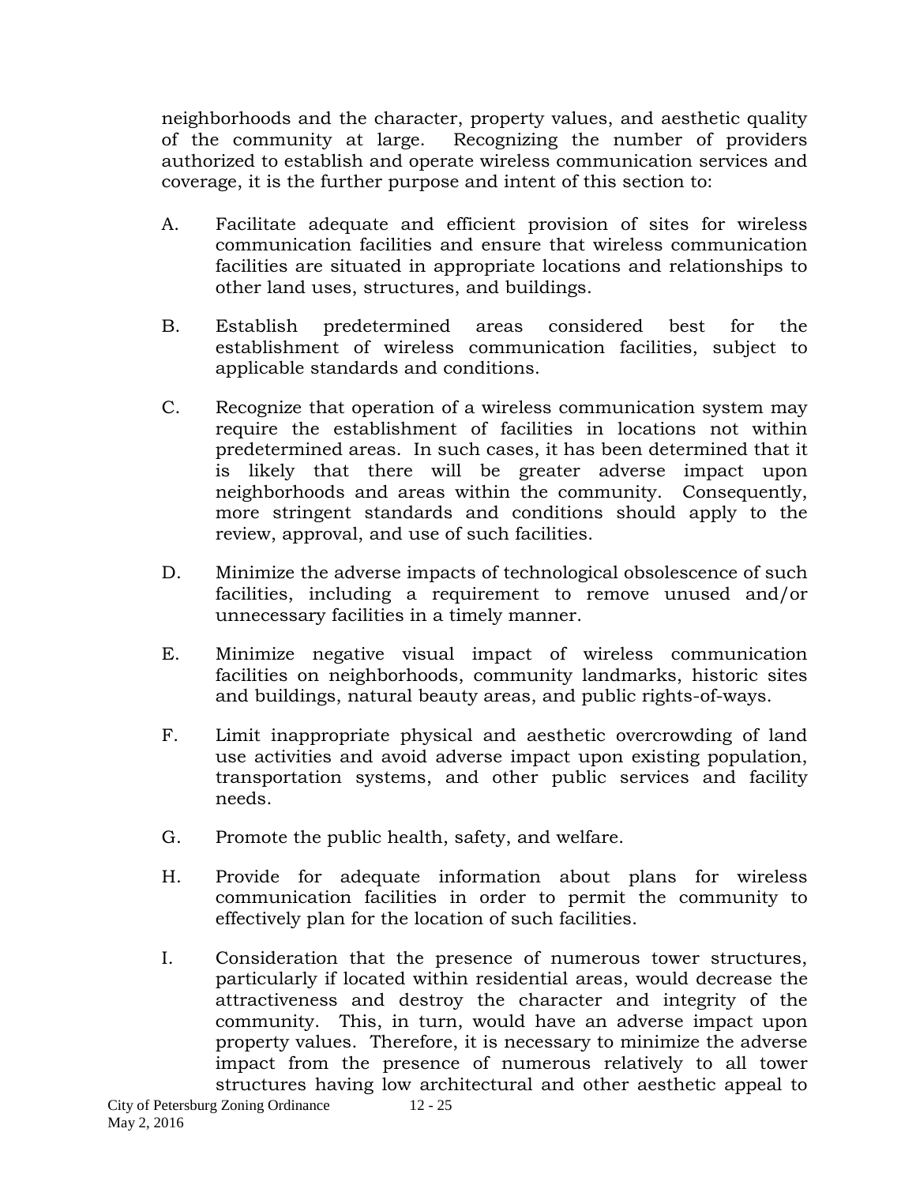neighborhoods and the character, property values, and aesthetic quality of the community at large. Recognizing the number of providers authorized to establish and operate wireless communication services and coverage, it is the further purpose and intent of this section to:

A. Facilitate adequate and efficient provision of sites for wireless communication facilities and ensure that wireless communication facilities are situated in appropriate locations and relationships to other land uses, structures, and buildings.

B. Establish predetermined areas considered best for the establishment of wireless communication facilities, subject to applicable standards and conditions.

C. Recognize that operation of a wireless communication system may require the establishment of facilities in locations not within predetermined areas. In such cases, it has been determined that it is likely that there will be greater adverse impact upon neighborhoods and areas within the community. Consequently, more stringent standards and conditions should apply to the review, approval, and use of such facilities.

D. Minimize the adverse impacts of technological obsolescence of such facilities, including a requirement to remove unused and/or unnecessary facilities in a timely manner.

E. Minimize negative visual impact of wireless communication facilities on neighborhoods, community landmarks, historic sites and buildings, natural beauty areas, and public rights-of-ways.

F. Limit inappropriate physical and aesthetic overcrowding of land use activities and avoid adverse impact upon existing population, transportation systems, and other public services and facility needs.

G. Promote the public health, safety, and welfare.

H. Provide for adequate information about plans for wireless communication facilities in order to permit the community to effectively plan for the location of such facilities.

I. Consideration that the presence of numerous tower structures, particularly if located within residential areas, would decrease the attractiveness and destroy the character and integrity of the community. This, in turn, would have an adverse impact upon property values. Therefore, it is necessary to minimize the adverse impact from the presence of numerous relatively to all tower structures having low architectural and other aesthetic appeal to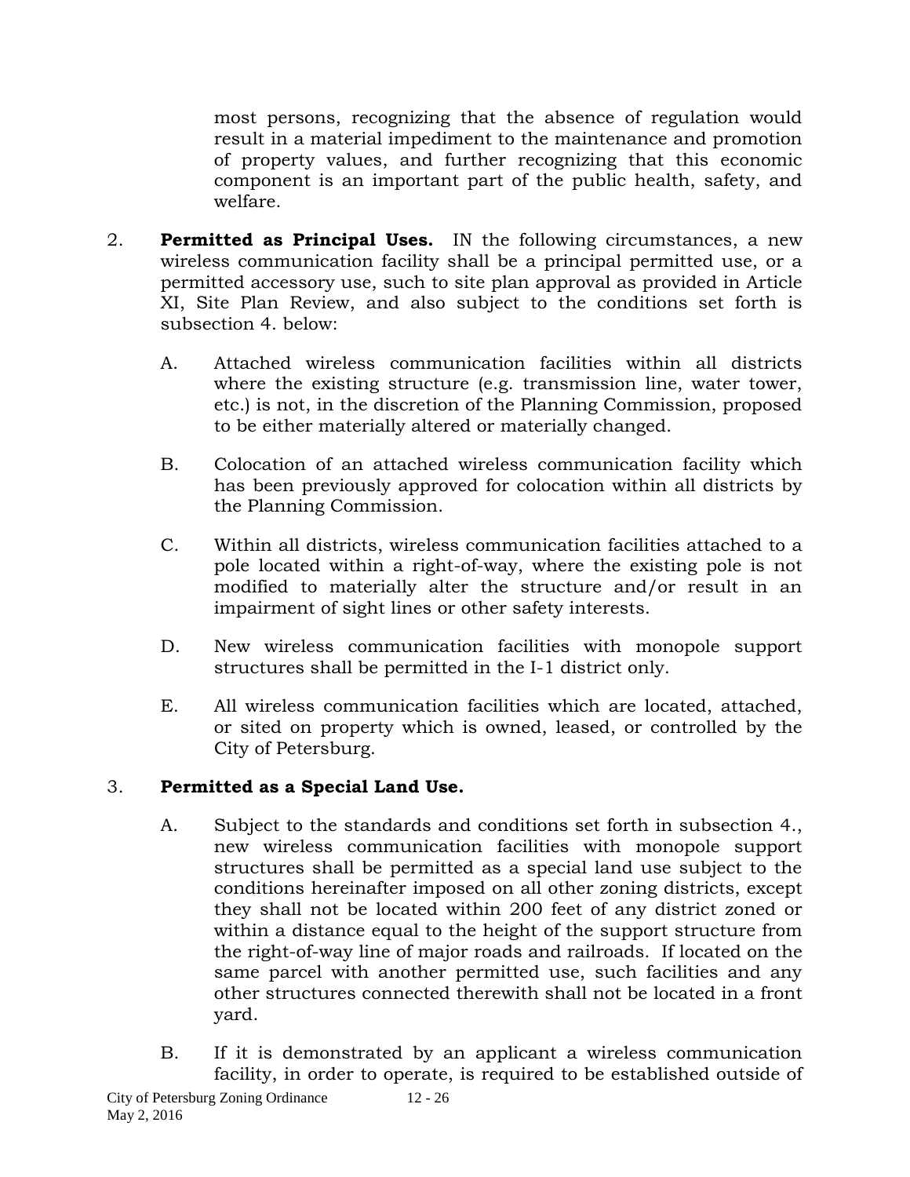most persons, recognizing that the absence of regulation would result in a material impediment to the maintenance and promotion of property values, and further recognizing that this economic component is an important part of the public health, safety, and welfare.

2. **Permitted as Principal Uses.** IN the following circumstances, a new wireless communication facility shall be a principal permitted use, or a permitted accessory use, such to site plan approval as provided in Article XI, Site Plan Review, and also subject to the conditions set forth is subsection 4. below:

   A. Attached wireless communication facilities within all districts where the existing structure (e.g. transmission line, water tower, etc.) is not, in the discretion of the Planning Commission, proposed to be either materially altered or materially changed.

   B. Colocation of an attached wireless communication facility which has been previously approved for colocation within all districts by the Planning Commission.

   C. Within all districts, wireless communication facilities attached to a pole located within a right-of-way, where the existing pole is not modified to materially alter the structure and/or result in an impairment of sight lines or other safety interests.

   D. New wireless communication facilities with monopole support structures shall be permitted in the I-1 district only.

   E. All wireless communication facilities which are located, attached, or sited on property which is owned, leased, or controlled by the City of Petersburg.

3. **Permitted as a Special Land Use.**

   A. Subject to the standards and conditions set forth in subsection 4., new wireless communication facilities with monopole support structures shall be permitted as a special land use subject to the conditions hereinafter imposed on all other zoning districts, except they shall not be located within 200 feet of any district zoned or within a distance equal to the height of the support structure from the right-of-way line of major roads and railroads. If located on the same parcel with another permitted use, such facilities and any other structures connected therewith shall not be located in a front yard.

   B. If it is demonstrated by an applicant a wireless communication facility, in order to operate, is required to be established outside of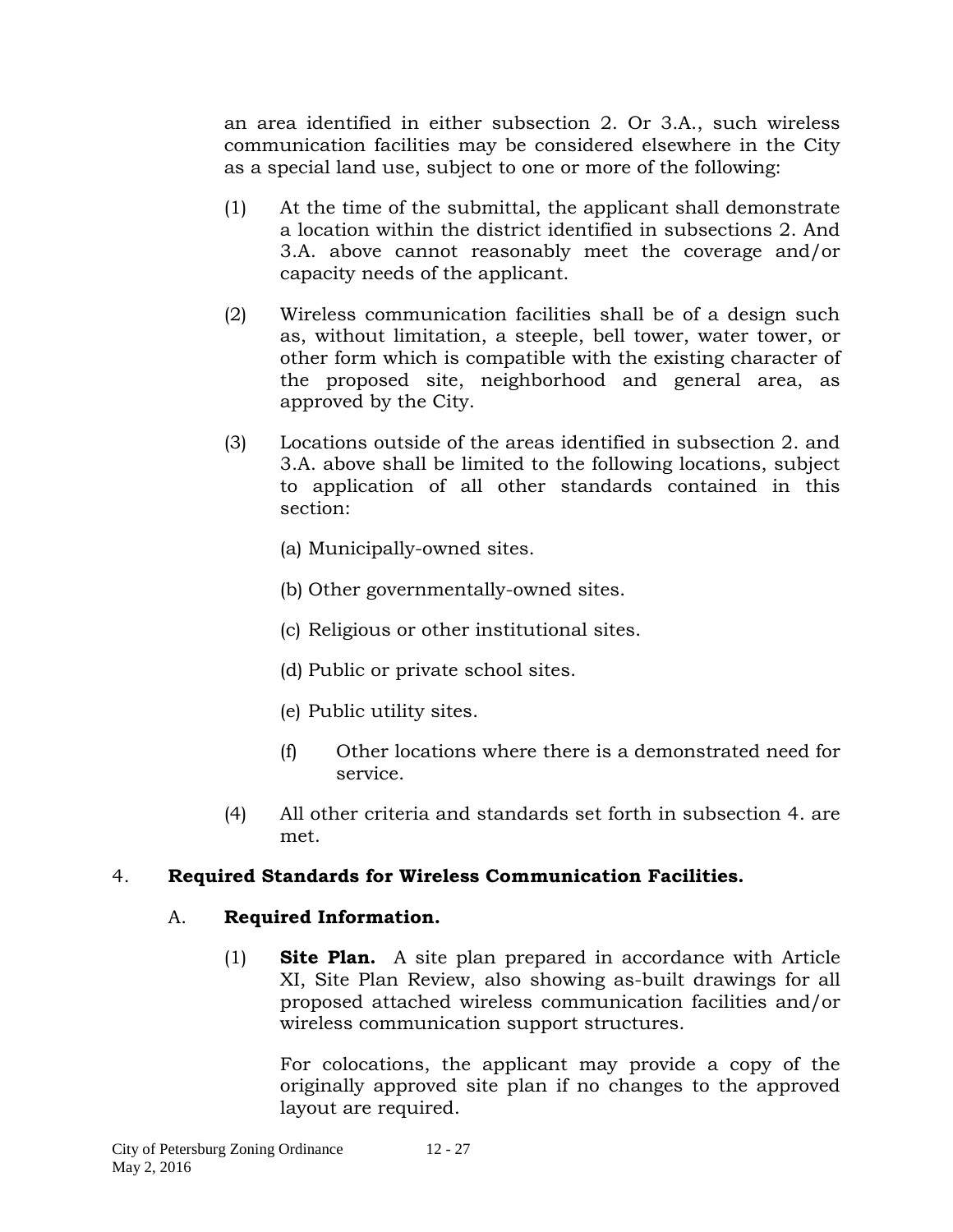an area identified in either subsection 2. Or 3.A., such wireless communication facilities may be considered elsewhere in the City as a special land use, subject to one or more of the following:

(1) At the time of the submittal, the applicant shall demonstrate a location within the district identified in subsections 2. And 3.A. above cannot reasonably meet the coverage and/or capacity needs of the applicant.

(2) Wireless communication facilities shall be of a design such as, without limitation, a steeple, bell tower, water tower, or other form which is compatible with the existing character of the proposed site, neighborhood and general area, as approved by the City.

(3) Locations outside of the areas identified in subsection 2. and 3.A. above shall be limited to the following locations, subject to application of all other standards contained in this section:

(a) Municipally-owned sites.

(b) Other governmentally-owned sites.

(c) Religious or other institutional sites.

(d) Public or private school sites.

(e) Public utility sites.

(f) Other locations where there is a demonstrated need for service.

(4) All other criteria and standards set forth in subsection 4. are met.

4. **Required Standards for Wireless Communication Facilities.**

A. **Required Information.**

(1) **Site Plan.** A site plan prepared in accordance with Article XI, Site Plan Review, also showing as-built drawings for all proposed attached wireless communication facilities and/or wireless communication support structures.

For colocations, the applicant may provide a copy of the originally approved site plan if no changes to the approved layout are required.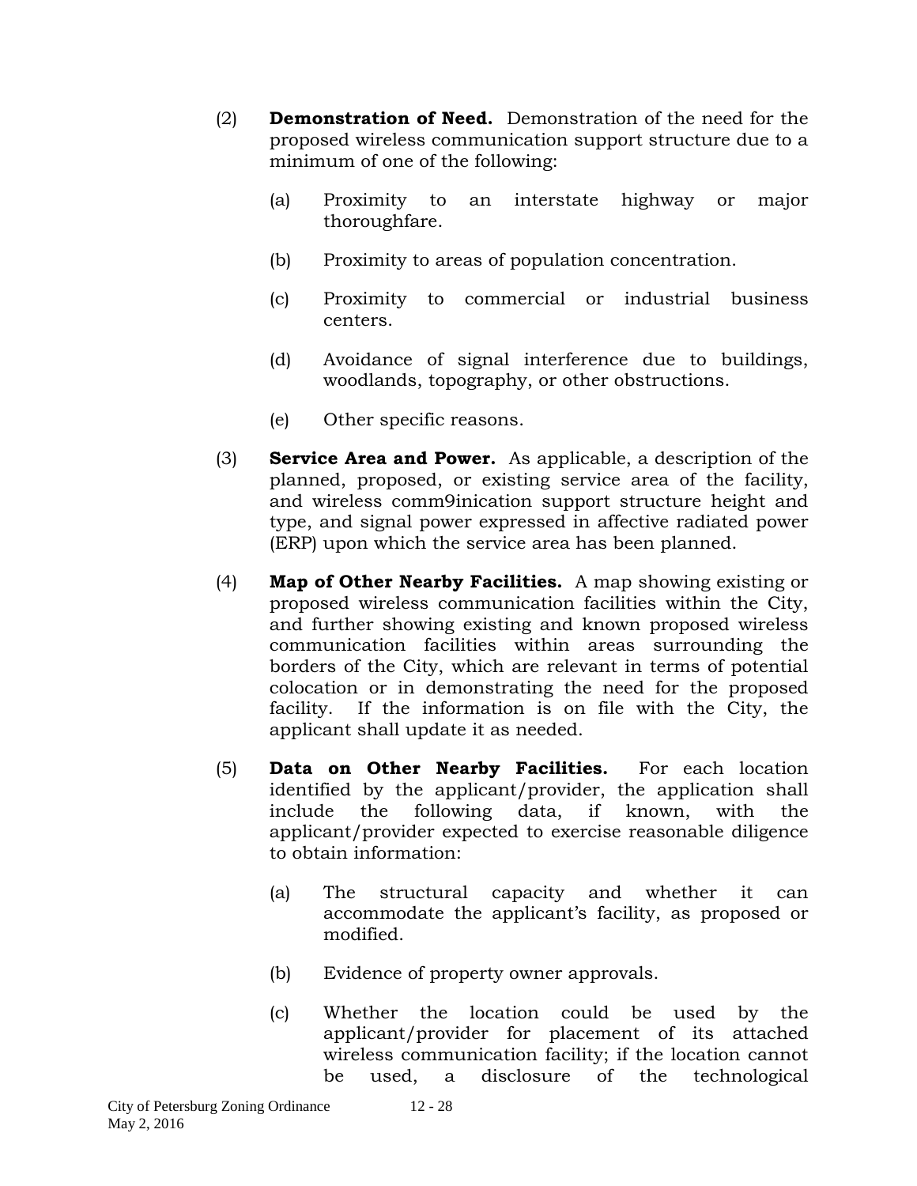(2) **Demonstration of Need.** Demonstration of the need for the proposed wireless communication support structure due to a minimum of one of the following:

   (a) Proximity to an interstate highway or major thoroughfare.

   (b) Proximity to areas of population concentration.

   (c) Proximity to commercial or industrial business centers.

   (d) Avoidance of signal interference due to buildings, woodlands, topography, or other obstructions.

   (e) Other specific reasons.

(3) **Service Area and Power.** As applicable, a description of the planned, proposed, or existing service area of the facility, and wireless comm9inication support structure height and type, and signal power expressed in affective radiated power (ERP) upon which the service area has been planned.

(4) **Map of Other Nearby Facilities.** A map showing existing or proposed wireless communication facilities within the City, and further showing existing and known proposed wireless communication facilities within areas surrounding the borders of the City, which are relevant in terms of potential colocation or in demonstrating the need for the proposed facility. If the information is on file with the City, the applicant shall update it as needed.

(5) **Data on Other Nearby Facilities.** For each location identified by the applicant/provider, the application shall include the following data, if known, with the applicant/provider expected to exercise reasonable diligence to obtain information:

   (a) The structural capacity and whether it can accommodate the applicant's facility, as proposed or modified.

   (b) Evidence of property owner approvals.

   (c) Whether the location could be used by the applicant/provider for placement of its attached wireless communication facility; if the location cannot be used, a disclosure of the technological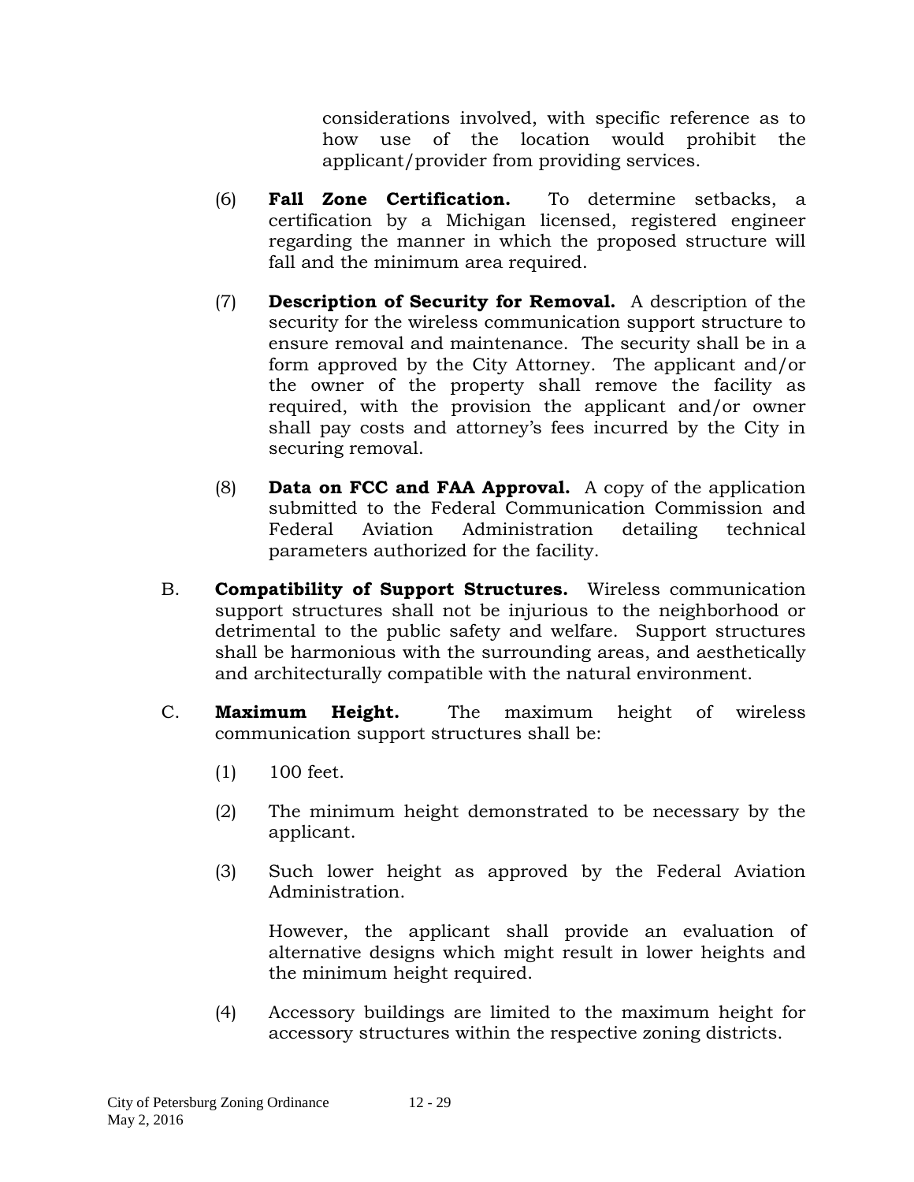considerations involved, with specific reference as to how use of the location would prohibit the applicant/provider from providing services.

(6) **Fall Zone Certification.** To determine setbacks, a certification by a Michigan licensed, registered engineer regarding the manner in which the proposed structure will fall and the minimum area required.

(7) **Description of Security for Removal.** A description of the security for the wireless communication support structure to ensure removal and maintenance. The security shall be in a form approved by the City Attorney. The applicant and/or the owner of the property shall remove the facility as required, with the provision the applicant and/or owner shall pay costs and attorney's fees incurred by the City in securing removal.

(8) **Data on FCC and FAA Approval.** A copy of the application submitted to the Federal Communication Commission and Federal Aviation Administration detailing technical parameters authorized for the facility.

B. **Compatibility of Support Structures.** Wireless communication support structures shall not be injurious to the neighborhood or detrimental to the public safety and welfare. Support structures shall be harmonious with the surrounding areas, and aesthetically and architecturally compatible with the natural environment.

C. **Maximum Height.** The maximum height of wireless communication support structures shall be:

(1) 100 feet.

(2) The minimum height demonstrated to be necessary by the applicant.

(3) Such lower height as approved by the Federal Aviation Administration.

However, the applicant shall provide an evaluation of alternative designs which might result in lower heights and the minimum height required.

(4) Accessory buildings are limited to the maximum height for accessory structures within the respective zoning districts.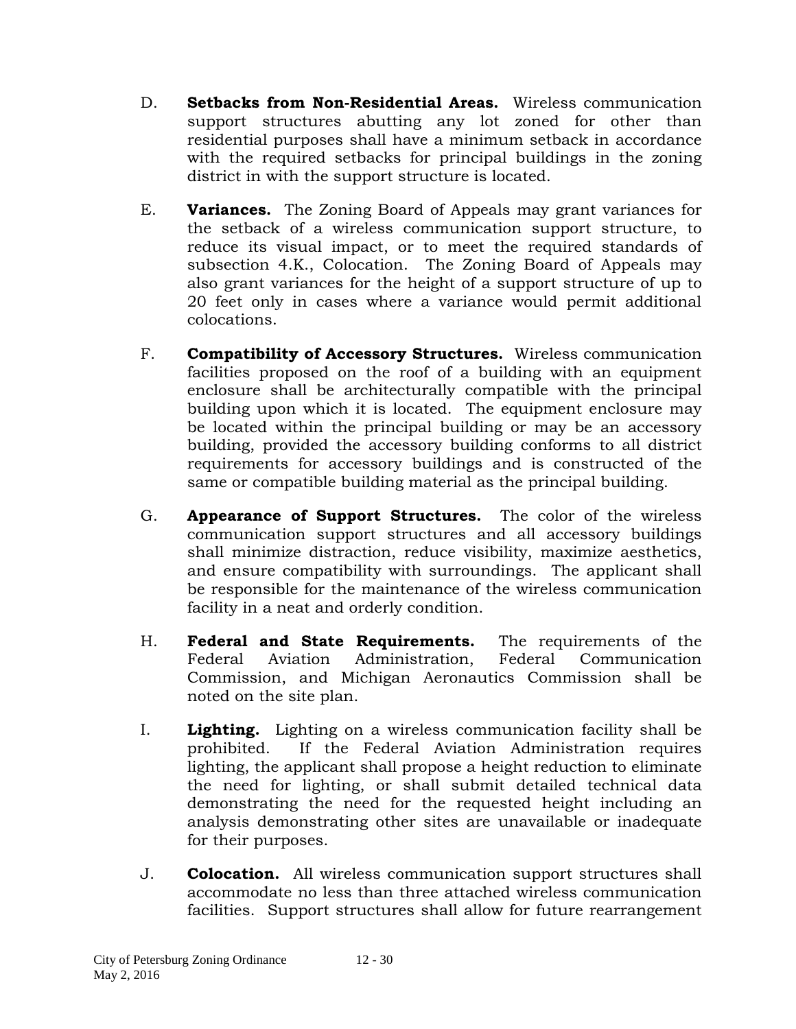D. **Setbacks from Non-Residential Areas.** Wireless communication support structures abutting any lot zoned for other than residential purposes shall have a minimum setback in accordance with the required setbacks for principal buildings in the zoning district in with the support structure is located.

E. **Variances.** The Zoning Board of Appeals may grant variances for the setback of a wireless communication support structure, to reduce its visual impact, or to meet the required standards of subsection 4.K., Colocation. The Zoning Board of Appeals may also grant variances for the height of a support structure of up to 20 feet only in cases where a variance would permit additional colocations.

F. **Compatibility of Accessory Structures.** Wireless communication facilities proposed on the roof of a building with an equipment enclosure shall be architecturally compatible with the principal building upon which it is located. The equipment enclosure may be located within the principal building or may be an accessory building, provided the accessory building conforms to all district requirements for accessory buildings and is constructed of the same or compatible building material as the principal building.

G. **Appearance of Support Structures.** The color of the wireless communication support structures and all accessory buildings shall minimize distraction, reduce visibility, maximize aesthetics, and ensure compatibility with surroundings. The applicant shall be responsible for the maintenance of the wireless communication facility in a neat and orderly condition.

H. **Federal and State Requirements.** The requirements of the Federal Aviation Administration, Federal Communication Commission, and Michigan Aeronautics Commission shall be noted on the site plan.

I. **Lighting.** Lighting on a wireless communication facility shall be prohibited. If the Federal Aviation Administration requires lighting, the applicant shall propose a height reduction to eliminate the need for lighting, or shall submit detailed technical data demonstrating the need for the requested height including an analysis demonstrating other sites are unavailable or inadequate for their purposes.

J. **Colocation.** All wireless communication support structures shall accommodate no less than three attached wireless communication facilities. Support structures shall allow for future rearrangement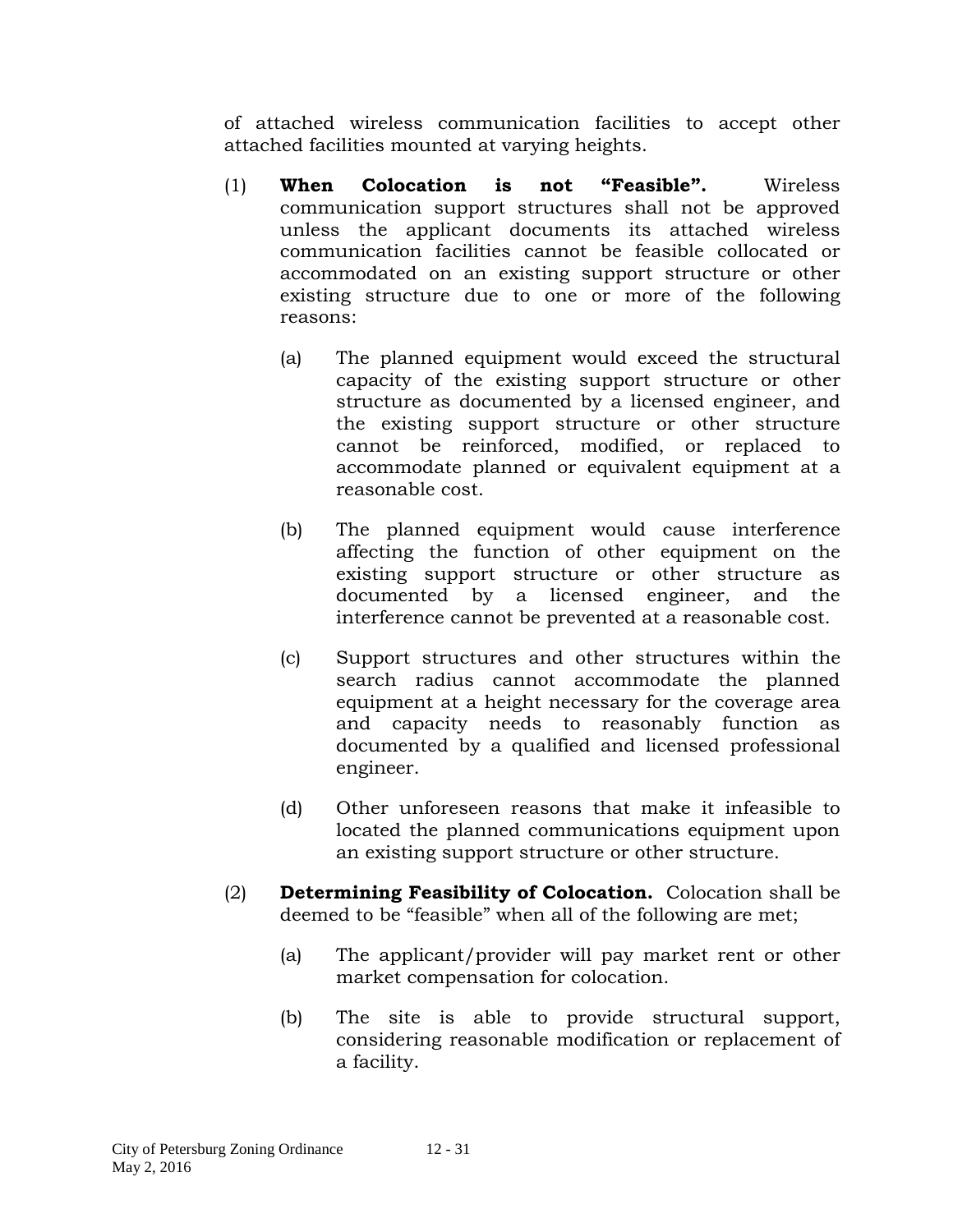of attached wireless communication facilities to accept other attached facilities mounted at varying heights.

(1) **When Colocation is not "Feasible".** Wireless communication support structures shall not be approved unless the applicant documents its attached wireless communication facilities cannot be feasible collocated or accommodated on an existing support structure or other existing structure due to one or more of the following reasons:

(a) The planned equipment would exceed the structural capacity of the existing support structure or other structure as documented by a licensed engineer, and the existing support structure or other structure cannot be reinforced, modified, or replaced to accommodate planned or equivalent equipment at a reasonable cost.

(b) The planned equipment would cause interference affecting the function of other equipment on the existing support structure or other structure as documented by a licensed engineer, and the interference cannot be prevented at a reasonable cost.

(c) Support structures and other structures within the search radius cannot accommodate the planned equipment at a height necessary for the coverage area and capacity needs to reasonably function as documented by a qualified and licensed professional engineer.

(d) Other unforeseen reasons that make it infeasible to located the planned communications equipment upon an existing support structure or other structure.

(2) **Determining Feasibility of Colocation.** Colocation shall be deemed to be "feasible" when all of the following are met;

(a) The applicant/provider will pay market rent or other market compensation for colocation.

(b) The site is able to provide structural support, considering reasonable modification or replacement of a facility.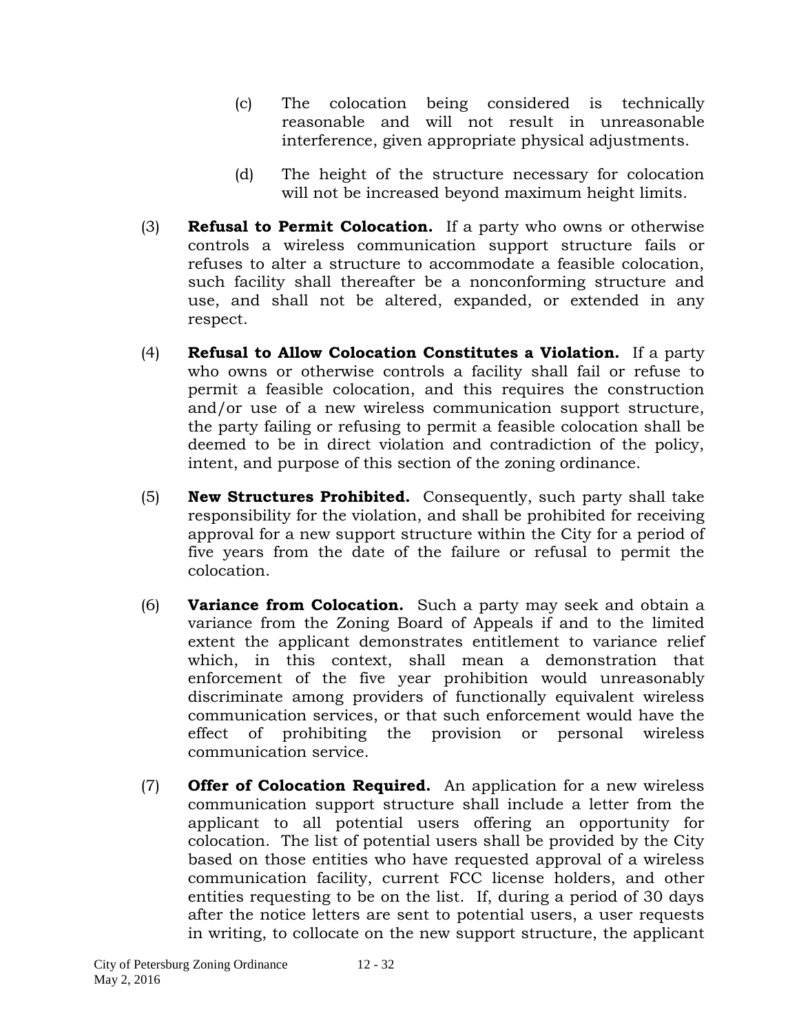(c) The colocation being considered is technically reasonable and will not result in unreasonable interference, given appropriate physical adjustments.

(d) The height of the structure necessary for colocation will not be increased beyond maximum height limits.

(3) **Refusal to Permit Colocation.** If a party who owns or otherwise controls a wireless communication support structure fails or refuses to alter a structure to accommodate a feasible colocation, such facility shall thereafter be a nonconforming structure and use, and shall not be altered, expanded, or extended in any respect.

(4) **Refusal to Allow Colocation Constitutes a Violation.** If a party who owns or otherwise controls a facility shall fail or refuse to permit a feasible colocation, and this requires the construction and/or use of a new wireless communication support structure, the party failing or refusing to permit a feasible colocation shall be deemed to be in direct violation and contradiction of the policy, intent, and purpose of this section of the zoning ordinance.

(5) **New Structures Prohibited.** Consequently, such party shall take responsibility for the violation, and shall be prohibited for receiving approval for a new support structure within the City for a period of five years from the date of the failure or refusal to permit the colocation.

(6) **Variance from Colocation.** Such a party may seek and obtain a variance from the Zoning Board of Appeals if and to the limited extent the applicant demonstrates entitlement to variance relief which, in this context, shall mean a demonstration that enforcement of the five year prohibition would unreasonably discriminate among providers of functionally equivalent wireless communication services, or that such enforcement would have the effect of prohibiting the provision or personal wireless communication service.

(7) **Offer of Colocation Required.** An application for a new wireless communication support structure shall include a letter from the applicant to all potential users offering an opportunity for colocation. The list of potential users shall be provided by the City based on those entities who have requested approval of a wireless communication facility, current FCC license holders, and other entities requesting to be on the list. If, during a period of 30 days after the notice letters are sent to potential users, a user requests in writing, to collocate on the new support structure, the applicant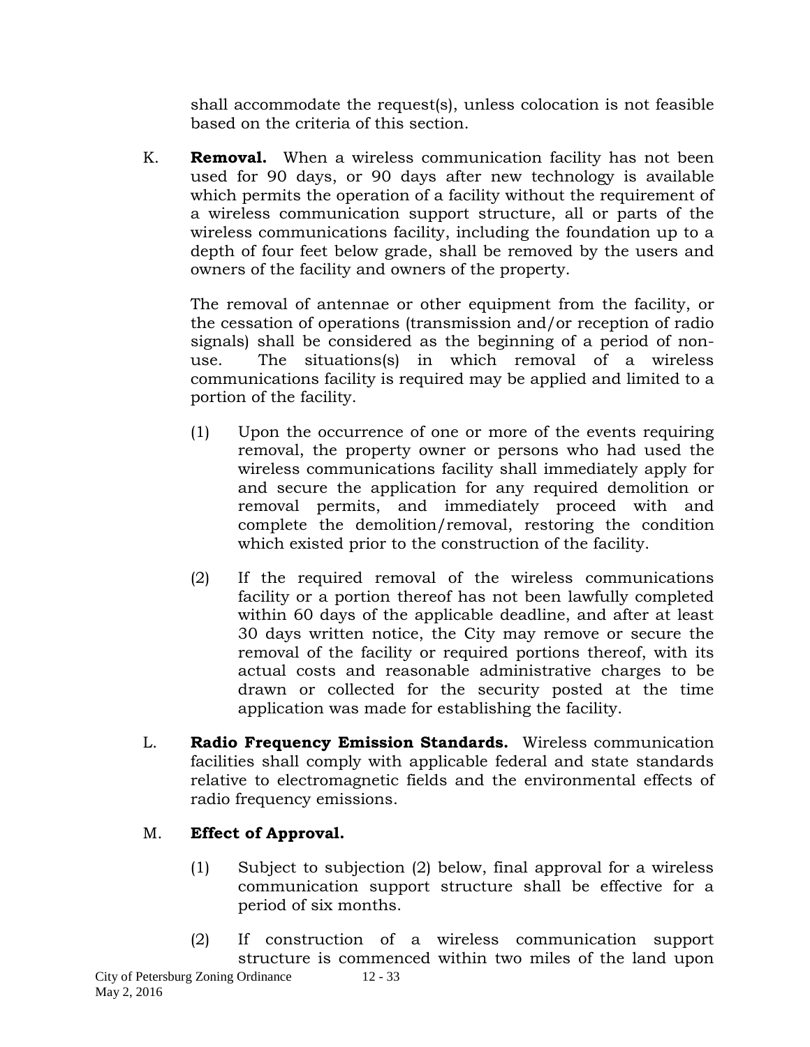shall accommodate the request(s), unless colocation is not feasible based on the criteria of this section.

K. **Removal.** When a wireless communication facility has not been used for 90 days, or 90 days after new technology is available which permits the operation of a facility without the requirement of a wireless communication support structure, all or parts of the wireless communications facility, including the foundation up to a depth of four feet below grade, shall be removed by the users and owners of the facility and owners of the property.

The removal of antennae or other equipment from the facility, or the cessation of operations (transmission and/or reception of radio signals) shall be considered as the beginning of a period of non-use. The situations(s) in which removal of a wireless communications facility is required may be applied and limited to a portion of the facility.

(1) Upon the occurrence of one or more of the events requiring removal, the property owner or persons who had used the wireless communications facility shall immediately apply for and secure the application for any required demolition or removal permits, and immediately proceed with and complete the demolition/removal, restoring the condition which existed prior to the construction of the facility.

(2) If the required removal of the wireless communications facility or a portion thereof has not been lawfully completed within 60 days of the applicable deadline, and after at least 30 days written notice, the City may remove or secure the removal of the facility or required portions thereof, with its actual costs and reasonable administrative charges to be drawn or collected for the security posted at the time application was made for establishing the facility.

L. **Radio Frequency Emission Standards.** Wireless communication facilities shall comply with applicable federal and state standards relative to electromagnetic fields and the environmental effects of radio frequency emissions.

M. **Effect of Approval.**

(1) Subject to subjection (2) below, final approval for a wireless communication support structure shall be effective for a period of six months.

(2) If construction of a wireless communication support structure is commenced within two miles of the land upon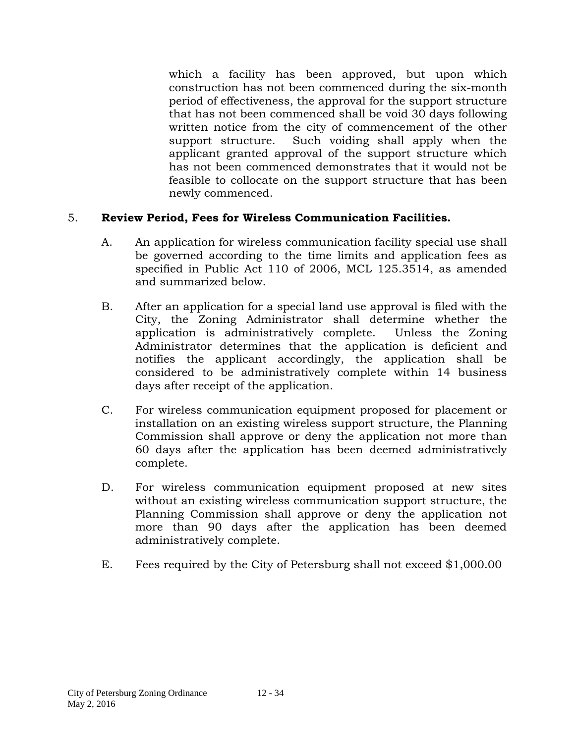which a facility has been approved, but upon which construction has not been commenced during the six-month period of effectiveness, the approval for the support structure that has not been commenced shall be void 30 days following written notice from the city of commencement of the other support structure. Such voiding shall apply when the applicant granted approval of the support structure which has not been commenced demonstrates that it would not be feasible to collocate on the support structure that has been newly commenced.

5. **Review Period, Fees for Wireless Communication Facilities.**

   A. An application for wireless communication facility special use shall be governed according to the time limits and application fees as specified in Public Act 110 of 2006, MCL 125.3514, as amended and summarized below.

   B. After an application for a special land use approval is filed with the City, the Zoning Administrator shall determine whether the application is administratively complete. Unless the Zoning Administrator determines that the application is deficient and notifies the applicant accordingly, the application shall be considered to be administratively complete within 14 business days after receipt of the application.

   C. For wireless communication equipment proposed for placement or installation on an existing wireless support structure, the Planning Commission shall approve or deny the application not more than 60 days after the application has been deemed administratively complete.

   D. For wireless communication equipment proposed at new sites without an existing wireless communication support structure, the Planning Commission shall approve or deny the application not more than 90 days after the application has been deemed administratively complete.

   E. Fees required by the City of Petersburg shall not exceed $1,000.00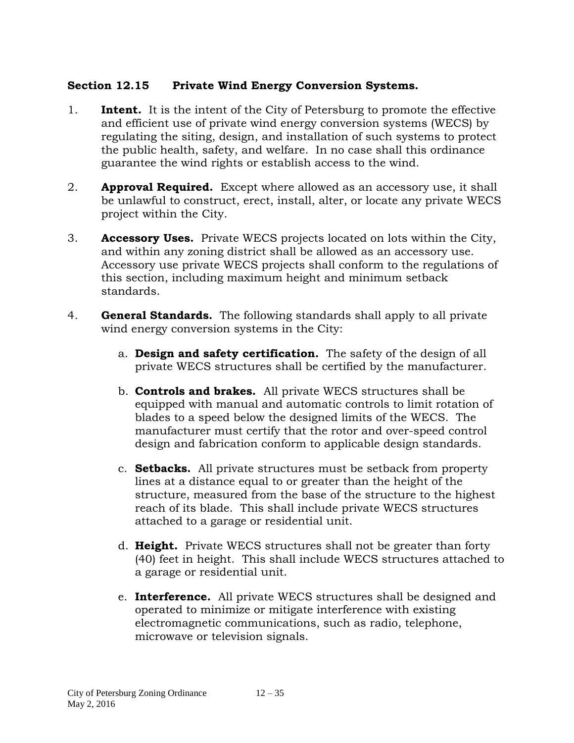### Section 12.15 Private Wind Energy Conversion Systems.

1. **Intent.** It is the intent of the City of Petersburg to promote the effective and efficient use of private wind energy conversion systems (WECS) by regulating the siting, design, and installation of such systems to protect the public health, safety, and welfare. In no case shall this ordinance guarantee the wind rights or establish access to the wind.

2. **Approval Required.** Except where allowed as an accessory use, it shall be unlawful to construct, erect, install, alter, or locate any private WECS project within the City.

3. **Accessory Uses.** Private WECS projects located on lots within the City, and within any zoning district shall be allowed as an accessory use. Accessory use private WECS projects shall conform to the regulations of this section, including maximum height and minimum setback standards.

4. **General Standards.** The following standards shall apply to all private wind energy conversion systems in the City:

   a. **Design and safety certification.** The safety of the design of all private WECS structures shall be certified by the manufacturer.

   b. **Controls and brakes.** All private WECS structures shall be equipped with manual and automatic controls to limit rotation of blades to a speed below the designed limits of the WECS. The manufacturer must certify that the rotor and over-speed control design and fabrication conform to applicable design standards.

   c. **Setbacks.** All private structures must be setback from property lines at a distance equal to or greater than the height of the structure, measured from the base of the structure to the highest reach of its blade. This shall include private WECS structures attached to a garage or residential unit.

   d. **Height.** Private WECS structures shall not be greater than forty (40) feet in height. This shall include WECS structures attached to a garage or residential unit.

   e. **Interference.** All private WECS structures shall be designed and operated to minimize or mitigate interference with existing electromagnetic communications, such as radio, telephone, microwave or television signals.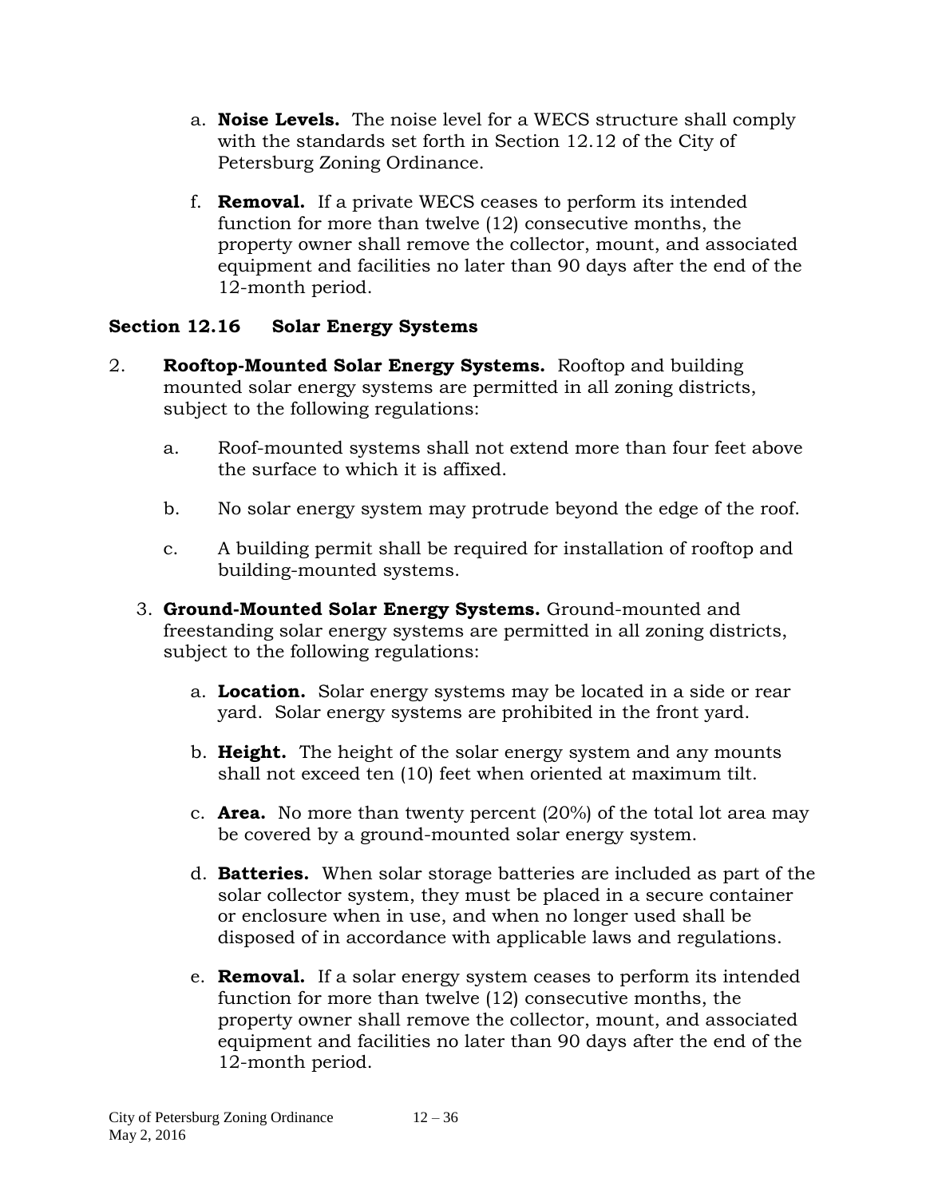a. **Noise Levels.** The noise level for a WECS structure shall comply with the standards set forth in Section 12.12 of the City of Petersburg Zoning Ordinance.

f. **Removal.** If a private WECS ceases to perform its intended function for more than twelve (12) consecutive months, the property owner shall remove the collector, mount, and associated equipment and facilities no later than 90 days after the end of the 12-month period.

### Section 12.16 Solar Energy Systems

2. **Rooftop-Mounted Solar Energy Systems.** Rooftop and building mounted solar energy systems are permitted in all zoning districts, subject to the following regulations:

   a. Roof-mounted systems shall not extend more than four feet above the surface to which it is affixed.

   b. No solar energy system may protrude beyond the edge of the roof.

   c. A building permit shall be required for installation of rooftop and building-mounted systems.

3. **Ground-Mounted Solar Energy Systems.** Ground-mounted and freestanding solar energy systems are permitted in all zoning districts, subject to the following regulations:

   a. **Location.** Solar energy systems may be located in a side or rear yard. Solar energy systems are prohibited in the front yard.

   b. **Height.** The height of the solar energy system and any mounts shall not exceed ten (10) feet when oriented at maximum tilt.

   c. **Area.** No more than twenty percent (20%) of the total lot area may be covered by a ground-mounted solar energy system.

   d. **Batteries.** When solar storage batteries are included as part of the solar collector system, they must be placed in a secure container or enclosure when in use, and when no longer used shall be disposed of in accordance with applicable laws and regulations.

   e. **Removal.** If a solar energy system ceases to perform its intended function for more than twelve (12) consecutive months, the property owner shall remove the collector, mount, and associated equipment and facilities no later than 90 days after the end of the 12-month period.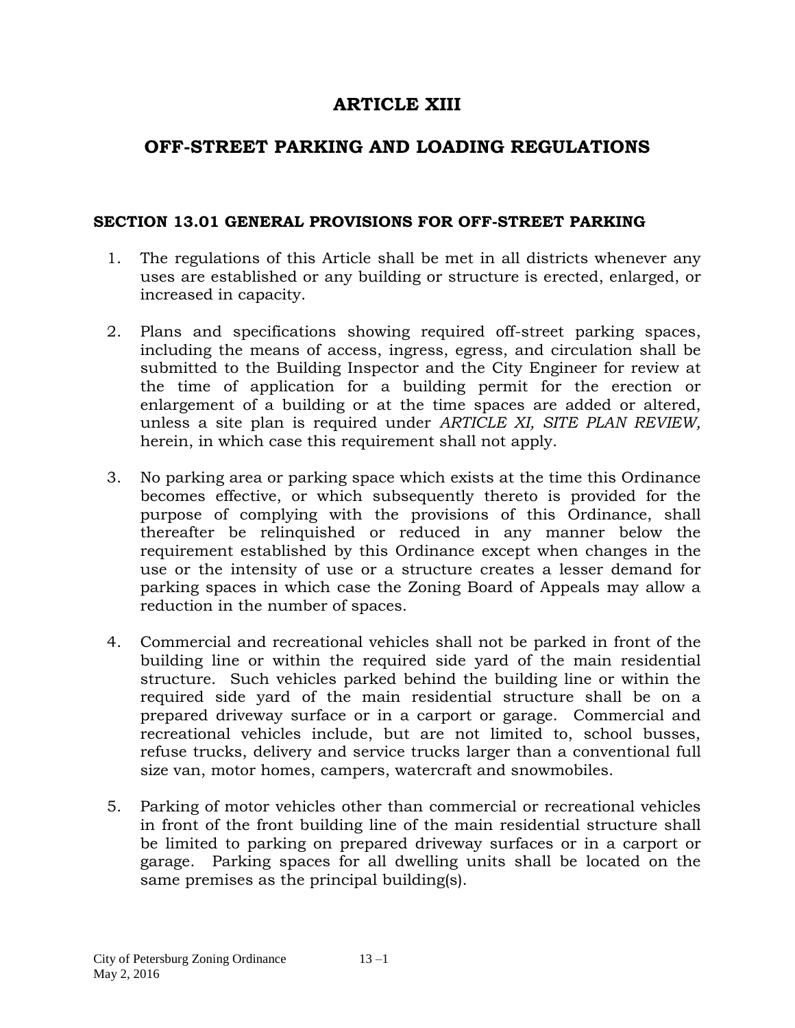# ARTICLE XIII

# OFF-STREET PARKING AND LOADING REGULATIONS

## SECTION 13.01 GENERAL PROVISIONS FOR OFF-STREET PARKING

1. The regulations of this Article shall be met in all districts whenever any uses are established or any building or structure is erected, enlarged, or increased in capacity.

2. Plans and specifications showing required off-street parking spaces, including the means of access, ingress, egress, and circulation shall be submitted to the Building Inspector and the City Engineer for review at the time of application for a building permit for the erection or enlargement of a building or at the time spaces are added or altered, unless a site plan is required under *ARTICLE XI, SITE PLAN REVIEW,* herein, in which case this requirement shall not apply.

3. No parking area or parking space which exists at the time this Ordinance becomes effective, or which subsequently thereto is provided for the purpose of complying with the provisions of this Ordinance, shall thereafter be relinquished or reduced in any manner below the requirement established by this Ordinance except when changes in the use or the intensity of use or a structure creates a lesser demand for parking spaces in which case the Zoning Board of Appeals may allow a reduction in the number of spaces.

4. Commercial and recreational vehicles shall not be parked in front of the building line or within the required side yard of the main residential structure. Such vehicles parked behind the building line or within the required side yard of the main residential structure shall be on a prepared driveway surface or in a carport or garage. Commercial and recreational vehicles include, but are not limited to, school busses, refuse trucks, delivery and service trucks larger than a conventional full size van, motor homes, campers, watercraft and snowmobiles.

5. Parking of motor vehicles other than commercial or recreational vehicles in front of the front building line of the main residential structure shall be limited to parking on prepared driveway surfaces or in a carport or garage. Parking spaces for all dwelling units shall be located on the same premises as the principal building(s).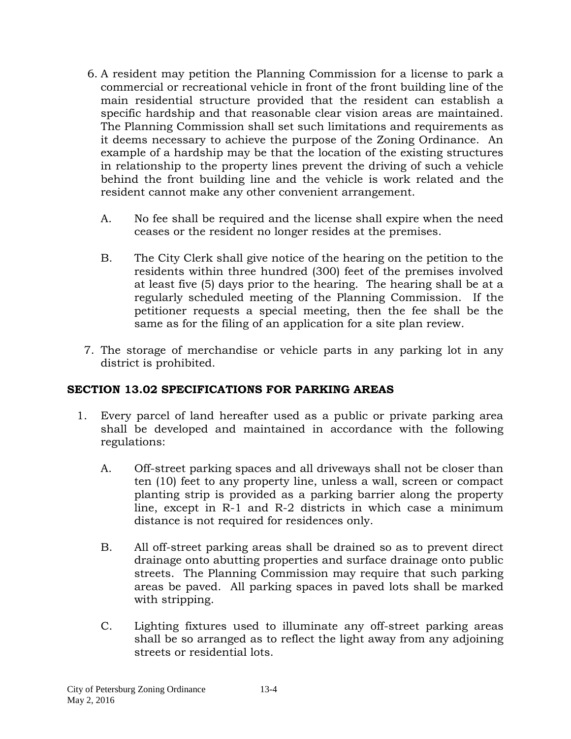6. A resident may petition the Planning Commission for a license to park a commercial or recreational vehicle in front of the front building line of the main residential structure provided that the resident can establish a specific hardship and that reasonable clear vision areas are maintained. The Planning Commission shall set such limitations and requirements as it deems necessary to achieve the purpose of the Zoning Ordinance. An example of a hardship may be that the location of the existing structures in relationship to the property lines prevent the driving of such a vehicle behind the front building line and the vehicle is work related and the resident cannot make any other convenient arrangement.

   A. No fee shall be required and the license shall expire when the need ceases or the resident no longer resides at the premises.

   B. The City Clerk shall give notice of the hearing on the petition to the residents within three hundred (300) feet of the premises involved at least five (5) days prior to the hearing. The hearing shall be at a regularly scheduled meeting of the Planning Commission. If the petitioner requests a special meeting, then the fee shall be the same as for the filing of an application for a site plan review.

7. The storage of merchandise or vehicle parts in any parking lot in any district is prohibited.

## SECTION 13.02 SPECIFICATIONS FOR PARKING AREAS

1. Every parcel of land hereafter used as a public or private parking area shall be developed and maintained in accordance with the following regulations:

   A. Off-street parking spaces and all driveways shall not be closer than ten (10) feet to any property line, unless a wall, screen or compact planting strip is provided as a parking barrier along the property line, except in R-1 and R-2 districts in which case a minimum distance is not required for residences only.

   B. All off-street parking areas shall be drained so as to prevent direct drainage onto abutting properties and surface drainage onto public streets. The Planning Commission may require that such parking areas be paved. All parking spaces in paved lots shall be marked with stripping.

   C. Lighting fixtures used to illuminate any off-street parking areas shall be so arranged as to reflect the light away from any adjoining streets or residential lots.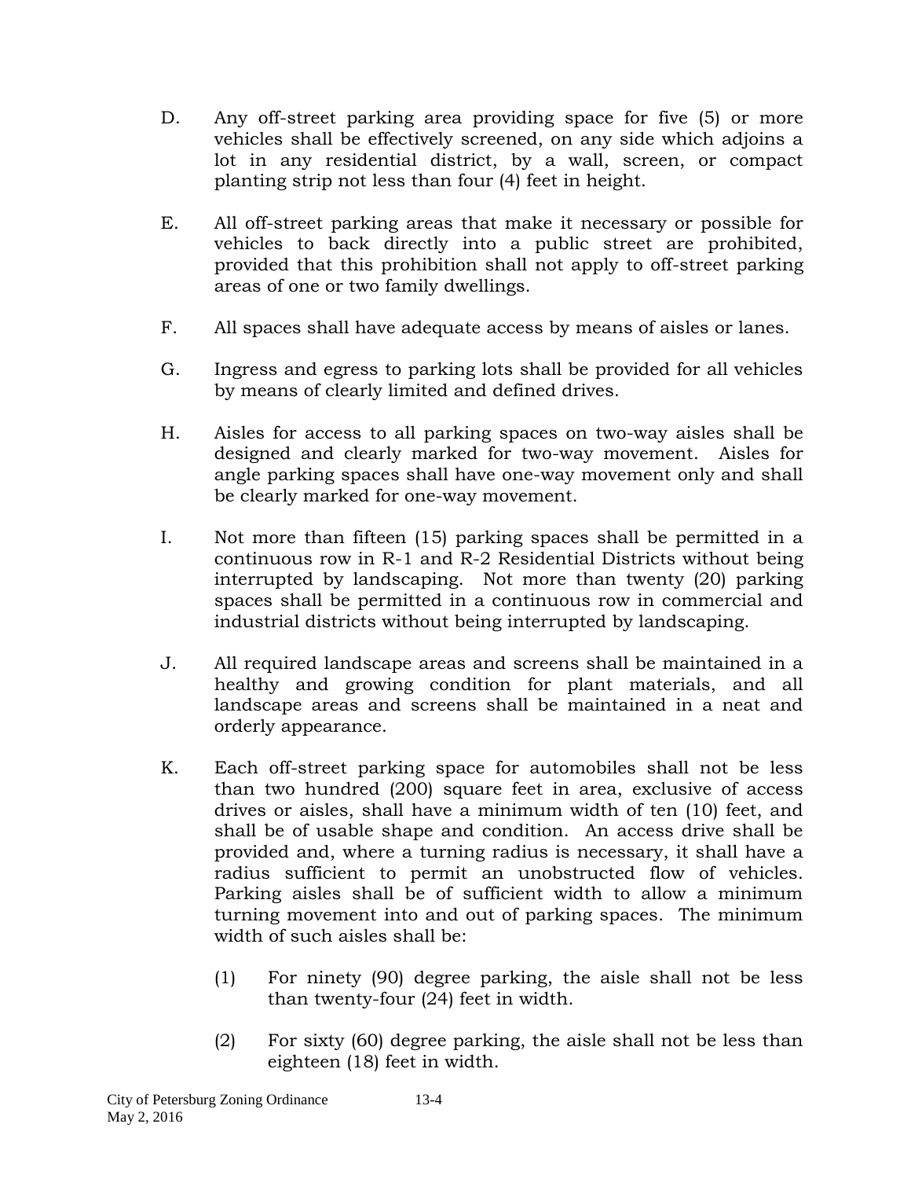D. Any off-street parking area providing space for five (5) or more vehicles shall be effectively screened, on any side which adjoins a lot in any residential district, by a wall, screen, or compact planting strip not less than four (4) feet in height.

E. All off-street parking areas that make it necessary or possible for vehicles to back directly into a public street are prohibited, provided that this prohibition shall not apply to off-street parking areas of one or two family dwellings.

F. All spaces shall have adequate access by means of aisles or lanes.

G. Ingress and egress to parking lots shall be provided for all vehicles by means of clearly limited and defined drives.

H. Aisles for access to all parking spaces on two-way aisles shall be designed and clearly marked for two-way movement. Aisles for angle parking spaces shall have one-way movement only and shall be clearly marked for one-way movement.

I. Not more than fifteen (15) parking spaces shall be permitted in a continuous row in R-1 and R-2 Residential Districts without being interrupted by landscaping. Not more than twenty (20) parking spaces shall be permitted in a continuous row in commercial and industrial districts without being interrupted by landscaping.

J. All required landscape areas and screens shall be maintained in a healthy and growing condition for plant materials, and all landscape areas and screens shall be maintained in a neat and orderly appearance.

K. Each off-street parking space for automobiles shall not be less than two hundred (200) square feet in area, exclusive of access drives or aisles, shall have a minimum width of ten (10) feet, and shall be of usable shape and condition. An access drive shall be provided and, where a turning radius is necessary, it shall have a radius sufficient to permit an unobstructed flow of vehicles. Parking aisles shall be of sufficient width to allow a minimum turning movement into and out of parking spaces. The minimum width of such aisles shall be:

   (1) For ninety (90) degree parking, the aisle shall not be less than twenty-four (24) feet in width.

   (2) For sixty (60) degree parking, the aisle shall not be less than eighteen (18) feet in width.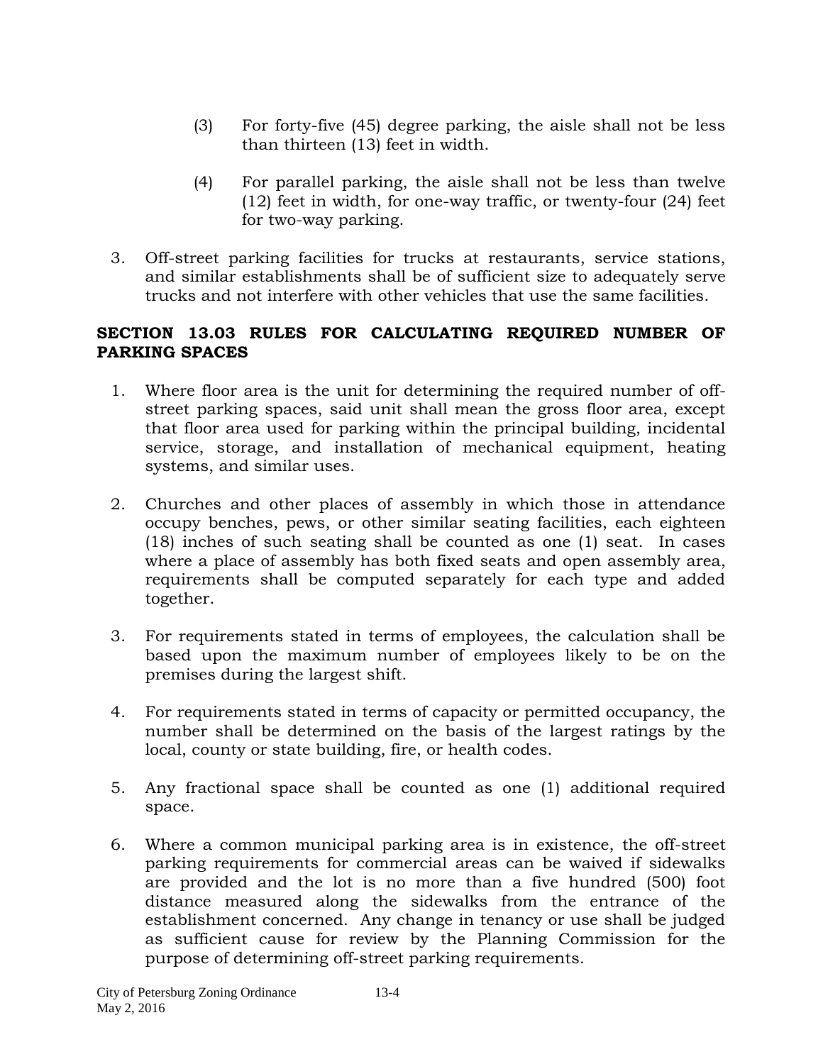(3) For forty-five (45) degree parking, the aisle shall not be less than thirteen (13) feet in width.

(4) For parallel parking, the aisle shall not be less than twelve (12) feet in width, for one-way traffic, or twenty-four (24) feet for two-way parking.

3. Off-street parking facilities for trucks at restaurants, service stations, and similar establishments shall be of sufficient size to adequately serve trucks and not interfere with other vehicles that use the same facilities.

## SECTION 13.03 RULES FOR CALCULATING REQUIRED NUMBER OF PARKING SPACES

1. Where floor area is the unit for determining the required number of off-street parking spaces, said unit shall mean the gross floor area, except that floor area used for parking within the principal building, incidental service, storage, and installation of mechanical equipment, heating systems, and similar uses.

2. Churches and other places of assembly in which those in attendance occupy benches, pews, or other similar seating facilities, each eighteen (18) inches of such seating shall be counted as one (1) seat. In cases where a place of assembly has both fixed seats and open assembly area, requirements shall be computed separately for each type and added together.

3. For requirements stated in terms of employees, the calculation shall be based upon the maximum number of employees likely to be on the premises during the largest shift.

4. For requirements stated in terms of capacity or permitted occupancy, the number shall be determined on the basis of the largest ratings by the local, county or state building, fire, or health codes.

5. Any fractional space shall be counted as one (1) additional required space.

6. Where a common municipal parking area is in existence, the off-street parking requirements for commercial areas can be waived if sidewalks are provided and the lot is no more than a five hundred (500) foot distance measured along the sidewalks from the entrance of the establishment concerned. Any change in tenancy or use shall be judged as sufficient cause for review by the Planning Commission for the purpose of determining off-street parking requirements.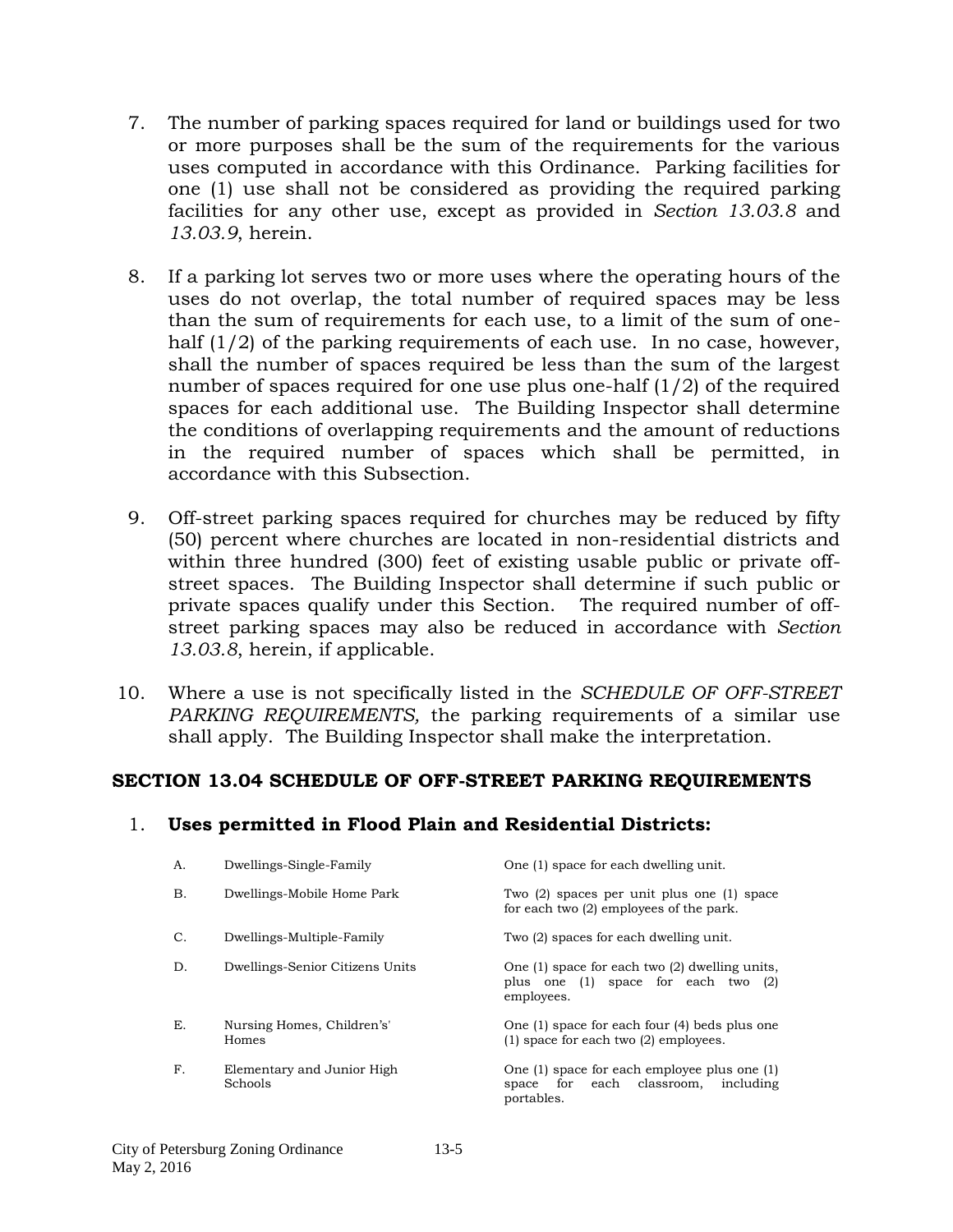7. The number of parking spaces required for land or buildings used for two or more purposes shall be the sum of the requirements for the various uses computed in accordance with this Ordinance. Parking facilities for one (1) use shall not be considered as providing the required parking facilities for any other use, except as provided in *Section 13.03.8* and *13.03.9*, herein.

8. If a parking lot serves two or more uses where the operating hours of the uses do not overlap, the total number of required spaces may be less than the sum of requirements for each use, to a limit of the sum of one-half (1/2) of the parking requirements of each use. In no case, however, shall the number of spaces required be less than the sum of the largest number of spaces required for one use plus one-half (1/2) of the required spaces for each additional use. The Building Inspector shall determine the conditions of overlapping requirements and the amount of reductions in the required number of spaces which shall be permitted, in accordance with this Subsection.

9. Off-street parking spaces required for churches may be reduced by fifty (50) percent where churches are located in non-residential districts and within three hundred (300) feet of existing usable public or private off-street spaces. The Building Inspector shall determine if such public or private spaces qualify under this Section. The required number of off-street parking spaces may also be reduced in accordance with *Section 13.03.8*, herein, if applicable.

10. Where a use is not specifically listed in the *SCHEDULE OF OFF-STREET PARKING REQUIREMENTS,* the parking requirements of a similar use shall apply. The Building Inspector shall make the interpretation.

## SECTION 13.04 SCHEDULE OF OFF-STREET PARKING REQUIREMENTS

1. **Uses permitted in Flood Plain and Residential Districts:**

| | | |
|---|---|---|
| A. | Dwellings-Single-Family | One (1) space for each dwelling unit. |
| B. | Dwellings-Mobile Home Park | Two (2) spaces per unit plus one (1) space for each two (2) employees of the park. |
| C. | Dwellings-Multiple-Family | Two (2) spaces for each dwelling unit. |
| D. | Dwellings-Senior Citizens Units | One (1) space for each two (2) dwelling units, plus one (1) space for each two (2) employees. |
| E. | Nursing Homes, Children's' Homes | One (1) space for each four (4) beds plus one (1) space for each two (2) employees. |
| F. | Elementary and Junior High Schools | One (1) space for each employee plus one (1) space for each classroom, including portables. |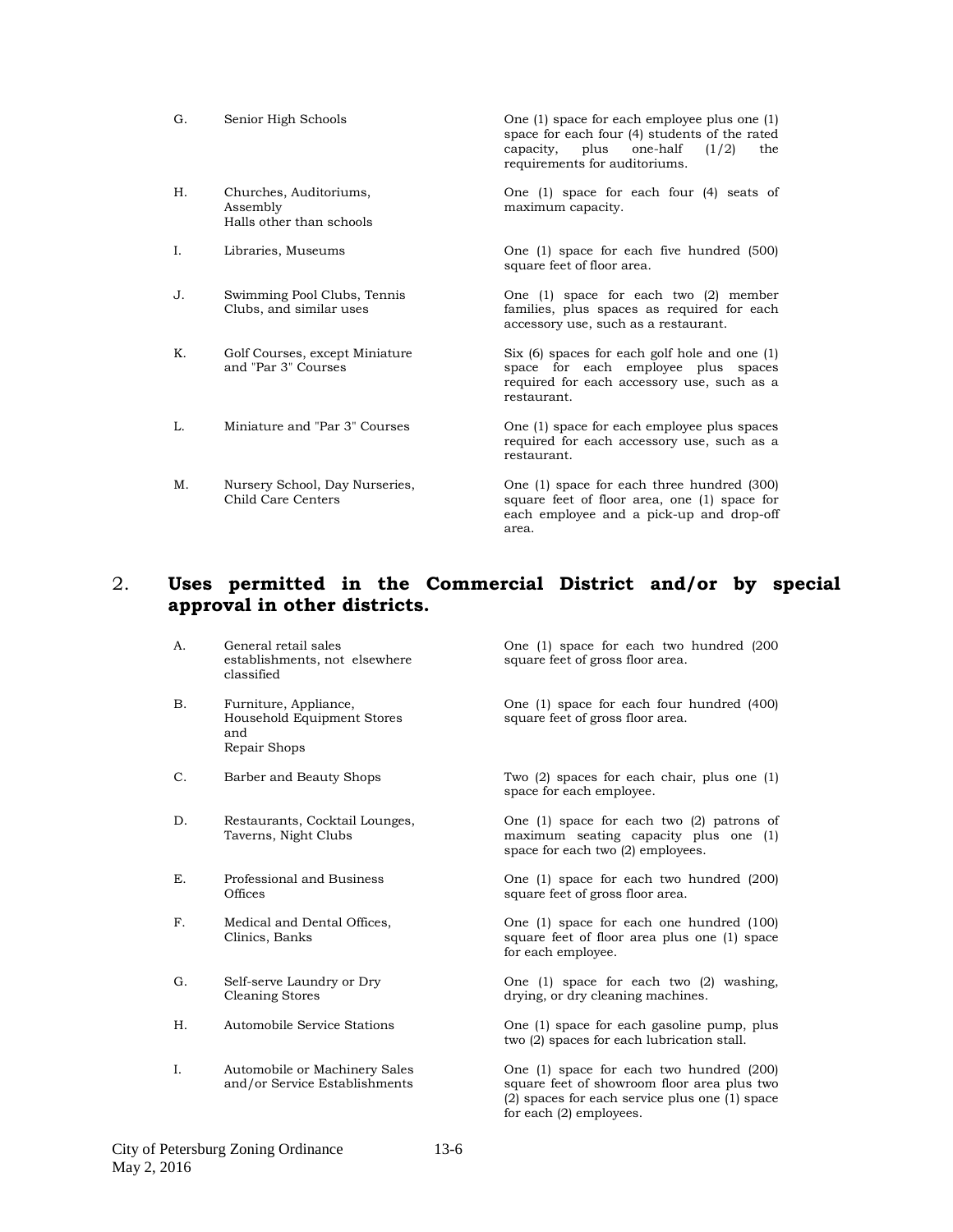| | | |
|---|---|---|
| G. | Senior High Schools | One (1) space for each employee plus one (1) space for each four (4) students of the rated capacity, plus one-half (1/2) the requirements for auditoriums. |
| H. | Churches, Auditoriums, Assembly Halls other than schools | One (1) space for each four (4) seats of maximum capacity. |
| I. | Libraries, Museums | One (1) space for each five hundred (500) square feet of floor area. |
| J. | Swimming Pool Clubs, Tennis Clubs, and similar uses | One (1) space for each two (2) member families, plus spaces as required for each accessory use, such as a restaurant. |
| K. | Golf Courses, except Miniature and "Par 3" Courses | Six (6) spaces for each golf hole and one (1) space for each employee plus spaces required for each accessory use, such as a restaurant. |
| L. | Miniature and "Par 3" Courses | One (1) space for each employee plus spaces required for each accessory use, such as a restaurant. |
| M. | Nursery School, Day Nurseries, Child Care Centers | One (1) space for each three hundred (300) square feet of floor area, one (1) space for each employee and a pick-up and drop-off area. |

## 2. **Uses permitted in the Commercial District and/or by special approval in other districts.**

| | | |
|---|---|---|
| A. | General retail sales establishments, not elsewhere classified | One (1) space for each two hundred (200 square feet of gross floor area. |
| B. | Furniture, Appliance, Household Equipment Stores and Repair Shops | One (1) space for each four hundred (400) square feet of gross floor area. |
| C. | Barber and Beauty Shops | Two (2) spaces for each chair, plus one (1) space for each employee. |
| D. | Restaurants, Cocktail Lounges, Taverns, Night Clubs | One (1) space for each two (2) patrons of maximum seating capacity plus one (1) space for each two (2) employees. |
| E. | Professional and Business Offices | One (1) space for each two hundred (200) square feet of gross floor area. |
| F. | Medical and Dental Offices, Clinics, Banks | One (1) space for each one hundred (100) square feet of floor area plus one (1) space for each employee. |
| G. | Self-serve Laundry or Dry Cleaning Stores | One (1) space for each two (2) washing, drying, or dry cleaning machines. |
| H. | Automobile Service Stations | One (1) space for each gasoline pump, plus two (2) spaces for each lubrication stall. |
| I. | Automobile or Machinery Sales and/or Service Establishments | One (1) space for each two hundred (200) square feet of showroom floor area plus two (2) spaces for each service plus one (1) space for each (2) employees. |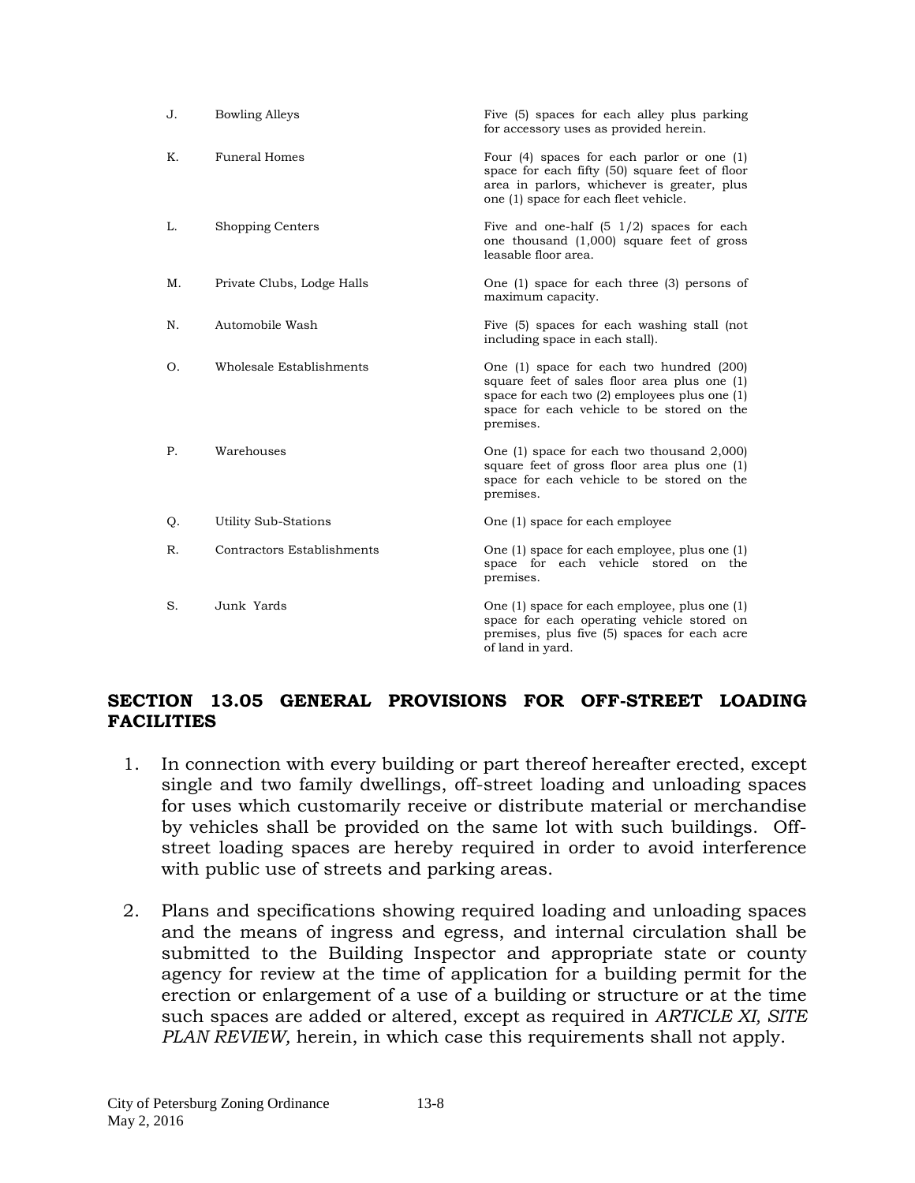| | | |
|---|---|---|
| J. | Bowling Alleys | Five (5) spaces for each alley plus parking for accessory uses as provided herein. |
| K. | Funeral Homes | Four (4) spaces for each parlor or one (1) space for each fifty (50) square feet of floor area in parlors, whichever is greater, plus one (1) space for each fleet vehicle. |
| L. | Shopping Centers | Five and one-half (5 1/2) spaces for each one thousand (1,000) square feet of gross leasable floor area. |
| M. | Private Clubs, Lodge Halls | One (1) space for each three (3) persons of maximum capacity. |
| N. | Automobile Wash | Five (5) spaces for each washing stall (not including space in each stall). |
| O. | Wholesale Establishments | One (1) space for each two hundred (200) square feet of sales floor area plus one (1) space for each two (2) employees plus one (1) space for each vehicle to be stored on the premises. |
| P. | Warehouses | One (1) space for each two thousand 2,000) square feet of gross floor area plus one (1) space for each vehicle to be stored on the premises. |
| Q. | Utility Sub-Stations | One (1) space for each employee |
| R. | Contractors Establishments | One (1) space for each employee, plus one (1) space for each vehicle stored on the premises. |
| S. | Junk Yards | One (1) space for each employee, plus one (1) space for each operating vehicle stored on premises, plus five (5) spaces for each acre of land in yard. |

## SECTION 13.05 GENERAL PROVISIONS FOR OFF-STREET LOADING FACILITIES

1. In connection with every building or part thereof hereafter erected, except single and two family dwellings, off-street loading and unloading spaces for uses which customarily receive or distribute material or merchandise by vehicles shall be provided on the same lot with such buildings. Off-street loading spaces are hereby required in order to avoid interference with public use of streets and parking areas.

2. Plans and specifications showing required loading and unloading spaces and the means of ingress and egress, and internal circulation shall be submitted to the Building Inspector and appropriate state or county agency for review at the time of application for a building permit for the erection or enlargement of a use of a building or structure or at the time such spaces are added or altered, except as required in *ARTICLE XI, SITE PLAN REVIEW,* herein, in which case this requirements shall not apply.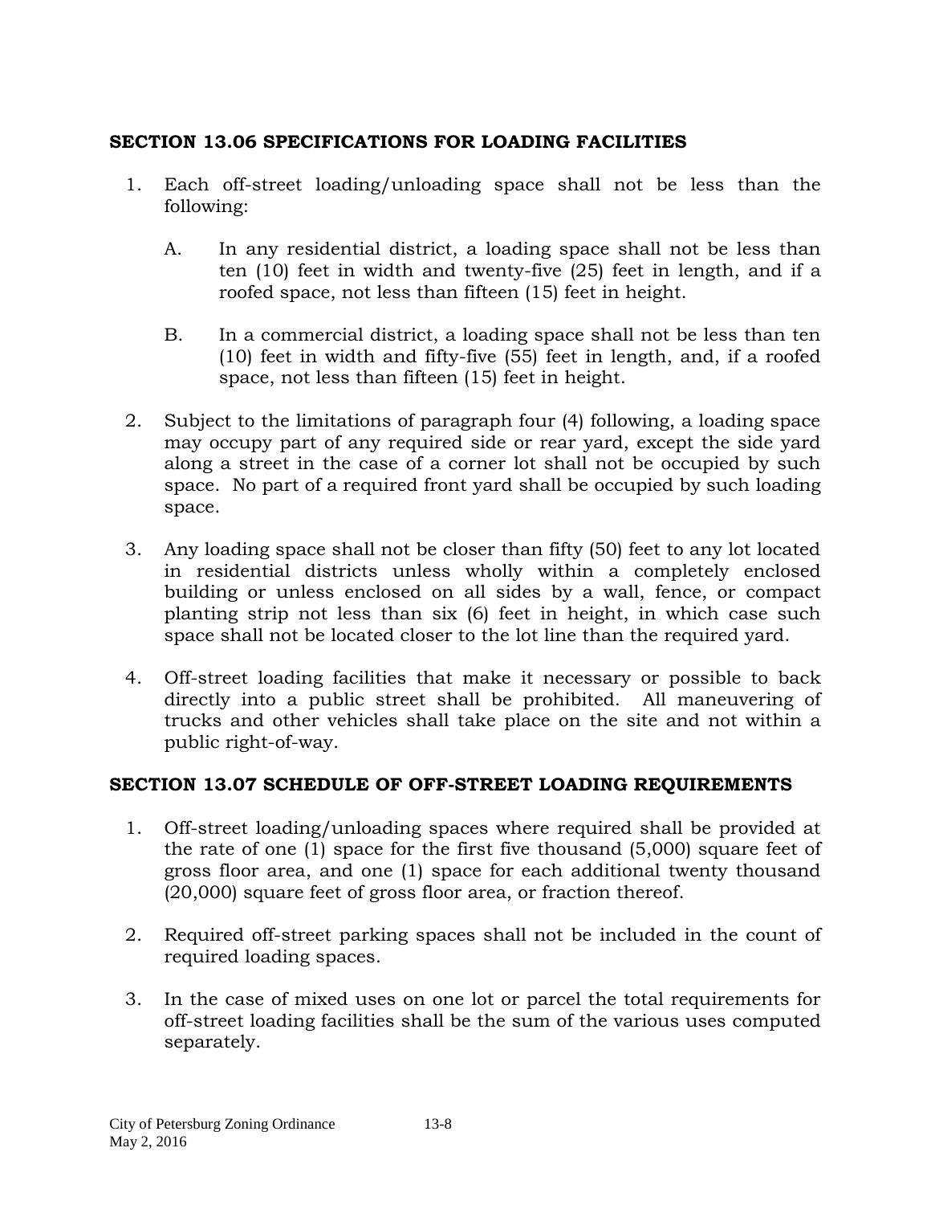## SECTION 13.06 SPECIFICATIONS FOR LOADING FACILITIES

1. Each off-street loading/unloading space shall not be less than the following:

   A. In any residential district, a loading space shall not be less than ten (10) feet in width and twenty-five (25) feet in length, and if a roofed space, not less than fifteen (15) feet in height.

   B. In a commercial district, a loading space shall not be less than ten (10) feet in width and fifty-five (55) feet in length, and, if a roofed space, not less than fifteen (15) feet in height.

2. Subject to the limitations of paragraph four (4) following, a loading space may occupy part of any required side or rear yard, except the side yard along a street in the case of a corner lot shall not be occupied by such space. No part of a required front yard shall be occupied by such loading space.

3. Any loading space shall not be closer than fifty (50) feet to any lot located in residential districts unless wholly within a completely enclosed building or unless enclosed on all sides by a wall, fence, or compact planting strip not less than six (6) feet in height, in which case such space shall not be located closer to the lot line than the required yard.

4. Off-street loading facilities that make it necessary or possible to back directly into a public street shall be prohibited. All maneuvering of trucks and other vehicles shall take place on the site and not within a public right-of-way.

## SECTION 13.07 SCHEDULE OF OFF-STREET LOADING REQUIREMENTS

1. Off-street loading/unloading spaces where required shall be provided at the rate of one (1) space for the first five thousand (5,000) square feet of gross floor area, and one (1) space for each additional twenty thousand (20,000) square feet of gross floor area, or fraction thereof.

2. Required off-street parking spaces shall not be included in the count of required loading spaces.

3. In the case of mixed uses on one lot or parcel the total requirements for off-street loading facilities shall be the sum of the various uses computed separately.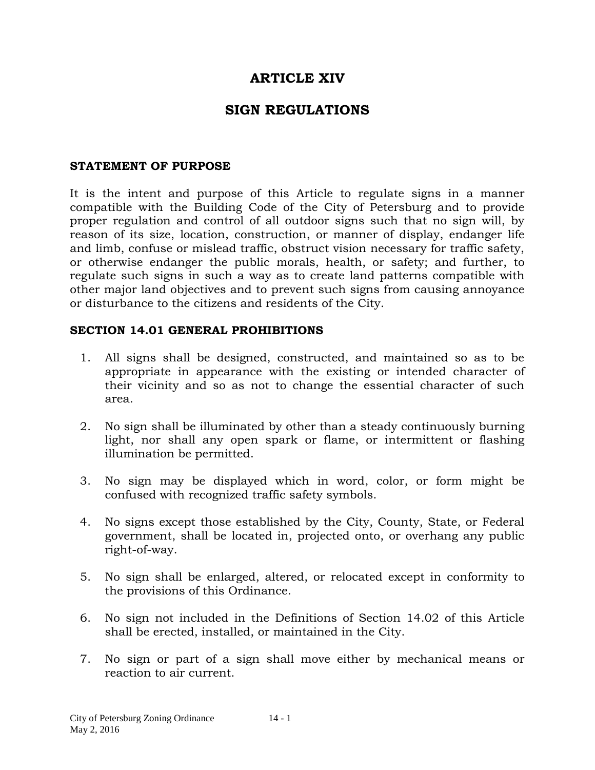# ARTICLE XIV

# SIGN REGULATIONS

**STATEMENT OF PURPOSE**

It is the intent and purpose of this Article to regulate signs in a manner compatible with the Building Code of the City of Petersburg and to provide proper regulation and control of all outdoor signs such that no sign will, by reason of its size, location, construction, or manner of display, endanger life and limb, confuse or mislead traffic, obstruct vision necessary for traffic safety, or otherwise endanger the public morals, health, or safety; and further, to regulate such signs in such a way as to create land patterns compatible with other major land objectives and to prevent such signs from causing annoyance or disturbance to the citizens and residents of the City.

**SECTION 14.01 GENERAL PROHIBITIONS**

1. All signs shall be designed, constructed, and maintained so as to be appropriate in appearance with the existing or intended character of their vicinity and so as not to change the essential character of such area.

2. No sign shall be illuminated by other than a steady continuously burning light, nor shall any open spark or flame, or intermittent or flashing illumination be permitted.

3. No sign may be displayed which in word, color, or form might be confused with recognized traffic safety symbols.

4. No signs except those established by the City, County, State, or Federal government, shall be located in, projected onto, or overhang any public right-of-way.

5. No sign shall be enlarged, altered, or relocated except in conformity to the provisions of this Ordinance.

6. No sign not included in the Definitions of Section 14.02 of this Article shall be erected, installed, or maintained in the City.

7. No sign or part of a sign shall move either by mechanical means or reaction to air current.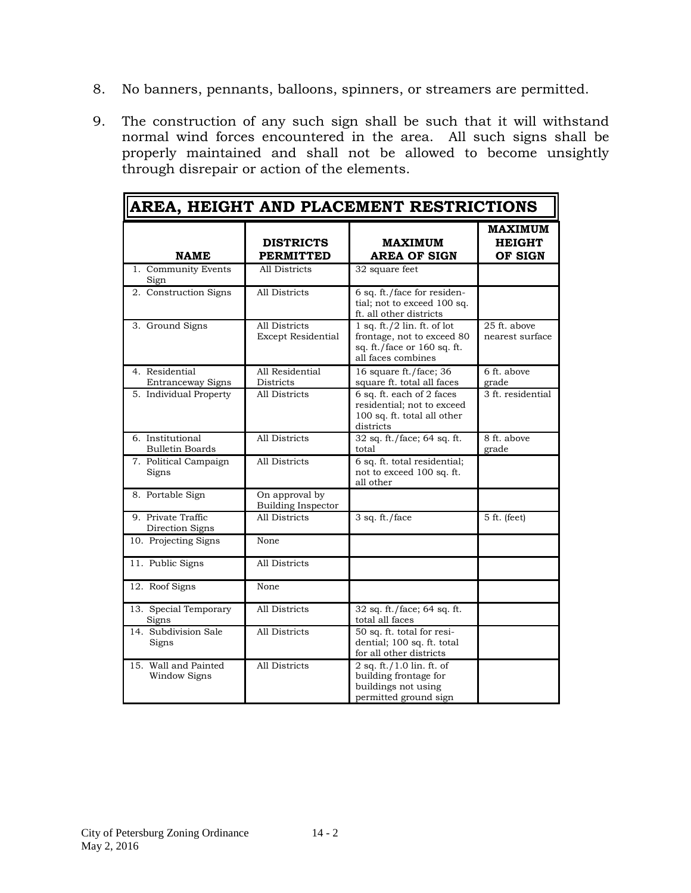8. No banners, pennants, balloons, spinners, or streamers are permitted.

9. The construction of any such sign shall be such that it will withstand normal wind forces encountered in the area. All such signs shall be properly maintained and shall not be allowed to become unsightly through disrepair or action of the elements.

**AREA, HEIGHT AND PLACEMENT RESTRICTIONS**

| NAME | DISTRICTS PERMITTED | MAXIMUM AREA OF SIGN | MAXIMUM HEIGHT OF SIGN |
|---|---|---|---|
| 1. Community Events Sign | All Districts | 32 square feet | |
| 2. Construction Signs | All Districts | 6 sq. ft./face for residential; not to exceed 100 sq. ft. all other districts | |
| 3. Ground Signs | All Districts Except Residential | 1 sq. ft./2 lin. ft. of lot frontage, not to exceed 80 sq. ft./face or 160 sq. ft. all faces combines | 25 ft. above nearest surface |
| 4. Residential Entranceway Signs | All Residential Districts | 16 square ft./face; 36 square ft. total all faces | 6 ft. above grade |
| 5. Individual Property | All Districts | 6 sq. ft. each of 2 faces residential; not to exceed 100 sq. ft. total all other districts | 3 ft. residential |
| 6. Institutional Bulletin Boards | All Districts | 32 sq. ft./face; 64 sq. ft. total | 8 ft. above grade |
| 7. Political Campaign Signs | All Districts | 6 sq. ft. total residential; not to exceed 100 sq. ft. all other | |
| 8. Portable Sign | On approval by Building Inspector | | |
| 9. Private Traffic Direction Signs | All Districts | 3 sq. ft./face | 5 ft. (feet) |
| 10. Projecting Signs | None | | |
| 11. Public Signs | All Districts | | |
| 12. Roof Signs | None | | |
| 13. Special Temporary Signs | All Districts | 32 sq. ft./face; 64 sq. ft. total all faces | |
| 14. Subdivision Sale Signs | All Districts | 50 sq. ft. total for residential; 100 sq. ft. total for all other districts | |
| 15. Wall and Painted Window Signs | All Districts | 2 sq. ft./1.0 lin. ft. of building frontage for buildings not using permitted ground sign | |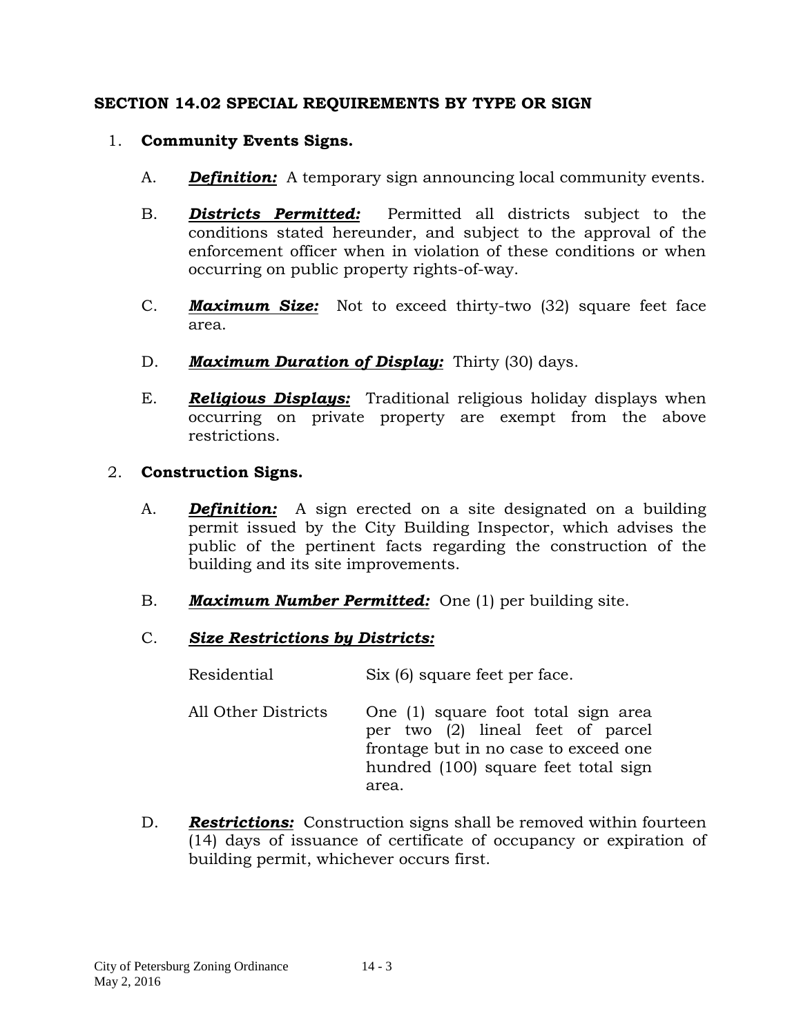## SECTION 14.02 SPECIAL REQUIREMENTS BY TYPE OR SIGN

1. **Community Events Signs.**

   A. ***Definition:*** A temporary sign announcing local community events.

   B. ***Districts Permitted:*** Permitted all districts subject to the conditions stated hereunder, and subject to the approval of the enforcement officer when in violation of these conditions or when occurring on public property rights-of-way.

   C. ***Maximum Size:*** Not to exceed thirty-two (32) square feet face area.

   D. ***Maximum Duration of Display:*** Thirty (30) days.

   E. ***Religious Displays:*** Traditional religious holiday displays when occurring on private property are exempt from the above restrictions.

2. **Construction Signs.**

   A. ***Definition:*** A sign erected on a site designated on a building permit issued by the City Building Inspector, which advises the public of the pertinent facts regarding the construction of the building and its site improvements.

   B. ***Maximum Number Permitted:*** One (1) per building site.

   C. ***Size Restrictions by Districts:***

   | | |
   |---|---|
   | Residential | Six (6) square feet per face. |
   | All Other Districts | One (1) square foot total sign area per two (2) lineal feet of parcel frontage but in no case to exceed one hundred (100) square feet total sign area. |

   D. ***Restrictions:*** Construction signs shall be removed within fourteen (14) days of issuance of certificate of occupancy or expiration of building permit, whichever occurs first.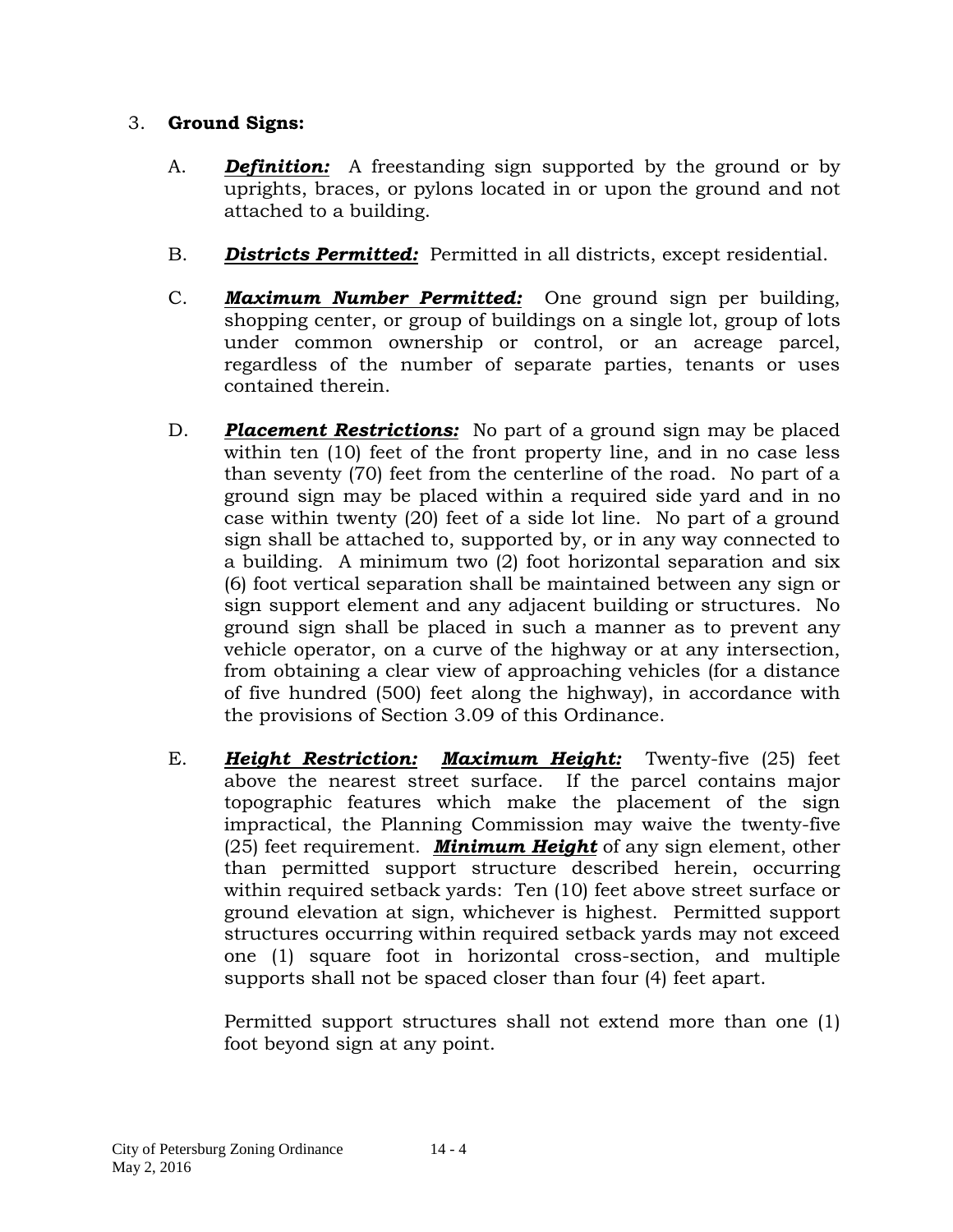3. **Ground Signs:**

   A. ***Definition:*** A freestanding sign supported by the ground or by uprights, braces, or pylons located in or upon the ground and not attached to a building.

   B. ***Districts Permitted:*** Permitted in all districts, except residential.

   C. ***Maximum Number Permitted:*** One ground sign per building, shopping center, or group of buildings on a single lot, group of lots under common ownership or control, or an acreage parcel, regardless of the number of separate parties, tenants or uses contained therein.

   D. ***Placement Restrictions:*** No part of a ground sign may be placed within ten (10) feet of the front property line, and in no case less than seventy (70) feet from the centerline of the road. No part of a ground sign may be placed within a required side yard and in no case within twenty (20) feet of a side lot line. No part of a ground sign shall be attached to, supported by, or in any way connected to a building. A minimum two (2) foot horizontal separation and six (6) foot vertical separation shall be maintained between any sign or sign support element and any adjacent building or structures. No ground sign shall be placed in such a manner as to prevent any vehicle operator, on a curve of the highway or at any intersection, from obtaining a clear view of approaching vehicles (for a distance of five hundred (500) feet along the highway), in accordance with the provisions of Section 3.09 of this Ordinance.

   E. ***Height Restriction:*** ***Maximum Height:*** Twenty-five (25) feet above the nearest street surface. If the parcel contains major topographic features which make the placement of the sign impractical, the Planning Commission may waive the twenty-five (25) feet requirement. ***Minimum Height*** of any sign element, other than permitted support structure described herein, occurring within required setback yards: Ten (10) feet above street surface or ground elevation at sign, whichever is highest. Permitted support structures occurring within required setback yards may not exceed one (1) square foot in horizontal cross-section, and multiple supports shall not be spaced closer than four (4) feet apart.

      Permitted support structures shall not extend more than one (1) foot beyond sign at any point.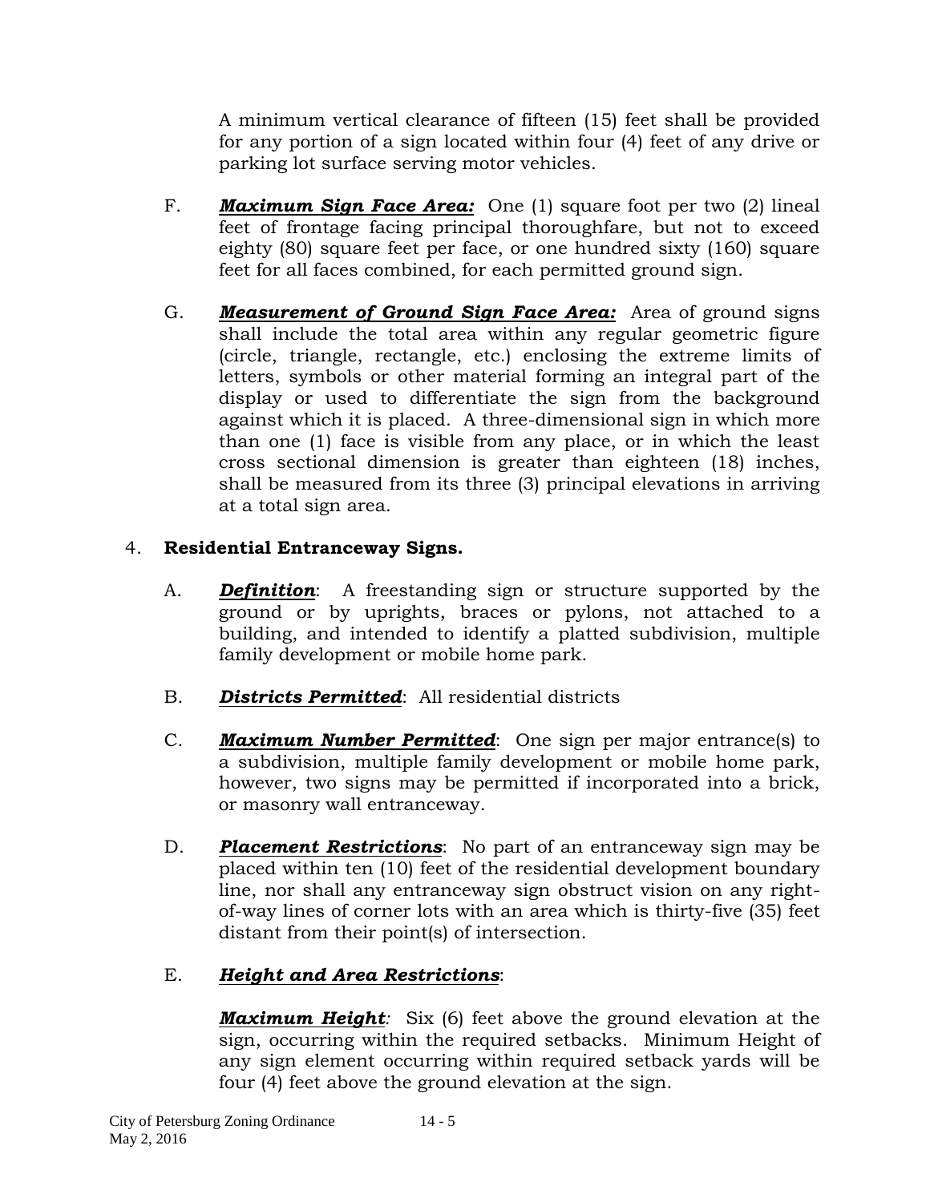A minimum vertical clearance of fifteen (15) feet shall be provided for any portion of a sign located within four (4) feet of any drive or parking lot surface serving motor vehicles.

F. ***Maximum Sign Face Area:*** One (1) square foot per two (2) lineal feet of frontage facing principal thoroughfare, but not to exceed eighty (80) square feet per face, or one hundred sixty (160) square feet for all faces combined, for each permitted ground sign.

G. ***Measurement of Ground Sign Face Area:*** Area of ground signs shall include the total area within any regular geometric figure (circle, triangle, rectangle, etc.) enclosing the extreme limits of letters, symbols or other material forming an integral part of the display or used to differentiate the sign from the background against which it is placed. A three-dimensional sign in which more than one (1) face is visible from any place, or in which the least cross sectional dimension is greater than eighteen (18) inches, shall be measured from its three (3) principal elevations in arriving at a total sign area.

4. **Residential Entranceway Signs.**

A. ***Definition***: A freestanding sign or structure supported by the ground or by uprights, braces or pylons, not attached to a building, and intended to identify a platted subdivision, multiple family development or mobile home park.

B. ***Districts Permitted***: All residential districts

C. ***Maximum Number Permitted***: One sign per major entrance(s) to a subdivision, multiple family development or mobile home park, however, two signs may be permitted if incorporated into a brick, or masonry wall entranceway.

D. ***Placement Restrictions***: No part of an entranceway sign may be placed within ten (10) feet of the residential development boundary line, nor shall any entranceway sign obstruct vision on any right-of-way lines of corner lots with an area which is thirty-five (35) feet distant from their point(s) of intersection.

E. ***Height and Area Restrictions***:

***Maximum Height:*** Six (6) feet above the ground elevation at the sign, occurring within the required setbacks. Minimum Height of any sign element occurring within required setback yards will be four (4) feet above the ground elevation at the sign.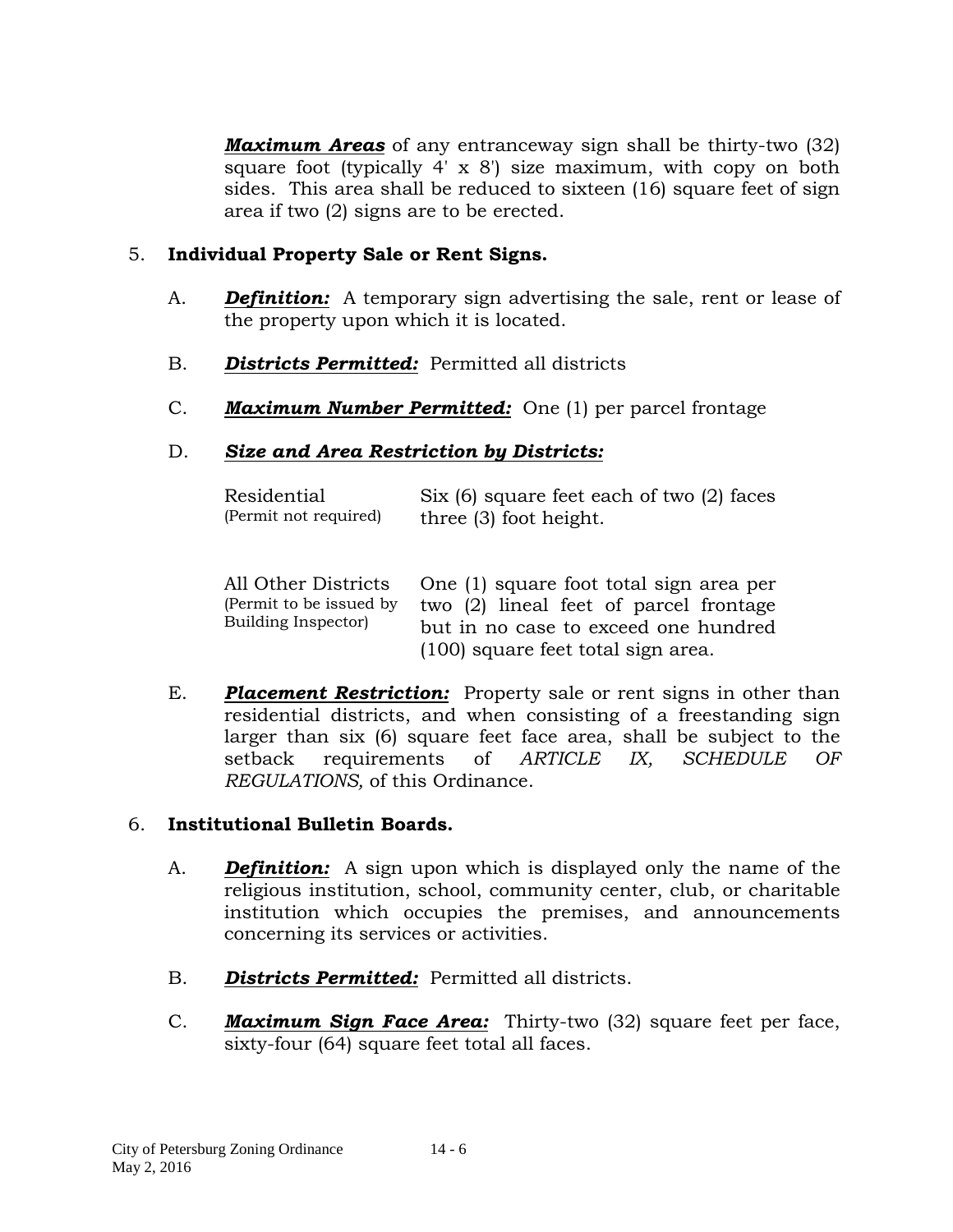***Maximum Areas*** of any entranceway sign shall be thirty-two (32) square foot (typically 4' x 8') size maximum, with copy on both sides. This area shall be reduced to sixteen (16) square feet of sign area if two (2) signs are to be erected.

5. **Individual Property Sale or Rent Signs.**

   A. ***Definition:*** A temporary sign advertising the sale, rent or lease of the property upon which it is located.

   B. ***Districts Permitted:*** Permitted all districts

   C. ***Maximum Number Permitted:*** One (1) per parcel frontage

   D. ***Size and Area Restriction by Districts:***

| District | Restriction |
|---|---|
| Residential (Permit not required) | Six (6) square feet each of two (2) faces three (3) foot height. |
| All Other Districts (Permit to be issued by Building Inspector) | One (1) square foot total sign area per two (2) lineal feet of parcel frontage but in no case to exceed one hundred (100) square feet total sign area. |

   E. ***Placement Restriction:*** Property sale or rent signs in other than residential districts, and when consisting of a freestanding sign larger than six (6) square feet face area, shall be subject to the setback requirements of *ARTICLE IX, SCHEDULE OF REGULATIONS,* of this Ordinance.

6. **Institutional Bulletin Boards.**

   A. ***Definition:*** A sign upon which is displayed only the name of the religious institution, school, community center, club, or charitable institution which occupies the premises, and announcements concerning its services or activities.

   B. ***Districts Permitted:*** Permitted all districts.

   C. ***Maximum Sign Face Area:*** Thirty-two (32) square feet per face, sixty-four (64) square feet total all faces.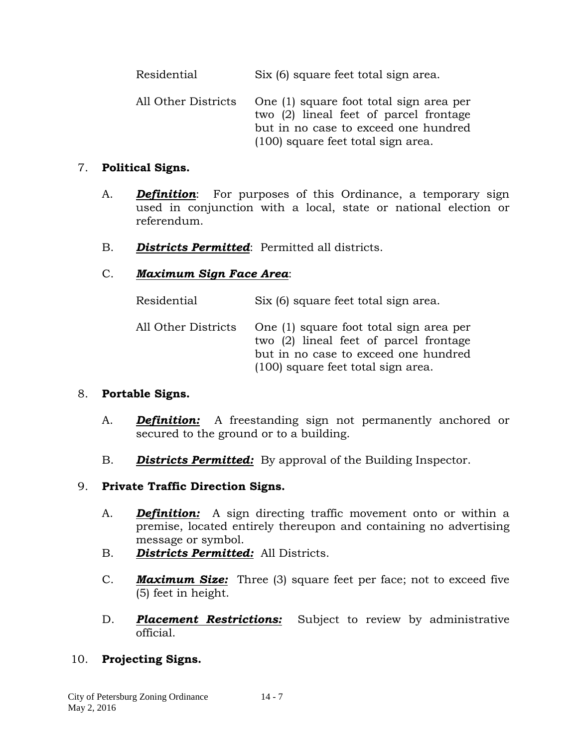| | |
|---|---|
| Residential | Six (6) square feet total sign area. |
| All Other Districts | One (1) square foot total sign area per two (2) lineal feet of parcel frontage but in no case to exceed one hundred (100) square feet total sign area. |

7. **Political Signs.**

   A. ***Definition***: For purposes of this Ordinance, a temporary sign used in conjunction with a local, state or national election or referendum.

   B. ***Districts Permitted***: Permitted all districts.

   C. ***Maximum Sign Face Area***:

| | |
|---|---|
| Residential | Six (6) square feet total sign area. |
| All Other Districts | One (1) square foot total sign area per two (2) lineal feet of parcel frontage but in no case to exceed one hundred (100) square feet total sign area. |

8. **Portable Signs.**

   A. ***Definition:*** A freestanding sign not permanently anchored or secured to the ground or to a building.

   B. ***Districts Permitted:*** By approval of the Building Inspector.

9. **Private Traffic Direction Signs.**

   A. ***Definition:*** A sign directing traffic movement onto or within a premise, located entirely thereupon and containing no advertising message or symbol.

   B. ***Districts Permitted:*** All Districts.

   C. ***Maximum Size:*** Three (3) square feet per face; not to exceed five (5) feet in height.

   D. ***Placement Restrictions:*** Subject to review by administrative official.

10. **Projecting Signs.**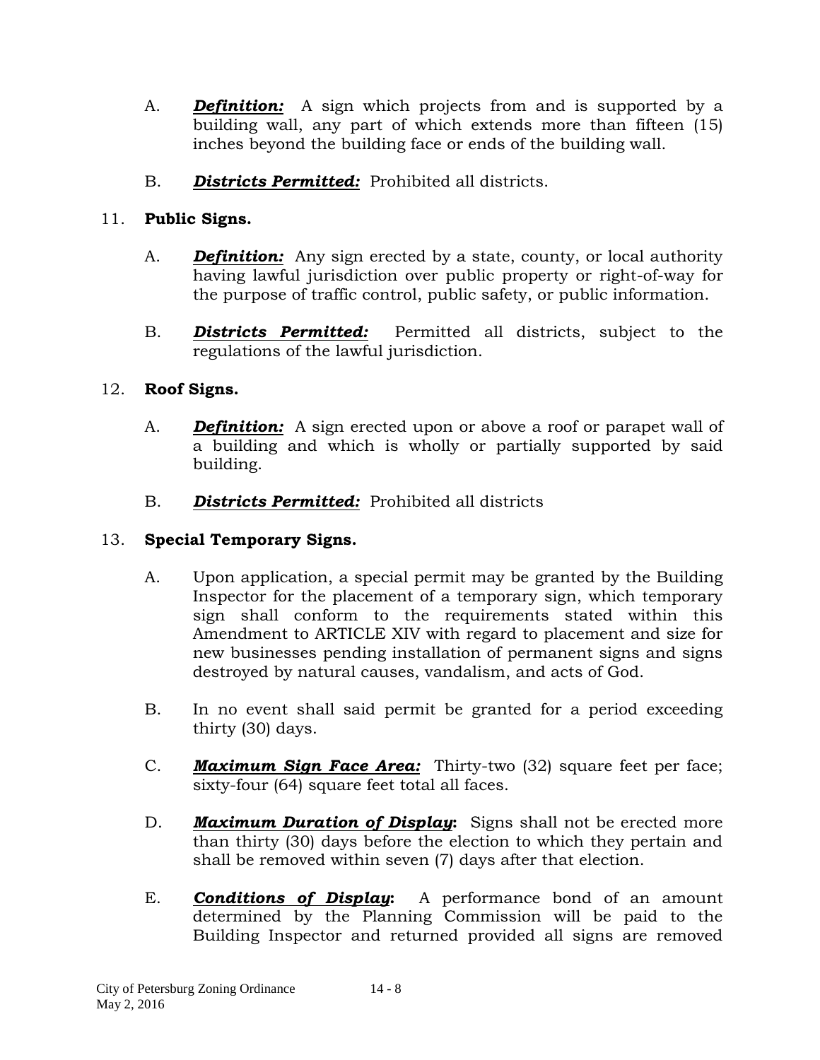A. ***Definition:*** A sign which projects from and is supported by a building wall, any part of which extends more than fifteen (15) inches beyond the building face or ends of the building wall.

B. ***Districts Permitted:*** Prohibited all districts.

11. **Public Signs.**

A. ***Definition:*** Any sign erected by a state, county, or local authority having lawful jurisdiction over public property or right-of-way for the purpose of traffic control, public safety, or public information.

B. ***Districts Permitted:*** Permitted all districts, subject to the regulations of the lawful jurisdiction.

12. **Roof Signs.**

A. ***Definition:*** A sign erected upon or above a roof or parapet wall of a building and which is wholly or partially supported by said building.

B. ***Districts Permitted:*** Prohibited all districts

13. **Special Temporary Signs.**

A. Upon application, a special permit may be granted by the Building Inspector for the placement of a temporary sign, which temporary sign shall conform to the requirements stated within this Amendment to ARTICLE XIV with regard to placement and size for new businesses pending installation of permanent signs and signs destroyed by natural causes, vandalism, and acts of God.

B. In no event shall said permit be granted for a period exceeding thirty (30) days.

C. ***Maximum Sign Face Area:*** Thirty-two (32) square feet per face; sixty-four (64) square feet total all faces.

D. ***Maximum Duration of Display*:** Signs shall not be erected more than thirty (30) days before the election to which they pertain and shall be removed within seven (7) days after that election.

E. ***Conditions of Display*:** A performance bond of an amount determined by the Planning Commission will be paid to the Building Inspector and returned provided all signs are removed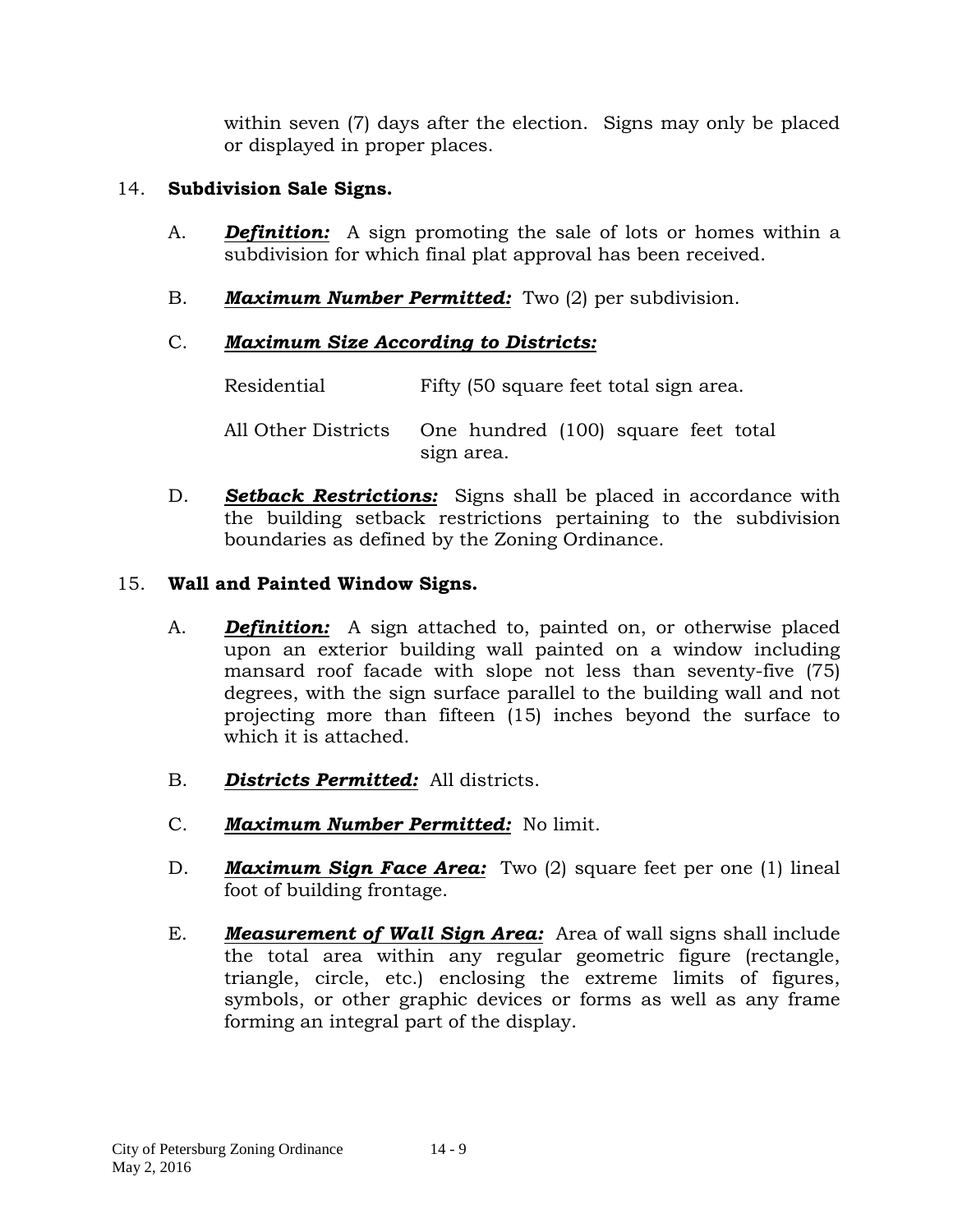within seven (7) days after the election. Signs may only be placed or displayed in proper places.

14. **Subdivision Sale Signs.**

A. ***<u>Definition:</u>*** A sign promoting the sale of lots or homes within a subdivision for which final plat approval has been received.

B. ***<u>Maximum Number Permitted:</u>*** Two (2) per subdivision.

C. ***<u>Maximum Size According to Districts:</u>***

| | |
|---|---|
| Residential | Fifty (50 square feet total sign area. |
| All Other Districts | One hundred (100) square feet total sign area. |

D. ***<u>Setback Restrictions:</u>*** Signs shall be placed in accordance with the building setback restrictions pertaining to the subdivision boundaries as defined by the Zoning Ordinance.

15. **Wall and Painted Window Signs.**

A. ***<u>Definition:</u>*** A sign attached to, painted on, or otherwise placed upon an exterior building wall painted on a window including mansard roof facade with slope not less than seventy-five (75) degrees, with the sign surface parallel to the building wall and not projecting more than fifteen (15) inches beyond the surface to which it is attached.

B. ***<u>Districts Permitted:</u>*** All districts.

C. ***<u>Maximum Number Permitted:</u>*** No limit.

D. ***<u>Maximum Sign Face Area:</u>*** Two (2) square feet per one (1) lineal foot of building frontage.

E. ***<u>Measurement of Wall Sign Area:</u>*** Area of wall signs shall include the total area within any regular geometric figure (rectangle, triangle, circle, etc.) enclosing the extreme limits of figures, symbols, or other graphic devices or forms as well as any frame forming an integral part of the display.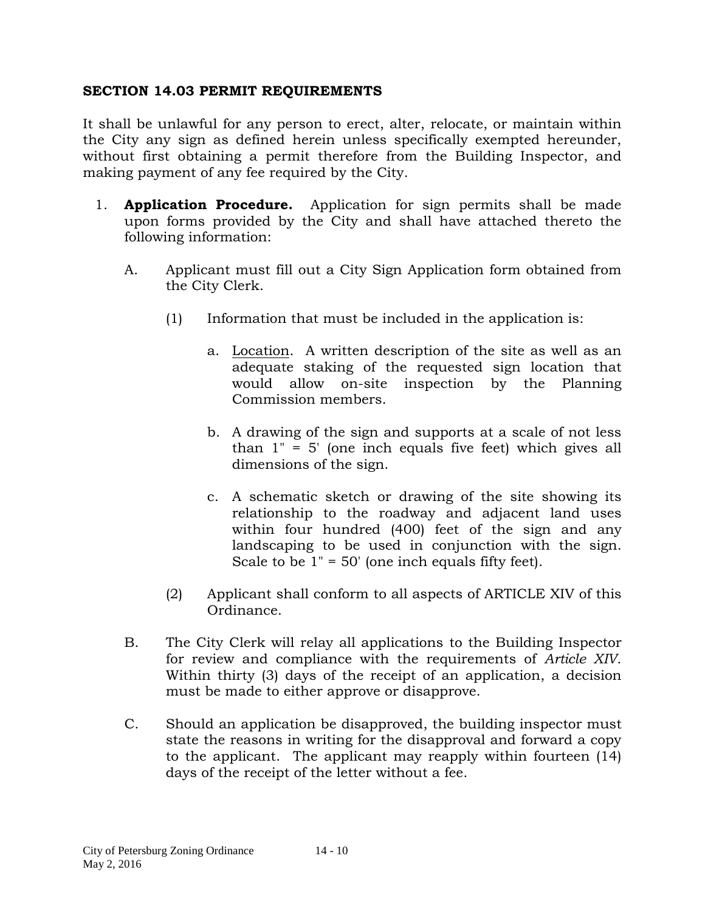## SECTION 14.03 PERMIT REQUIREMENTS

It shall be unlawful for any person to erect, alter, relocate, or maintain within the City any sign as defined herein unless specifically exempted hereunder, without first obtaining a permit therefore from the Building Inspector, and making payment of any fee required by the City.

1. **Application Procedure.** Application for sign permits shall be made upon forms provided by the City and shall have attached thereto the following information:

   A. Applicant must fill out a City Sign Application form obtained from the City Clerk.

      (1) Information that must be included in the application is:

         a. Location. A written description of the site as well as an adequate staking of the requested sign location that would allow on-site inspection by the Planning Commission members.

         b. A drawing of the sign and supports at a scale of not less than 1" = 5' (one inch equals five feet) which gives all dimensions of the sign.

         c. A schematic sketch or drawing of the site showing its relationship to the roadway and adjacent land uses within four hundred (400) feet of the sign and any landscaping to be used in conjunction with the sign. Scale to be 1" = 50' (one inch equals fifty feet).

      (2) Applicant shall conform to all aspects of ARTICLE XIV of this Ordinance.

   B. The City Clerk will relay all applications to the Building Inspector for review and compliance with the requirements of *Article XIV*. Within thirty (3) days of the receipt of an application, a decision must be made to either approve or disapprove.

   C. Should an application be disapproved, the building inspector must state the reasons in writing for the disapproval and forward a copy to the applicant. The applicant may reapply within fourteen (14) days of the receipt of the letter without a fee.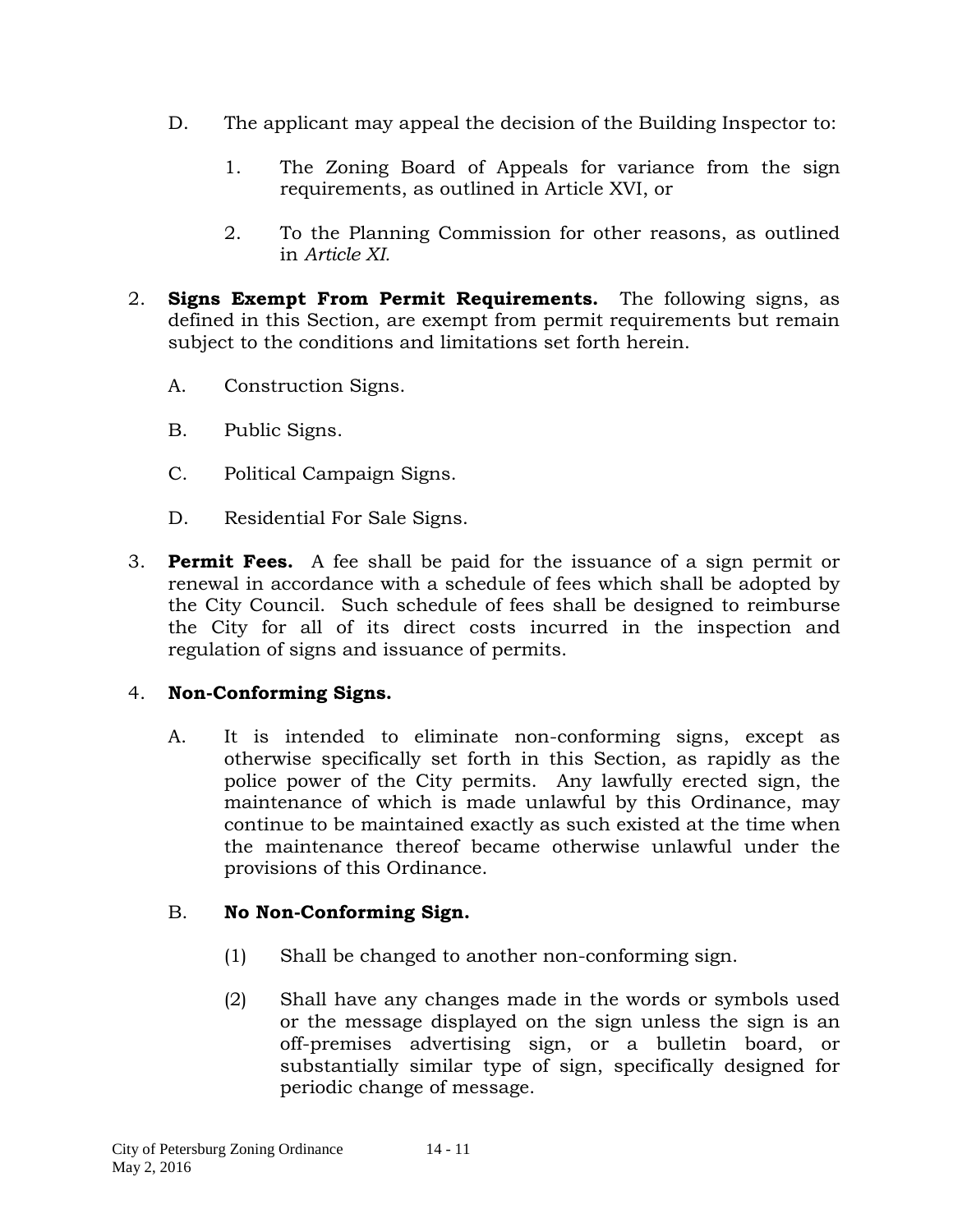D. The applicant may appeal the decision of the Building Inspector to:

   1. The Zoning Board of Appeals for variance from the sign requirements, as outlined in Article XVI, or

   2. To the Planning Commission for other reasons, as outlined in *Article XI.*

2. **Signs Exempt From Permit Requirements.** The following signs, as defined in this Section, are exempt from permit requirements but remain subject to the conditions and limitations set forth herein.

   A. Construction Signs.

   B. Public Signs.

   C. Political Campaign Signs.

   D. Residential For Sale Signs.

3. **Permit Fees.** A fee shall be paid for the issuance of a sign permit or renewal in accordance with a schedule of fees which shall be adopted by the City Council. Such schedule of fees shall be designed to reimburse the City for all of its direct costs incurred in the inspection and regulation of signs and issuance of permits.

4. **Non-Conforming Signs.**

   A. It is intended to eliminate non-conforming signs, except as otherwise specifically set forth in this Section, as rapidly as the police power of the City permits. Any lawfully erected sign, the maintenance of which is made unlawful by this Ordinance, may continue to be maintained exactly as such existed at the time when the maintenance thereof became otherwise unlawful under the provisions of this Ordinance.

   B. **No Non-Conforming Sign.**

      (1) Shall be changed to another non-conforming sign.

      (2) Shall have any changes made in the words or symbols used or the message displayed on the sign unless the sign is an off-premises advertising sign, or a bulletin board, or substantially similar type of sign, specifically designed for periodic change of message.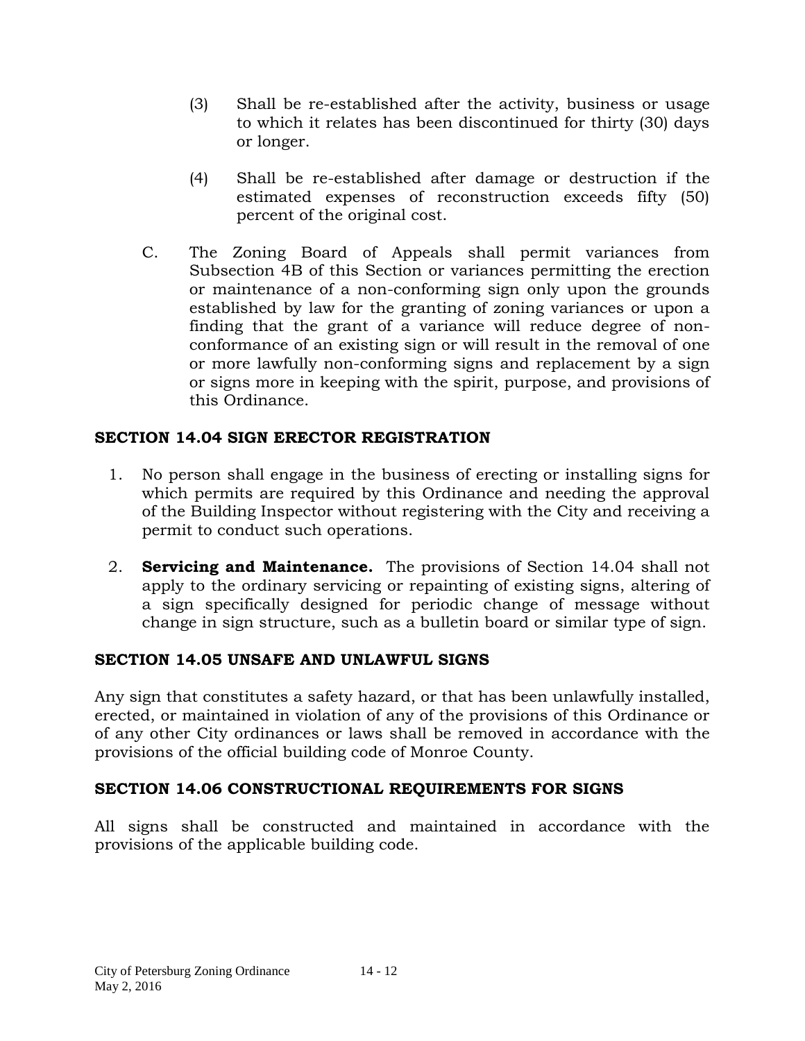(3) Shall be re-established after the activity, business or usage to which it relates has been discontinued for thirty (30) days or longer.

(4) Shall be re-established after damage or destruction if the estimated expenses of reconstruction exceeds fifty (50) percent of the original cost.

C. The Zoning Board of Appeals shall permit variances from Subsection 4B of this Section or variances permitting the erection or maintenance of a non-conforming sign only upon the grounds established by law for the granting of zoning variances or upon a finding that the grant of a variance will reduce degree of non-conformance of an existing sign or will result in the removal of one or more lawfully non-conforming signs and replacement by a sign or signs more in keeping with the spirit, purpose, and provisions of this Ordinance.

## SECTION 14.04 SIGN ERECTOR REGISTRATION

1. No person shall engage in the business of erecting or installing signs for which permits are required by this Ordinance and needing the approval of the Building Inspector without registering with the City and receiving a permit to conduct such operations.

2. **Servicing and Maintenance.** The provisions of Section 14.04 shall not apply to the ordinary servicing or repainting of existing signs, altering of a sign specifically designed for periodic change of message without change in sign structure, such as a bulletin board or similar type of sign.

## SECTION 14.05 UNSAFE AND UNLAWFUL SIGNS

Any sign that constitutes a safety hazard, or that has been unlawfully installed, erected, or maintained in violation of any of the provisions of this Ordinance or of any other City ordinances or laws shall be removed in accordance with the provisions of the official building code of Monroe County.

## SECTION 14.06 CONSTRUCTIONAL REQUIREMENTS FOR SIGNS

All signs shall be constructed and maintained in accordance with the provisions of the applicable building code.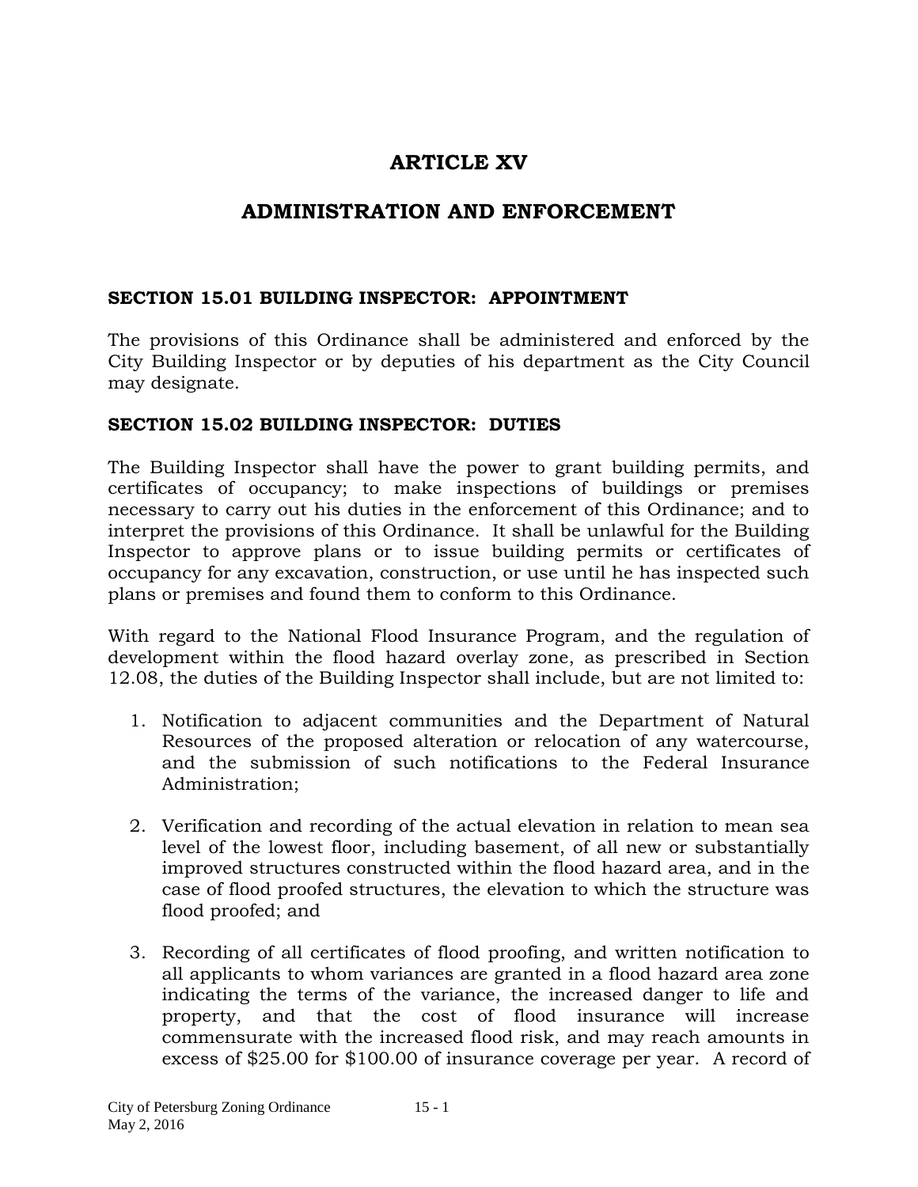# ARTICLE XV

# ADMINISTRATION AND ENFORCEMENT

### SECTION 15.01 BUILDING INSPECTOR: APPOINTMENT

The provisions of this Ordinance shall be administered and enforced by the City Building Inspector or by deputies of his department as the City Council may designate.

### SECTION 15.02 BUILDING INSPECTOR: DUTIES

The Building Inspector shall have the power to grant building permits, and certificates of occupancy; to make inspections of buildings or premises necessary to carry out his duties in the enforcement of this Ordinance; and to interpret the provisions of this Ordinance. It shall be unlawful for the Building Inspector to approve plans or to issue building permits or certificates of occupancy for any excavation, construction, or use until he has inspected such plans or premises and found them to conform to this Ordinance.

With regard to the National Flood Insurance Program, and the regulation of development within the flood hazard overlay zone, as prescribed in Section 12.08, the duties of the Building Inspector shall include, but are not limited to:

1. Notification to adjacent communities and the Department of Natural Resources of the proposed alteration or relocation of any watercourse, and the submission of such notifications to the Federal Insurance Administration;

2. Verification and recording of the actual elevation in relation to mean sea level of the lowest floor, including basement, of all new or substantially improved structures constructed within the flood hazard area, and in the case of flood proofed structures, the elevation to which the structure was flood proofed; and

3. Recording of all certificates of flood proofing, and written notification to all applicants to whom variances are granted in a flood hazard area zone indicating the terms of the variance, the increased danger to life and property, and that the cost of flood insurance will increase commensurate with the increased flood risk, and may reach amounts in excess of $25.00 for $100.00 of insurance coverage per year. A record of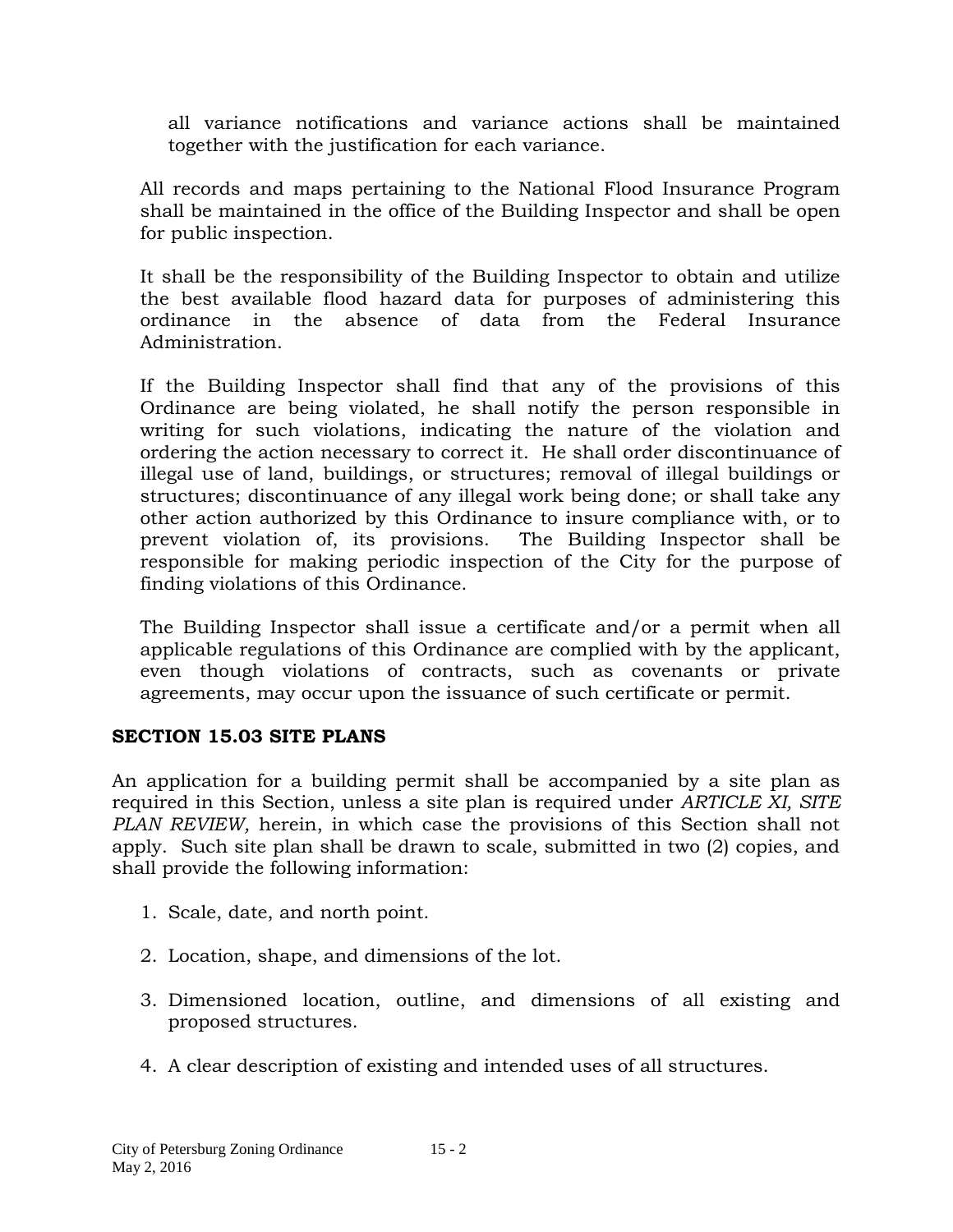all variance notifications and variance actions shall be maintained together with the justification for each variance.

All records and maps pertaining to the National Flood Insurance Program shall be maintained in the office of the Building Inspector and shall be open for public inspection.

It shall be the responsibility of the Building Inspector to obtain and utilize the best available flood hazard data for purposes of administering this ordinance in the absence of data from the Federal Insurance Administration.

If the Building Inspector shall find that any of the provisions of this Ordinance are being violated, he shall notify the person responsible in writing for such violations, indicating the nature of the violation and ordering the action necessary to correct it. He shall order discontinuance of illegal use of land, buildings, or structures; removal of illegal buildings or structures; discontinuance of any illegal work being done; or shall take any other action authorized by this Ordinance to insure compliance with, or to prevent violation of, its provisions. The Building Inspector shall be responsible for making periodic inspection of the City for the purpose of finding violations of this Ordinance.

The Building Inspector shall issue a certificate and/or a permit when all applicable regulations of this Ordinance are complied with by the applicant, even though violations of contracts, such as covenants or private agreements, may occur upon the issuance of such certificate or permit.

## SECTION 15.03 SITE PLANS

An application for a building permit shall be accompanied by a site plan as required in this Section, unless a site plan is required under *ARTICLE XI, SITE PLAN REVIEW,* herein, in which case the provisions of this Section shall not apply. Such site plan shall be drawn to scale, submitted in two (2) copies, and shall provide the following information:

1. Scale, date, and north point.
2. Location, shape, and dimensions of the lot.
3. Dimensioned location, outline, and dimensions of all existing and proposed structures.
4. A clear description of existing and intended uses of all structures.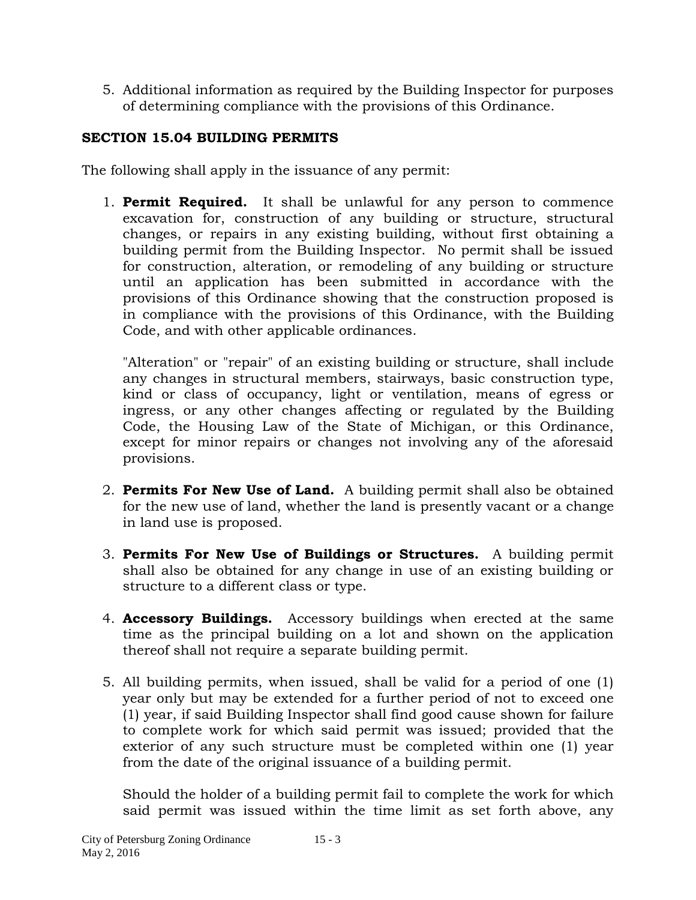5. Additional information as required by the Building Inspector for purposes of determining compliance with the provisions of this Ordinance.

### SECTION 15.04 BUILDING PERMITS

The following shall apply in the issuance of any permit:

1. **Permit Required.** It shall be unlawful for any person to commence excavation for, construction of any building or structure, structural changes, or repairs in any existing building, without first obtaining a building permit from the Building Inspector. No permit shall be issued for construction, alteration, or remodeling of any building or structure until an application has been submitted in accordance with the provisions of this Ordinance showing that the construction proposed is in compliance with the provisions of this Ordinance, with the Building Code, and with other applicable ordinances.

   "Alteration" or "repair" of an existing building or structure, shall include any changes in structural members, stairways, basic construction type, kind or class of occupancy, light or ventilation, means of egress or ingress, or any other changes affecting or regulated by the Building Code, the Housing Law of the State of Michigan, or this Ordinance, except for minor repairs or changes not involving any of the aforesaid provisions.

2. **Permits For New Use of Land.** A building permit shall also be obtained for the new use of land, whether the land is presently vacant or a change in land use is proposed.

3. **Permits For New Use of Buildings or Structures.** A building permit shall also be obtained for any change in use of an existing building or structure to a different class or type.

4. **Accessory Buildings.** Accessory buildings when erected at the same time as the principal building on a lot and shown on the application thereof shall not require a separate building permit.

5. All building permits, when issued, shall be valid for a period of one (1) year only but may be extended for a further period of not to exceed one (1) year, if said Building Inspector shall find good cause shown for failure to complete work for which said permit was issued; provided that the exterior of any such structure must be completed within one (1) year from the date of the original issuance of a building permit.

   Should the holder of a building permit fail to complete the work for which said permit was issued within the time limit as set forth above, any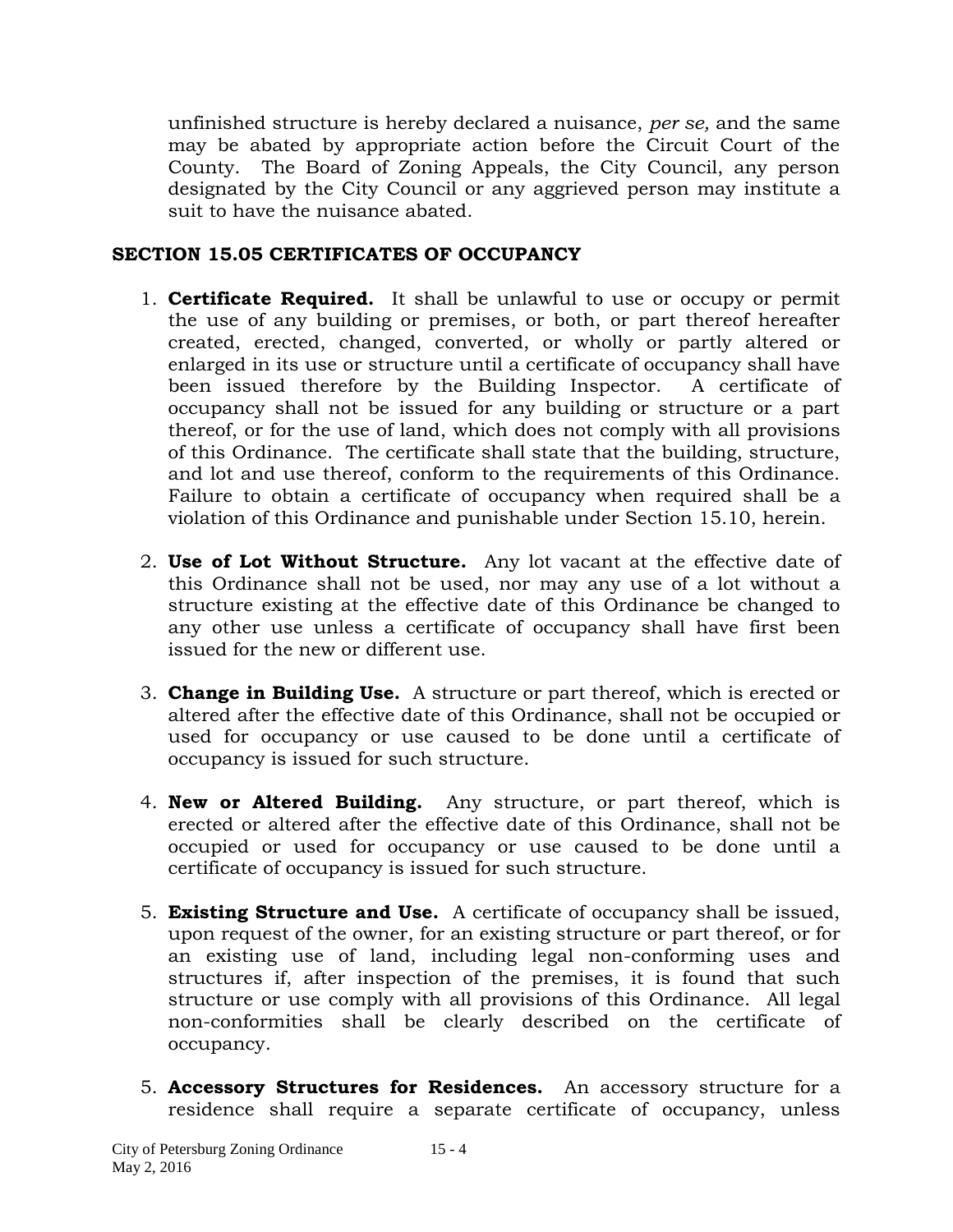unfinished structure is hereby declared a nuisance, *per se,* and the same may be abated by appropriate action before the Circuit Court of the County. The Board of Zoning Appeals, the City Council, any person designated by the City Council or any aggrieved person may institute a suit to have the nuisance abated.

## SECTION 15.05 CERTIFICATES OF OCCUPANCY

1. **Certificate Required.** It shall be unlawful to use or occupy or permit the use of any building or premises, or both, or part thereof hereafter created, erected, changed, converted, or wholly or partly altered or enlarged in its use or structure until a certificate of occupancy shall have been issued therefore by the Building Inspector. A certificate of occupancy shall not be issued for any building or structure or a part thereof, or for the use of land, which does not comply with all provisions of this Ordinance. The certificate shall state that the building, structure, and lot and use thereof, conform to the requirements of this Ordinance. Failure to obtain a certificate of occupancy when required shall be a violation of this Ordinance and punishable under Section 15.10, herein.

2. **Use of Lot Without Structure.** Any lot vacant at the effective date of this Ordinance shall not be used, nor may any use of a lot without a structure existing at the effective date of this Ordinance be changed to any other use unless a certificate of occupancy shall have first been issued for the new or different use.

3. **Change in Building Use.** A structure or part thereof, which is erected or altered after the effective date of this Ordinance, shall not be occupied or used for occupancy or use caused to be done until a certificate of occupancy is issued for such structure.

4. **New or Altered Building.** Any structure, or part thereof, which is erected or altered after the effective date of this Ordinance, shall not be occupied or used for occupancy or use caused to be done until a certificate of occupancy is issued for such structure.

5. **Existing Structure and Use.** A certificate of occupancy shall be issued, upon request of the owner, for an existing structure or part thereof, or for an existing use of land, including legal non-conforming uses and structures if, after inspection of the premises, it is found that such structure or use comply with all provisions of this Ordinance. All legal non-conformities shall be clearly described on the certificate of occupancy.

5. **Accessory Structures for Residences.** An accessory structure for a residence shall require a separate certificate of occupancy, unless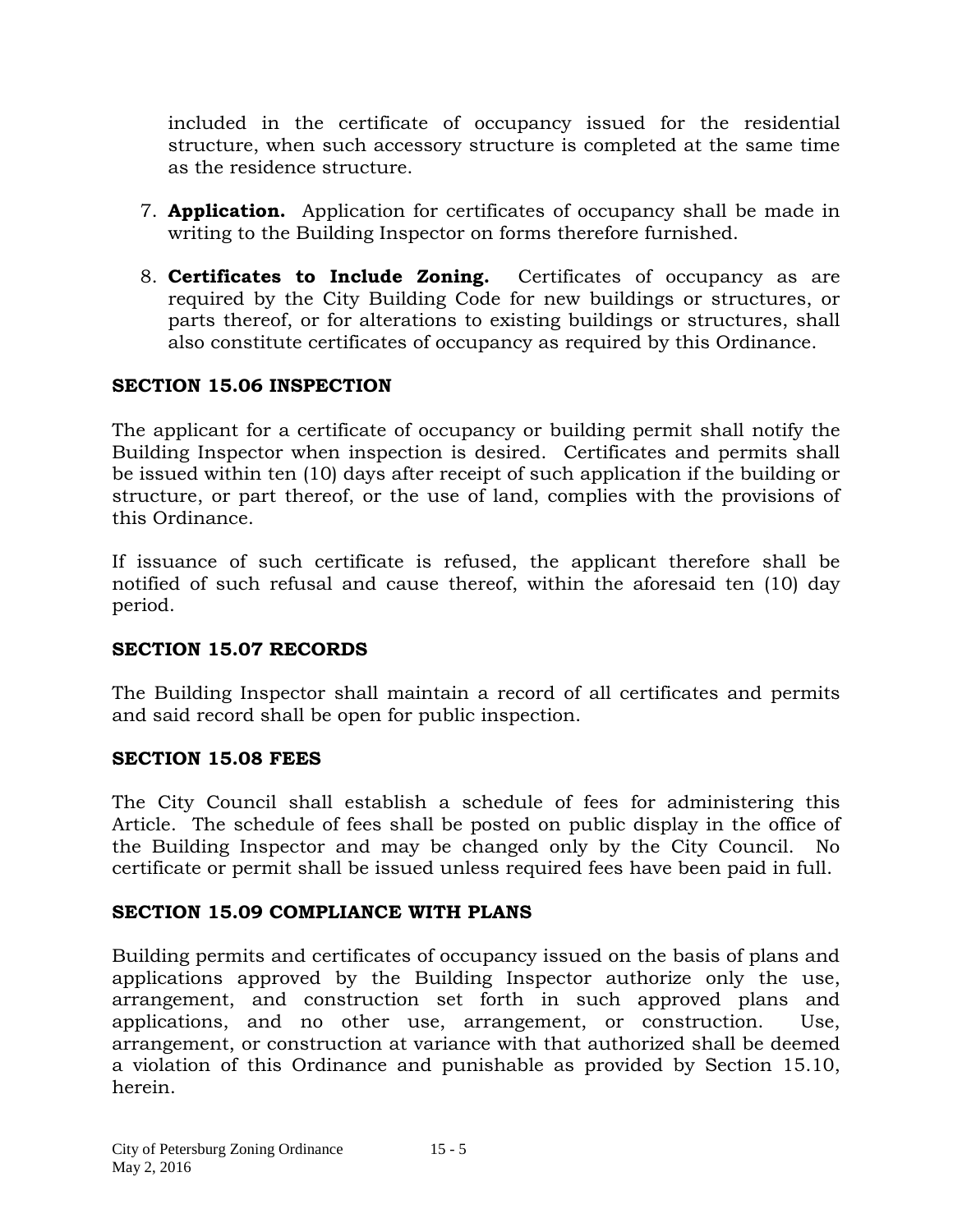included in the certificate of occupancy issued for the residential structure, when such accessory structure is completed at the same time as the residence structure.

7. **Application.** Application for certificates of occupancy shall be made in writing to the Building Inspector on forms therefore furnished.

8. **Certificates to Include Zoning.** Certificates of occupancy as are required by the City Building Code for new buildings or structures, or parts thereof, or for alterations to existing buildings or structures, shall also constitute certificates of occupancy as required by this Ordinance.

### SECTION 15.06 INSPECTION

The applicant for a certificate of occupancy or building permit shall notify the Building Inspector when inspection is desired. Certificates and permits shall be issued within ten (10) days after receipt of such application if the building or structure, or part thereof, or the use of land, complies with the provisions of this Ordinance.

If issuance of such certificate is refused, the applicant therefore shall be notified of such refusal and cause thereof, within the aforesaid ten (10) day period.

### SECTION 15.07 RECORDS

The Building Inspector shall maintain a record of all certificates and permits and said record shall be open for public inspection.

### SECTION 15.08 FEES

The City Council shall establish a schedule of fees for administering this Article. The schedule of fees shall be posted on public display in the office of the Building Inspector and may be changed only by the City Council. No certificate or permit shall be issued unless required fees have been paid in full.

### SECTION 15.09 COMPLIANCE WITH PLANS

Building permits and certificates of occupancy issued on the basis of plans and applications approved by the Building Inspector authorize only the use, arrangement, and construction set forth in such approved plans and applications, and no other use, arrangement, or construction. Use, arrangement, or construction at variance with that authorized shall be deemed a violation of this Ordinance and punishable as provided by Section 15.10, herein.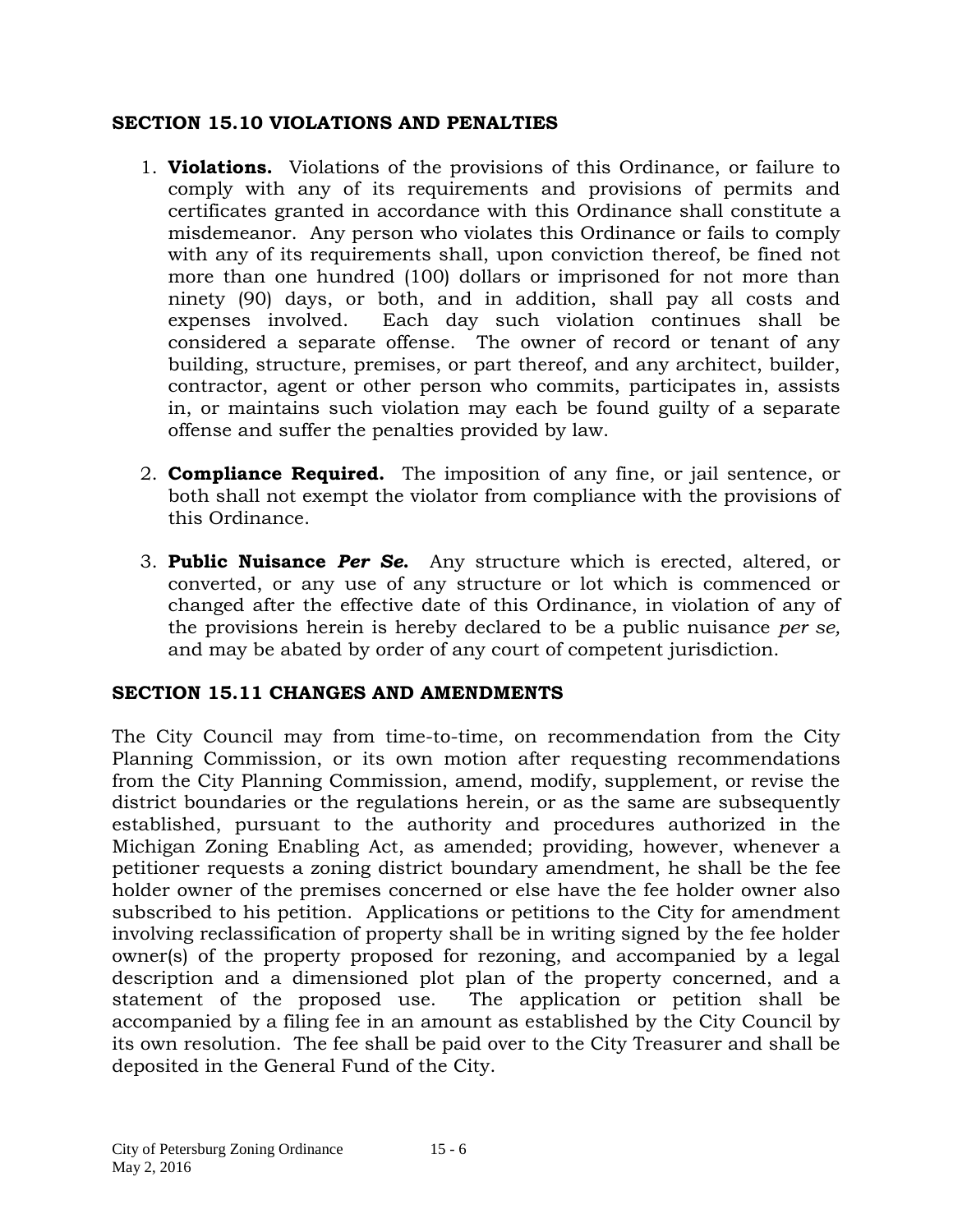## SECTION 15.10 VIOLATIONS AND PENALTIES

1. **Violations.** Violations of the provisions of this Ordinance, or failure to comply with any of its requirements and provisions of permits and certificates granted in accordance with this Ordinance shall constitute a misdemeanor. Any person who violates this Ordinance or fails to comply with any of its requirements shall, upon conviction thereof, be fined not more than one hundred (100) dollars or imprisoned for not more than ninety (90) days, or both, and in addition, shall pay all costs and expenses involved. Each day such violation continues shall be considered a separate offense. The owner of record or tenant of any building, structure, premises, or part thereof, and any architect, builder, contractor, agent or other person who commits, participates in, assists in, or maintains such violation may each be found guilty of a separate offense and suffer the penalties provided by law.

2. **Compliance Required.** The imposition of any fine, or jail sentence, or both shall not exempt the violator from compliance with the provisions of this Ordinance.

3. **Public Nuisance *Per Se.*** Any structure which is erected, altered, or converted, or any use of any structure or lot which is commenced or changed after the effective date of this Ordinance, in violation of any of the provisions herein is hereby declared to be a public nuisance *per se,* and may be abated by order of any court of competent jurisdiction.

## SECTION 15.11 CHANGES AND AMENDMENTS

The City Council may from time-to-time, on recommendation from the City Planning Commission, or its own motion after requesting recommendations from the City Planning Commission, amend, modify, supplement, or revise the district boundaries or the regulations herein, or as the same are subsequently established, pursuant to the authority and procedures authorized in the Michigan Zoning Enabling Act, as amended; providing, however, whenever a petitioner requests a zoning district boundary amendment, he shall be the fee holder owner of the premises concerned or else have the fee holder owner also subscribed to his petition. Applications or petitions to the City for amendment involving reclassification of property shall be in writing signed by the fee holder owner(s) of the property proposed for rezoning, and accompanied by a legal description and a dimensioned plot plan of the property concerned, and a statement of the proposed use. The application or petition shall be accompanied by a filing fee in an amount as established by the City Council by its own resolution. The fee shall be paid over to the City Treasurer and shall be deposited in the General Fund of the City.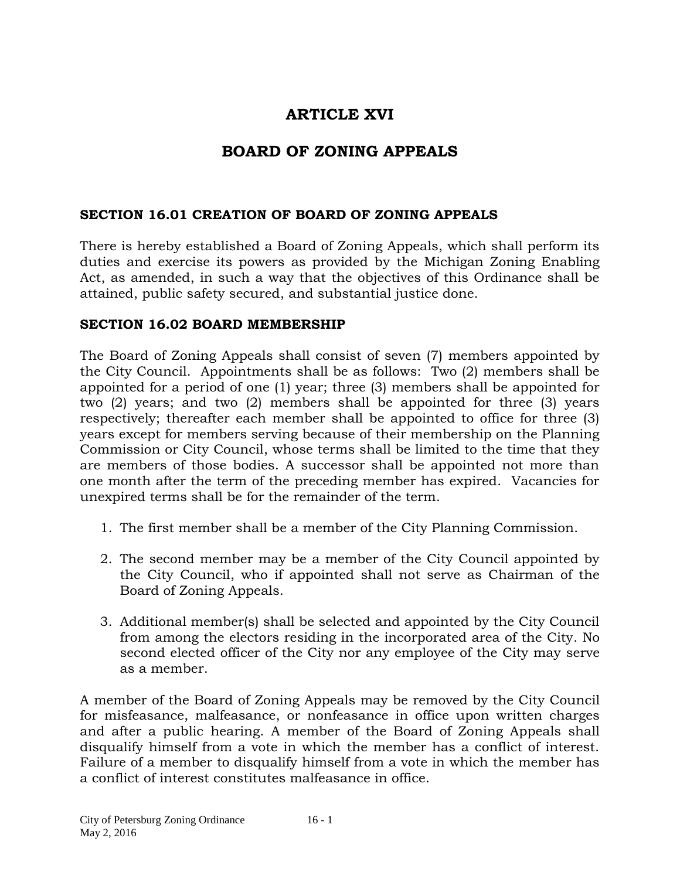# ARTICLE XVI

# BOARD OF ZONING APPEALS

## SECTION 16.01 CREATION OF BOARD OF ZONING APPEALS

There is hereby established a Board of Zoning Appeals, which shall perform its duties and exercise its powers as provided by the Michigan Zoning Enabling Act, as amended, in such a way that the objectives of this Ordinance shall be attained, public safety secured, and substantial justice done.

## SECTION 16.02 BOARD MEMBERSHIP

The Board of Zoning Appeals shall consist of seven (7) members appointed by the City Council. Appointments shall be as follows: Two (2) members shall be appointed for a period of one (1) year; three (3) members shall be appointed for two (2) years; and two (2) members shall be appointed for three (3) years respectively; thereafter each member shall be appointed to office for three (3) years except for members serving because of their membership on the Planning Commission or City Council, whose terms shall be limited to the time that they are members of those bodies. A successor shall be appointed not more than one month after the term of the preceding member has expired. Vacancies for unexpired terms shall be for the remainder of the term.

1. The first member shall be a member of the City Planning Commission.

2. The second member may be a member of the City Council appointed by the City Council, who if appointed shall not serve as Chairman of the Board of Zoning Appeals.

3. Additional member(s) shall be selected and appointed by the City Council from among the electors residing in the incorporated area of the City. No second elected officer of the City nor any employee of the City may serve as a member.

A member of the Board of Zoning Appeals may be removed by the City Council for misfeasance, malfeasance, or nonfeasance in office upon written charges and after a public hearing. A member of the Board of Zoning Appeals shall disqualify himself from a vote in which the member has a conflict of interest. Failure of a member to disqualify himself from a vote in which the member has a conflict of interest constitutes malfeasance in office.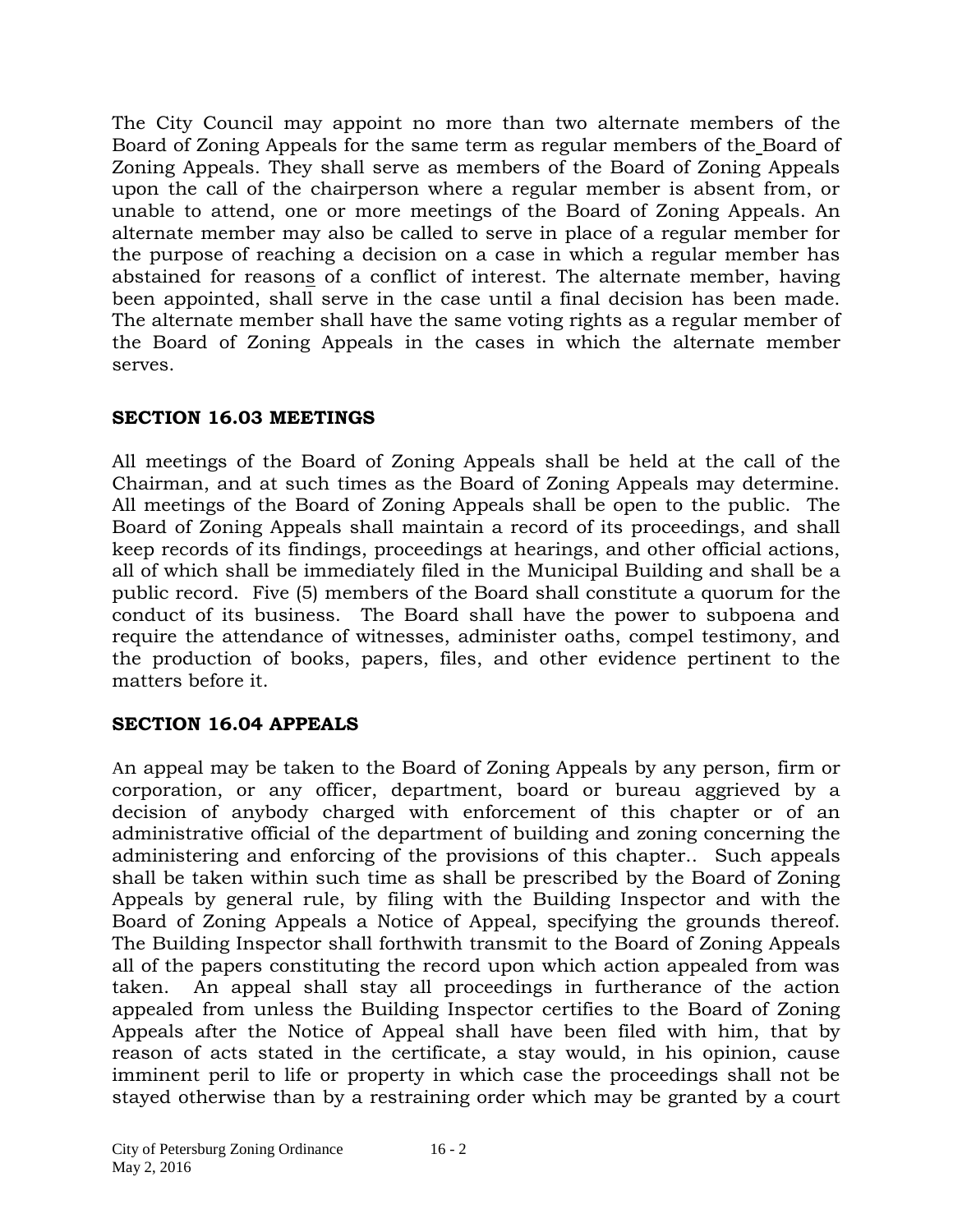The City Council may appoint no more than two alternate members of the Board of Zoning Appeals for the same term as regular members of the Board of Zoning Appeals. They shall serve as members of the Board of Zoning Appeals upon the call of the chairperson where a regular member is absent from, or unable to attend, one or more meetings of the Board of Zoning Appeals. An alternate member may also be called to serve in place of a regular member for the purpose of reaching a decision on a case in which a regular member has abstained for reasons of a conflict of interest. The alternate member, having been appointed, shall serve in the case until a final decision has been made. The alternate member shall have the same voting rights as a regular member of the Board of Zoning Appeals in the cases in which the alternate member serves.

## SECTION 16.03 MEETINGS

All meetings of the Board of Zoning Appeals shall be held at the call of the Chairman, and at such times as the Board of Zoning Appeals may determine. All meetings of the Board of Zoning Appeals shall be open to the public. The Board of Zoning Appeals shall maintain a record of its proceedings, and shall keep records of its findings, proceedings at hearings, and other official actions, all of which shall be immediately filed in the Municipal Building and shall be a public record. Five (5) members of the Board shall constitute a quorum for the conduct of its business. The Board shall have the power to subpoena and require the attendance of witnesses, administer oaths, compel testimony, and the production of books, papers, files, and other evidence pertinent to the matters before it.

## SECTION 16.04 APPEALS

An appeal may be taken to the Board of Zoning Appeals by any person, firm or corporation, or any officer, department, board or bureau aggrieved by a decision of anybody charged with enforcement of this chapter or of an administrative official of the department of building and zoning concerning the administering and enforcing of the provisions of this chapter.. Such appeals shall be taken within such time as shall be prescribed by the Board of Zoning Appeals by general rule, by filing with the Building Inspector and with the Board of Zoning Appeals a Notice of Appeal, specifying the grounds thereof. The Building Inspector shall forthwith transmit to the Board of Zoning Appeals all of the papers constituting the record upon which action appealed from was taken. An appeal shall stay all proceedings in furtherance of the action appealed from unless the Building Inspector certifies to the Board of Zoning Appeals after the Notice of Appeal shall have been filed with him, that by reason of acts stated in the certificate, a stay would, in his opinion, cause imminent peril to life or property in which case the proceedings shall not be stayed otherwise than by a restraining order which may be granted by a court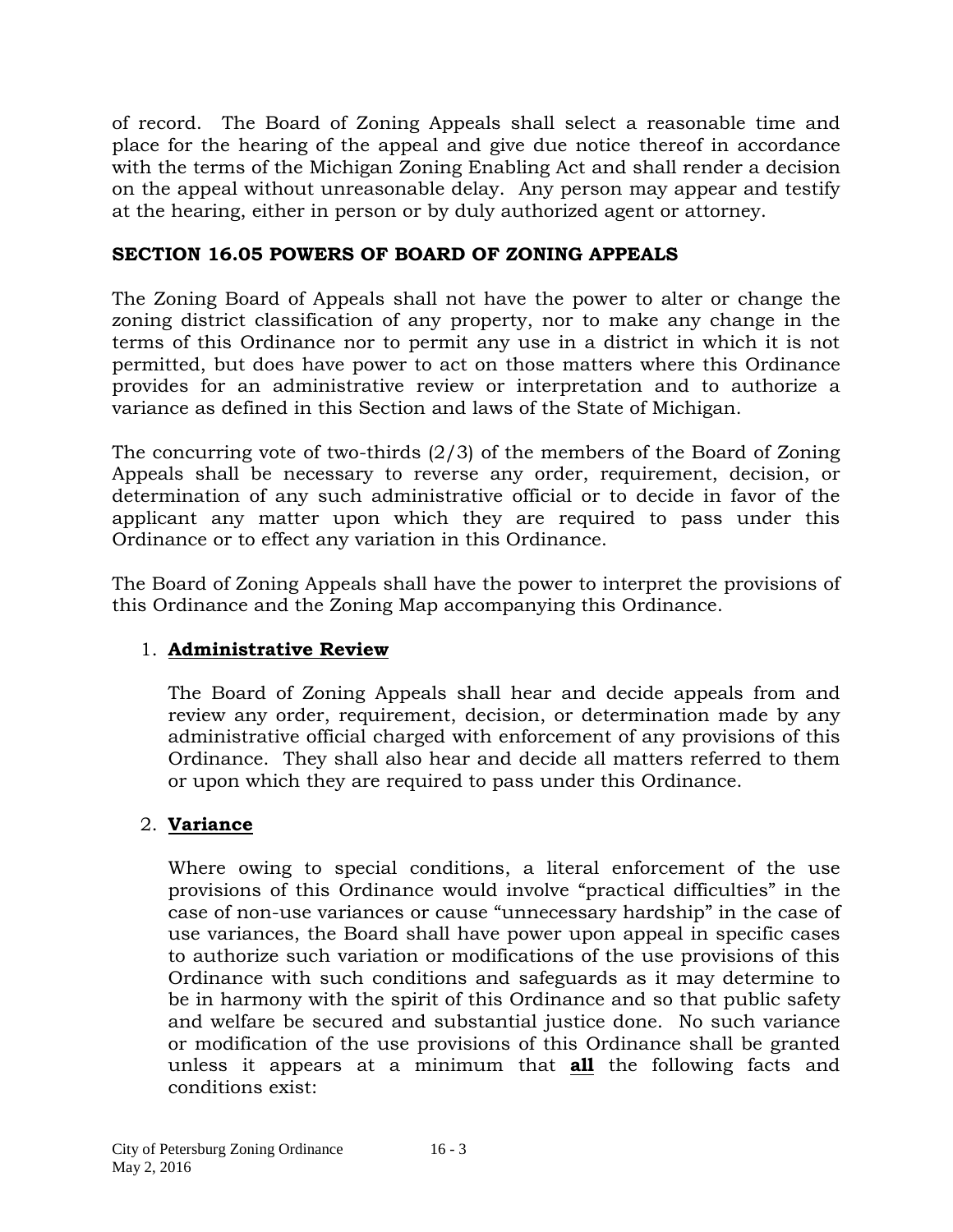of record. The Board of Zoning Appeals shall select a reasonable time and place for the hearing of the appeal and give due notice thereof in accordance with the terms of the Michigan Zoning Enabling Act and shall render a decision on the appeal without unreasonable delay. Any person may appear and testify at the hearing, either in person or by duly authorized agent or attorney.

## SECTION 16.05 POWERS OF BOARD OF ZONING APPEALS

The Zoning Board of Appeals shall not have the power to alter or change the zoning district classification of any property, nor to make any change in the terms of this Ordinance nor to permit any use in a district in which it is not permitted, but does have power to act on those matters where this Ordinance provides for an administrative review or interpretation and to authorize a variance as defined in this Section and laws of the State of Michigan.

The concurring vote of two-thirds (2/3) of the members of the Board of Zoning Appeals shall be necessary to reverse any order, requirement, decision, or determination of any such administrative official or to decide in favor of the applicant any matter upon which they are required to pass under this Ordinance or to effect any variation in this Ordinance.

The Board of Zoning Appeals shall have the power to interpret the provisions of this Ordinance and the Zoning Map accompanying this Ordinance.

1. **Administrative Review**

   The Board of Zoning Appeals shall hear and decide appeals from and review any order, requirement, decision, or determination made by any administrative official charged with enforcement of any provisions of this Ordinance. They shall also hear and decide all matters referred to them or upon which they are required to pass under this Ordinance.

2. **Variance**

   Where owing to special conditions, a literal enforcement of the use provisions of this Ordinance would involve "practical difficulties" in the case of non-use variances or cause "unnecessary hardship" in the case of use variances, the Board shall have power upon appeal in specific cases to authorize such variation or modifications of the use provisions of this Ordinance with such conditions and safeguards as it may determine to be in harmony with the spirit of this Ordinance and so that public safety and welfare be secured and substantial justice done. No such variance or modification of the use provisions of this Ordinance shall be granted unless it appears at a minimum that **all** the following facts and conditions exist: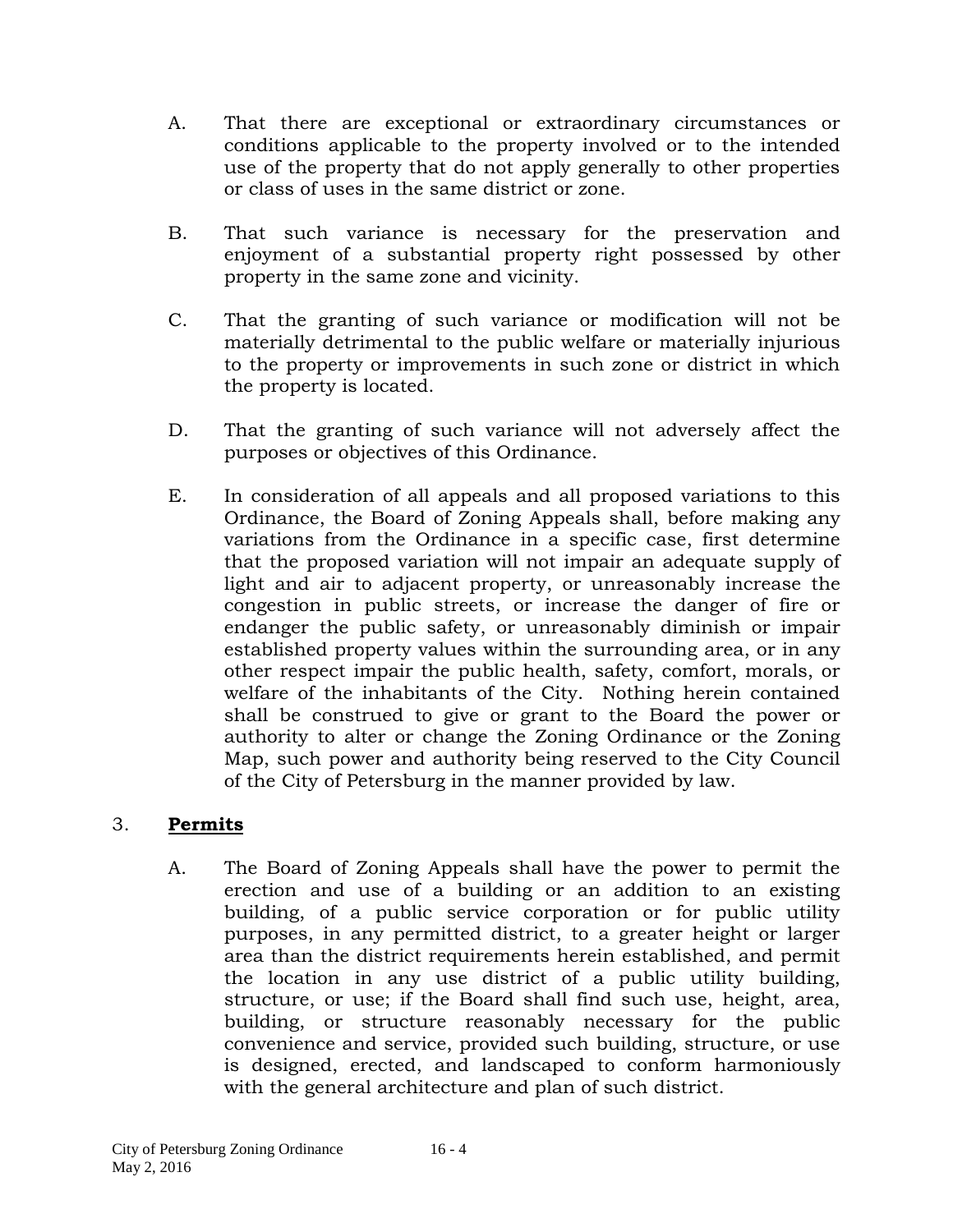A. That there are exceptional or extraordinary circumstances or conditions applicable to the property involved or to the intended use of the property that do not apply generally to other properties or class of uses in the same district or zone.

B. That such variance is necessary for the preservation and enjoyment of a substantial property right possessed by other property in the same zone and vicinity.

C. That the granting of such variance or modification will not be materially detrimental to the public welfare or materially injurious to the property or improvements in such zone or district in which the property is located.

D. That the granting of such variance will not adversely affect the purposes or objectives of this Ordinance.

E. In consideration of all appeals and all proposed variations to this Ordinance, the Board of Zoning Appeals shall, before making any variations from the Ordinance in a specific case, first determine that the proposed variation will not impair an adequate supply of light and air to adjacent property, or unreasonably increase the congestion in public streets, or increase the danger of fire or endanger the public safety, or unreasonably diminish or impair established property values within the surrounding area, or in any other respect impair the public health, safety, comfort, morals, or welfare of the inhabitants of the City. Nothing herein contained shall be construed to give or grant to the Board the power or authority to alter or change the Zoning Ordinance or the Zoning Map, such power and authority being reserved to the City Council of the City of Petersburg in the manner provided by law.

3. **<u>Permits</u>**

A. The Board of Zoning Appeals shall have the power to permit the erection and use of a building or an addition to an existing building, of a public service corporation or for public utility purposes, in any permitted district, to a greater height or larger area than the district requirements herein established, and permit the location in any use district of a public utility building, structure, or use; if the Board shall find such use, height, area, building, or structure reasonably necessary for the public convenience and service, provided such building, structure, or use is designed, erected, and landscaped to conform harmoniously with the general architecture and plan of such district.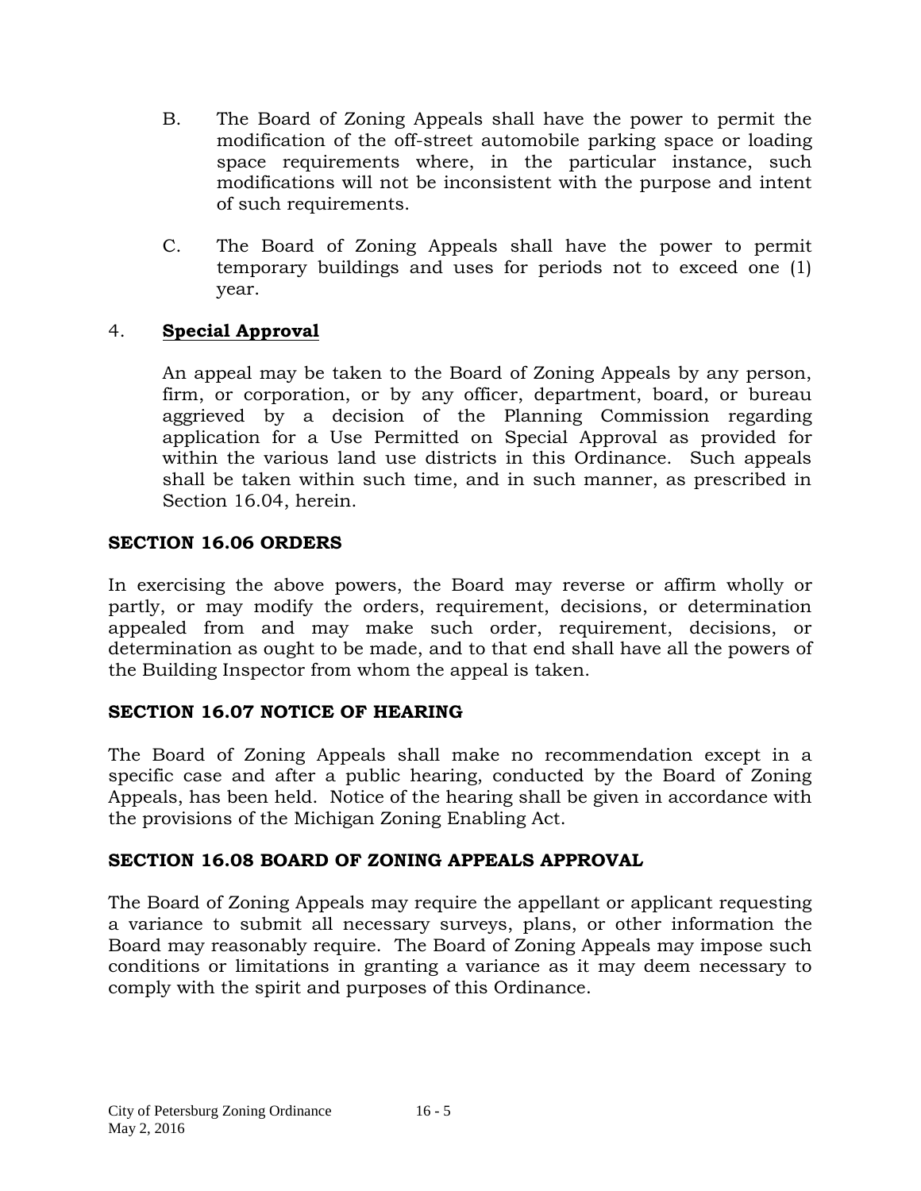B. The Board of Zoning Appeals shall have the power to permit the modification of the off-street automobile parking space or loading space requirements where, in the particular instance, such modifications will not be inconsistent with the purpose and intent of such requirements.

C. The Board of Zoning Appeals shall have the power to permit temporary buildings and uses for periods not to exceed one (1) year.

4. **Special Approval**

An appeal may be taken to the Board of Zoning Appeals by any person, firm, or corporation, or by any officer, department, board, or bureau aggrieved by a decision of the Planning Commission regarding application for a Use Permitted on Special Approval as provided for within the various land use districts in this Ordinance. Such appeals shall be taken within such time, and in such manner, as prescribed in Section 16.04, herein.

## SECTION 16.06 ORDERS

In exercising the above powers, the Board may reverse or affirm wholly or partly, or may modify the orders, requirement, decisions, or determination appealed from and may make such order, requirement, decisions, or determination as ought to be made, and to that end shall have all the powers of the Building Inspector from whom the appeal is taken.

## SECTION 16.07 NOTICE OF HEARING

The Board of Zoning Appeals shall make no recommendation except in a specific case and after a public hearing, conducted by the Board of Zoning Appeals, has been held. Notice of the hearing shall be given in accordance with the provisions of the Michigan Zoning Enabling Act.

## SECTION 16.08 BOARD OF ZONING APPEALS APPROVAL

The Board of Zoning Appeals may require the appellant or applicant requesting a variance to submit all necessary surveys, plans, or other information the Board may reasonably require. The Board of Zoning Appeals may impose such conditions or limitations in granting a variance as it may deem necessary to comply with the spirit and purposes of this Ordinance.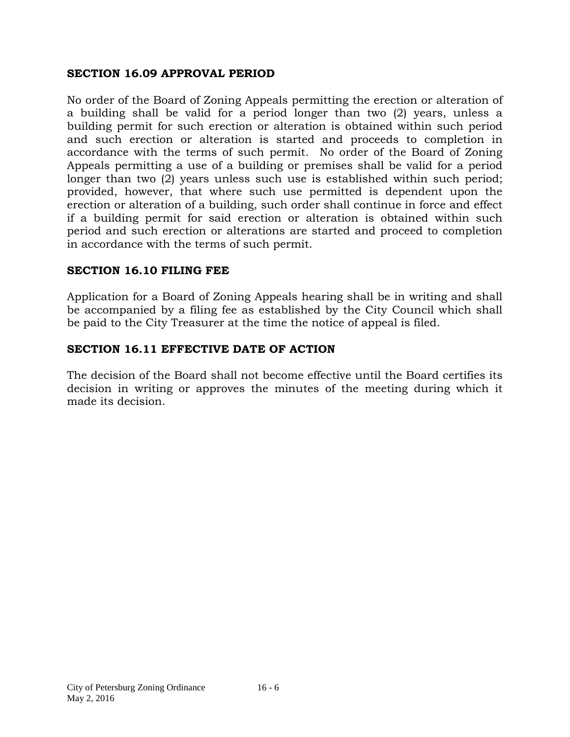## SECTION 16.09 APPROVAL PERIOD

No order of the Board of Zoning Appeals permitting the erection or alteration of a building shall be valid for a period longer than two (2) years, unless a building permit for such erection or alteration is obtained within such period and such erection or alteration is started and proceeds to completion in accordance with the terms of such permit. No order of the Board of Zoning Appeals permitting a use of a building or premises shall be valid for a period longer than two (2) years unless such use is established within such period; provided, however, that where such use permitted is dependent upon the erection or alteration of a building, such order shall continue in force and effect if a building permit for said erection or alteration is obtained within such period and such erection or alterations are started and proceed to completion in accordance with the terms of such permit.

## SECTION 16.10 FILING FEE

Application for a Board of Zoning Appeals hearing shall be in writing and shall be accompanied by a filing fee as established by the City Council which shall be paid to the City Treasurer at the time the notice of appeal is filed.

## SECTION 16.11 EFFECTIVE DATE OF ACTION

The decision of the Board shall not become effective until the Board certifies its decision in writing or approves the minutes of the meeting during which it made its decision.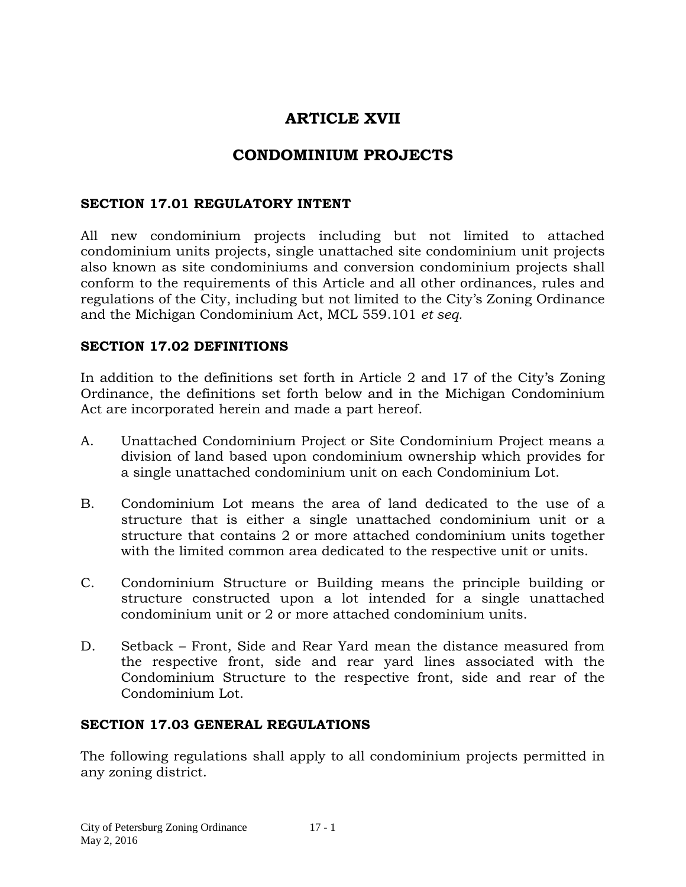# ARTICLE XVII

# CONDOMINIUM PROJECTS

### SECTION 17.01 REGULATORY INTENT

All new condominium projects including but not limited to attached condominium units projects, single unattached site condominium unit projects also known as site condominiums and conversion condominium projects shall conform to the requirements of this Article and all other ordinances, rules and regulations of the City, including but not limited to the City's Zoning Ordinance and the Michigan Condominium Act, MCL 559.101 *et seq.*

### SECTION 17.02 DEFINITIONS

In addition to the definitions set forth in Article 2 and 17 of the City's Zoning Ordinance, the definitions set forth below and in the Michigan Condominium Act are incorporated herein and made a part hereof.

A. Unattached Condominium Project or Site Condominium Project means a division of land based upon condominium ownership which provides for a single unattached condominium unit on each Condominium Lot.

B. Condominium Lot means the area of land dedicated to the use of a structure that is either a single unattached condominium unit or a structure that contains 2 or more attached condominium units together with the limited common area dedicated to the respective unit or units.

C. Condominium Structure or Building means the principle building or structure constructed upon a lot intended for a single unattached condominium unit or 2 or more attached condominium units.

D. Setback – Front, Side and Rear Yard mean the distance measured from the respective front, side and rear yard lines associated with the Condominium Structure to the respective front, side and rear of the Condominium Lot.

### SECTION 17.03 GENERAL REGULATIONS

The following regulations shall apply to all condominium projects permitted in any zoning district.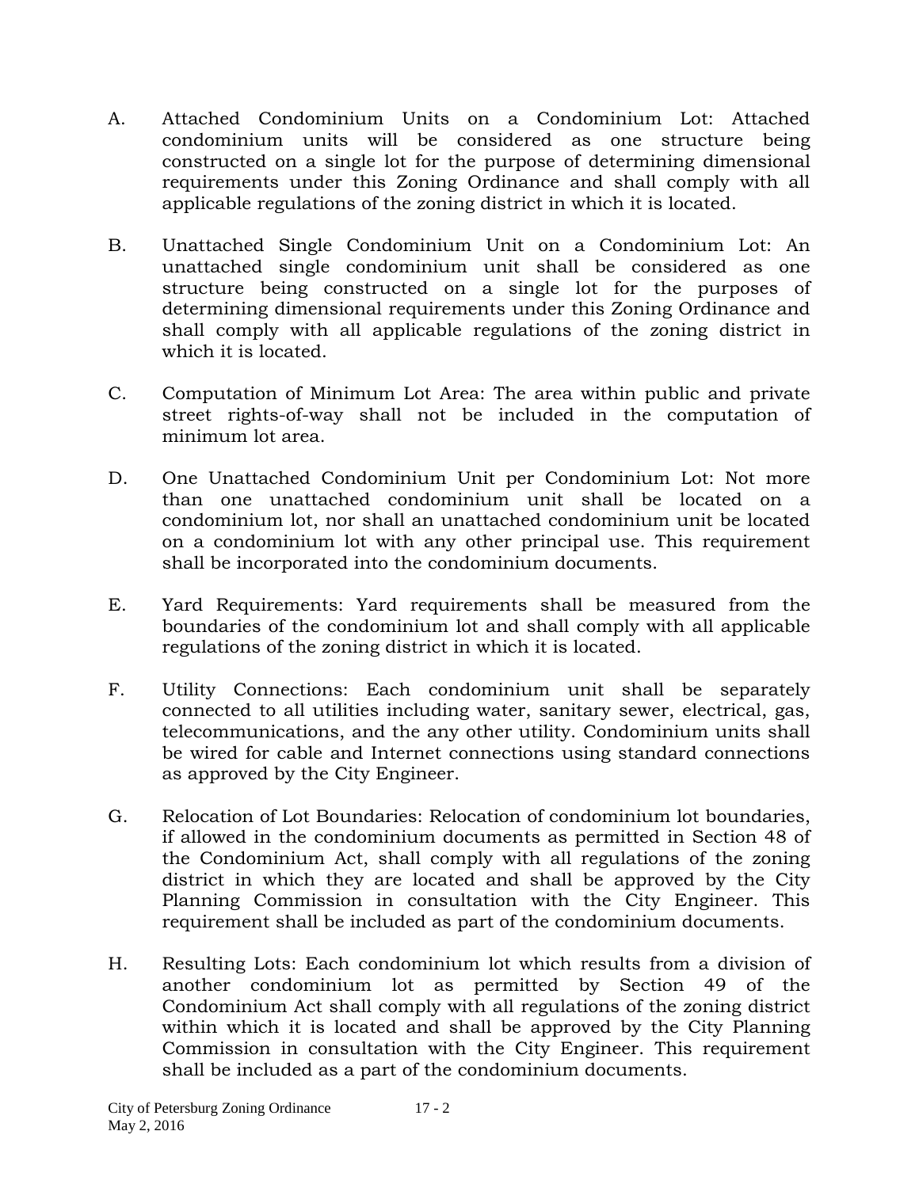A. Attached Condominium Units on a Condominium Lot: Attached condominium units will be considered as one structure being constructed on a single lot for the purpose of determining dimensional requirements under this Zoning Ordinance and shall comply with all applicable regulations of the zoning district in which it is located.

B. Unattached Single Condominium Unit on a Condominium Lot: An unattached single condominium unit shall be considered as one structure being constructed on a single lot for the purposes of determining dimensional requirements under this Zoning Ordinance and shall comply with all applicable regulations of the zoning district in which it is located.

C. Computation of Minimum Lot Area: The area within public and private street rights-of-way shall not be included in the computation of minimum lot area.

D. One Unattached Condominium Unit per Condominium Lot: Not more than one unattached condominium unit shall be located on a condominium lot, nor shall an unattached condominium unit be located on a condominium lot with any other principal use. This requirement shall be incorporated into the condominium documents.

E. Yard Requirements: Yard requirements shall be measured from the boundaries of the condominium lot and shall comply with all applicable regulations of the zoning district in which it is located.

F. Utility Connections: Each condominium unit shall be separately connected to all utilities including water, sanitary sewer, electrical, gas, telecommunications, and the any other utility. Condominium units shall be wired for cable and Internet connections using standard connections as approved by the City Engineer.

G. Relocation of Lot Boundaries: Relocation of condominium lot boundaries, if allowed in the condominium documents as permitted in Section 48 of the Condominium Act, shall comply with all regulations of the zoning district in which they are located and shall be approved by the City Planning Commission in consultation with the City Engineer. This requirement shall be included as part of the condominium documents.

H. Resulting Lots: Each condominium lot which results from a division of another condominium lot as permitted by Section 49 of the Condominium Act shall comply with all regulations of the zoning district within which it is located and shall be approved by the City Planning Commission in consultation with the City Engineer. This requirement shall be included as a part of the condominium documents.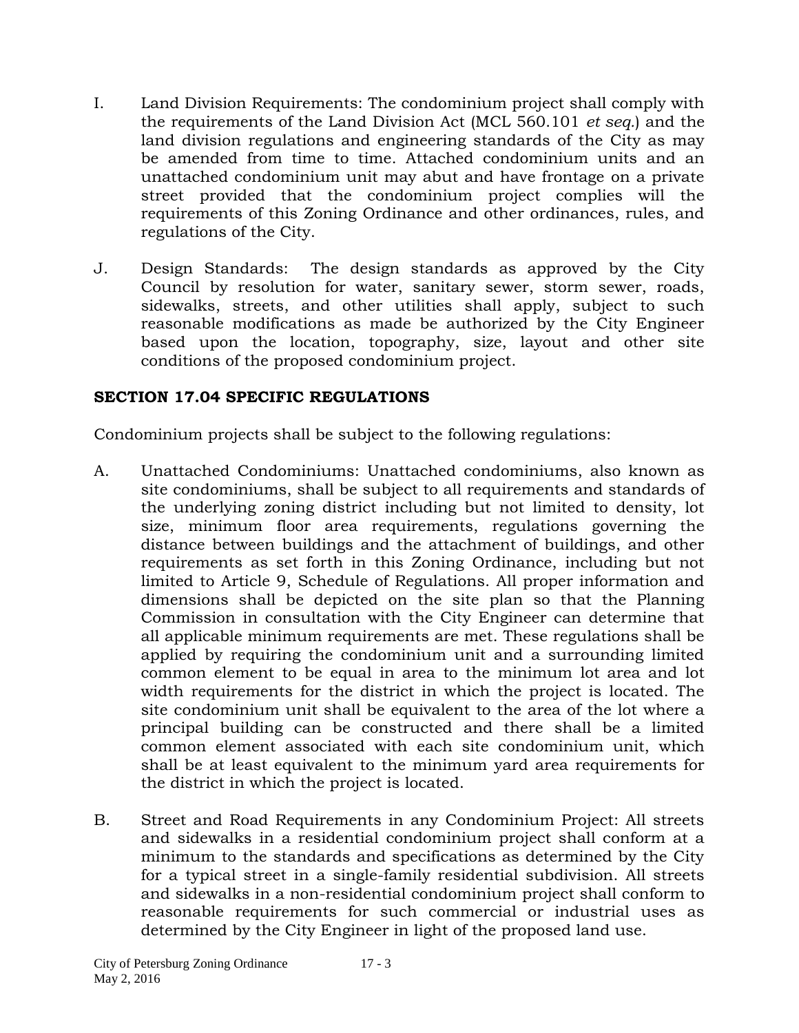I. Land Division Requirements: The condominium project shall comply with the requirements of the Land Division Act (MCL 560.101 *et seq.*) and the land division regulations and engineering standards of the City as may be amended from time to time. Attached condominium units and an unattached condominium unit may abut and have frontage on a private street provided that the condominium project complies will the requirements of this Zoning Ordinance and other ordinances, rules, and regulations of the City.

J. Design Standards: The design standards as approved by the City Council by resolution for water, sanitary sewer, storm sewer, roads, sidewalks, streets, and other utilities shall apply, subject to such reasonable modifications as made be authorized by the City Engineer based upon the location, topography, size, layout and other site conditions of the proposed condominium project.

## SECTION 17.04 SPECIFIC REGULATIONS

Condominium projects shall be subject to the following regulations:

A. Unattached Condominiums: Unattached condominiums, also known as site condominiums, shall be subject to all requirements and standards of the underlying zoning district including but not limited to density, lot size, minimum floor area requirements, regulations governing the distance between buildings and the attachment of buildings, and other requirements as set forth in this Zoning Ordinance, including but not limited to Article 9, Schedule of Regulations. All proper information and dimensions shall be depicted on the site plan so that the Planning Commission in consultation with the City Engineer can determine that all applicable minimum requirements are met. These regulations shall be applied by requiring the condominium unit and a surrounding limited common element to be equal in area to the minimum lot area and lot width requirements for the district in which the project is located. The site condominium unit shall be equivalent to the area of the lot where a principal building can be constructed and there shall be a limited common element associated with each site condominium unit, which shall be at least equivalent to the minimum yard area requirements for the district in which the project is located.

B. Street and Road Requirements in any Condominium Project: All streets and sidewalks in a residential condominium project shall conform at a minimum to the standards and specifications as determined by the City for a typical street in a single-family residential subdivision. All streets and sidewalks in a non-residential condominium project shall conform to reasonable requirements for such commercial or industrial uses as determined by the City Engineer in light of the proposed land use.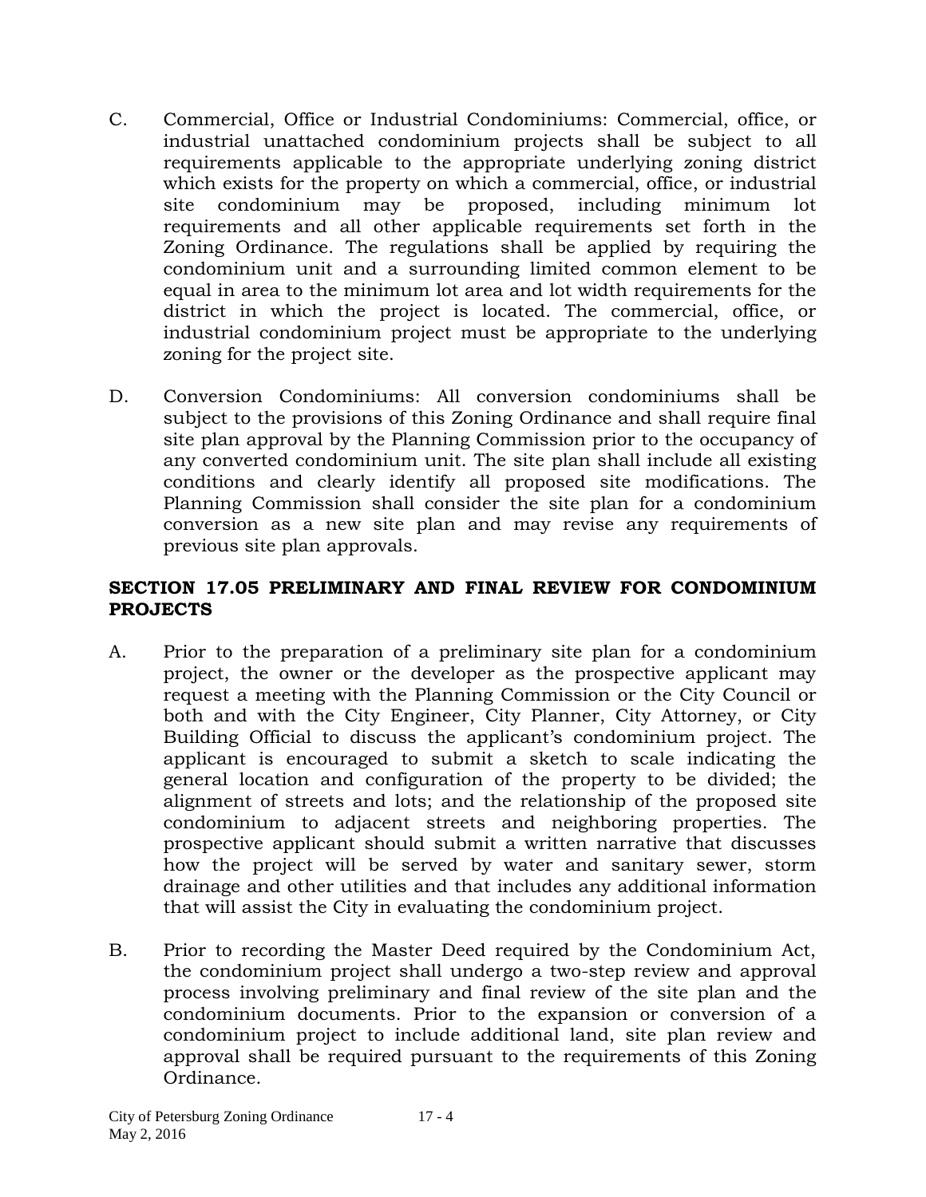C. Commercial, Office or Industrial Condominiums: Commercial, office, or industrial unattached condominium projects shall be subject to all requirements applicable to the appropriate underlying zoning district which exists for the property on which a commercial, office, or industrial site condominium may be proposed, including minimum lot requirements and all other applicable requirements set forth in the Zoning Ordinance. The regulations shall be applied by requiring the condominium unit and a surrounding limited common element to be equal in area to the minimum lot area and lot width requirements for the district in which the project is located. The commercial, office, or industrial condominium project must be appropriate to the underlying zoning for the project site.

D. Conversion Condominiums: All conversion condominiums shall be subject to the provisions of this Zoning Ordinance and shall require final site plan approval by the Planning Commission prior to the occupancy of any converted condominium unit. The site plan shall include all existing conditions and clearly identify all proposed site modifications. The Planning Commission shall consider the site plan for a condominium conversion as a new site plan and may revise any requirements of previous site plan approvals.

## SECTION 17.05 PRELIMINARY AND FINAL REVIEW FOR CONDOMINIUM PROJECTS

A. Prior to the preparation of a preliminary site plan for a condominium project, the owner or the developer as the prospective applicant may request a meeting with the Planning Commission or the City Council or both and with the City Engineer, City Planner, City Attorney, or City Building Official to discuss the applicant's condominium project. The applicant is encouraged to submit a sketch to scale indicating the general location and configuration of the property to be divided; the alignment of streets and lots; and the relationship of the proposed site condominium to adjacent streets and neighboring properties. The prospective applicant should submit a written narrative that discusses how the project will be served by water and sanitary sewer, storm drainage and other utilities and that includes any additional information that will assist the City in evaluating the condominium project.

B. Prior to recording the Master Deed required by the Condominium Act, the condominium project shall undergo a two-step review and approval process involving preliminary and final review of the site plan and the condominium documents. Prior to the expansion or conversion of a condominium project to include additional land, site plan review and approval shall be required pursuant to the requirements of this Zoning Ordinance.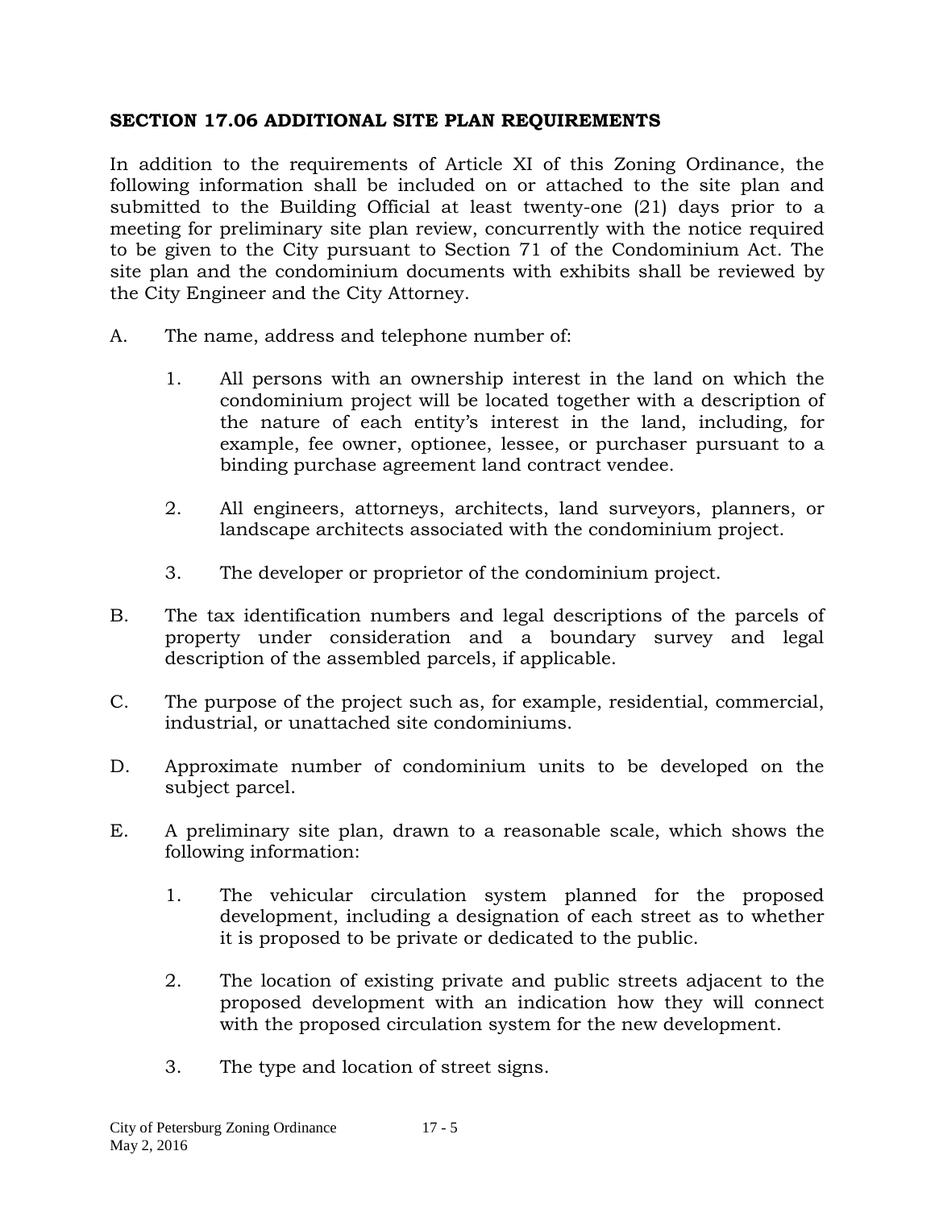## SECTION 17.06 ADDITIONAL SITE PLAN REQUIREMENTS

In addition to the requirements of Article XI of this Zoning Ordinance, the following information shall be included on or attached to the site plan and submitted to the Building Official at least twenty-one (21) days prior to a meeting for preliminary site plan review, concurrently with the notice required to be given to the City pursuant to Section 71 of the Condominium Act. The site plan and the condominium documents with exhibits shall be reviewed by the City Engineer and the City Attorney.

A. The name, address and telephone number of:

   1. All persons with an ownership interest in the land on which the condominium project will be located together with a description of the nature of each entity's interest in the land, including, for example, fee owner, optionee, lessee, or purchaser pursuant to a binding purchase agreement land contract vendee.

   2. All engineers, attorneys, architects, land surveyors, planners, or landscape architects associated with the condominium project.

   3. The developer or proprietor of the condominium project.

B. The tax identification numbers and legal descriptions of the parcels of property under consideration and a boundary survey and legal description of the assembled parcels, if applicable.

C. The purpose of the project such as, for example, residential, commercial, industrial, or unattached site condominiums.

D. Approximate number of condominium units to be developed on the subject parcel.

E. A preliminary site plan, drawn to a reasonable scale, which shows the following information:

   1. The vehicular circulation system planned for the proposed development, including a designation of each street as to whether it is proposed to be private or dedicated to the public.

   2. The location of existing private and public streets adjacent to the proposed development with an indication how they will connect with the proposed circulation system for the new development.

   3. The type and location of street signs.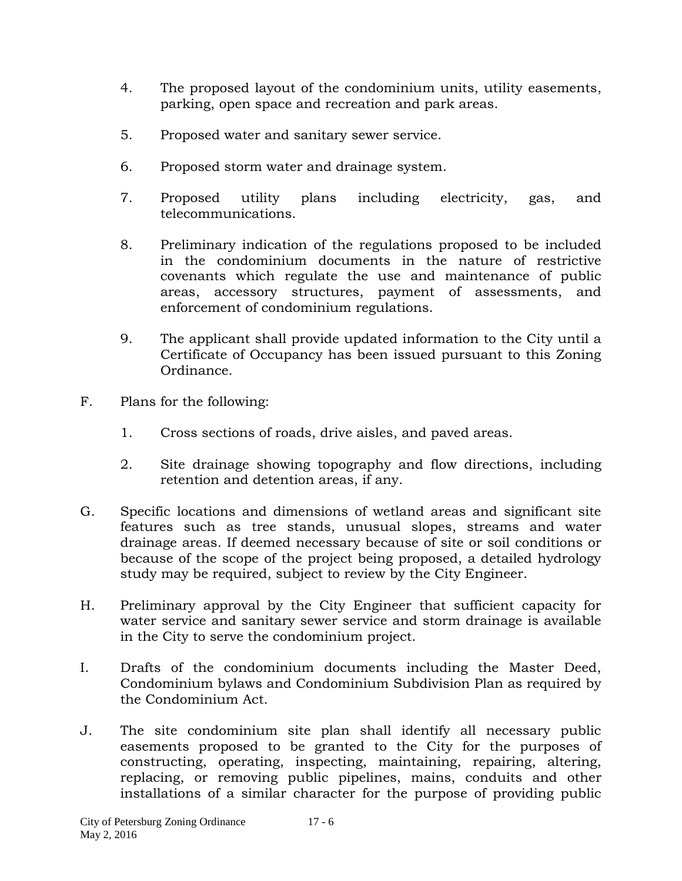4. The proposed layout of the condominium units, utility easements, parking, open space and recreation and park areas.

5. Proposed water and sanitary sewer service.

6. Proposed storm water and drainage system.

7. Proposed utility plans including electricity, gas, and telecommunications.

8. Preliminary indication of the regulations proposed to be included in the condominium documents in the nature of restrictive covenants which regulate the use and maintenance of public areas, accessory structures, payment of assessments, and enforcement of condominium regulations.

9. The applicant shall provide updated information to the City until a Certificate of Occupancy has been issued pursuant to this Zoning Ordinance.

F. Plans for the following:

   1. Cross sections of roads, drive aisles, and paved areas.

   2. Site drainage showing topography and flow directions, including retention and detention areas, if any.

G. Specific locations and dimensions of wetland areas and significant site features such as tree stands, unusual slopes, streams and water drainage areas. If deemed necessary because of site or soil conditions or because of the scope of the project being proposed, a detailed hydrology study may be required, subject to review by the City Engineer.

H. Preliminary approval by the City Engineer that sufficient capacity for water service and sanitary sewer service and storm drainage is available in the City to serve the condominium project.

I. Drafts of the condominium documents including the Master Deed, Condominium bylaws and Condominium Subdivision Plan as required by the Condominium Act.

J. The site condominium site plan shall identify all necessary public easements proposed to be granted to the City for the purposes of constructing, operating, inspecting, maintaining, repairing, altering, replacing, or removing public pipelines, mains, conduits and other installations of a similar character for the purpose of providing public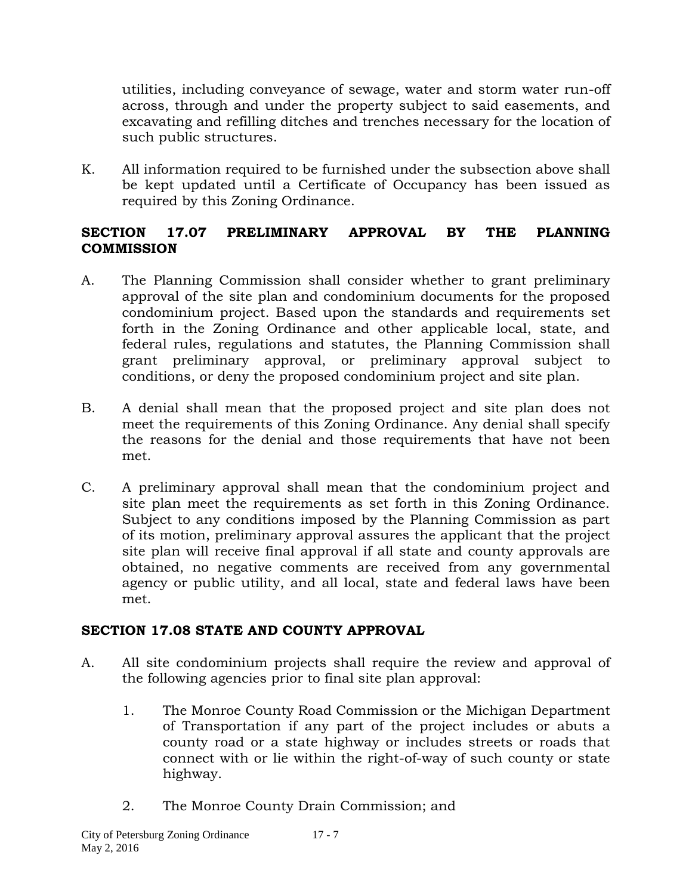utilities, including conveyance of sewage, water and storm water run-off across, through and under the property subject to said easements, and excavating and refilling ditches and trenches necessary for the location of such public structures.

K. All information required to be furnished under the subsection above shall be kept updated until a Certificate of Occupancy has been issued as required by this Zoning Ordinance.

## SECTION 17.07 PRELIMINARY APPROVAL BY THE PLANNING COMMISSION

A. The Planning Commission shall consider whether to grant preliminary approval of the site plan and condominium documents for the proposed condominium project. Based upon the standards and requirements set forth in the Zoning Ordinance and other applicable local, state, and federal rules, regulations and statutes, the Planning Commission shall grant preliminary approval, or preliminary approval subject to conditions, or deny the proposed condominium project and site plan.

B. A denial shall mean that the proposed project and site plan does not meet the requirements of this Zoning Ordinance. Any denial shall specify the reasons for the denial and those requirements that have not been met.

C. A preliminary approval shall mean that the condominium project and site plan meet the requirements as set forth in this Zoning Ordinance. Subject to any conditions imposed by the Planning Commission as part of its motion, preliminary approval assures the applicant that the project site plan will receive final approval if all state and county approvals are obtained, no negative comments are received from any governmental agency or public utility, and all local, state and federal laws have been met.

## SECTION 17.08 STATE AND COUNTY APPROVAL

A. All site condominium projects shall require the review and approval of the following agencies prior to final site plan approval:

   1. The Monroe County Road Commission or the Michigan Department of Transportation if any part of the project includes or abuts a county road or a state highway or includes streets or roads that connect with or lie within the right-of-way of such county or state highway.

   2. The Monroe County Drain Commission; and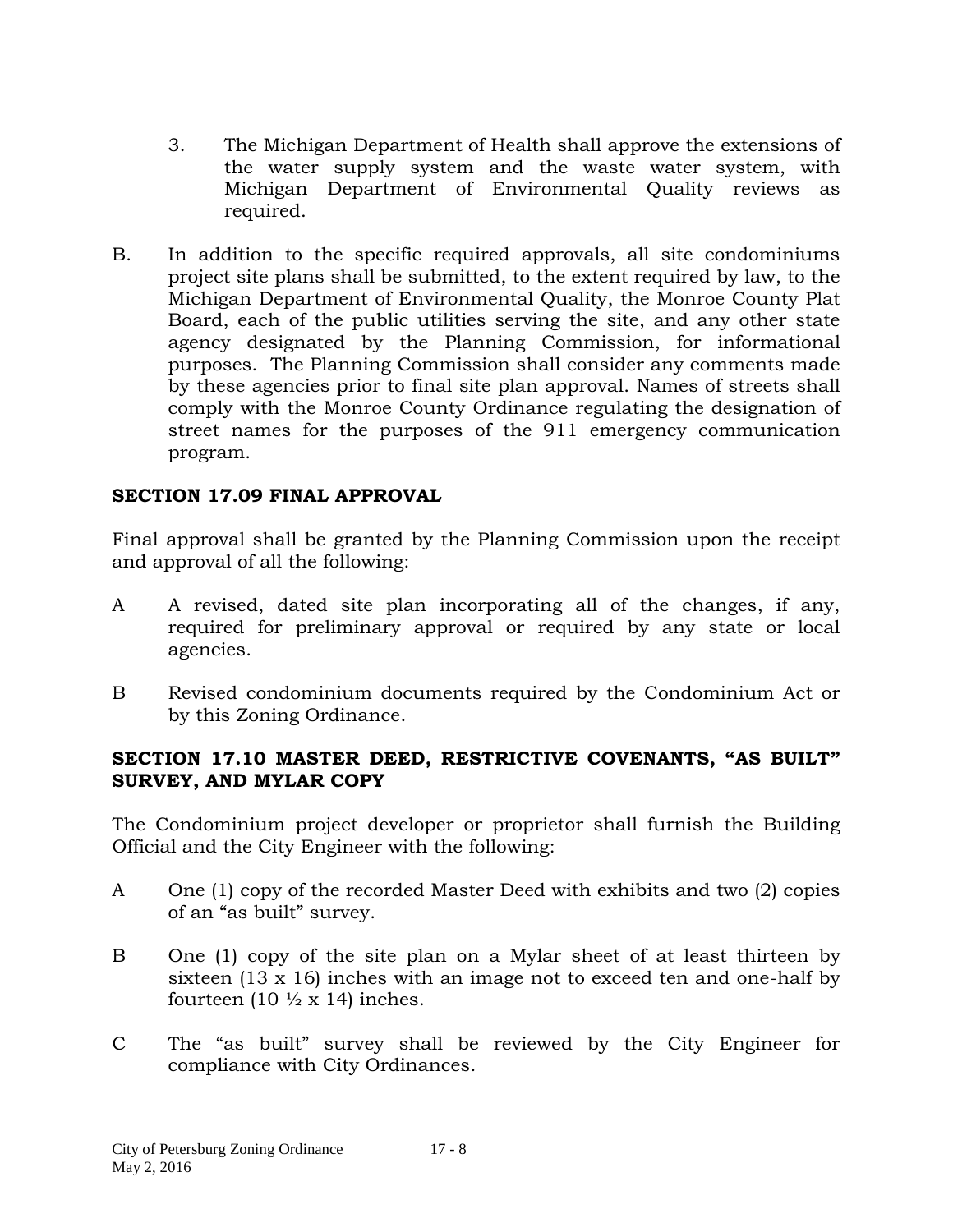3. The Michigan Department of Health shall approve the extensions of the water supply system and the waste water system, with Michigan Department of Environmental Quality reviews as required.

B. In addition to the specific required approvals, all site condominiums project site plans shall be submitted, to the extent required by law, to the Michigan Department of Environmental Quality, the Monroe County Plat Board, each of the public utilities serving the site, and any other state agency designated by the Planning Commission, for informational purposes. The Planning Commission shall consider any comments made by these agencies prior to final site plan approval. Names of streets shall comply with the Monroe County Ordinance regulating the designation of street names for the purposes of the 911 emergency communication program.

## SECTION 17.09 FINAL APPROVAL

Final approval shall be granted by the Planning Commission upon the receipt and approval of all the following:

A A revised, dated site plan incorporating all of the changes, if any, required for preliminary approval or required by any state or local agencies.

B Revised condominium documents required by the Condominium Act or by this Zoning Ordinance.

## SECTION 17.10 MASTER DEED, RESTRICTIVE COVENANTS, "AS BUILT" SURVEY, AND MYLAR COPY

The Condominium project developer or proprietor shall furnish the Building Official and the City Engineer with the following:

A One (1) copy of the recorded Master Deed with exhibits and two (2) copies of an "as built" survey.

B One (1) copy of the site plan on a Mylar sheet of at least thirteen by sixteen (13 x 16) inches with an image not to exceed ten and one-half by fourteen (10 ½ x 14) inches.

C The "as built" survey shall be reviewed by the City Engineer for compliance with City Ordinances.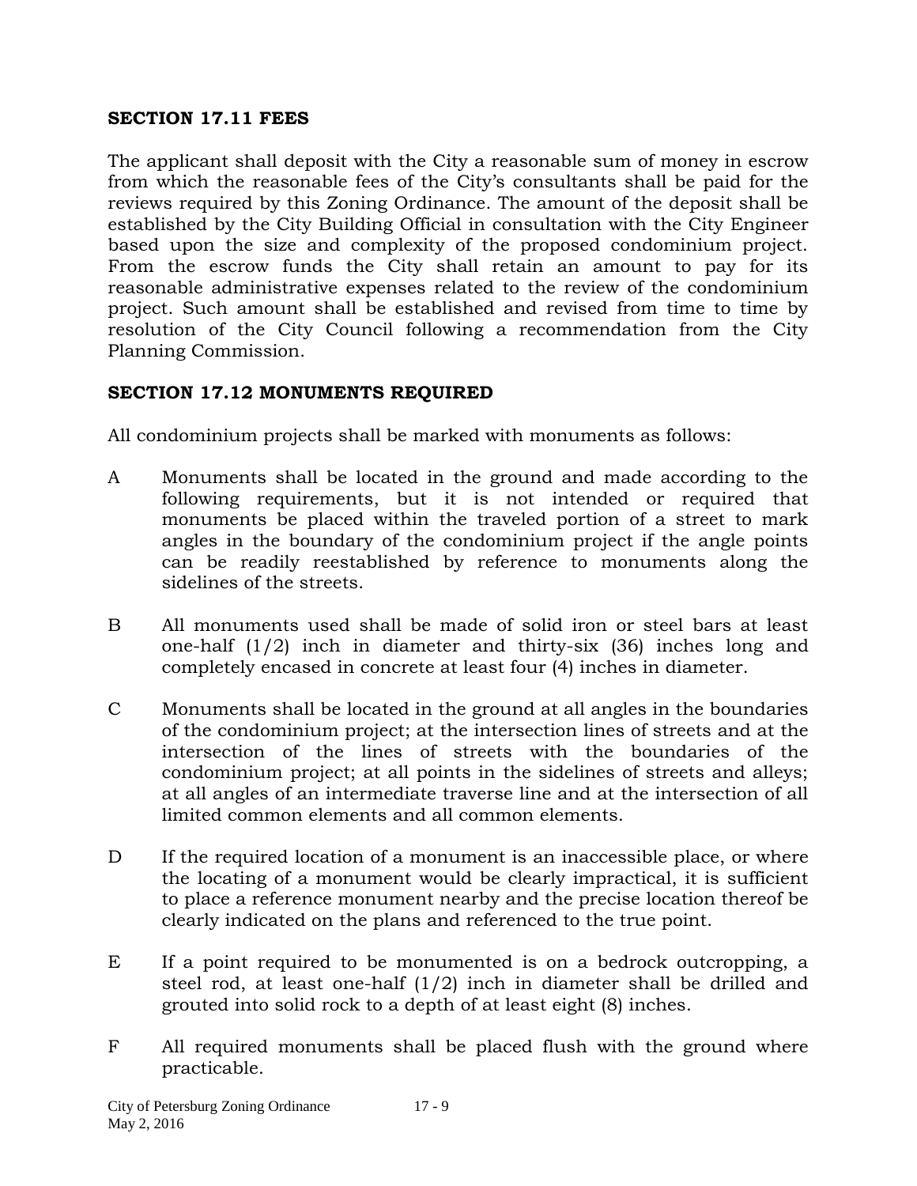## SECTION 17.11 FEES

The applicant shall deposit with the City a reasonable sum of money in escrow from which the reasonable fees of the City's consultants shall be paid for the reviews required by this Zoning Ordinance. The amount of the deposit shall be established by the City Building Official in consultation with the City Engineer based upon the size and complexity of the proposed condominium project. From the escrow funds the City shall retain an amount to pay for its reasonable administrative expenses related to the review of the condominium project. Such amount shall be established and revised from time to time by resolution of the City Council following a recommendation from the City Planning Commission.

## SECTION 17.12 MONUMENTS REQUIRED

All condominium projects shall be marked with monuments as follows:

A Monuments shall be located in the ground and made according to the following requirements, but it is not intended or required that monuments be placed within the traveled portion of a street to mark angles in the boundary of the condominium project if the angle points can be readily reestablished by reference to monuments along the sidelines of the streets.

B All monuments used shall be made of solid iron or steel bars at least one-half (1/2) inch in diameter and thirty-six (36) inches long and completely encased in concrete at least four (4) inches in diameter.

C Monuments shall be located in the ground at all angles in the boundaries of the condominium project; at the intersection lines of streets and at the intersection of the lines of streets with the boundaries of the condominium project; at all points in the sidelines of streets and alleys; at all angles of an intermediate traverse line and at the intersection of all limited common elements and all common elements.

D If the required location of a monument is an inaccessible place, or where the locating of a monument would be clearly impractical, it is sufficient to place a reference monument nearby and the precise location thereof be clearly indicated on the plans and referenced to the true point.

E If a point required to be monumented is on a bedrock outcropping, a steel rod, at least one-half (1/2) inch in diameter shall be drilled and grouted into solid rock to a depth of at least eight (8) inches.

F All required monuments shall be placed flush with the ground where practicable.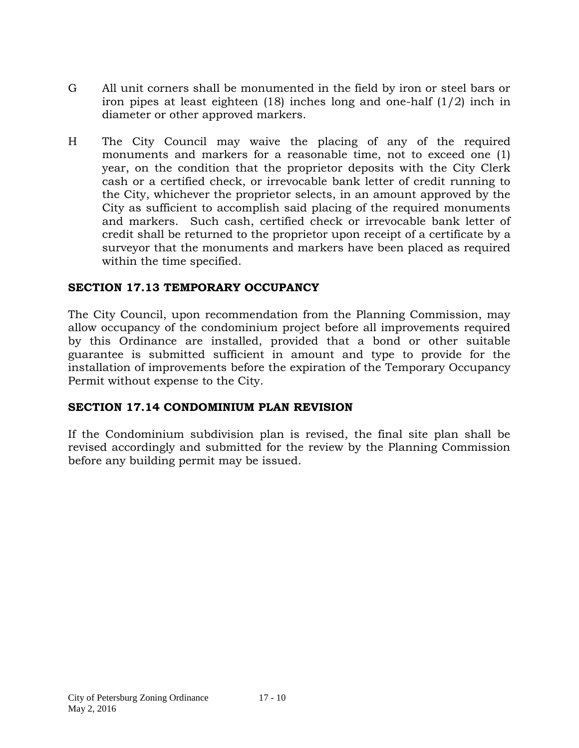G All unit corners shall be monumented in the field by iron or steel bars or iron pipes at least eighteen (18) inches long and one-half (1/2) inch in diameter or other approved markers.

H The City Council may waive the placing of any of the required monuments and markers for a reasonable time, not to exceed one (1) year, on the condition that the proprietor deposits with the City Clerk cash or a certified check, or irrevocable bank letter of credit running to the City, whichever the proprietor selects, in an amount approved by the City as sufficient to accomplish said placing of the required monuments and markers. Such cash, certified check or irrevocable bank letter of credit shall be returned to the proprietor upon receipt of a certificate by a surveyor that the monuments and markers have been placed as required within the time specified.

## SECTION 17.13 TEMPORARY OCCUPANCY

The City Council, upon recommendation from the Planning Commission, may allow occupancy of the condominium project before all improvements required by this Ordinance are installed, provided that a bond or other suitable guarantee is submitted sufficient in amount and type to provide for the installation of improvements before the expiration of the Temporary Occupancy Permit without expense to the City.

## SECTION 17.14 CONDOMINIUM PLAN REVISION

If the Condominium subdivision plan is revised, the final site plan shall be revised accordingly and submitted for the review by the Planning Commission before any building permit may be issued.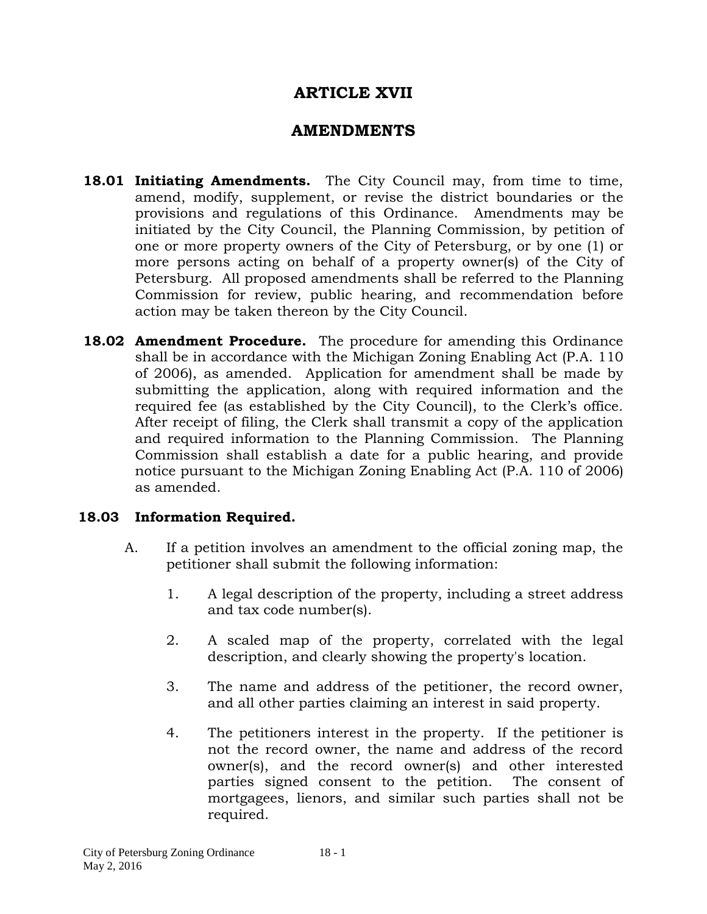# ARTICLE XVII

# AMENDMENTS

**18.01 Initiating Amendments.** The City Council may, from time to time, amend, modify, supplement, or revise the district boundaries or the provisions and regulations of this Ordinance. Amendments may be initiated by the City Council, the Planning Commission, by petition of one or more property owners of the City of Petersburg, or by one (1) or more persons acting on behalf of a property owner(s) of the City of Petersburg. All proposed amendments shall be referred to the Planning Commission for review, public hearing, and recommendation before action may be taken thereon by the City Council.

**18.02 Amendment Procedure.** The procedure for amending this Ordinance shall be in accordance with the Michigan Zoning Enabling Act (P.A. 110 of 2006), as amended. Application for amendment shall be made by submitting the application, along with required information and the required fee (as established by the City Council), to the Clerk's office. After receipt of filing, the Clerk shall transmit a copy of the application and required information to the Planning Commission. The Planning Commission shall establish a date for a public hearing, and provide notice pursuant to the Michigan Zoning Enabling Act (P.A. 110 of 2006) as amended.

**18.03 Information Required.**

A. If a petition involves an amendment to the official zoning map, the petitioner shall submit the following information:

1. A legal description of the property, including a street address and tax code number(s).

2. A scaled map of the property, correlated with the legal description, and clearly showing the property's location.

3. The name and address of the petitioner, the record owner, and all other parties claiming an interest in said property.

4. The petitioners interest in the property. If the petitioner is not the record owner, the name and address of the record owner(s), and the record owner(s) and other interested parties signed consent to the petition. The consent of mortgagees, lienors, and similar such parties shall not be required.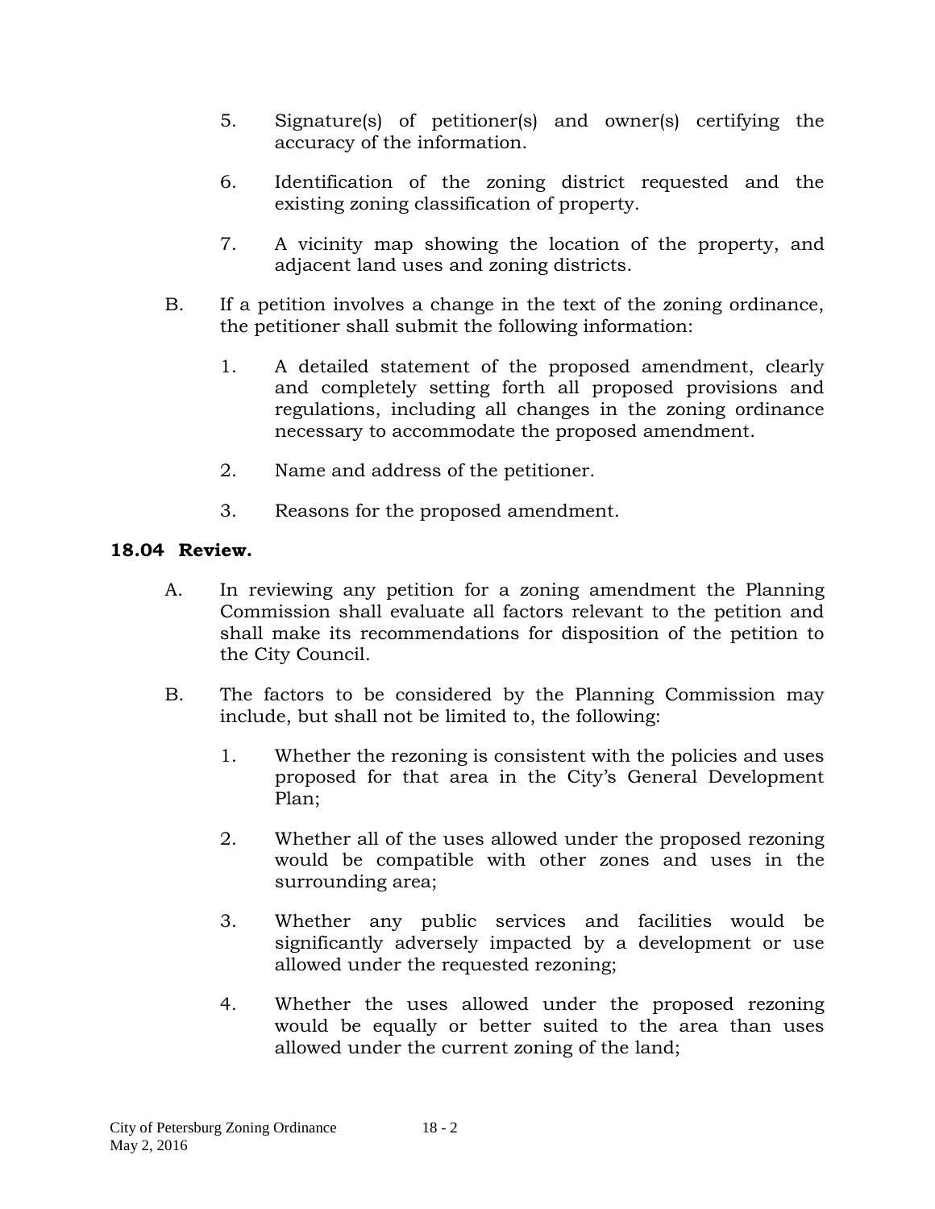5. Signature(s) of petitioner(s) and owner(s) certifying the accuracy of the information.

6. Identification of the zoning district requested and the existing zoning classification of property.

7. A vicinity map showing the location of the property, and adjacent land uses and zoning districts.

B. If a petition involves a change in the text of the zoning ordinance, the petitioner shall submit the following information:

1. A detailed statement of the proposed amendment, clearly and completely setting forth all proposed provisions and regulations, including all changes in the zoning ordinance necessary to accommodate the proposed amendment.

2. Name and address of the petitioner.

3. Reasons for the proposed amendment.

**18.04 Review.**

A. In reviewing any petition for a zoning amendment the Planning Commission shall evaluate all factors relevant to the petition and shall make its recommendations for disposition of the petition to the City Council.

B. The factors to be considered by the Planning Commission may include, but shall not be limited to, the following:

1. Whether the rezoning is consistent with the policies and uses proposed for that area in the City's General Development Plan;

2. Whether all of the uses allowed under the proposed rezoning would be compatible with other zones and uses in the surrounding area;

3. Whether any public services and facilities would be significantly adversely impacted by a development or use allowed under the requested rezoning;

4. Whether the uses allowed under the proposed rezoning would be equally or better suited to the area than uses allowed under the current zoning of the land;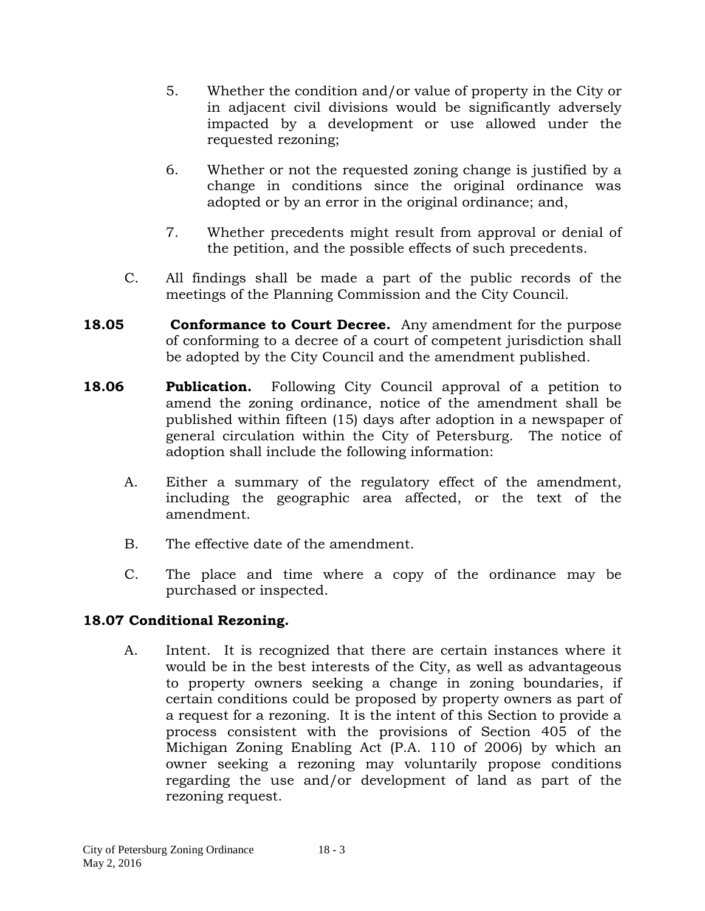5. Whether the condition and/or value of property in the City or in adjacent civil divisions would be significantly adversely impacted by a development or use allowed under the requested rezoning;

6. Whether or not the requested zoning change is justified by a change in conditions since the original ordinance was adopted or by an error in the original ordinance; and,

7. Whether precedents might result from approval or denial of the petition, and the possible effects of such precedents.

C. All findings shall be made a part of the public records of the meetings of the Planning Commission and the City Council.

**18.05 Conformance to Court Decree.** Any amendment for the purpose of conforming to a decree of a court of competent jurisdiction shall be adopted by the City Council and the amendment published.

**18.06 Publication.** Following City Council approval of a petition to amend the zoning ordinance, notice of the amendment shall be published within fifteen (15) days after adoption in a newspaper of general circulation within the City of Petersburg. The notice of adoption shall include the following information:

A. Either a summary of the regulatory effect of the amendment, including the geographic area affected, or the text of the amendment.

B. The effective date of the amendment.

C. The place and time where a copy of the ordinance may be purchased or inspected.

**18.07 Conditional Rezoning.**

A. Intent. It is recognized that there are certain instances where it would be in the best interests of the City, as well as advantageous to property owners seeking a change in zoning boundaries, if certain conditions could be proposed by property owners as part of a request for a rezoning. It is the intent of this Section to provide a process consistent with the provisions of Section 405 of the Michigan Zoning Enabling Act (P.A. 110 of 2006) by which an owner seeking a rezoning may voluntarily propose conditions regarding the use and/or development of land as part of the rezoning request.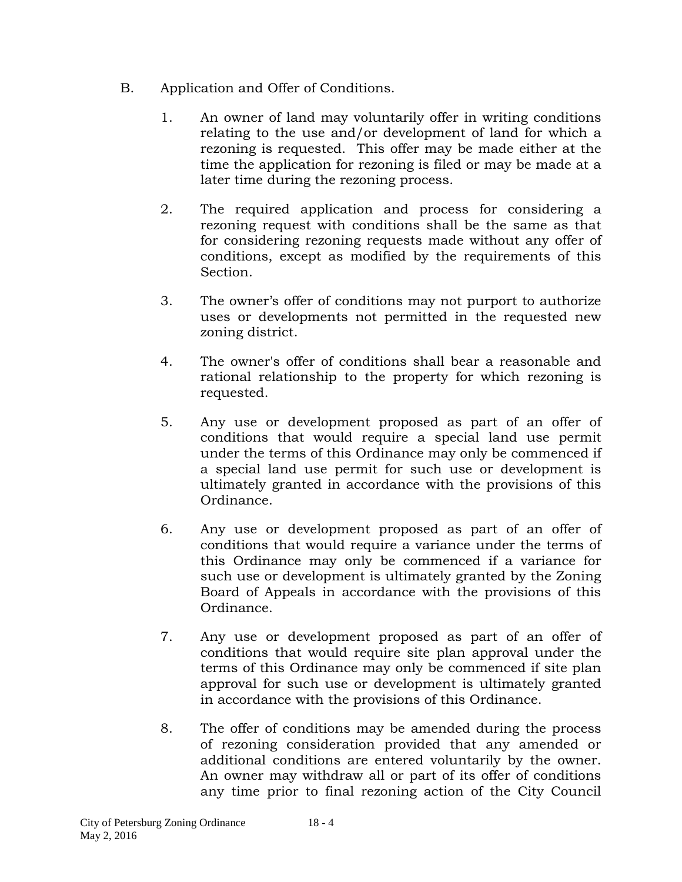B. Application and Offer of Conditions.

1. An owner of land may voluntarily offer in writing conditions relating to the use and/or development of land for which a rezoning is requested. This offer may be made either at the time the application for rezoning is filed or may be made at a later time during the rezoning process.

2. The required application and process for considering a rezoning request with conditions shall be the same as that for considering rezoning requests made without any offer of conditions, except as modified by the requirements of this Section.

3. The owner's offer of conditions may not purport to authorize uses or developments not permitted in the requested new zoning district.

4. The owner's offer of conditions shall bear a reasonable and rational relationship to the property for which rezoning is requested.

5. Any use or development proposed as part of an offer of conditions that would require a special land use permit under the terms of this Ordinance may only be commenced if a special land use permit for such use or development is ultimately granted in accordance with the provisions of this Ordinance.

6. Any use or development proposed as part of an offer of conditions that would require a variance under the terms of this Ordinance may only be commenced if a variance for such use or development is ultimately granted by the Zoning Board of Appeals in accordance with the provisions of this Ordinance.

7. Any use or development proposed as part of an offer of conditions that would require site plan approval under the terms of this Ordinance may only be commenced if site plan approval for such use or development is ultimately granted in accordance with the provisions of this Ordinance.

8. The offer of conditions may be amended during the process of rezoning consideration provided that any amended or additional conditions are entered voluntarily by the owner. An owner may withdraw all or part of its offer of conditions any time prior to final rezoning action of the City Council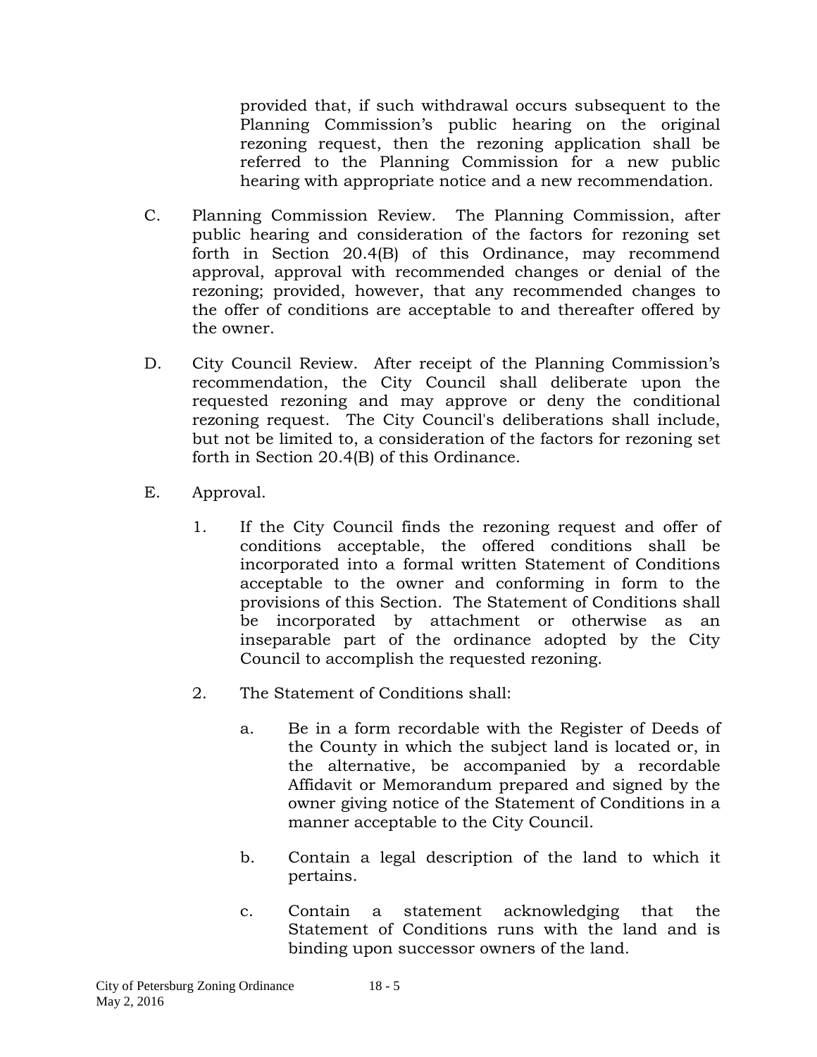provided that, if such withdrawal occurs subsequent to the Planning Commission's public hearing on the original rezoning request, then the rezoning application shall be referred to the Planning Commission for a new public hearing with appropriate notice and a new recommendation.

C. Planning Commission Review. The Planning Commission, after public hearing and consideration of the factors for rezoning set forth in Section 20.4(B) of this Ordinance, may recommend approval, approval with recommended changes or denial of the rezoning; provided, however, that any recommended changes to the offer of conditions are acceptable to and thereafter offered by the owner.

D. City Council Review. After receipt of the Planning Commission's recommendation, the City Council shall deliberate upon the requested rezoning and may approve or deny the conditional rezoning request. The City Council's deliberations shall include, but not be limited to, a consideration of the factors for rezoning set forth in Section 20.4(B) of this Ordinance.

E. Approval.

1. If the City Council finds the rezoning request and offer of conditions acceptable, the offered conditions shall be incorporated into a formal written Statement of Conditions acceptable to the owner and conforming in form to the provisions of this Section. The Statement of Conditions shall be incorporated by attachment or otherwise as an inseparable part of the ordinance adopted by the City Council to accomplish the requested rezoning.

2. The Statement of Conditions shall:

   a. Be in a form recordable with the Register of Deeds of the County in which the subject land is located or, in the alternative, be accompanied by a recordable Affidavit or Memorandum prepared and signed by the owner giving notice of the Statement of Conditions in a manner acceptable to the City Council.

   b. Contain a legal description of the land to which it pertains.

   c. Contain a statement acknowledging that the Statement of Conditions runs with the land and is binding upon successor owners of the land.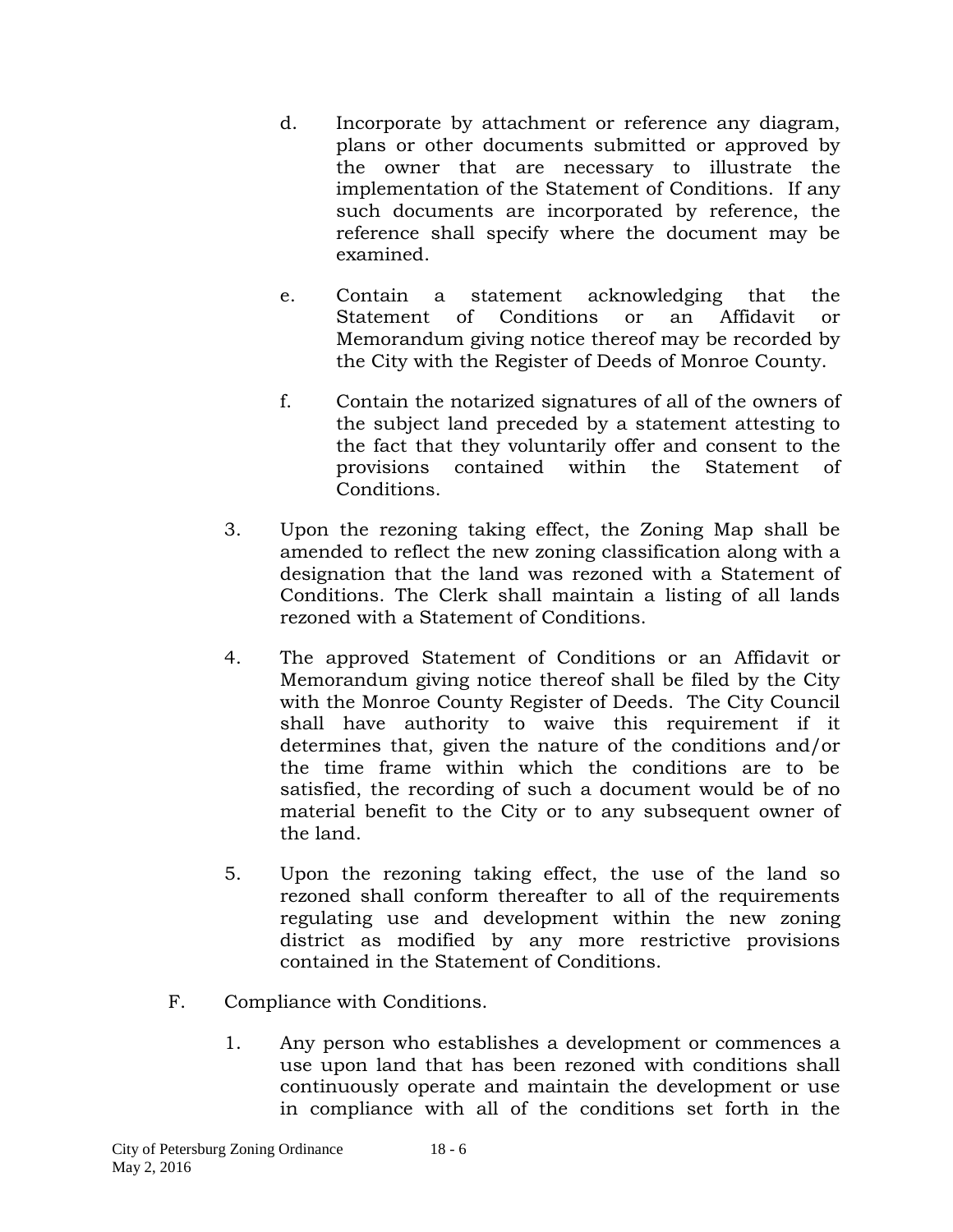d. Incorporate by attachment or reference any diagram, plans or other documents submitted or approved by the owner that are necessary to illustrate the implementation of the Statement of Conditions. If any such documents are incorporated by reference, the reference shall specify where the document may be examined.

e. Contain a statement acknowledging that the Statement of Conditions or an Affidavit or Memorandum giving notice thereof may be recorded by the City with the Register of Deeds of Monroe County.

f. Contain the notarized signatures of all of the owners of the subject land preceded by a statement attesting to the fact that they voluntarily offer and consent to the provisions contained within the Statement of Conditions.

3. Upon the rezoning taking effect, the Zoning Map shall be amended to reflect the new zoning classification along with a designation that the land was rezoned with a Statement of Conditions. The Clerk shall maintain a listing of all lands rezoned with a Statement of Conditions.

4. The approved Statement of Conditions or an Affidavit or Memorandum giving notice thereof shall be filed by the City with the Monroe County Register of Deeds. The City Council shall have authority to waive this requirement if it determines that, given the nature of the conditions and/or the time frame within which the conditions are to be satisfied, the recording of such a document would be of no material benefit to the City or to any subsequent owner of the land.

5. Upon the rezoning taking effect, the use of the land so rezoned shall conform thereafter to all of the requirements regulating use and development within the new zoning district as modified by any more restrictive provisions contained in the Statement of Conditions.

F. Compliance with Conditions.

1. Any person who establishes a development or commences a use upon land that has been rezoned with conditions shall continuously operate and maintain the development or use in compliance with all of the conditions set forth in the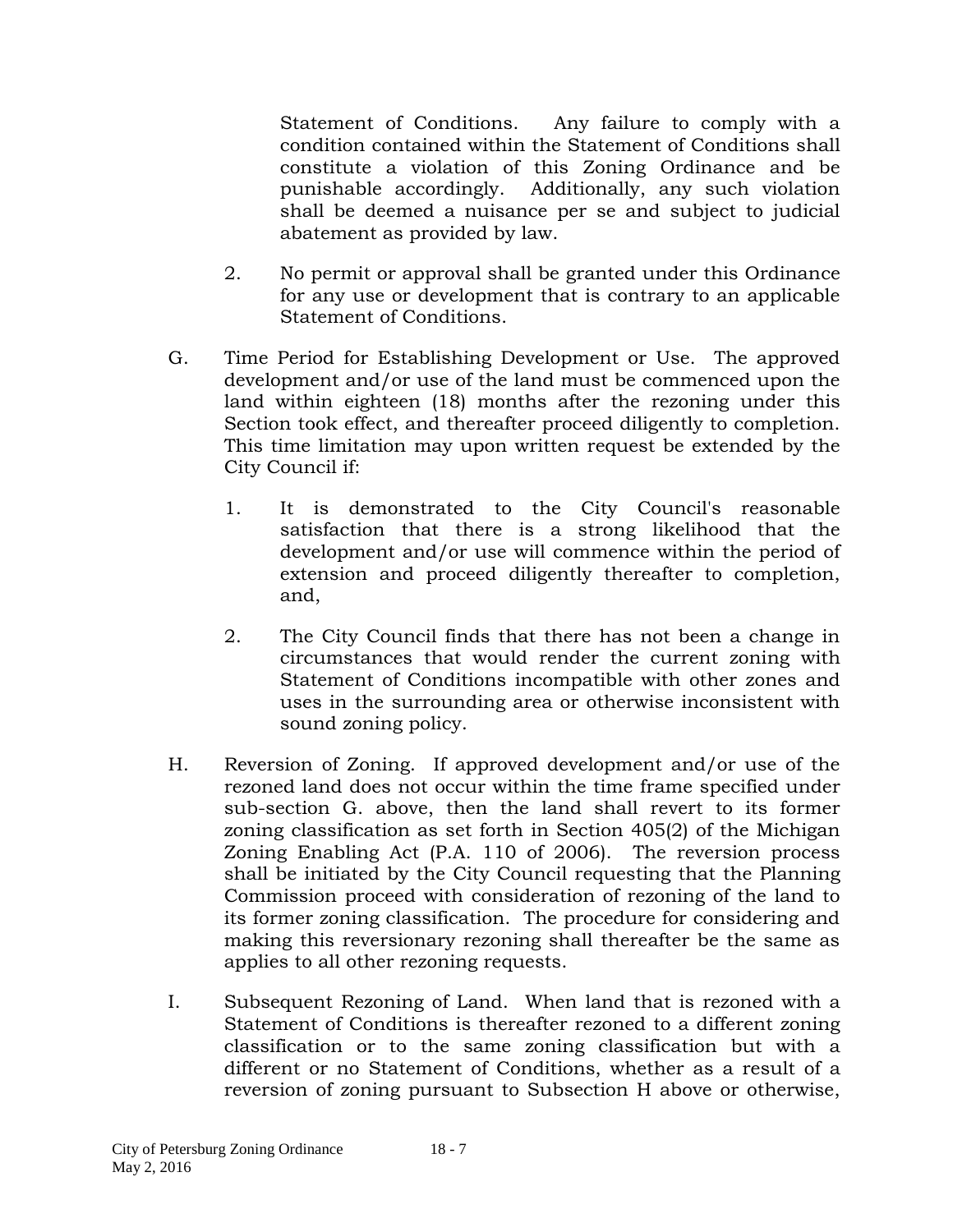Statement of Conditions. Any failure to comply with a condition contained within the Statement of Conditions shall constitute a violation of this Zoning Ordinance and be punishable accordingly. Additionally, any such violation shall be deemed a nuisance per se and subject to judicial abatement as provided by law.

2. No permit or approval shall be granted under this Ordinance for any use or development that is contrary to an applicable Statement of Conditions.

G. Time Period for Establishing Development or Use. The approved development and/or use of the land must be commenced upon the land within eighteen (18) months after the rezoning under this Section took effect, and thereafter proceed diligently to completion. This time limitation may upon written request be extended by the City Council if:

1. It is demonstrated to the City Council's reasonable satisfaction that there is a strong likelihood that the development and/or use will commence within the period of extension and proceed diligently thereafter to completion, and,

2. The City Council finds that there has not been a change in circumstances that would render the current zoning with Statement of Conditions incompatible with other zones and uses in the surrounding area or otherwise inconsistent with sound zoning policy.

H. Reversion of Zoning. If approved development and/or use of the rezoned land does not occur within the time frame specified under sub-section G. above, then the land shall revert to its former zoning classification as set forth in Section 405(2) of the Michigan Zoning Enabling Act (P.A. 110 of 2006). The reversion process shall be initiated by the City Council requesting that the Planning Commission proceed with consideration of rezoning of the land to its former zoning classification. The procedure for considering and making this reversionary rezoning shall thereafter be the same as applies to all other rezoning requests.

I. Subsequent Rezoning of Land. When land that is rezoned with a Statement of Conditions is thereafter rezoned to a different zoning classification or to the same zoning classification but with a different or no Statement of Conditions, whether as a result of a reversion of zoning pursuant to Subsection H above or otherwise,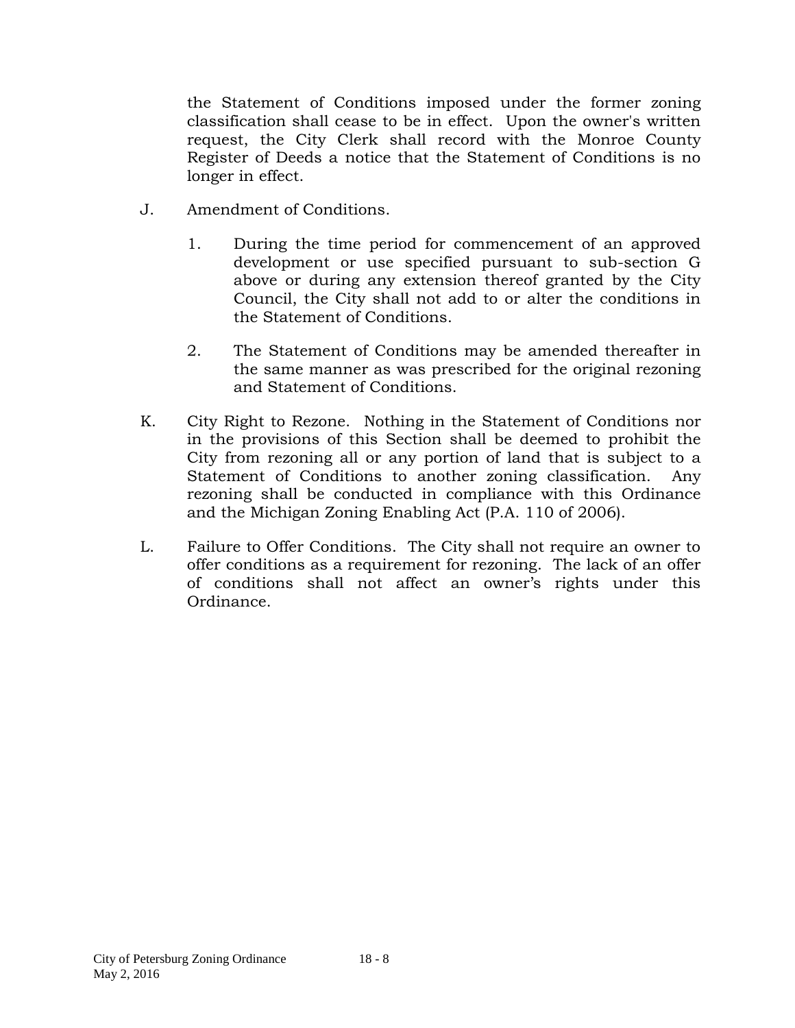the Statement of Conditions imposed under the former zoning classification shall cease to be in effect. Upon the owner's written request, the City Clerk shall record with the Monroe County Register of Deeds a notice that the Statement of Conditions is no longer in effect.

J. Amendment of Conditions.

1. During the time period for commencement of an approved development or use specified pursuant to sub-section G above or during any extension thereof granted by the City Council, the City shall not add to or alter the conditions in the Statement of Conditions.

2. The Statement of Conditions may be amended thereafter in the same manner as was prescribed for the original rezoning and Statement of Conditions.

K. City Right to Rezone. Nothing in the Statement of Conditions nor in the provisions of this Section shall be deemed to prohibit the City from rezoning all or any portion of land that is subject to a Statement of Conditions to another zoning classification. Any rezoning shall be conducted in compliance with this Ordinance and the Michigan Zoning Enabling Act (P.A. 110 of 2006).

L. Failure to Offer Conditions. The City shall not require an owner to offer conditions as a requirement for rezoning. The lack of an offer of conditions shall not affect an owner's rights under this Ordinance.